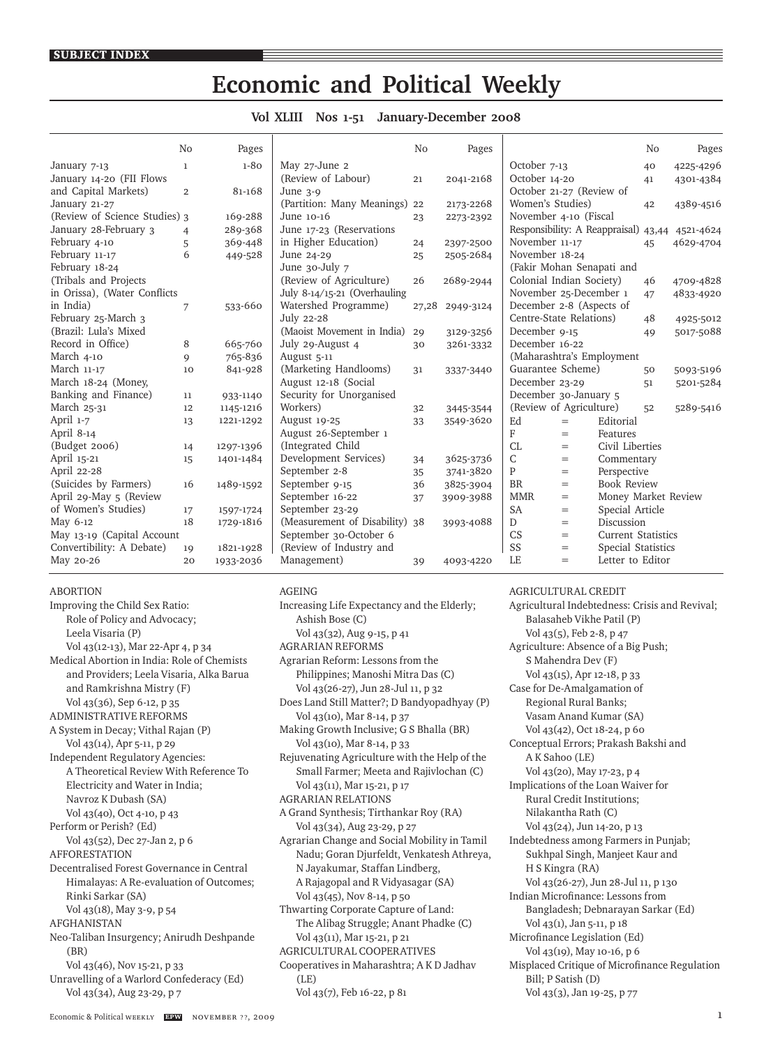SUBJECT INDEX

# Economic and Political Weekly

**Vol XLIII Nos 1-51 January-December 2008**

| | No | Pages |
|---|---|---|
| January 7-13 | 1 | 1-80 |
| January 14-20 (FII Flows and Capital Markets) | 2 | 81-168 |
| January 21-27 (Review of Science Studies) | 3 | 169-288 |
| January 28-February 3 | 4 | 289-368 |
| February 4-10 | 5 | 369-448 |
| February 11-17 | 6 | 449-528 |
| February 18-24 (Tribals and Projects in Orissa), (Water Conflicts in India) | 7 | 533-660 |
| February 25-March 3 (Brazil: Lula's Mixed Record in Office) | 8 | 665-760 |
| March 4-10 | 9 | 765-836 |
| March 11-17 | 10 | 841-928 |
| March 18-24 (Money, Banking and Finance) | 11 | 933-1140 |
| March 25-31 | 12 | 1145-1216 |
| April 1-7 | 13 | 1221-1292 |
| April 8-14 (Budget 2006) | 14 | 1297-1396 |
| April 15-21 | 15 | 1401-1484 |
| April 22-28 (Suicides by Farmers) | 16 | 1489-1592 |
| April 29-May 5 (Review of Women's Studies) | 17 | 1597-1724 |
| May 6-12 | 18 | 1729-1816 |
| May 13-19 (Capital Account Convertibility: A Debate) | 19 | 1821-1928 |
| May 20-26 | 20 | 1933-2036 |
| May 27-June 2 (Review of Labour) | 21 | 2041-2168 |
| June 3-9 (Partition: Many Meanings) | 22 | 2173-2268 |
| June 10-16 | 23 | 2273-2392 |
| June 17-23 (Reservations in Higher Education) | 24 | 2397-2500 |
| June 24-29 | 25 | 2505-2684 |
| June 30-July 7 (Review of Agriculture) | 26 | 2689-2944 |
| July 8-14/15-21 (Overhauling Watershed Programme) | 27,28 | 2949-3124 |
| July 22-28 (Maoist Movement in India) | 29 | 3129-3256 |
| July 29-August 4 | 30 | 3261-3332 |
| August 5-11 (Marketing Handlooms) | 31 | 3337-3440 |
| August 12-18 (Social Security for Unorganised Workers) | 32 | 3445-3544 |
| August 19-25 | 33 | 3549-3620 |
| August 26-September 1 (Integrated Child Development Services) | 34 | 3625-3736 |
| September 2-8 | 35 | 3741-3820 |
| September 9-15 | 36 | 3825-3904 |
| September 16-22 | 37 | 3909-3988 |
| September 23-29 (Measurement of Disability) | 38 | 3993-4088 |
| September 30-October 6 (Review of Industry and Management) | 39 | 4093-4220 |
| October 7-13 | 40 | 4225-4296 |
| October 14-20 | 41 | 4301-4384 |
| October 21-27 (Review of Women's Studies) | 42 | 4389-4516 |
| November 4-10 (Fiscal Responsibility: A Reappraisal) | 43,44 | 4521-4624 |
| November 11-17 | 45 | 4629-4704 |
| November 18-24 (Fakir Mohan Senapati and Colonial Indian Society) | 46 | 4709-4828 |
| November 25-December 1 | 47 | 4833-4920 |
| December 2-8 (Aspects of Centre-State Relations) | 48 | 4925-5012 |
| December 9-15 | 49 | 5017-5088 |
| December 16-22 (Maharashtra's Employment Guarantee Scheme) | 50 | 5093-5196 |
| December 23-29 | 51 | 5201-5284 |
| December 30-January 5 (Review of Agriculture) | 52 | 5289-5416 |

| | | |
|---|---|---|
| Ed | = | Editorial |
| F | = | Features |
| CL | = | Civil Liberties |
| C | = | Commentary |
| P | = | Perspective |
| BR | = | Book Review |
| MMR | = | Money Market Review |
| SA | = | Special Article |
| D | = | Discussion |
| CS | = | Current Statistics |
| SS | = | Special Statistics |
| LE | = | Letter to Editor |

ABORTION

Improving the Child Sex Ratio: Role of Policy and Advocacy; Leela Visaria (P)
Vol 43(12-13), Mar 22-Apr 4, p 34

Medical Abortion in India: Role of Chemists and Providers; Leela Visaria, Alka Barua and Ramkrishna Mistry (F)
Vol 43(36), Sep 6-12, p 35

ADMINISTRATIVE REFORMS

A System in Decay; Vithal Rajan (P)
Vol 43(14), Apr 5-11, p 29

Independent Regulatory Agencies: A Theoretical Review With Reference To Electricity and Water in India; Navroz K Dubash (SA)
Vol 43(40), Oct 4-10, p 43

Perform or Perish? (Ed)
Vol 43(52), Dec 27-Jan 2, p 6

AFFORESTATION

Decentralised Forest Governance in Central Himalayas: A Re-evaluation of Outcomes; Rinki Sarkar (SA)
Vol 43(18), May 3-9, p 54

AFGHANISTAN

Neo-Taliban Insurgency; Anirudh Deshpande (BR)
Vol 43(46), Nov 15-21, p 33

Unravelling of a Warlord Confederacy (Ed)
Vol 43(34), Aug 23-29, p 7

AGEING

Increasing Life Expectancy and the Elderly; Ashish Bose (C)
Vol 43(32), Aug 9-15, p 41

AGRARIAN REFORMS

Agrarian Reform: Lessons from the Philippines; Manoshi Mitra Das (C)
Vol 43(26-27), Jun 28-Jul 11, p 32

Does Land Still Matter?; D Bandyopadhyay (P)
Vol 43(10), Mar 8-14, p 37

Making Growth Inclusive; G S Bhalla (BR)
Vol 43(10), Mar 8-14, p 33

Rejuvenating Agriculture with the Help of the Small Farmer; Meeta and Rajivlochan (C)
Vol 43(11), Mar 15-21, p 17

AGRARIAN RELATIONS

A Grand Synthesis; Tirthankar Roy (RA)
Vol 43(34), Aug 23-29, p 27

Agrarian Change and Social Mobility in Tamil Nadu; Goran Djurfeldt, Venkatesh Athreya, N Jayakumar, Staffan Lindberg, A Rajagopal and R Vidyasagar (SA)
Vol 43(45), Nov 8-14, p 50

Thwarting Corporate Capture of Land: The Alibag Struggle; Anant Phadke (C)
Vol 43(11), Mar 15-21, p 21

AGRICULTURAL COOPERATIVES

Cooperatives in Maharashtra; A K D Jadhav (LE)
Vol 43(7), Feb 16-22, p 81

AGRICULTURAL CREDIT

Agricultural Indebtedness: Crisis and Revival; Balasaheb Vikhe Patil (P)
Vol 43(5), Feb 2-8, p 47

Agriculture: Absence of a Big Push; S Mahendra Dev (F)
Vol 43(15), Apr 12-18, p 33

Case for De-Amalgamation of Regional Rural Banks; Vasam Anand Kumar (SA)
Vol 43(42), Oct 18-24, p 60

Conceptual Errors; Prakash Bakshi and A K Sahoo (LE)
Vol 43(20), May 17-23, p 4

Implications of the Loan Waiver for Rural Credit Institutions; Nilakantha Rath (C)
Vol 43(24), Jun 14-20, p 13

Indebtedness among Farmers in Punjab; Sukhpal Singh, Manjeet Kaur and H S Kingra (RA)
Vol 43(26-27), Jun 28-Jul 11, p 130

Indian Microfinance: Lessons from Bangladesh; Debnarayan Sarkar (Ed)
Vol 43(1), Jan 5-11, p 18

Microfinance Legislation (Ed)
Vol 43(19), May 10-16, p 6

Misplaced Critique of Microfinance Regulation Bill; P Satish (D)
Vol 43(3), Jan 19-25, p 77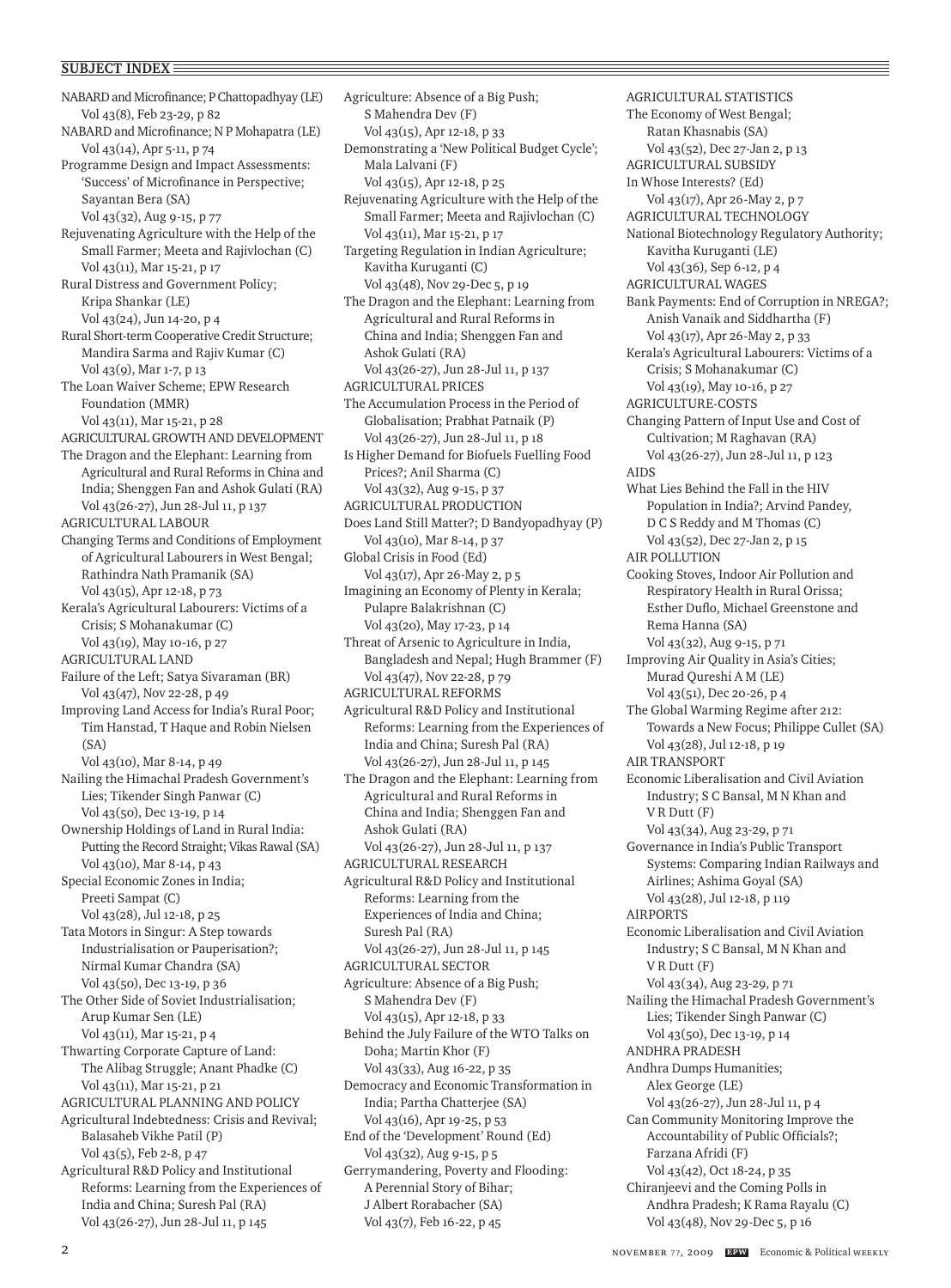NABARD and Microfinance; P Chattopadhyay (LE)
Vol 43(8), Feb 23-29, p 82

NABARD and Microfinance; N P Mohapatra (LE)
Vol 43(14), Apr 5-11, p 74

Programme Design and Impact Assessments: 'Success' of Microfinance in Perspective; Sayantan Bera (SA)
Vol 43(32), Aug 9-15, p 77

Rejuvenating Agriculture with the Help of the Small Farmer; Meeta and Rajivlochan (C)
Vol 43(11), Mar 15-21, p 17

Rural Distress and Government Policy; Kripa Shankar (LE)
Vol 43(24), Jun 14-20, p 4

Rural Short-term Cooperative Credit Structure; Mandira Sarma and Rajiv Kumar (C)
Vol 43(9), Mar 1-7, p 13

The Loan Waiver Scheme; EPW Research Foundation (MMR)
Vol 43(11), Mar 15-21, p 28

AGRICULTURAL GROWTH AND DEVELOPMENT

The Dragon and the Elephant: Learning from Agricultural and Rural Reforms in China and India; Shenggen Fan and Ashok Gulati (RA)
Vol 43(26-27), Jun 28-Jul 11, p 137

AGRICULTURAL LABOUR

Changing Terms and Conditions of Employment of Agricultural Labourers in West Bengal; Rathindra Nath Pramanik (SA)
Vol 43(15), Apr 12-18, p 73

Kerala's Agricultural Labourers: Victims of a Crisis; S Mohanakumar (C)
Vol 43(19), May 10-16, p 27

AGRICULTURAL LAND

Failure of the Left; Satya Sivaraman (BR)
Vol 43(47), Nov 22-28, p 49

Improving Land Access for India's Rural Poor; Tim Hanstad, T Haque and Robin Nielsen (SA)
Vol 43(10), Mar 8-14, p 49

Nailing the Himachal Pradesh Government's Lies; Tikender Singh Panwar (C)
Vol 43(50), Dec 13-19, p 14

Ownership Holdings of Land in Rural India: Putting the Record Straight; Vikas Rawal (SA)
Vol 43(10), Mar 8-14, p 43

Special Economic Zones in India; Preeti Sampat (C)
Vol 43(28), Jul 12-18, p 25

Tata Motors in Singur: A Step towards Industrialisation or Pauperisation?; Nirmal Kumar Chandra (SA)
Vol 43(50), Dec 13-19, p 36

The Other Side of Soviet Industrialisation; Arup Kumar Sen (LE)
Vol 43(11), Mar 15-21, p 4

Thwarting Corporate Capture of Land: The Alibag Struggle; Anant Phadke (C)
Vol 43(11), Mar 15-21, p 21

AGRICULTURAL PLANNING AND POLICY

Agricultural Indebtedness: Crisis and Revival; Balasaheb Vikhe Patil (P)
Vol 43(5), Feb 2-8, p 47

Agricultural R&D Policy and Institutional Reforms: Learning from the Experiences of India and China; Suresh Pal (RA)
Vol 43(26-27), Jun 28-Jul 11, p 145

Agriculture: Absence of a Big Push; S Mahendra Dev (F)
Vol 43(15), Apr 12-18, p 33

Demonstrating a 'New Political Budget Cycle'; Mala Lalvani (F)
Vol 43(15), Apr 12-18, p 25

Rejuvenating Agriculture with the Help of the Small Farmer; Meeta and Rajivlochan (C)
Vol 43(11), Mar 15-21, p 17

Targeting Regulation in Indian Agriculture; Kavitha Kuruganti (C)
Vol 43(48), Nov 29-Dec 5, p 19

The Dragon and the Elephant: Learning from Agricultural and Rural Reforms in China and India; Shenggen Fan and Ashok Gulati (RA)
Vol 43(26-27), Jun 28-Jul 11, p 137

AGRICULTURAL PRICES

The Accumulation Process in the Period of Globalisation; Prabhat Patnaik (P)
Vol 43(26-27), Jun 28-Jul 11, p 18

Is Higher Demand for Biofuels Fuelling Food Prices?; Anil Sharma (C)
Vol 43(32), Aug 9-15, p 37

AGRICULTURAL PRODUCTION

Does Land Still Matter?; D Bandyopadhyay (P)
Vol 43(10), Mar 8-14, p 37

Global Crisis in Food (Ed)
Vol 43(17), Apr 26-May 2, p 5

Imagining an Economy of Plenty in Kerala; Pulapre Balakrishnan (C)
Vol 43(20), May 17-23, p 14

Threat of Arsenic to Agriculture in India, Bangladesh and Nepal; Hugh Brammer (F)
Vol 43(47), Nov 22-28, p 79

AGRICULTURAL REFORMS

Agricultural R&D Policy and Institutional Reforms: Learning from the Experiences of India and China; Suresh Pal (RA)
Vol 43(26-27), Jun 28-Jul 11, p 145

The Dragon and the Elephant: Learning from Agricultural and Rural Reforms in China and India; Shenggen Fan and Ashok Gulati (RA)
Vol 43(26-27), Jun 28-Jul 11, p 137

AGRICULTURAL RESEARCH

Agricultural R&D Policy and Institutional Reforms: Learning from the Experiences of India and China; Suresh Pal (RA)
Vol 43(26-27), Jun 28-Jul 11, p 145

AGRICULTURAL SECTOR

Agriculture: Absence of a Big Push; S Mahendra Dev (F)
Vol 43(15), Apr 12-18, p 33

Behind the July Failure of the WTO Talks on Doha; Martin Khor (F)
Vol 43(33), Aug 16-22, p 35

Democracy and Economic Transformation in India; Partha Chatterjee (SA)
Vol 43(16), Apr 19-25, p 53

End of the 'Development' Round (Ed)
Vol 43(32), Aug 9-15, p 5

Gerrymandering, Poverty and Flooding: A Perennial Story of Bihar; J Albert Rorabacher (SA)
Vol 43(7), Feb 16-22, p 45

AGRICULTURAL STATISTICS

The Economy of West Bengal; Ratan Khasnabis (SA)
Vol 43(52), Dec 27-Jan 2, p 13

AGRICULTURAL SUBSIDY

In Whose Interests? (Ed)
Vol 43(17), Apr 26-May 2, p 7

AGRICULTURAL TECHNOLOGY

National Biotechnology Regulatory Authority; Kavitha Kuruganti (LE)
Vol 43(36), Sep 6-12, p 4

AGRICULTURAL WAGES

Bank Payments: End of Corruption in NREGA?; Anish Vanaik and Siddhartha (F)
Vol 43(17), Apr 26-May 2, p 33

Kerala's Agricultural Labourers: Victims of a Crisis; S Mohanakumar (C)
Vol 43(19), May 10-16, p 27

AGRICULTURE-COSTS

Changing Pattern of Input Use and Cost of Cultivation; M Raghavan (RA)
Vol 43(26-27), Jun 28-Jul 11, p 123

AIDS

What Lies Behind the Fall in the HIV Population in India?; Arvind Pandey, D C S Reddy and M Thomas (C)
Vol 43(52), Dec 27-Jan 2, p 15

AIR POLLUTION

Cooking Stoves, Indoor Air Pollution and Respiratory Health in Rural Orissa; Esther Duflo, Michael Greenstone and Rema Hanna (SA)
Vol 43(32), Aug 9-15, p 71

Improving Air Quality in Asia's Cities; Murad Qureshi A M (LE)
Vol 43(51), Dec 20-26, p 4

The Global Warming Regime after 212: Towards a New Focus; Philippe Cullet (SA)
Vol 43(28), Jul 12-18, p 19

AIR TRANSPORT

Economic Liberalisation and Civil Aviation Industry; S C Bansal, M N Khan and V R Dutt (F)
Vol 43(34), Aug 23-29, p 71

Governance in India's Public Transport Systems: Comparing Indian Railways and Airlines; Ashima Goyal (SA)
Vol 43(28), Jul 12-18, p 119

AIRPORTS

Economic Liberalisation and Civil Aviation Industry; S C Bansal, M N Khan and V R Dutt (F)
Vol 43(34), Aug 23-29, p 71

Nailing the Himachal Pradesh Government's Lies; Tikender Singh Panwar (C)
Vol 43(50), Dec 13-19, p 14

ANDHRA PRADESH

Andhra Dumps Humanities; Alex George (LE)
Vol 43(26-27), Jun 28-Jul 11, p 4

Can Community Monitoring Improve the Accountability of Public Officials?; Farzana Afridi (F)
Vol 43(42), Oct 18-24, p 35

Chiranjeevi and the Coming Polls in Andhra Pradesh; K Rama Rayalu (C)
Vol 43(48), Nov 29-Dec 5, p 16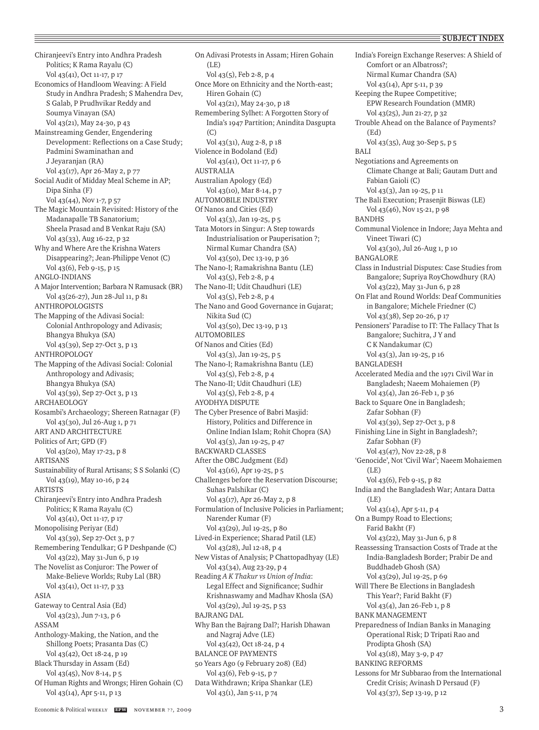Chiranjeevi's Entry into Andhra Pradesh Politics; K Rama Rayalu (C)
Vol 43(41), Oct 11-17, p 17

Economics of Handloom Weaving: A Field Study in Andhra Pradesh; S Mahendra Dev, S Galab, P Prudhvikar Reddy and Soumya Vinayan (SA)
Vol 43(21), May 24-30, p 43

Mainstreaming Gender, Engendering Development: Reflections on a Case Study; Padmini Swaminathan and J Jeyaranjan (RA)
Vol 43(17), Apr 26-May 2, p 77

Social Audit of Midday Meal Scheme in AP; Dipa Sinha (F)
Vol 43(44), Nov 1-7, p 57

The Magic Mountain Revisited: History of the Madanapalle TB Sanatorium; Sheela Prasad and B Venkat Raju (SA)
Vol 43(33), Aug 16-22, p 32

Why and Where Are the Krishna Waters Disappearing?; Jean-Philippe Venot (C)
Vol 43(6), Feb 9-15, p 15

ANGLO-INDIANS

A Major Intervention; Barbara N Ramusack (BR)
Vol 43(26-27), Jun 28-Jul 11, p 81

ANTHROPOLOGISTS

The Mapping of the Adivasi Social: Colonial Anthropology and Adivasis; Bhangya Bhukya (SA)
Vol 43(39), Sep 27-Oct 3, p 13

ANTHROPOLOGY

The Mapping of the Adivasi Social: Colonial Anthropology and Adivasis; Bhangya Bhukya (SA)
Vol 43(39), Sep 27-Oct 3, p 13

ARCHAEOLOGY

Kosambi's Archaeology; Shereen Ratnagar (F)
Vol 43(30), Jul 26-Aug 1, p 71

ART AND ARCHITECTURE

Politics of Art; GPD (F)
Vol 43(20), May 17-23, p 8

ARTISANS

Sustainability of Rural Artisans; S S Solanki (C)
Vol 43(19), May 10-16, p 24

ARTISTS

Chiranjeevi's Entry into Andhra Pradesh Politics; K Rama Rayalu (C)
Vol 43(41), Oct 11-17, p 17

Monopolising Periyar (Ed)
Vol 43(39), Sep 27-Oct 3, p 7

Remembering Tendulkar; G P Deshpande (C)
Vol 43(22), May 31-Jun 6, p 19

The Novelist as Conjuror: The Power of Make-Believe Worlds; Ruby Lal (BR)
Vol 43(41), Oct 11-17, p 33

ASIA

Gateway to Central Asia (Ed)
Vol 43(23), Jun 7-13, p 6

ASSAM

Anthology-Making, the Nation, and the Shillong Poets; Prasanta Das (C)
Vol 43(42), Oct 18-24, p 19

Black Thursday in Assam (Ed)
Vol 43(45), Nov 8-14, p 5

Of Human Rights and Wrongs; Hiren Gohain (C)
Vol 43(14), Apr 5-11, p 13

On Adivasi Protests in Assam; Hiren Gohain (LE)
Vol 43(5), Feb 2-8, p 4

Once More on Ethnicity and the North-east; Hiren Gohain (C)
Vol 43(21), May 24-30, p 18

Remembering Sylhet: A Forgotten Story of India's 1947 Partition; Anindita Dasgupta (C)
Vol 43(31), Aug 2-8, p 18

Violence in Bodoland (Ed)
Vol 43(41), Oct 11-17, p 6

AUSTRALIA

Australian Apology (Ed)
Vol 43(10), Mar 8-14, p 7

AUTOMOBILE INDUSTRY

Of Nanos and Cities (Ed)
Vol 43(3), Jan 19-25, p 5

Tata Motors in Singur: A Step towards Industrialisation or Pauperisation ?; Nirmal Kumar Chandra (SA)
Vol 43(50), Dec 13-19, p 36

The Nano-I; Ramakrishna Bantu (LE)
Vol 43(5), Feb 2-8, p 4

The Nano-II; Udit Chaudhuri (LE)
Vol 43(5), Feb 2-8, p 4

The Nano and Good Governance in Gujarat; Nikita Sud (C)
Vol 43(50), Dec 13-19, p 13

AUTOMOBILES

Of Nanos and Cities (Ed)
Vol 43(3), Jan 19-25, p 5

The Nano-I; Ramakrishna Bantu (LE)
Vol 43(5), Feb 2-8, p 4

The Nano-II; Udit Chaudhuri (LE)
Vol 43(5), Feb 2-8, p 4

AYODHYA DISPUTE

The Cyber Presence of Babri Masjid: History, Politics and Difference in Online Indian Islam; Rohit Chopra (SA)
Vol 43(3), Jan 19-25, p 47

BACKWARD CLASSES

After the OBC Judgment (Ed)
Vol 43(16), Apr 19-25, p 5

Challenges before the Reservation Discourse; Suhas Palshikar (C)
Vol 43(17), Apr 26-May 2, p 8

Formulation of Inclusive Policies in Parliament; Narender Kumar (F)
Vol 43(29), Jul 19-25, p 80

Lived-in Experience; Sharad Patil (LE)
Vol 43(28), Jul 12-18, p 4

New Vistas of Analysis; P Chattopadhyay (LE)
Vol 43(34), Aug 23-29, p 4

Reading *A K Thakur vs Union of India*: Legal Effect and Significance; Sudhir Krishnaswamy and Madhav Khosla (SA)
Vol 43(29), Jul 19-25, p 53

BAJRANG DAL

Why Ban the Bajrang Dal?; Harish Dhawan and Nagraj Adve (LE)
Vol 43(42), Oct 18-24, p 4

BALANCE OF PAYMENTS

50 Years Ago (9 February 208) (Ed)
Vol 43(6), Feb 9-15, p 7

Data Withdrawn; Kripa Shankar (LE)
Vol 43(1), Jan 5-11, p 74

India's Foreign Exchange Reserves: A Shield of Comfort or an Albatross?; Nirmal Kumar Chandra (SA)
Vol 43(14), Apr 5-11, p 39

Keeping the Rupee Competitive; EPW Research Foundation (MMR)
Vol 43(25), Jun 21-27, p 32

Trouble Ahead on the Balance of Payments? (Ed)
Vol 43(35), Aug 30-Sep 5, p 5

BALI

Negotiations and Agreements on Climate Change at Bali; Gautam Dutt and Fabian Gaioli (C)
Vol 43(3), Jan 19-25, p 11

The Bali Execution; Prasenjit Biswas (LE)
Vol 43(46), Nov 15-21, p 98

BANDHS

Communal Violence in Indore; Jaya Mehta and Vineet Tiwari (C)
Vol 43(30), Jul 26-Aug 1, p 10

BANGALORE

Class in Industrial Disputes: Case Studies from Bangalore; Supriya RoyChowdhury (RA)
Vol 43(22), May 31-Jun 6, p 28

On Flat and Round Worlds: Deaf Communities in Bangalore; Michele Friedner (C)
Vol 43(38), Sep 20-26, p 17

Pensioners' Paradise to IT: The Fallacy That Is Bangalore; Suchitra, J Y and C K Nandakumar (C)
Vol 43(3), Jan 19-25, p 16

BANGLADESH

Accelerated Media and the 1971 Civil War in Bangladesh; Naeem Mohaiemen (P)
Vol 43(4), Jan 26-Feb 1, p 36

Back to Square One in Bangladesh; Zafar Sobhan (F)
Vol 43(39), Sep 27-Oct 3, p 8

Finishing Line in Sight in Bangladesh?; Zafar Sobhan (F)
Vol 43(47), Nov 22-28, p 8

'Genocide', Not 'Civil War'; Naeem Mohaiemen (LE)
Vol 43(6), Feb 9-15, p 82

India and the Bangladesh War; Antara Datta (LE)
Vol 43(14), Apr 5-11, p 4

On a Bumpy Road to Elections; Farid Bakht (F)
Vol 43(22), May 31-Jun 6, p 8

Reassessing Transaction Costs of Trade at the India-Bangladesh Border; Prabir De and Buddhadeb Ghosh (SA)
Vol 43(29), Jul 19-25, p 69

Will There Be Elections in Bangladesh This Year?; Farid Bakht (F)
Vol 43(4), Jan 26-Feb 1, p 8

BANK MANAGEMENT

Preparedness of Indian Banks in Managing Operational Risk; D Tripati Rao and Prodipta Ghosh (SA)
Vol 43(18), May 3-9, p 47

BANKING REFORMS

Lessons for Mr Subbarao from the International Credit Crisis; Avinash D Persaud (F)
Vol 43(37), Sep 13-19, p 12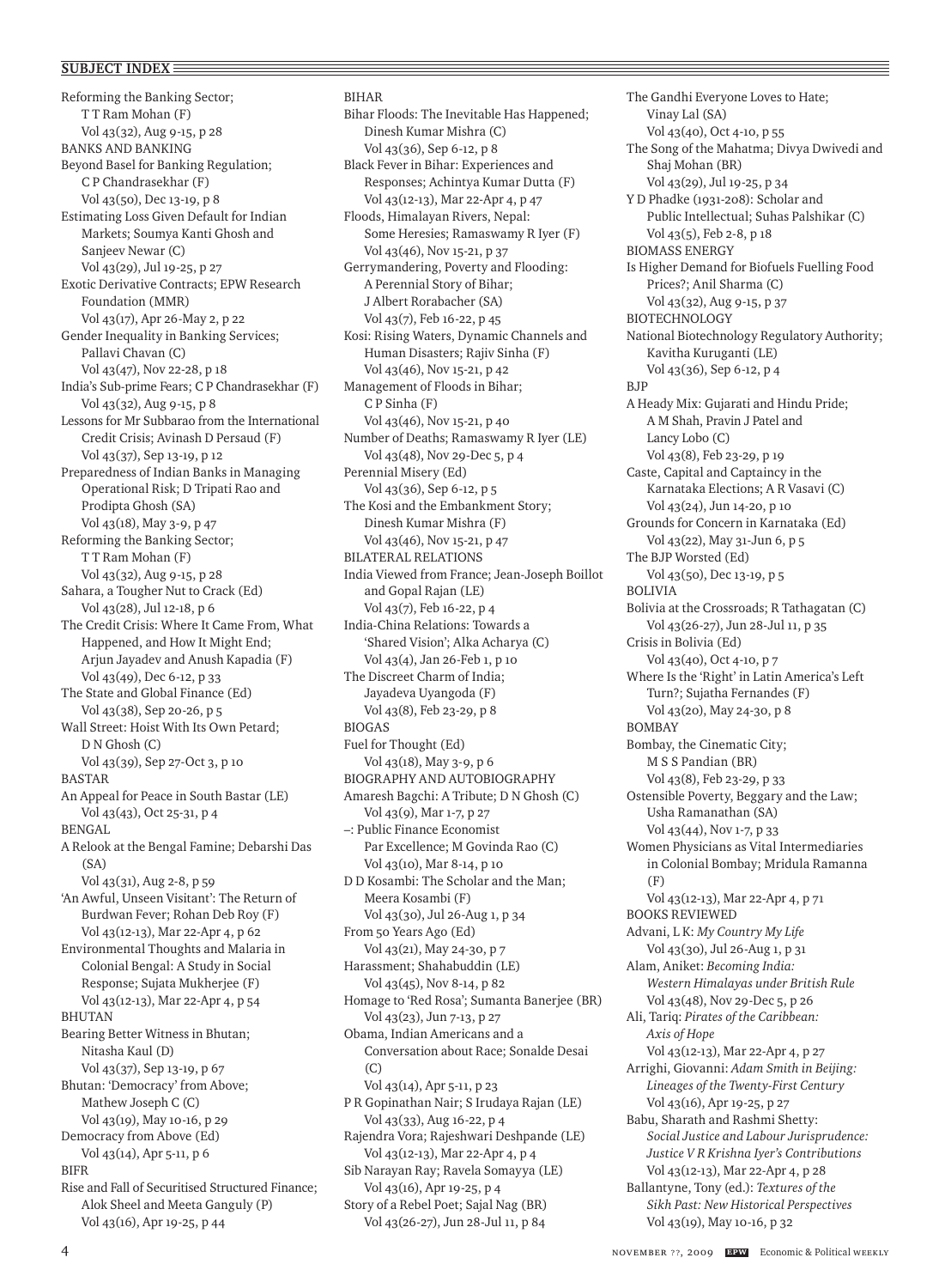Reforming the Banking Sector; T T Ram Mohan (F)
Vol 43(32), Aug 9-15, p 28

BANKS AND BANKING

Beyond Basel for Banking Regulation; C P Chandrasekhar (F)
Vol 43(50), Dec 13-19, p 8

Estimating Loss Given Default for Indian Markets; Soumya Kanti Ghosh and Sanjeev Newar (C)
Vol 43(29), Jul 19-25, p 27

Exotic Derivative Contracts; EPW Research Foundation (MMR)
Vol 43(17), Apr 26-May 2, p 22

Gender Inequality in Banking Services; Pallavi Chavan (C)
Vol 43(47), Nov 22-28, p 18

India's Sub-prime Fears; C P Chandrasekhar (F)
Vol 43(32), Aug 9-15, p 8

Lessons for Mr Subbarao from the International Credit Crisis; Avinash D Persaud (F)
Vol 43(37), Sep 13-19, p 12

Preparedness of Indian Banks in Managing Operational Risk; D Tripati Rao and Prodipta Ghosh (SA)
Vol 43(18), May 3-9, p 47

Reforming the Banking Sector; T T Ram Mohan (F)
Vol 43(32), Aug 9-15, p 28

Sahara, a Tougher Nut to Crack (Ed)
Vol 43(28), Jul 12-18, p 6

The Credit Crisis: Where It Came From, What Happened, and How It Might End; Arjun Jayadev and Anush Kapadia (F)
Vol 43(49), Dec 6-12, p 33

The State and Global Finance (Ed)
Vol 43(38), Sep 20-26, p 5

Wall Street: Hoist With Its Own Petard; D N Ghosh (C)
Vol 43(39), Sep 27-Oct 3, p 10

BASTAR

An Appeal for Peace in South Bastar (LE)
Vol 43(43), Oct 25-31, p 4

BENGAL

A Relook at the Bengal Famine; Debarshi Das (SA)
Vol 43(31), Aug 2-8, p 59

'An Awful, Unseen Visitant': The Return of Burdwan Fever; Rohan Deb Roy (F)
Vol 43(12-13), Mar 22-Apr 4, p 62

Environmental Thoughts and Malaria in Colonial Bengal: A Study in Social Response; Sujata Mukherjee (F)
Vol 43(12-13), Mar 22-Apr 4, p 54

BHUTAN

Bearing Better Witness in Bhutan; Nitasha Kaul (D)
Vol 43(37), Sep 13-19, p 67

Bhutan: 'Democracy' from Above; Mathew Joseph C (C)
Vol 43(19), May 10-16, p 29

Democracy from Above (Ed)
Vol 43(14), Apr 5-11, p 6

BIFR

Rise and Fall of Securitised Structured Finance; Alok Sheel and Meeta Ganguly (P)
Vol 43(16), Apr 19-25, p 44

BIHAR

Bihar Floods: The Inevitable Has Happened; Dinesh Kumar Mishra (C)
Vol 43(36), Sep 6-12, p 8

Black Fever in Bihar: Experiences and Responses; Achintya Kumar Dutta (F)
Vol 43(12-13), Mar 22-Apr 4, p 47

Floods, Himalayan Rivers, Nepal: Some Heresies; Ramaswamy R Iyer (F)
Vol 43(46), Nov 15-21, p 37

Gerrymandering, Poverty and Flooding: A Perennial Story of Bihar; J Albert Rorabacher (SA)
Vol 43(7), Feb 16-22, p 45

Kosi: Rising Waters, Dynamic Channels and Human Disasters; Rajiv Sinha (F)
Vol 43(46), Nov 15-21, p 42

Management of Floods in Bihar; C P Sinha (F)
Vol 43(46), Nov 15-21, p 40

Number of Deaths; Ramaswamy R Iyer (LE)
Vol 43(48), Nov 29-Dec 5, p 4

Perennial Misery (Ed)
Vol 43(36), Sep 6-12, p 5

The Kosi and the Embankment Story; Dinesh Kumar Mishra (F)
Vol 43(46), Nov 15-21, p 47

BILATERAL RELATIONS

India Viewed from France; Jean-Joseph Boillot and Gopal Rajan (LE)
Vol 43(7), Feb 16-22, p 4

India-China Relations: Towards a 'Shared Vision'; Alka Acharya (C)
Vol 43(4), Jan 26-Feb 1, p 10

The Discreet Charm of India; Jayadeva Uyangoda (F)
Vol 43(8), Feb 23-29, p 8

BIOGAS

Fuel for Thought (Ed)
Vol 43(18), May 3-9, p 6

BIOGRAPHY AND AUTOBIOGRAPHY

Amaresh Bagchi: A Tribute; D N Ghosh (C)
Vol 43(9), Mar 1-7, p 27

–: Public Finance Economist Par Excellence; M Govinda Rao (C)
Vol 43(10), Mar 8-14, p 10

D D Kosambi: The Scholar and the Man; Meera Kosambi (F)
Vol 43(30), Jul 26-Aug 1, p 34

From 50 Years Ago (Ed)
Vol 43(21), May 24-30, p 7

Harassment; Shahabuddin (LE)
Vol 43(45), Nov 8-14, p 82

Homage to 'Red Rosa'; Sumanta Banerjee (BR)
Vol 43(23), Jun 7-13, p 27

Obama, Indian Americans and a Conversation about Race; Sonalde Desai (C)
Vol 43(14), Apr 5-11, p 23

P R Gopinathan Nair; S Irudaya Rajan (LE)
Vol 43(33), Aug 16-22, p 4

Rajendra Vora; Rajeshwari Deshpande (LE)
Vol 43(12-13), Mar 22-Apr 4, p 4

Sib Narayan Ray; Ravela Somayya (LE)
Vol 43(16), Apr 19-25, p 4

Story of a Rebel Poet; Sajal Nag (BR)
Vol 43(26-27), Jun 28-Jul 11, p 84

The Gandhi Everyone Loves to Hate; Vinay Lal (SA)
Vol 43(40), Oct 4-10, p 55

The Song of the Mahatma; Divya Dwivedi and Shaj Mohan (BR)
Vol 43(29), Jul 19-25, p 34

Y D Phadke (1931-208): Scholar and Public Intellectual; Suhas Palshikar (C)
Vol 43(5), Feb 2-8, p 18

BIOMASS ENERGY

Is Higher Demand for Biofuels Fuelling Food Prices?; Anil Sharma (C)
Vol 43(32), Aug 9-15, p 37

BIOTECHNOLOGY

National Biotechnology Regulatory Authority; Kavitha Kuruganti (LE)
Vol 43(36), Sep 6-12, p 4

BJP

A Heady Mix: Gujarati and Hindu Pride; A M Shah, Pravin J Patel and Lancy Lobo (C)
Vol 43(8), Feb 23-29, p 19

Caste, Capital and Captaincy in the Karnataka Elections; A R Vasavi (C)
Vol 43(24), Jun 14-20, p 10

Grounds for Concern in Karnataka (Ed)
Vol 43(22), May 31-Jun 6, p 5

The BJP Worsted (Ed)
Vol 43(50), Dec 13-19, p 5

BOLIVIA

Bolivia at the Crossroads; R Tathagatan (C)
Vol 43(26-27), Jun 28-Jul 11, p 35

Crisis in Bolivia (Ed)
Vol 43(40), Oct 4-10, p 7

Where Is the 'Right' in Latin America's Left Turn?; Sujatha Fernandes (F)
Vol 43(20), May 24-30, p 8

BOMBAY

Bombay, the Cinematic City; M S S Pandian (BR)
Vol 43(8), Feb 23-29, p 33

Ostensible Poverty, Beggary and the Law; Usha Ramanathan (SA)
Vol 43(44), Nov 1-7, p 33

Women Physicians as Vital Intermediaries in Colonial Bombay; Mridula Ramanna (F)
Vol 43(12-13), Mar 22-Apr 4, p 71

BOOKS REVIEWED

Advani, L K: *My Country My Life*
Vol 43(30), Jul 26-Aug 1, p 31

Alam, Aniket: *Becoming India: Western Himalayas under British Rule*
Vol 43(48), Nov 29-Dec 5, p 26

Ali, Tariq: *Pirates of the Caribbean: Axis of Hope*
Vol 43(12-13), Mar 22-Apr 4, p 27

Arrighi, Giovanni: *Adam Smith in Beijing: Lineages of the Twenty-First Century*
Vol 43(16), Apr 19-25, p 27

Babu, Sharath and Rashmi Shetty: *Social Justice and Labour Jurisprudence: Justice V R Krishna Iyer's Contributions*
Vol 43(12-13), Mar 22-Apr 4, p 28

Ballantyne, Tony (ed.): *Textures of the Sikh Past: New Historical Perspectives*
Vol 43(19), May 10-16, p 32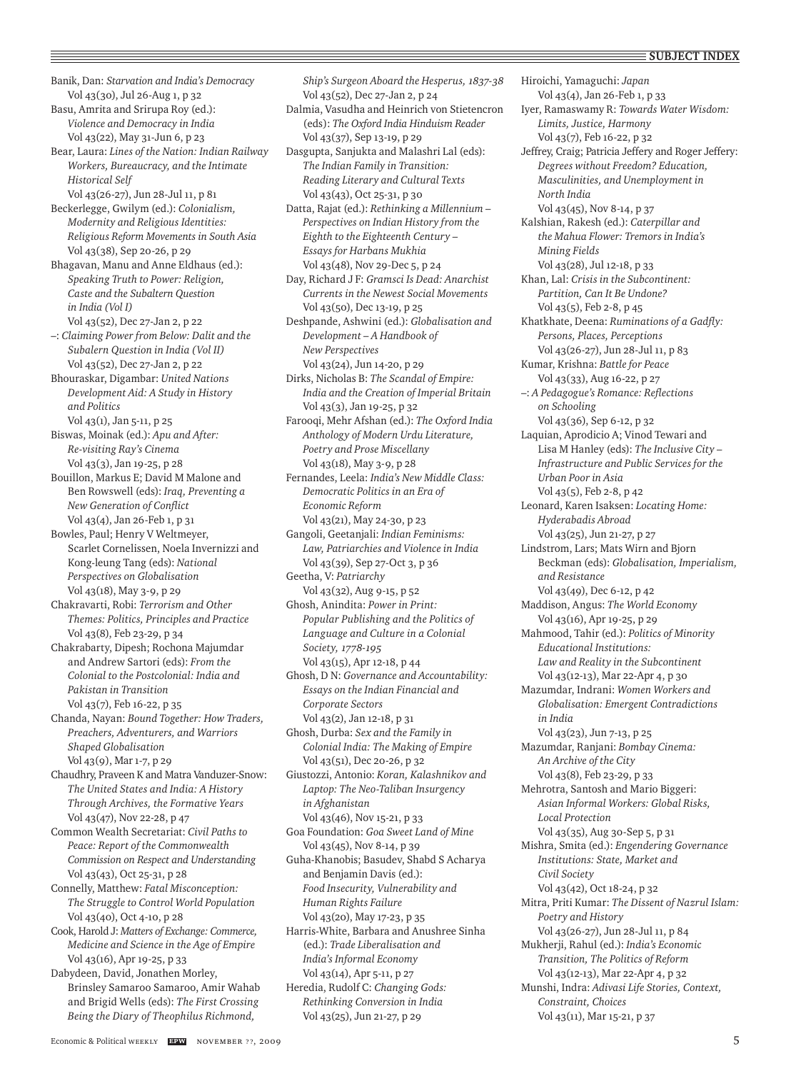Banik, Dan: *Starvation and India's Democracy*
Vol 43(30), Jul 26-Aug 1, p 32

Basu, Amrita and Srirupa Roy (ed.): *Violence and Democracy in India*
Vol 43(22), May 31-Jun 6, p 23

Bear, Laura: *Lines of the Nation: Indian Railway Workers, Bureaucracy, and the Intimate Historical Self*
Vol 43(26-27), Jun 28-Jul 11, p 81

Beckerlegge, Gwilym (ed.): *Colonialism, Modernity and Religious Identities: Religious Reform Movements in South Asia*
Vol 43(38), Sep 20-26, p 29

Bhagavan, Manu and Anne Eldhaus (ed.): *Speaking Truth to Power: Religion, Caste and the Subaltern Question in India (Vol I)*
Vol 43(52), Dec 27-Jan 2, p 22

–: *Claiming Power from Below: Dalit and the Subalern Question in India (Vol II)*
Vol 43(52), Dec 27-Jan 2, p 22

Bhouraskar, Digambar: *United Nations Development Aid: A Study in History and Politics*
Vol 43(1), Jan 5-11, p 25

Biswas, Moinak (ed.): *Apu and After: Re-visiting Ray's Cinema*
Vol 43(3), Jan 19-25, p 28

Bouillon, Markus E; David M Malone and Ben Rowswell (eds): *Iraq, Preventing a New Generation of Conflict*
Vol 43(4), Jan 26-Feb 1, p 31

Bowles, Paul; Henry V Weltmeyer, Scarlet Cornelissen, Noela Invernizzi and Kong-leung Tang (eds): *National Perspectives on Globalisation*
Vol 43(18), May 3-9, p 29

Chakravarti, Robi: *Terrorism and Other Themes: Politics, Principles and Practice*
Vol 43(8), Feb 23-29, p 34

Chakrabarty, Dipesh; Rochona Majumdar and Andrew Sartori (eds): *From the Colonial to the Postcolonial: India and Pakistan in Transition*
Vol 43(7), Feb 16-22, p 35

Chanda, Nayan: *Bound Together: How Traders, Preachers, Adventurers, and Warriors Shaped Globalisation*
Vol 43(9), Mar 1-7, p 29

Chaudhry, Praveen K and Matra Vanduzer-Snow: *The United States and India: A History Through Archives, the Formative Years*
Vol 43(47), Nov 22-28, p 47

Common Wealth Secretariat: *Civil Paths to Peace: Report of the Commonwealth Commission on Respect and Understanding*
Vol 43(43), Oct 25-31, p 28

Connelly, Matthew: *Fatal Misconception: The Struggle to Control World Population*
Vol 43(40), Oct 4-10, p 28

Cook, Harold J: *Matters of Exchange: Commerce, Medicine and Science in the Age of Empire*
Vol 43(16), Apr 19-25, p 33

Dabydeen, David, Jonathen Morley, Brinsley Samaroo Samaroo, Amir Wahab and Brigid Wells (eds): *The First Crossing Being the Diary of Theophilus Richmond, Ship's Surgeon Aboard the Hesperus, 1837-38*
Vol 43(52), Dec 27-Jan 2, p 24

Dalmia, Vasudha and Heinrich von Stietencron (eds): *The Oxford India Hinduism Reader*
Vol 43(37), Sep 13-19, p 29

Dasgupta, Sanjukta and Malashri Lal (eds): *The Indian Family in Transition: Reading Literary and Cultural Texts*
Vol 43(43), Oct 25-31, p 30

Datta, Rajat (ed.): *Rethinking a Millennium – Perspectives on Indian History from the Eighth to the Eighteenth Century – Essays for Harbans Mukhia*
Vol 43(48), Nov 29-Dec 5, p 24

Day, Richard J F: *Gramsci Is Dead: Anarchist Currents in the Newest Social Movements*
Vol 43(50), Dec 13-19, p 25

Deshpande, Ashwini (ed.): *Globalisation and Development – A Handbook of New Perspectives*
Vol 43(24), Jun 14-20, p 29

Dirks, Nicholas B: *The Scandal of Empire: India and the Creation of Imperial Britain*
Vol 43(3), Jan 19-25, p 32

Farooqi, Mehr Afshan (ed.): *The Oxford India Anthology of Modern Urdu Literature, Poetry and Prose Miscellany*
Vol 43(18), May 3-9, p 28

Fernandes, Leela: *India's New Middle Class: Democratic Politics in an Era of Economic Reform*
Vol 43(21), May 24-30, p 23

Gangoli, Geetanjali: *Indian Feminisms: Law, Patriarchies and Violence in India*
Vol 43(39), Sep 27-Oct 3, p 36

Geetha, V: *Patriarchy*
Vol 43(32), Aug 9-15, p 52

Ghosh, Anindita: *Power in Print: Popular Publishing and the Politics of Language and Culture in a Colonial Society, 1778-195*
Vol 43(15), Apr 12-18, p 44

Ghosh, D N: *Governance and Accountability: Essays on the Indian Financial and Corporate Sectors*
Vol 43(2), Jan 12-18, p 31

Ghosh, Durba: *Sex and the Family in Colonial India: The Making of Empire*
Vol 43(51), Dec 20-26, p 32

Giustozzi, Antonio: *Koran, Kalashnikov and Laptop: The Neo-Taliban Insurgency in Afghanistan*
Vol 43(46), Nov 15-21, p 33

Goa Foundation: *Goa Sweet Land of Mine*
Vol 43(45), Nov 8-14, p 39

Guha-Khanobis; Basudev, Shabd S Acharya and Benjamin Davis (ed.): *Food Insecurity, Vulnerability and Human Rights Failure*
Vol 43(20), May 17-23, p 35

Harris-White, Barbara and Anushree Sinha (ed.): *Trade Liberalisation and India's Informal Economy*
Vol 43(14), Apr 5-11, p 27

Heredia, Rudolf C: *Changing Gods: Rethinking Conversion in India*
Vol 43(25), Jun 21-27, p 29

Hiroichi, Yamaguchi: *Japan*
Vol 43(4), Jan 26-Feb 1, p 33

Iyer, Ramaswamy R: *Towards Water Wisdom: Limits, Justice, Harmony*
Vol 43(7), Feb 16-22, p 32

Jeffrey, Craig; Patricia Jeffery and Roger Jeffery: *Degrees without Freedom? Education, Masculinities, and Unemployment in North India*
Vol 43(45), Nov 8-14, p 37

Kalshian, Rakesh (ed.): *Caterpillar and the Mahua Flower: Tremors in India's Mining Fields*
Vol 43(28), Jul 12-18, p 33

Khan, Lal: *Crisis in the Subcontinent: Partition, Can It Be Undone?*
Vol 43(5), Feb 2-8, p 45

Khatkhate, Deena: *Ruminations of a Gadfly: Persons, Places, Perceptions*
Vol 43(26-27), Jun 28-Jul 11, p 83

Kumar, Krishna: *Battle for Peace*
Vol 43(33), Aug 16-22, p 27

–: *A Pedagogue's Romance: Reflections on Schooling*
Vol 43(36), Sep 6-12, p 32

Laquian, Aprodicio A; Vinod Tewari and Lisa M Hanley (eds): *The Inclusive City – Infrastructure and Public Services for the Urban Poor in Asia*
Vol 43(5), Feb 2-8, p 42

Leonard, Karen Isaksen: *Locating Home: Hyderabadis Abroad*
Vol 43(25), Jun 21-27, p 27

Lindstrom, Lars; Mats Wirn and Bjorn Beckman (eds): *Globalisation, Imperialism, and Resistance*
Vol 43(49), Dec 6-12, p 42

Maddison, Angus: *The World Economy*
Vol 43(16), Apr 19-25, p 29

Mahmood, Tahir (ed.): *Politics of Minority Educational Institutions: Law and Reality in the Subcontinent*
Vol 43(12-13), Mar 22-Apr 4, p 30

Mazumdar, Indrani: *Women Workers and Globalisation: Emergent Contradictions in India*
Vol 43(23), Jun 7-13, p 25

Mazumdar, Ranjani: *Bombay Cinema: An Archive of the City*
Vol 43(8), Feb 23-29, p 33

Mehrotra, Santosh and Mario Biggeri: *Asian Informal Workers: Global Risks, Local Protection*
Vol 43(35), Aug 30-Sep 5, p 31

Mishra, Smita (ed.): *Engendering Governance Institutions: State, Market and Civil Society*
Vol 43(42), Oct 18-24, p 32

Mitra, Priti Kumar: *The Dissent of Nazrul Islam: Poetry and History*
Vol 43(26-27), Jun 28-Jul 11, p 84

Mukherji, Rahul (ed.): *India's Economic Transition, The Politics of Reform*
Vol 43(12-13), Mar 22-Apr 4, p 32

Munshi, Indra: *Adivasi Life Stories, Context, Constraint, Choices*
Vol 43(11), Mar 15-21, p 37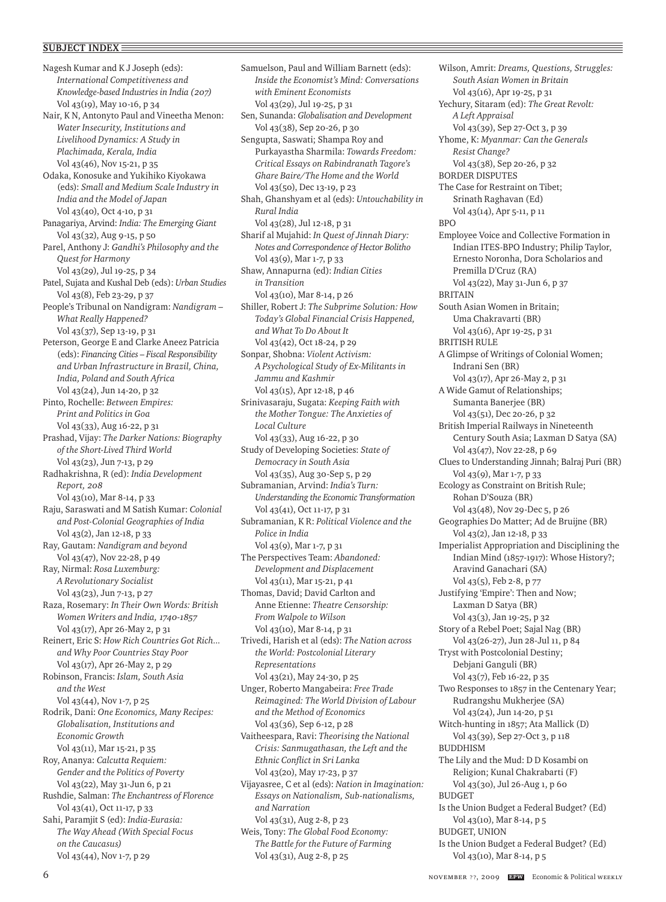Nagesh Kumar and K J Joseph (eds): *International Competitiveness and Knowledge-based Industries in India (207)* Vol 43(19), May 10-16, p 34

Nair, K N, Antonyto Paul and Vineetha Menon: *Water Insecurity, Institutions and Livelihood Dynamics: A Study in Plachimada, Kerala, India* Vol 43(46), Nov 15-21, p 35

Odaka, Konosuke and Yukihiko Kiyokawa (eds): *Small and Medium Scale Industry in India and the Model of Japan* Vol 43(40), Oct 4-10, p 31

Panagariya, Arvind: *India: The Emerging Giant* Vol 43(32), Aug 9-15, p 50

Parel, Anthony J: *Gandhi's Philosophy and the Quest for Harmony* Vol 43(29), Jul 19-25, p 34

Patel, Sujata and Kushal Deb (eds): *Urban Studies* Vol 43(8), Feb 23-29, p 37

People's Tribunal on Nandigram: *Nandigram – What Really Happened?* Vol 43(37), Sep 13-19, p 31

Peterson, George E and Clarke Aneez Patricia (eds): *Financing Cities – Fiscal Responsibility and Urban Infrastructure in Brazil, China, India, Poland and South Africa* Vol 43(24), Jun 14-20, p 32

Pinto, Rochelle: *Between Empires: Print and Politics in Goa* Vol 43(33), Aug 16-22, p 31

Prashad, Vijay: *The Darker Nations: Biography of the Short-Lived Third World* Vol 43(23), Jun 7-13, p 29

Radhakrishna, R (ed): *India Development Report, 208* Vol 43(10), Mar 8-14, p 33

Raju, Saraswati and M Satish Kumar: *Colonial and Post-Colonial Geographies of India* Vol 43(2), Jan 12-18, p 33

Ray, Gautam: *Nandigram and beyond* Vol 43(47), Nov 22-28, p 49

Ray, Nirmal: *Rosa Luxemburg: A Revolutionary Socialist* Vol 43(23), Jun 7-13, p 27

Raza, Rosemary: *In Their Own Words: British Women Writers and India, 1740-1857* Vol 43(17), Apr 26-May 2, p 31

Reinert, Eric S: *How Rich Countries Got Rich… and Why Poor Countries Stay Poor* Vol 43(17), Apr 26-May 2, p 29

Robinson, Francis: *Islam, South Asia and the West* Vol 43(44), Nov 1-7, p 25

Rodrik, Dani: *One Economics, Many Recipes: Globalisation, Institutions and Economic Growth* Vol 43(11), Mar 15-21, p 35

Roy, Ananya: *Calcutta Requiem: Gender and the Politics of Poverty* Vol 43(22), May 31-Jun 6, p 21

Rushdie, Salman: *The Enchantress of Florence* Vol 43(41), Oct 11-17, p 33

Sahi, Paramjit S (ed): *India-Eurasia: The Way Ahead (With Special Focus on the Caucasus)* Vol 43(44), Nov 1-7, p 29

Samuelson, Paul and William Barnett (eds): *Inside the Economist's Mind: Conversations with Eminent Economists* Vol 43(29), Jul 19-25, p 31

Sen, Sunanda: *Globalisation and Development* Vol 43(38), Sep 20-26, p 30

Sengupta, Saswati; Shampa Roy and Purkayastha Sharmila: *Towards Freedom: Critical Essays on Rabindranath Tagore's Ghare Baire/The Home and the World* Vol 43(50), Dec 13-19, p 23

Shah, Ghanshyam et al (eds): *Untouchability in Rural India* Vol 43(28), Jul 12-18, p 31

Sharif al Mujahid: *In Quest of Jinnah Diary: Notes and Correspondence of Hector Bolitho* Vol 43(9), Mar 1-7, p 33

Shaw, Annapurna (ed): *Indian Cities in Transition* Vol 43(10), Mar 8-14, p 26

Shiller, Robert J: *The Subprime Solution: How Today's Global Financial Crisis Happened, and What To Do About It* Vol 43(42), Oct 18-24, p 29

Sonpar, Shobna: *Violent Activism: A Psychological Study of Ex-Militants in Jammu and Kashmir* Vol 43(15), Apr 12-18, p 46

Srinivasaraju, Sugata: *Keeping Faith with the Mother Tongue: The Anxieties of Local Culture* Vol 43(33), Aug 16-22, p 30

Study of Developing Societies: *State of Democracy in South Asia* Vol 43(35), Aug 30-Sep 5, p 29

Subramanian, Arvind: *India's Turn: Understanding the Economic Transformation* Vol 43(41), Oct 11-17, p 31

Subramanian, K R: *Political Violence and the Police in India* Vol 43(9), Mar 1-7, p 31

The Perspectives Team: *Abandoned: Development and Displacement* Vol 43(11), Mar 15-21, p 41

Thomas, David; David Carlton and Anne Etienne: *Theatre Censorship: From Walpole to Wilson* Vol 43(10), Mar 8-14, p 31

Trivedi, Harish et al (eds): *The Nation across the World: Postcolonial Literary Representations* Vol 43(21), May 24-30, p 25

Unger, Roberto Mangabeira: *Free Trade Reimagined: The World Division of Labour and the Method of Economics* Vol 43(36), Sep 6-12, p 28

Vaitheespara, Ravi: *Theorising the National Crisis: Sanmugathasan, the Left and the Ethnic Conflict in Sri Lanka* Vol 43(20), May 17-23, p 37

Vijayasree, C et al (eds): *Nation in Imagination: Essays on Nationalism, Sub-nationalisms, and Narration* Vol 43(31), Aug 2-8, p 23

Weis, Tony: *The Global Food Economy: The Battle for the Future of Farming* Vol 43(31), Aug 2-8, p 25

Wilson, Amrit: *Dreams, Questions, Struggles: South Asian Women in Britain* Vol 43(16), Apr 19-25, p 31

Yechury, Sitaram (ed): *The Great Revolt: A Left Appraisal* Vol 43(39), Sep 27-Oct 3, p 39

Yhome, K: *Myanmar: Can the Generals Resist Change?* Vol 43(38), Sep 20-26, p 32

BORDER DISPUTES

The Case for Restraint on Tibet; Srinath Raghavan (Ed) Vol 43(14), Apr 5-11, p 11

BPO

Employee Voice and Collective Formation in Indian ITES-BPO Industry; Philip Taylor, Ernesto Noronha, Dora Scholarios and Premilla D'Cruz (RA) Vol 43(22), May 31-Jun 6, p 37

BRITAIN

South Asian Women in Britain; Uma Chakravarti (BR) Vol 43(16), Apr 19-25, p 31

BRITISH RULE

A Glimpse of Writings of Colonial Women; Indrani Sen (BR) Vol 43(17), Apr 26-May 2, p 31

A Wide Gamut of Relationships; Sumanta Banerjee (BR) Vol 43(51), Dec 20-26, p 32

British Imperial Railways in Nineteenth Century South Asia; Laxman D Satya (SA) Vol 43(47), Nov 22-28, p 69

Clues to Understanding Jinnah; Balraj Puri (BR) Vol 43(9), Mar 1-7, p 33

Ecology as Constraint on British Rule; Rohan D'Souza (BR) Vol 43(48), Nov 29-Dec 5, p 26

Geographies Do Matter; Ad de Bruijne (BR) Vol 43(2), Jan 12-18, p 33

Imperialist Appropriation and Disciplining the Indian Mind (1857-1917): Whose History?; Aravind Ganachari (SA) Vol 43(5), Feb 2-8, p 77

Justifying 'Empire': Then and Now; Laxman D Satya (BR) Vol 43(3), Jan 19-25, p 32

Story of a Rebel Poet; Sajal Nag (BR) Vol 43(26-27), Jun 28-Jul 11, p 84

Tryst with Postcolonial Destiny; Debjani Ganguli (BR) Vol 43(7), Feb 16-22, p 35

Two Responses to 1857 in the Centenary Year; Rudrangshu Mukherjee (SA) Vol 43(24), Jun 14-20, p 51

Witch-hunting in 1857; Ata Mallick (D) Vol 43(39), Sep 27-Oct 3, p 118

BUDDHISM

The Lily and the Mud: D D Kosambi on Religion; Kunal Chakrabarti (F) Vol 43(30), Jul 26-Aug 1, p 60

BUDGET

Is the Union Budget a Federal Budget? (Ed) Vol 43(10), Mar 8-14, p 5

BUDGET, UNION

Is the Union Budget a Federal Budget? (Ed) Vol 43(10), Mar 8-14, p 5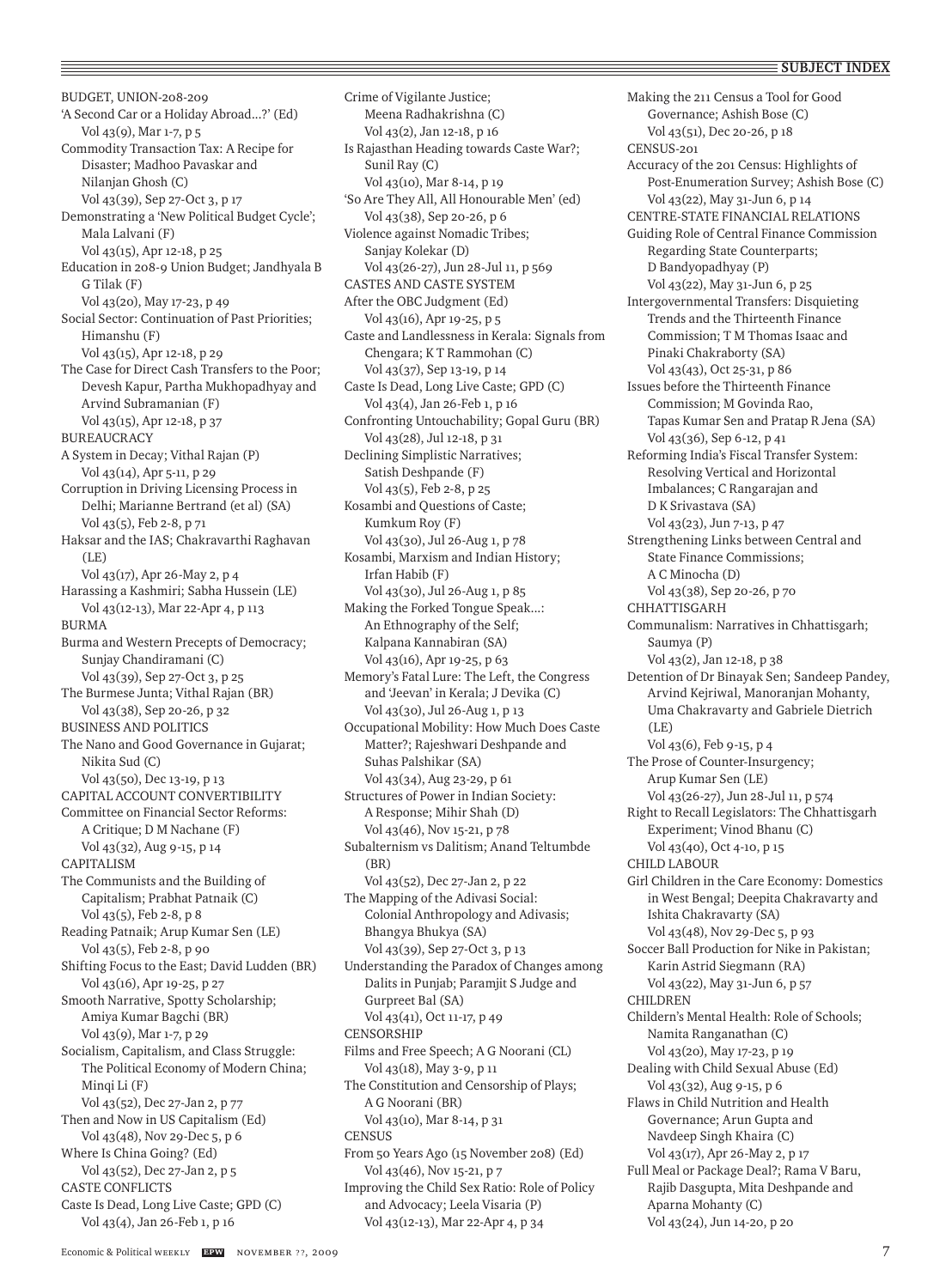BUDGET, UNION-208-209

'A Second Car or a Holiday Abroad…?' (Ed)
Vol 43(9), Mar 1-7, p 5

Commodity Transaction Tax: A Recipe for Disaster; Madhoo Pavaskar and Nilanjan Ghosh (C)
Vol 43(39), Sep 27-Oct 3, p 17

Demonstrating a 'New Political Budget Cycle'; Mala Lalvani (F)
Vol 43(15), Apr 12-18, p 25

Education in 208-9 Union Budget; Jandhyala B G Tilak (F)
Vol 43(20), May 17-23, p 49

Social Sector: Continuation of Past Priorities; Himanshu (F)
Vol 43(15), Apr 12-18, p 29

The Case for Direct Cash Transfers to the Poor; Devesh Kapur, Partha Mukhopadhyay and Arvind Subramanian (F)
Vol 43(15), Apr 12-18, p 37

BUREAUCRACY

A System in Decay; Vithal Rajan (P)
Vol 43(14), Apr 5-11, p 29

Corruption in Driving Licensing Process in Delhi; Marianne Bertrand (et al) (SA)
Vol 43(5), Feb 2-8, p 71

Haksar and the IAS; Chakravarthi Raghavan (LE)
Vol 43(17), Apr 26-May 2, p 4

Harassing a Kashmiri; Sabha Hussein (LE)
Vol 43(12-13), Mar 22-Apr 4, p 113

BURMA

Burma and Western Precepts of Democracy; Sunjay Chandiramani (C)
Vol 43(39), Sep 27-Oct 3, p 25

The Burmese Junta; Vithal Rajan (BR)
Vol 43(38), Sep 20-26, p 32

BUSINESS AND POLITICS

The Nano and Good Governance in Gujarat; Nikita Sud (C)
Vol 43(50), Dec 13-19, p 13

CAPITAL ACCOUNT CONVERTIBILITY

Committee on Financial Sector Reforms: A Critique; D M Nachane (F)
Vol 43(32), Aug 9-15, p 14

CAPITALISM

The Communists and the Building of Capitalism; Prabhat Patnaik (C)
Vol 43(5), Feb 2-8, p 8

Reading Patnaik; Arup Kumar Sen (LE)
Vol 43(5), Feb 2-8, p 90

Shifting Focus to the East; David Ludden (BR)
Vol 43(16), Apr 19-25, p 27

Smooth Narrative, Spotty Scholarship; Amiya Kumar Bagchi (BR)
Vol 43(9), Mar 1-7, p 29

Socialism, Capitalism, and Class Struggle: The Political Economy of Modern China; Minqi Li (F)
Vol 43(52), Dec 27-Jan 2, p 77

Then and Now in US Capitalism (Ed)
Vol 43(48), Nov 29-Dec 5, p 6

Where Is China Going? (Ed)
Vol 43(52), Dec 27-Jan 2, p 5

CASTE CONFLICTS

Caste Is Dead, Long Live Caste; GPD (C)
Vol 43(4), Jan 26-Feb 1, p 16

Crime of Vigilante Justice; Meena Radhakrishna (C)
Vol 43(2), Jan 12-18, p 16

Is Rajasthan Heading towards Caste War?; Sunil Ray (C)
Vol 43(10), Mar 8-14, p 19

'So Are They All, All Honourable Men' (ed)
Vol 43(38), Sep 20-26, p 6

Violence against Nomadic Tribes; Sanjay Kolekar (D)
Vol 43(26-27), Jun 28-Jul 11, p 569

CASTES AND CASTE SYSTEM

After the OBC Judgment (Ed)
Vol 43(16), Apr 19-25, p 5

Caste and Landlessness in Kerala: Signals from Chengara; K T Rammohan (C)
Vol 43(37), Sep 13-19, p 14

Caste Is Dead, Long Live Caste; GPD (C)
Vol 43(4), Jan 26-Feb 1, p 16

Confronting Untouchability; Gopal Guru (BR)
Vol 43(28), Jul 12-18, p 31

Declining Simplistic Narratives; Satish Deshpande (F)
Vol 43(5), Feb 2-8, p 25

Kosambi and Questions of Caste; Kumkum Roy (F)
Vol 43(30), Jul 26-Aug 1, p 78

Kosambi, Marxism and Indian History; Irfan Habib (F)
Vol 43(30), Jul 26-Aug 1, p 85

Making the Forked Tongue Speak…: An Ethnography of the Self; Kalpana Kannabiran (SA)
Vol 43(16), Apr 19-25, p 63

Memory's Fatal Lure: The Left, the Congress and 'Jeevan' in Kerala; J Devika (C)
Vol 43(30), Jul 26-Aug 1, p 13

Occupational Mobility: How Much Does Caste Matter?; Rajeshwari Deshpande and Suhas Palshikar (SA)
Vol 43(34), Aug 23-29, p 61

Structures of Power in Indian Society: A Response; Mihir Shah (D)
Vol 43(46), Nov 15-21, p 78

Subalternism vs Dalitism; Anand Teltumbde (BR)
Vol 43(52), Dec 27-Jan 2, p 22

The Mapping of the Adivasi Social: Colonial Anthropology and Adivasis; Bhangya Bhukya (SA)
Vol 43(39), Sep 27-Oct 3, p 13

Understanding the Paradox of Changes among Dalits in Punjab; Paramjit S Judge and Gurpreet Bal (SA)
Vol 43(41), Oct 11-17, p 49

CENSORSHIP

Films and Free Speech; A G Noorani (CL)
Vol 43(18), May 3-9, p 11

The Constitution and Censorship of Plays; A G Noorani (BR)
Vol 43(10), Mar 8-14, p 31

CENSUS

From 50 Years Ago (15 November 208) (Ed)
Vol 43(46), Nov 15-21, p 7

Improving the Child Sex Ratio: Role of Policy and Advocacy; Leela Visaria (P)
Vol 43(12-13), Mar 22-Apr 4, p 34

Making the 211 Census a Tool for Good Governance; Ashish Bose (C)
Vol 43(51), Dec 20-26, p 18

CENSUS-201

Accuracy of the 201 Census: Highlights of Post-Enumeration Survey; Ashish Bose (C)
Vol 43(22), May 31-Jun 6, p 14

CENTRE-STATE FINANCIAL RELATIONS

Guiding Role of Central Finance Commission Regarding State Counterparts; D Bandyopadhyay (P)
Vol 43(22), May 31-Jun 6, p 25

Intergovernmental Transfers: Disquieting Trends and the Thirteenth Finance Commission; T M Thomas Isaac and Pinaki Chakraborty (SA)
Vol 43(43), Oct 25-31, p 86

Issues before the Thirteenth Finance Commission; M Govinda Rao, Tapas Kumar Sen and Pratap R Jena (SA)
Vol 43(36), Sep 6-12, p 41

Reforming India's Fiscal Transfer System: Resolving Vertical and Horizontal Imbalances; C Rangarajan and D K Srivastava (SA)
Vol 43(23), Jun 7-13, p 47

Strengthening Links between Central and State Finance Commissions; A C Minocha (D)
Vol 43(38), Sep 20-26, p 70

CHHATTISGARH

Communalism: Narratives in Chhattisgarh; Saumya (P)
Vol 43(2), Jan 12-18, p 38

Detention of Dr Binayak Sen; Sandeep Pandey, Arvind Kejriwal, Manoranjan Mohanty, Uma Chakravarty and Gabriele Dietrich (LE)
Vol 43(6), Feb 9-15, p 4

The Prose of Counter-Insurgency; Arup Kumar Sen (LE)
Vol 43(26-27), Jun 28-Jul 11, p 574

Right to Recall Legislators: The Chhattisgarh Experiment; Vinod Bhanu (C)
Vol 43(40), Oct 4-10, p 15

CHILD LABOUR

Girl Children in the Care Economy: Domestics in West Bengal; Deepita Chakravarty and Ishita Chakravarty (SA)
Vol 43(48), Nov 29-Dec 5, p 93

Soccer Ball Production for Nike in Pakistan; Karin Astrid Siegmann (RA)
Vol 43(22), May 31-Jun 6, p 57

CHILDREN

Childern's Mental Health: Role of Schools; Namita Ranganathan (C)
Vol 43(20), May 17-23, p 19

Dealing with Child Sexual Abuse (Ed)
Vol 43(32), Aug 9-15, p 6

Flaws in Child Nutrition and Health Governance; Arun Gupta and Navdeep Singh Khaira (C)
Vol 43(17), Apr 26-May 2, p 17

Full Meal or Package Deal?; Rama V Baru, Rajib Dasgupta, Mita Deshpande and Aparna Mohanty (C)
Vol 43(24), Jun 14-20, p 20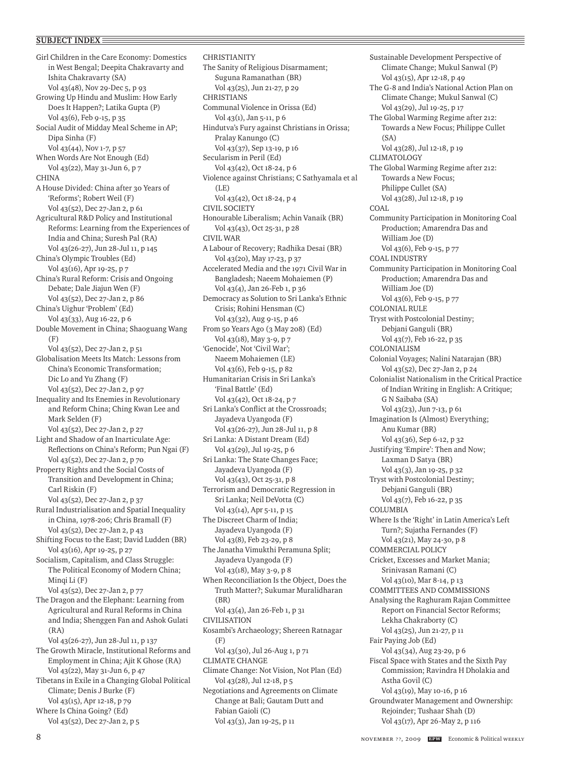Girl Children in the Care Economy: Domestics in West Bengal; Deepita Chakravarty and Ishita Chakravarty (SA)
Vol 43(48), Nov 29-Dec 5, p 93

Growing Up Hindu and Muslim: How Early Does It Happen?; Latika Gupta (P)
Vol 43(6), Feb 9-15, p 35

Social Audit of Midday Meal Scheme in AP; Dipa Sinha (F)
Vol 43(44), Nov 1-7, p 57

When Words Are Not Enough (Ed)
Vol 43(22), May 31-Jun 6, p 7

CHINA

A House Divided: China after 30 Years of 'Reforms'; Robert Weil (F)
Vol 43(52), Dec 27-Jan 2, p 61

Agricultural R&D Policy and Institutional Reforms: Learning from the Experiences of India and China; Suresh Pal (RA)
Vol 43(26-27), Jun 28-Jul 11, p 145

China's Olympic Troubles (Ed)
Vol 43(16), Apr 19-25, p 7

China's Rural Reform: Crisis and Ongoing Debate; Dale Jiajun Wen (F)
Vol 43(52), Dec 27-Jan 2, p 86

China's Uighur 'Problem' (Ed)
Vol 43(33), Aug 16-22, p 6

Double Movement in China; Shaoguang Wang (F)
Vol 43(52), Dec 27-Jan 2, p 51

Globalisation Meets Its Match: Lessons from China's Economic Transformation; Dic Lo and Yu Zhang (F)
Vol 43(52), Dec 27-Jan 2, p 97

Inequality and Its Enemies in Revolutionary and Reform China; Ching Kwan Lee and Mark Selden (F)
Vol 43(52), Dec 27-Jan 2, p 27

Light and Shadow of an Inarticulate Age: Reflections on China's Reform; Pun Ngai (F)
Vol 43(52), Dec 27-Jan 2, p 70

Property Rights and the Social Costs of Transition and Development in China; Carl Riskin (F)
Vol 43(52), Dec 27-Jan 2, p 37

Rural Industrialisation and Spatial Inequality in China, 1978-206; Chris Bramall (F)
Vol 43(52), Dec 27-Jan 2, p 43

Shifting Focus to the East; David Ludden (BR)
Vol 43(16), Apr 19-25, p 27

Socialism, Capitalism, and Class Struggle: The Political Economy of Modern China; Minqi Li (F)
Vol 43(52), Dec 27-Jan 2, p 77

The Dragon and the Elephant: Learning from Agricultural and Rural Reforms in China and India; Shenggen Fan and Ashok Gulati (RA)
Vol 43(26-27), Jun 28-Jul 11, p 137

The Growth Miracle, Institutional Reforms and Employment in China; Ajit K Ghose (RA)
Vol 43(22), May 31-Jun 6, p 47

Tibetans in Exile in a Changing Global Political Climate; Denis J Burke (F)
Vol 43(15), Apr 12-18, p 79

Where Is China Going? (Ed)
Vol 43(52), Dec 27-Jan 2, p 5

CHRISTIANITY

The Sanity of Religious Disarmament; Suguna Ramanathan (BR)
Vol 43(25), Jun 21-27, p 29

CHRISTIANS

Communal Violence in Orissa (Ed)
Vol 43(1), Jan 5-11, p 6

Hindutva's Fury against Christians in Orissa; Pralay Kanungo (C)
Vol 43(37), Sep 13-19, p 16

Secularism in Peril (Ed)
Vol 43(42), Oct 18-24, p 6

Violence against Christians; C Sathyamala et al (LE)
Vol 43(42), Oct 18-24, p 4

CIVIL SOCIETY

Honourable Liberalism; Achin Vanaik (BR)
Vol 43(43), Oct 25-31, p 28

CIVIL WAR

A Labour of Recovery; Radhika Desai (BR)
Vol 43(20), May 17-23, p 37

Accelerated Media and the 1971 Civil War in Bangladesh; Naeem Mohaiemen (P)
Vol 43(4), Jan 26-Feb 1, p 36

Democracy as Solution to Sri Lanka's Ethnic Crisis; Rohini Hensman (C)
Vol 43(32), Aug 9-15, p 46

From 50 Years Ago (3 May 208) (Ed)
Vol 43(18), May 3-9, p 7

'Genocide', Not 'Civil War'; Naeem Mohaiemen (LE)
Vol 43(6), Feb 9-15, p 82

Humanitarian Crisis in Sri Lanka's 'Final Battle' (Ed)
Vol 43(42), Oct 18-24, p 7

Sri Lanka's Conflict at the Crossroads; Jayadeva Uyangoda (F)
Vol 43(26-27), Jun 28-Jul 11, p 8

Sri Lanka: A Distant Dream (Ed)
Vol 43(29), Jul 19-25, p 6

Sri Lanka: The State Changes Face; Jayadeva Uyangoda (F)
Vol 43(43), Oct 25-31, p 8

Terrorism and Democratic Regression in Sri Lanka; Neil DeVotta (C)
Vol 43(14), Apr 5-11, p 15

The Discreet Charm of India; Jayadeva Uyangoda (F)
Vol 43(8), Feb 23-29, p 8

The Janatha Vimukthi Peramuna Split; Jayadeva Uyangoda (F)
Vol 43(18), May 3-9, p 8

When Reconciliation Is the Object, Does the Truth Matter?; Sukumar Muralidharan (BR)
Vol 43(4), Jan 26-Feb 1, p 31

CIVILISATION

Kosambi's Archaeology; Shereen Ratnagar (F)
Vol 43(30), Jul 26-Aug 1, p 71

CLIMATE CHANGE

Climate Change: Not Vision, Not Plan (Ed)
Vol 43(28), Jul 12-18, p 5

Negotiations and Agreements on Climate Change at Bali; Gautam Dutt and Fabian Gaioli (C)
Vol 43(3), Jan 19-25, p 11

Sustainable Development Perspective of Climate Change; Mukul Sanwal (P)
Vol 43(15), Apr 12-18, p 49

The G-8 and India's National Action Plan on Climate Change; Mukul Sanwal (C)
Vol 43(29), Jul 19-25, p 17

The Global Warming Regime after 212: Towards a New Focus; Philippe Cullet (SA)
Vol 43(28), Jul 12-18, p 19

CLIMATOLOGY

The Global Warming Regime after 212: Towards a New Focus; Philippe Cullet (SA)
Vol 43(28), Jul 12-18, p 19

COAL

Community Participation in Monitoring Coal Production; Amarendra Das and William Joe (D)
Vol 43(6), Feb 9-15, p 77

COAL INDUSTRY

Community Participation in Monitoring Coal Production; Amarendra Das and William Joe (D)
Vol 43(6), Feb 9-15, p 77

COLONIAL RULE

Tryst with Postcolonial Destiny; Debjani Ganguli (BR)
Vol 43(7), Feb 16-22, p 35

COLONIALISM

Colonial Voyages; Nalini Natarajan (BR)
Vol 43(52), Dec 27-Jan 2, p 24

Colonialist Nationalism in the Critical Practice of Indian Writing in English: A Critique; G N Saibaba (SA)
Vol 43(23), Jun 7-13, p 61

Imagination Is (Almost) Everything; Anu Kumar (BR)
Vol 43(36), Sep 6-12, p 32

Justifying 'Empire': Then and Now; Laxman D Satya (BR)
Vol 43(3), Jan 19-25, p 32

Tryst with Postcolonial Destiny; Debjani Ganguli (BR)
Vol 43(7), Feb 16-22, p 35

COLUMBIA

Where Is the 'Right' in Latin America's Left Turn?; Sujatha Fernandes (F)
Vol 43(21), May 24-30, p 8

COMMERCIAL POLICY

Cricket, Excesses and Market Mania; Srinivasan Ramani (C)
Vol 43(10), Mar 8-14, p 13

COMMITTEES AND COMMISSIONS

Analysing the Raghuram Rajan Committee Report on Financial Sector Reforms; Lekha Chakraborty (C)
Vol 43(25), Jun 21-27, p 11

Fair Paying Job (Ed)
Vol 43(34), Aug 23-29, p 6

Fiscal Space with States and the Sixth Pay Commission; Ravindra H Dholakia and Astha Govil (C)
Vol 43(19), May 10-16, p 16

Groundwater Management and Ownership: Rejoinder; Tushaar Shah (D)
Vol 43(17), Apr 26-May 2, p 116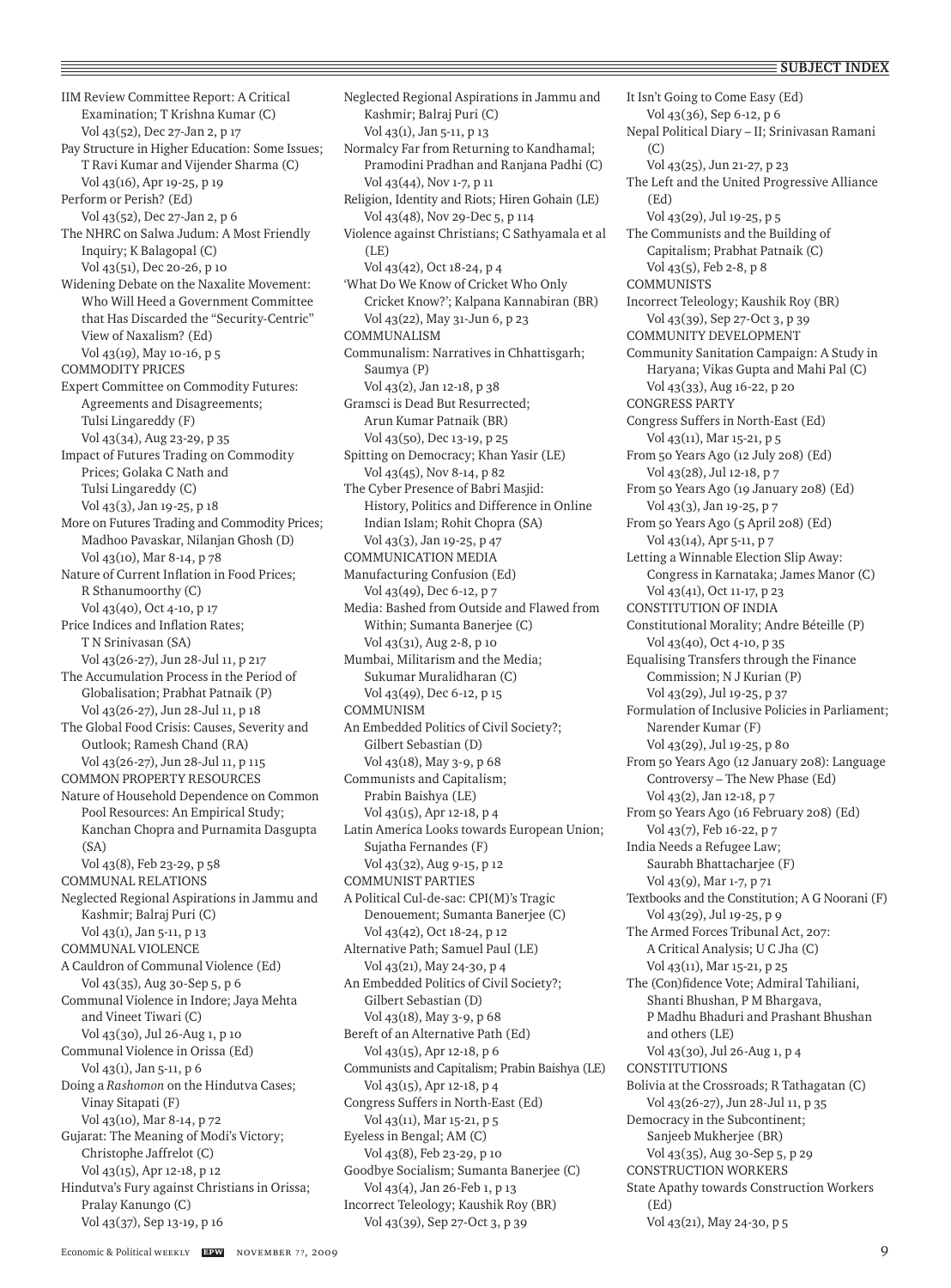IIM Review Committee Report: A Critical Examination; T Krishna Kumar (C)
Vol 43(52), Dec 27-Jan 2, p 17

Pay Structure in Higher Education: Some Issues; T Ravi Kumar and Vijender Sharma (C)
Vol 43(16), Apr 19-25, p 19

Perform or Perish? (Ed)
Vol 43(52), Dec 27-Jan 2, p 6

The NHRC on Salwa Judum: A Most Friendly Inquiry; K Balagopal (C)
Vol 43(51), Dec 20-26, p 10

Widening Debate on the Naxalite Movement: Who Will Heed a Government Committee that Has Discarded the "Security-Centric" View of Naxalism? (Ed)
Vol 43(19), May 10-16, p 5

COMMODITY PRICES

Expert Committee on Commodity Futures: Agreements and Disagreements; Tulsi Lingareddy (F)
Vol 43(34), Aug 23-29, p 35

Impact of Futures Trading on Commodity Prices; Golaka C Nath and Tulsi Lingareddy (C)
Vol 43(3), Jan 19-25, p 18

More on Futures Trading and Commodity Prices; Madhoo Pavaskar, Nilanjan Ghosh (D)
Vol 43(10), Mar 8-14, p 78

Nature of Current Inflation in Food Prices; R Sthanumoorthy (C)
Vol 43(40), Oct 4-10, p 17

Price Indices and Inflation Rates; T N Srinivasan (SA)
Vol 43(26-27), Jun 28-Jul 11, p 217

The Accumulation Process in the Period of Globalisation; Prabhat Patnaik (P)
Vol 43(26-27), Jun 28-Jul 11, p 18

The Global Food Crisis: Causes, Severity and Outlook; Ramesh Chand (RA)
Vol 43(26-27), Jun 28-Jul 11, p 115

COMMON PROPERTY RESOURCES

Nature of Household Dependence on Common Pool Resources: An Empirical Study; Kanchan Chopra and Purnamita Dasgupta (SA)
Vol 43(8), Feb 23-29, p 58

COMMUNAL RELATIONS

Neglected Regional Aspirations in Jammu and Kashmir; Balraj Puri (C)
Vol 43(1), Jan 5-11, p 13

COMMUNAL VIOLENCE

A Cauldron of Communal Violence (Ed)
Vol 43(35), Aug 30-Sep 5, p 6

Communal Violence in Indore; Jaya Mehta and Vineet Tiwari (C)
Vol 43(30), Jul 26-Aug 1, p 10

Communal Violence in Orissa (Ed)
Vol 43(1), Jan 5-11, p 6

Doing a *Rashomon* on the Hindutva Cases; Vinay Sitapati (F)
Vol 43(10), Mar 8-14, p 72

Gujarat: The Meaning of Modi's Victory; Christophe Jaffrelot (C)
Vol 43(15), Apr 12-18, p 12

Hindutva's Fury against Christians in Orissa; Pralay Kanungo (C)
Vol 43(37), Sep 13-19, p 16

Neglected Regional Aspirations in Jammu and Kashmir; Balraj Puri (C)
Vol 43(1), Jan 5-11, p 13

Normalcy Far from Returning to Kandhamal; Pramodini Pradhan and Ranjana Padhi (C)
Vol 43(44), Nov 1-7, p 11

Religion, Identity and Riots; Hiren Gohain (LE)
Vol 43(48), Nov 29-Dec 5, p 114

Violence against Christians; C Sathyamala et al (LE)
Vol 43(42), Oct 18-24, p 4

'What Do We Know of Cricket Who Only Cricket Know?'; Kalpana Kannabiran (BR)
Vol 43(22), May 31-Jun 6, p 23

COMMUNALISM

Communalism: Narratives in Chhattisgarh; Saumya (P)
Vol 43(2), Jan 12-18, p 38

Gramsci is Dead But Resurrected; Arun Kumar Patnaik (BR)
Vol 43(50), Dec 13-19, p 25

Spitting on Democracy; Khan Yasir (LE)
Vol 43(45), Nov 8-14, p 82

The Cyber Presence of Babri Masjid: History, Politics and Difference in Online Indian Islam; Rohit Chopra (SA)
Vol 43(3), Jan 19-25, p 47

COMMUNICATION MEDIA

Manufacturing Confusion (Ed)
Vol 43(49), Dec 6-12, p 7

Media: Bashed from Outside and Flawed from Within; Sumanta Banerjee (C)
Vol 43(31), Aug 2-8, p 10

Mumbai, Militarism and the Media; Sukumar Muralidharan (C)
Vol 43(49), Dec 6-12, p 15

COMMUNISM

An Embedded Politics of Civil Society?; Gilbert Sebastian (D)
Vol 43(18), May 3-9, p 68

Communists and Capitalism; Prabin Baishya (LE)
Vol 43(15), Apr 12-18, p 4

Latin America Looks towards European Union; Sujatha Fernandes (F)
Vol 43(32), Aug 9-15, p 12

COMMUNIST PARTIES

A Political Cul-de-sac: CPI(M)'s Tragic Denouement; Sumanta Banerjee (C)
Vol 43(42), Oct 18-24, p 12

Alternative Path; Samuel Paul (LE)
Vol 43(21), May 24-30, p 4

An Embedded Politics of Civil Society?; Gilbert Sebastian (D)
Vol 43(18), May 3-9, p 68

Bereft of an Alternative Path (Ed)
Vol 43(15), Apr 12-18, p 6

Communists and Capitalism; Prabin Baishya (LE)
Vol 43(15), Apr 12-18, p 4

Congress Suffers in North-East (Ed)
Vol 43(11), Mar 15-21, p 5

Eyeless in Bengal; AM (C)
Vol 43(8), Feb 23-29, p 10

Goodbye Socialism; Sumanta Banerjee (C)
Vol 43(4), Jan 26-Feb 1, p 13

Incorrect Teleology; Kaushik Roy (BR)
Vol 43(39), Sep 27-Oct 3, p 39

It Isn't Going to Come Easy (Ed)
Vol 43(36), Sep 6-12, p 6

Nepal Political Diary – II; Srinivasan Ramani (C)
Vol 43(25), Jun 21-27, p 23

The Left and the United Progressive Alliance (Ed)
Vol 43(29), Jul 19-25, p 5

The Communists and the Building of Capitalism; Prabhat Patnaik (C)
Vol 43(5), Feb 2-8, p 8

COMMUNISTS

Incorrect Teleology; Kaushik Roy (BR)
Vol 43(39), Sep 27-Oct 3, p 39

COMMUNITY DEVELOPMENT

Community Sanitation Campaign: A Study in Haryana; Vikas Gupta and Mahi Pal (C)
Vol 43(33), Aug 16-22, p 20

CONGRESS PARTY

Congress Suffers in North-East (Ed)
Vol 43(11), Mar 15-21, p 5

From 50 Years Ago (12 July 208) (Ed)
Vol 43(28), Jul 12-18, p 7

From 50 Years Ago (19 January 208) (Ed)
Vol 43(3), Jan 19-25, p 7

From 50 Years Ago (5 April 208) (Ed)
Vol 43(14), Apr 5-11, p 7

Letting a Winnable Election Slip Away: Congress in Karnataka; James Manor (C)
Vol 43(41), Oct 11-17, p 23

CONSTITUTION OF INDIA

Constitutional Morality; Andre Béteille (P)
Vol 43(40), Oct 4-10, p 35

Equalising Transfers through the Finance Commission; N J Kurian (P)
Vol 43(29), Jul 19-25, p 37

Formulation of Inclusive Policies in Parliament; Narender Kumar (F)
Vol 43(29), Jul 19-25, p 80

From 50 Years Ago (12 January 208): Language Controversy – The New Phase (Ed)
Vol 43(2), Jan 12-18, p 7

From 50 Years Ago (16 February 208) (Ed)
Vol 43(7), Feb 16-22, p 7

India Needs a Refugee Law; Saurabh Bhattacharjee (F)
Vol 43(9), Mar 1-7, p 71

Textbooks and the Constitution; A G Noorani (F)
Vol 43(29), Jul 19-25, p 9

The Armed Forces Tribunal Act, 207: A Critical Analysis; U C Jha (C)
Vol 43(11), Mar 15-21, p 25

The (Con)fidence Vote; Admiral Tahiliani, Shanti Bhushan, P M Bhargava, P Madhu Bhaduri and Prashant Bhushan and others (LE)
Vol 43(30), Jul 26-Aug 1, p 4

CONSTITUTIONS

Bolivia at the Crossroads; R Tathagatan (C)
Vol 43(26-27), Jun 28-Jul 11, p 35

Democracy in the Subcontinent; Sanjeeb Mukherjee (BR)
Vol 43(35), Aug 30-Sep 5, p 29

CONSTRUCTION WORKERS

State Apathy towards Construction Workers (Ed)
Vol 43(21), May 24-30, p 5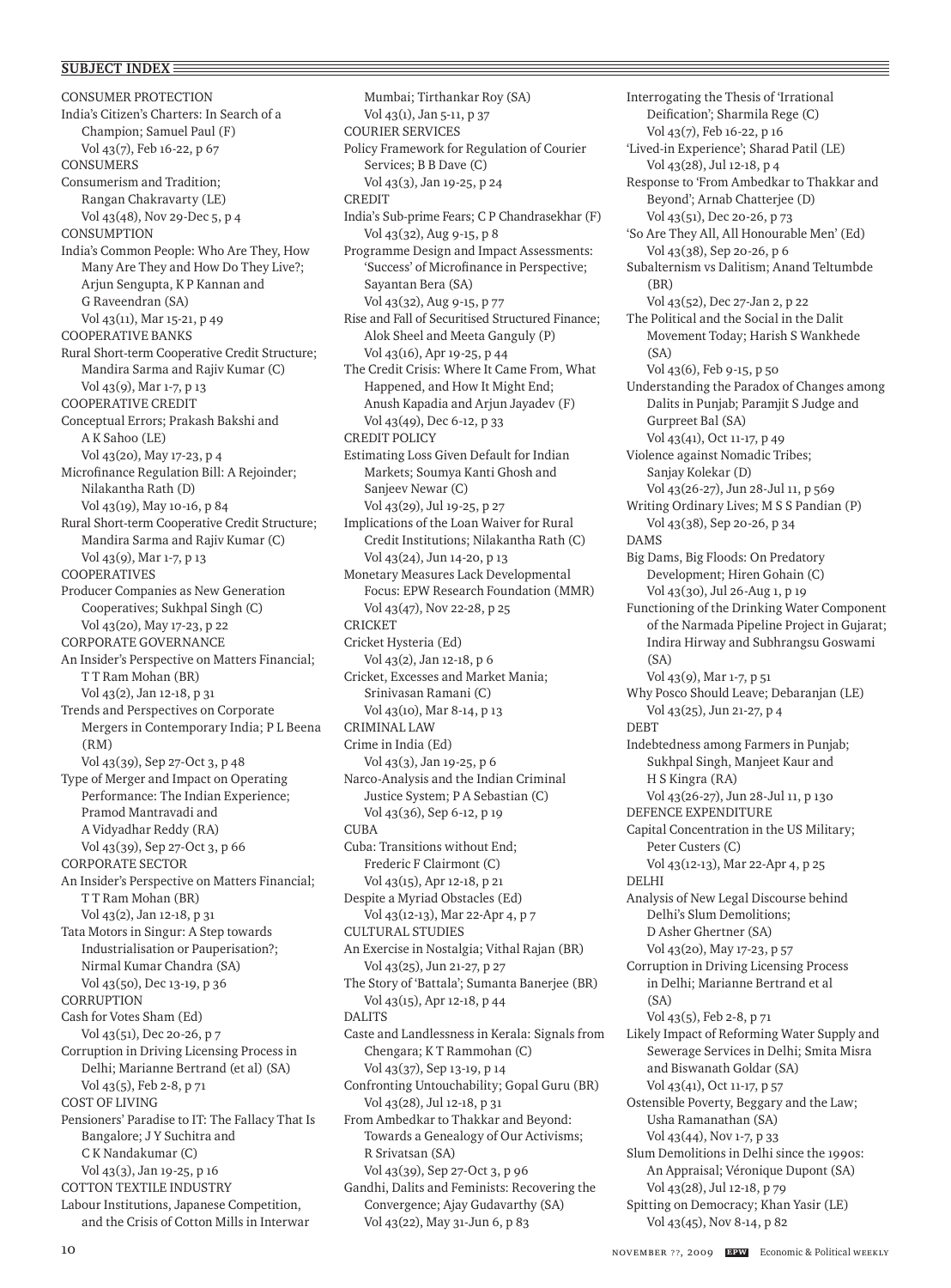## SUBJECT INDEX

CONSUMER PROTECTION

India's Citizen's Charters: In Search of a Champion; Samuel Paul (F)
Vol 43(7), Feb 16-22, p 67

CONSUMERS

Consumerism and Tradition; Rangan Chakravarty (LE)
Vol 43(48), Nov 29-Dec 5, p 4

CONSUMPTION

India's Common People: Who Are They, How Many Are They and How Do They Live?; Arjun Sengupta, K P Kannan and G Raveendran (SA)
Vol 43(11), Mar 15-21, p 49

COOPERATIVE BANKS

Rural Short-term Cooperative Credit Structure; Mandira Sarma and Rajiv Kumar (C)
Vol 43(9), Mar 1-7, p 13

COOPERATIVE CREDIT

Conceptual Errors; Prakash Bakshi and A K Sahoo (LE)
Vol 43(20), May 17-23, p 4

Microfinance Regulation Bill: A Rejoinder; Nilakantha Rath (D)
Vol 43(19), May 10-16, p 84

Rural Short-term Cooperative Credit Structure; Mandira Sarma and Rajiv Kumar (C)
Vol 43(9), Mar 1-7, p 13

COOPERATIVES

Producer Companies as New Generation Cooperatives; Sukhpal Singh (C)
Vol 43(20), May 17-23, p 22

CORPORATE GOVERNANCE

An Insider's Perspective on Matters Financial; T T Ram Mohan (BR)
Vol 43(2), Jan 12-18, p 31

Trends and Perspectives on Corporate Mergers in Contemporary India; P L Beena (RM)
Vol 43(39), Sep 27-Oct 3, p 48

Type of Merger and Impact on Operating Performance: The Indian Experience; Pramod Mantravadi and A Vidyadhar Reddy (RA)
Vol 43(39), Sep 27-Oct 3, p 66

CORPORATE SECTOR

An Insider's Perspective on Matters Financial; T T Ram Mohan (BR)
Vol 43(2), Jan 12-18, p 31

Tata Motors in Singur: A Step towards Industrialisation or Pauperisation?; Nirmal Kumar Chandra (SA)
Vol 43(50), Dec 13-19, p 36

CORRUPTION

Cash for Votes Sham (Ed)
Vol 43(51), Dec 20-26, p 7

Corruption in Driving Licensing Process in Delhi; Marianne Bertrand (et al) (SA)
Vol 43(5), Feb 2-8, p 71

COST OF LIVING

Pensioners' Paradise to IT: The Fallacy That Is Bangalore; J Y Suchitra and C K Nandakumar (C)
Vol 43(3), Jan 19-25, p 16

COTTON TEXTILE INDUSTRY

Labour Institutions, Japanese Competition, and the Crisis of Cotton Mills in Interwar Mumbai; Tirthankar Roy (SA)
Vol 43(1), Jan 5-11, p 37

COURIER SERVICES

Policy Framework for Regulation of Courier Services; B B Dave (C)
Vol 43(3), Jan 19-25, p 24

CREDIT

India's Sub-prime Fears; C P Chandrasekhar (F)
Vol 43(32), Aug 9-15, p 8

Programme Design and Impact Assessments: 'Success' of Microfinance in Perspective; Sayantan Bera (SA)
Vol 43(32), Aug 9-15, p 77

Rise and Fall of Securitised Structured Finance; Alok Sheel and Meeta Ganguly (P)
Vol 43(16), Apr 19-25, p 44

The Credit Crisis: Where It Came From, What Happened, and How It Might End; Anush Kapadia and Arjun Jayadev (F)
Vol 43(49), Dec 6-12, p 33

CREDIT POLICY

Estimating Loss Given Default for Indian Markets; Soumya Kanti Ghosh and Sanjeev Newar (C)
Vol 43(29), Jul 19-25, p 27

Implications of the Loan Waiver for Rural Credit Institutions; Nilakantha Rath (C)
Vol 43(24), Jun 14-20, p 13

Monetary Measures Lack Developmental Focus: EPW Research Foundation (MMR)
Vol 43(47), Nov 22-28, p 25

CRICKET

Cricket Hysteria (Ed)
Vol 43(2), Jan 12-18, p 6

Cricket, Excesses and Market Mania; Srinivasan Ramani (C)
Vol 43(10), Mar 8-14, p 13

CRIMINAL LAW

Crime in India (Ed)
Vol 43(3), Jan 19-25, p 6

Narco-Analysis and the Indian Criminal Justice System; P A Sebastian (C)
Vol 43(36), Sep 6-12, p 19

CUBA

Cuba: Transitions without End; Frederic F Clairmont (C)
Vol 43(15), Apr 12-18, p 21

Despite a Myriad Obstacles (Ed)
Vol 43(12-13), Mar 22-Apr 4, p 7

CULTURAL STUDIES

An Exercise in Nostalgia; Vithal Rajan (BR)
Vol 43(25), Jun 21-27, p 27

The Story of 'Battala'; Sumanta Banerjee (BR)
Vol 43(15), Apr 12-18, p 44

DALITS

Caste and Landlessness in Kerala: Signals from Chengara; K T Rammohan (C)
Vol 43(37), Sep 13-19, p 14

Confronting Untouchability; Gopal Guru (BR)
Vol 43(28), Jul 12-18, p 31

From Ambedkar to Thakkar and Beyond: Towards a Genealogy of Our Activisms; R Srivatsan (SA)
Vol 43(39), Sep 27-Oct 3, p 96

Gandhi, Dalits and Feminists: Recovering the Convergence; Ajay Gudavarthy (SA)
Vol 43(22), May 31-Jun 6, p 83

Interrogating the Thesis of 'Irrational Deification'; Sharmila Rege (C)
Vol 43(7), Feb 16-22, p 16

'Lived-in Experience'; Sharad Patil (LE)
Vol 43(28), Jul 12-18, p 4

Response to 'From Ambedkar to Thakkar and Beyond'; Arnab Chatterjee (D)
Vol 43(51), Dec 20-26, p 73

'So Are They All, All Honourable Men' (Ed)
Vol 43(38), Sep 20-26, p 6

Subalternism vs Dalitism; Anand Teltumbde (BR)
Vol 43(52), Dec 27-Jan 2, p 22

The Political and the Social in the Dalit Movement Today; Harish S Wankhede (SA)
Vol 43(6), Feb 9-15, p 50

Understanding the Paradox of Changes among Dalits in Punjab; Paramjit S Judge and Gurpreet Bal (SA)
Vol 43(41), Oct 11-17, p 49

Violence against Nomadic Tribes; Sanjay Kolekar (D)
Vol 43(26-27), Jun 28-Jul 11, p 569

Writing Ordinary Lives; M S S Pandian (P)
Vol 43(38), Sep 20-26, p 34

DAMS

Big Dams, Big Floods: On Predatory Development; Hiren Gohain (C)
Vol 43(30), Jul 26-Aug 1, p 19

Functioning of the Drinking Water Component of the Narmada Pipeline Project in Gujarat; Indira Hirway and Subhrangsu Goswami (SA)
Vol 43(9), Mar 1-7, p 51

Why Posco Should Leave; Debaranjan (LE)
Vol 43(25), Jun 21-27, p 4

DEBT

Indebtedness among Farmers in Punjab; Sukhpal Singh, Manjeet Kaur and H S Kingra (RA)
Vol 43(26-27), Jun 28-Jul 11, p 130

DEFENCE EXPENDITURE

Capital Concentration in the US Military; Peter Custers (C)
Vol 43(12-13), Mar 22-Apr 4, p 25

DELHI

Analysis of New Legal Discourse behind Delhi's Slum Demolitions; D Asher Ghertner (SA)
Vol 43(20), May 17-23, p 57

Corruption in Driving Licensing Process in Delhi; Marianne Bertrand et al (SA)
Vol 43(5), Feb 2-8, p 71

Likely Impact of Reforming Water Supply and Sewerage Services in Delhi; Smita Misra and Biswanath Goldar (SA)
Vol 43(41), Oct 11-17, p 57

Ostensible Poverty, Beggary and the Law; Usha Ramanathan (SA)
Vol 43(44), Nov 1-7, p 33

Slum Demolitions in Delhi since the 1990s: An Appraisal; Véronique Dupont (SA)
Vol 43(28), Jul 12-18, p 79

Spitting on Democracy; Khan Yasir (LE)
Vol 43(45), Nov 8-14, p 82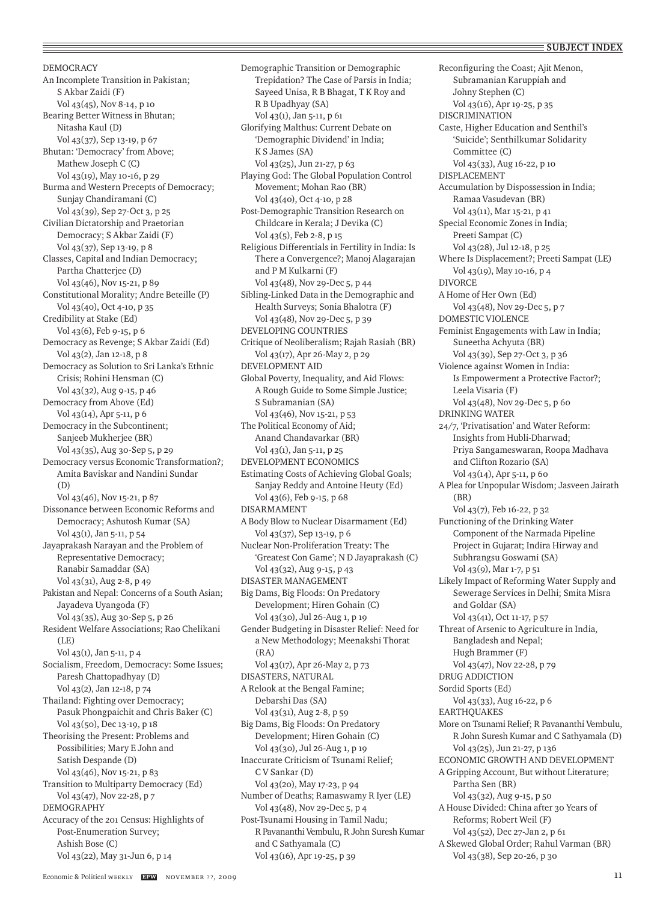## DEMOCRACY

An Incomplete Transition in Pakistan; S Akbar Zaidi (F)
Vol 43(45), Nov 8-14, p 10

Bearing Better Witness in Bhutan; Nitasha Kaul (D)
Vol 43(37), Sep 13-19, p 67

Bhutan: 'Democracy' from Above; Mathew Joseph C (C)
Vol 43(19), May 10-16, p 29

Burma and Western Precepts of Democracy; Sunjay Chandiramani (C)
Vol 43(39), Sep 27-Oct 3, p 25

Civilian Dictatorship and Praetorian Democracy; S Akbar Zaidi (F)
Vol 43(37), Sep 13-19, p 8

Classes, Capital and Indian Democracy; Partha Chatterjee (D)
Vol 43(46), Nov 15-21, p 89

Constitutional Morality; Andre Beteille (P)
Vol 43(40), Oct 4-10, p 35

Credibility at Stake (Ed)
Vol 43(6), Feb 9-15, p 6

Democracy as Revenge; S Akbar Zaidi (Ed)
Vol 43(2), Jan 12-18, p 8

Democracy as Solution to Sri Lanka's Ethnic Crisis; Rohini Hensman (C)
Vol 43(32), Aug 9-15, p 46

Democracy from Above (Ed)
Vol 43(14), Apr 5-11, p 6

Democracy in the Subcontinent; Sanjeeb Mukherjee (BR)
Vol 43(35), Aug 30-Sep 5, p 29

Democracy versus Economic Transformation?; Amita Baviskar and Nandini Sundar (D)
Vol 43(46), Nov 15-21, p 87

Dissonance between Economic Reforms and Democracy; Ashutosh Kumar (SA)
Vol 43(1), Jan 5-11, p 54

Jayaprakash Narayan and the Problem of Representative Democracy; Ranabir Samaddar (SA)
Vol 43(31), Aug 2-8, p 49

Pakistan and Nepal: Concerns of a South Asian; Jayadeva Uyangoda (F)
Vol 43(35), Aug 30-Sep 5, p 26

Resident Welfare Associations; Rao Chelikani (LE)
Vol 43(1), Jan 5-11, p 4

Socialism, Freedom, Democracy: Some Issues; Paresh Chattopadhyay (D)
Vol 43(2), Jan 12-18, p 74

Thailand: Fighting over Democracy; Pasuk Phongpaichit and Chris Baker (C)
Vol 43(50), Dec 13-19, p 18

Theorising the Present: Problems and Possibilities; Mary E John and Satish Despande (D)
Vol 43(46), Nov 15-21, p 83

Transition to Multiparty Democracy (Ed)
Vol 43(47), Nov 22-28, p 7

## DEMOGRAPHY

Accuracy of the 201 Census: Highlights of Post-Enumeration Survey; Ashish Bose (C)
Vol 43(22), May 31-Jun 6, p 14

Demographic Transition or Demographic Trepidation? The Case of Parsis in India; Sayeed Unisa, R B Bhagat, T K Roy and R B Upadhyay (SA)
Vol 43(1), Jan 5-11, p 61

Glorifying Malthus: Current Debate on 'Demographic Dividend' in India; K S James (SA)
Vol 43(25), Jun 21-27, p 63

Playing God: The Global Population Control Movement; Mohan Rao (BR)
Vol 43(40), Oct 4-10, p 28

Post-Demographic Transition Research on Childcare in Kerala; J Devika (C)
Vol 43(5), Feb 2-8, p 15

Religious Differentials in Fertility in India: Is There a Convergence?; Manoj Alagarajan and P M Kulkarni (F)
Vol 43(48), Nov 29-Dec 5, p 44

Sibling-Linked Data in the Demographic and Health Surveys; Sonia Bhalotra (F)
Vol 43(48), Nov 29-Dec 5, p 39

## DEVELOPING COUNTRIES

Critique of Neoliberalism; Rajah Rasiah (BR)
Vol 43(17), Apr 26-May 2, p 29

## DEVELOPMENT AID

Global Poverty, Inequality, and Aid Flows: A Rough Guide to Some Simple Justice; S Subramanian (SA)
Vol 43(46), Nov 15-21, p 53

The Political Economy of Aid; Anand Chandavarkar (BR)
Vol 43(1), Jan 5-11, p 25

## DEVELOPMENT ECONOMICS

Estimating Costs of Achieving Global Goals; Sanjay Reddy and Antoine Heuty (Ed)
Vol 43(6), Feb 9-15, p 68

## DISARMAMENT

A Body Blow to Nuclear Disarmament (Ed)
Vol 43(37), Sep 13-19, p 6

Nuclear Non-Proliferation Treaty: The 'Greatest Con Game'; N D Jayaprakash (C)
Vol 43(32), Aug 9-15, p 43

## DISASTER MANAGEMENT

Big Dams, Big Floods: On Predatory Development; Hiren Gohain (C)
Vol 43(30), Jul 26-Aug 1, p 19

Gender Budgeting in Disaster Relief: Need for a New Methodology; Meenakshi Thorat (RA)
Vol 43(17), Apr 26-May 2, p 73

## DISASTERS, NATURAL

A Relook at the Bengal Famine; Debarshi Das (SA)
Vol 43(31), Aug 2-8, p 59

Big Dams, Big Floods: On Predatory Development; Hiren Gohain (C)
Vol 43(30), Jul 26-Aug 1, p 19

Inaccurate Criticism of Tsunami Relief; C V Sankar (D)
Vol 43(20), May 17-23, p 94

Number of Deaths; Ramaswamy R Iyer (LE)
Vol 43(48), Nov 29-Dec 5, p 4

Post-Tsunami Housing in Tamil Nadu; R Pavananthi Vembulu, R John Suresh Kumar and C Sathyamala (C)
Vol 43(16), Apr 19-25, p 39

Reconfiguring the Coast; Ajit Menon, Subramanian Karuppiah and Johny Stephen (C)
Vol 43(16), Apr 19-25, p 35

## DISCRIMINATION

Caste, Higher Education and Senthil's 'Suicide'; Senthilkumar Solidarity Committee (C)
Vol 43(33), Aug 16-22, p 10

## DISPLACEMENT

Accumulation by Dispossession in India; Ramaa Vasudevan (BR)
Vol 43(11), Mar 15-21, p 41

Special Economic Zones in India; Preeti Sampat (C)
Vol 43(28), Jul 12-18, p 25

Where Is Displacement?; Preeti Sampat (LE)
Vol 43(19), May 10-16, p 4

## DIVORCE

A Home of Her Own (Ed)
Vol 43(48), Nov 29-Dec 5, p 7

## DOMESTIC VIOLENCE

Feminist Engagements with Law in India; Suneetha Achyuta (BR)
Vol 43(39), Sep 27-Oct 3, p 36

Violence against Women in India: Is Empowerment a Protective Factor?; Leela Visaria (F)
Vol 43(48), Nov 29-Dec 5, p 60

## DRINKING WATER

24/7, 'Privatisation' and Water Reform: Insights from Hubli-Dharwad; Priya Sangameswaran, Roopa Madhava and Clifton Rozario (SA)
Vol 43(14), Apr 5-11, p 60

A Plea for Unpopular Wisdom; Jasveen Jairath (BR)
Vol 43(7), Feb 16-22, p 32

Functioning of the Drinking Water Component of the Narmada Pipeline Project in Gujarat; Indira Hirway and Subhrangsu Goswami (SA)
Vol 43(9), Mar 1-7, p 51

Likely Impact of Reforming Water Supply and Sewerage Services in Delhi; Smita Misra and Goldar (SA)
Vol 43(41), Oct 11-17, p 57

Threat of Arsenic to Agriculture in India, Bangladesh and Nepal; Hugh Brammer (F)
Vol 43(47), Nov 22-28, p 79

## DRUG ADDICTION

Sordid Sports (Ed)
Vol 43(33), Aug 16-22, p 6

## EARTHQUAKES

More on Tsunami Relief; R Pavananthi Vembulu, R John Suresh Kumar and C Sathyamala (D)
Vol 43(25), Jun 21-27, p 136

## ECONOMIC GROWTH AND DEVELOPMENT

A Gripping Account, But without Literature; Partha Sen (BR)
Vol 43(32), Aug 9-15, p 50

A House Divided: China after 30 Years of Reforms; Robert Weil (F)
Vol 43(52), Dec 27-Jan 2, p 61

A Skewed Global Order; Rahul Varman (BR)
Vol 43(38), Sep 20-26, p 30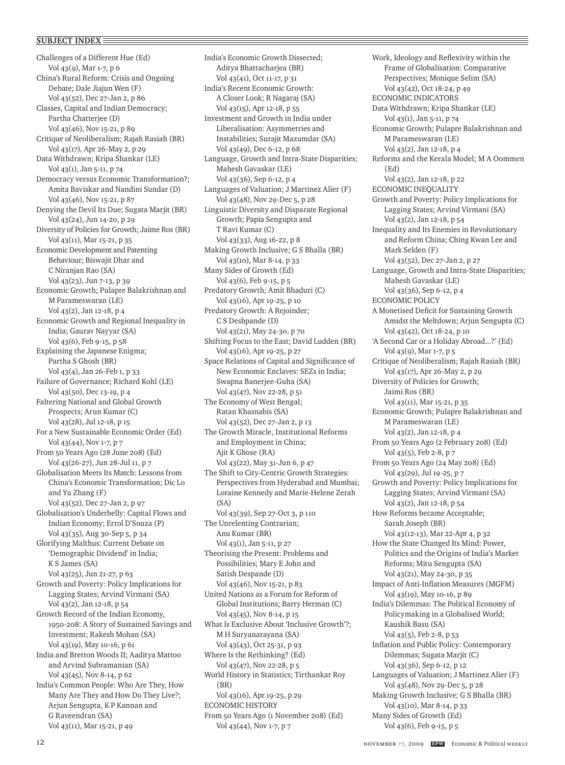Challenges of a Different Hue (Ed)
Vol 43(9), Mar 1-7, p 6

China's Rural Reform: Crisis and Ongoing Debate; Dale Jiajun Wen (F)
Vol 43(52), Dec 27-Jan 2, p 86

Classes, Capital and Indian Democracy; Partha Chatterjee (D)
Vol 43(46), Nov 15-21, p 89

Critique of Neoliberalism; Rajah Rasiah (BR)
Vol 43(17), Apr 26-May 2, p 29

Data Withdrawn; Kripa Shankar (LE)
Vol 43(1), Jan 5-11, p 74

Democracy versus Economic Transformation?; Amita Baviskar and Nandini Sundar (D)
Vol 43(46), Nov 15-21, p 87

Denying the Devil Its Due; Sugata Marjit (BR)
Vol 43(24), Jun 14-20, p 29

Diversity of Policies for Growth; Jaime Ros (BR)
Vol 43(11), Mar 15-21, p 35

Economic Development and Patenting Behaviour; Biswajit Dhar and C Niranjan Rao (SA)
Vol 43(23), Jun 7-13, p 39

Economic Growth; Pulapre Balakrishnan and M Parameswaran (LE)
Vol 43(2), Jan 12-18, p 4

Economic Growth and Regional Inequality in India; Gaurav Nayyar (SA)
Vol 43(6), Feb 9-15, p 58

Explaining the Japanese Enigma; Partha S Ghosh (BR)
Vol 43(4), Jan 26-Feb 1, p 33

Failure of Governance; Richard Kohl (LE)
Vol 43(50), Dec 13-19, p 4

Faltering National and Global Growth Prospects; Arun Kumar (C)
Vol 43(28), Jul 12-18, p 15

For a New Sustainable Economic Order (Ed)
Vol 43(44), Nov 1-7, p 7

From 50 Years Ago (28 June 208) (Ed)
Vol 43(26-27), Jun 28-Jul 11, p 7

Globalisation Meets Its Match: Lessons from China's Economic Transformation; Dic Lo and Yu Zhang (F)
Vol 43(52), Dec 27-Jan 2, p 97

Globalisation's Underbelly: Capital Flows and Indian Economy; Errol D'Souza (P)
Vol 43(35), Aug 30-Sep 5, p 34

Glorifying Malthus: Current Debate on 'Demographic Dividend' in India; K S James (SA)
Vol 43(25), Jun 21-27, p 63

Growth and Poverty: Policy Implications for Lagging States; Arvind Virmani (SA)
Vol 43(2), Jan 12-18, p 54

Growth Record of the Indian Economy, 1950-208: A Story of Sustained Savings and Investment; Rakesh Mohan (SA)
Vol 43(19), May 10-16, p 61

India and Bretton Woods II; Aaditya Mattoo and Arvind Subramanian (SA)
Vol 43(45), Nov 8-14, p 62

India's Common People: Who Are They, How Many Are They and How Do They Live?; Arjun Sengupta, K P Kannan and G Raveendran (SA)
Vol 43(11), Mar 15-21, p 49

India's Economic Growth Dissected; Aditya Bhattacharjea (BR)
Vol 43(41), Oct 11-17, p 31

India's Recent Economic Growth: A Closer Look; R Nagaraj (SA)
Vol 43(15), Apr 12-18, p 55

Investment and Growth in India under Liberalisation: Asymmetries and Instabilities; Surajit Mazumdar (SA)
Vol 43(49), Dec 6-12, p 68

Language, Growth and Intra-State Disparities; Mahesh Gavaskar (LE)
Vol 43(36), Sep 6-12, p 4

Languages of Valuation; J Martinez Alier (F)
Vol 43(48), Nov 29-Dec 5, p 28

Linguistic Diversity and Disparate Regional Growth; Papia Sengupta and T Ravi Kumar (C)
Vol 43(33), Aug 16-22, p 8

Making Growth Inclusive; G S Bhalla (BR)
Vol 43(10), Mar 8-14, p 33

Many Sides of Growth (Ed)
Vol 43(6), Feb 9-15, p 5

Predatory Growth; Amit Bhaduri (C)
Vol 43(16), Apr 19-25, p 10

Predatory Growth: A Rejoinder; C S Deshpande (D)
Vol 43(21), May 24-30, p 70

Shifting Focus to the East; David Ludden (BR)
Vol 43(16), Apr 19-25, p 27

Space Relations of Capital and Significance of New Economic Enclaves: SEZs in India; Swapna Banerjee-Guha (SA)
Vol 43(47), Nov 22-28, p 51

The Economy of West Bengal; Ratan Khasnabis (SA)
Vol 43(52), Dec 27-Jan 2, p 13

The Growth Miracle, Institutional Reforms and Employment in China; Ajit K Ghose (RA)
Vol 43(22), May 31-Jun 6, p 47

The Shift to City-Centric Growth Strategies: Perspectives from Hyderabad and Mumbai; Loraine Kennedy and Marie-Helene Zerah (SA)
Vol 43(39), Sep 27-Oct 3, p 110

The Unrelenting Contrarian; Anu Kumar (BR)
Vol 43(1), Jan 5-11, p 27

Theorising the Present: Problems and Possibilities; Mary E John and Satish Despande (D)
Vol 43(46), Nov 15-21, p 83

United Nations as a Forum for Reform of Global Institutions; Barry Herman (C)
Vol 43(45), Nov 8-14, p 15

What Is Exclusive About 'Inclusive Growth'?; M H Suryanarayana (SA)
Vol 43(43), Oct 25-31, p 93

Where Is the Rethinking? (Ed)
Vol 43(47), Nov 22-28, p 5

World History in Statistics; Tirthankar Roy (BR)
Vol 43(16), Apr 19-25, p 29

ECONOMIC HISTORY

From 50 Years Ago (1 November 208) (Ed)
Vol 43(44), Nov 1-7, p 7

Work, Ideology and Reflexivity within the Frame of Globalisation: Comparative Perspectives; Monique Selim (SA)
Vol 43(42), Oct 18-24, p 49

ECONOMIC INDICATORS

Data Withdrawn; Kripa Shankar (LE)
Vol 43(1), Jan 5-11, p 74

Economic Growth; Pulapre Balakrishnan and M Parameswaran (LE)
Vol 43(2), Jan 12-18, p 4

Reforms and the Kerala Model; M A Oommen (Ed)
Vol 43(2), Jan 12-18, p 22

ECONOMIC INEQUALITY

Growth and Poverty: Policy Implications for Lagging States; Arvind Virmani (SA)
Vol 43(2), Jan 12-18, p 54

Inequality and Its Enemies in Revolutionary and Reform China; Ching Kwan Lee and Mark Selden (F)
Vol 43(52), Dec 27-Jan 2, p 27

Language, Growth and Intra-State Disparities; Mahesh Gavaskar (LE)
Vol 43(36), Sep 6-12, p 4

ECONOMIC POLICY

A Monetised Deficit for Sustaining Growth Amidst the Meltdown; Arjun Sengupta (C)
Vol 43(42), Oct 18-24, p 10

'A Second Car or a Holiday Abroad…?' (Ed)
Vol 43(9), Mar 1-7, p 5

Critique of Neoliberalism; Rajah Rasiah (BR)
Vol 43(17), Apr 26-May 2, p 29

Diversity of Policies for Growth; Jaimi Ros (BR)
Vol 43(11), Mar 15-21, p 35

Economic Growth; Pulapre Balakrishnan and M Parameswaran (LE)
Vol 43(2), Jan 12-18, p 4

From 50 Years Ago (2 February 208) (Ed)
Vol 43(5), Feb 2-8, p 7

From 50 Years Ago (24 May 208) (Ed)
Vol 43(29), Jul 19-25, p 7

Growth and Poverty: Policy Implications for Lagging States; Arvind Virmani (SA)
Vol 43(2), Jan 12-18, p 54

How Reforms became Acceptable; Sarah Joseph (BR)
Vol 43(12-13), Mar 22-Apr 4, p 32

How the State Changed Its Mind: Power, Politics and the Origins of India's Market Reforms; Mitu Sengupta (SA)
Vol 43(21), May 24-30, p 35

Impact of Anti-Inflation Measures (MGFM)
Vol 43(19), May 10-16, p 89

India's Dilemmas: The Political Economy of Policymaking in a Globalised World; Kaushik Basu (SA)
Vol 43(5), Feb 2-8, p 53

Inflation and Public Policy: Contemporary Dilemmas; Sugata Marjit (C)
Vol 43(36), Sep 6-12, p 12

Languages of Valuation; J Martinez Alier (F)
Vol 43(48), Nov 29-Dec 5, p 28

Making Growth Inclusive; G S Bhalla (BR)
Vol 43(10), Mar 8-14, p 33

Many Sides of Growth (Ed)
Vol 43(6), Feb 9-15, p 5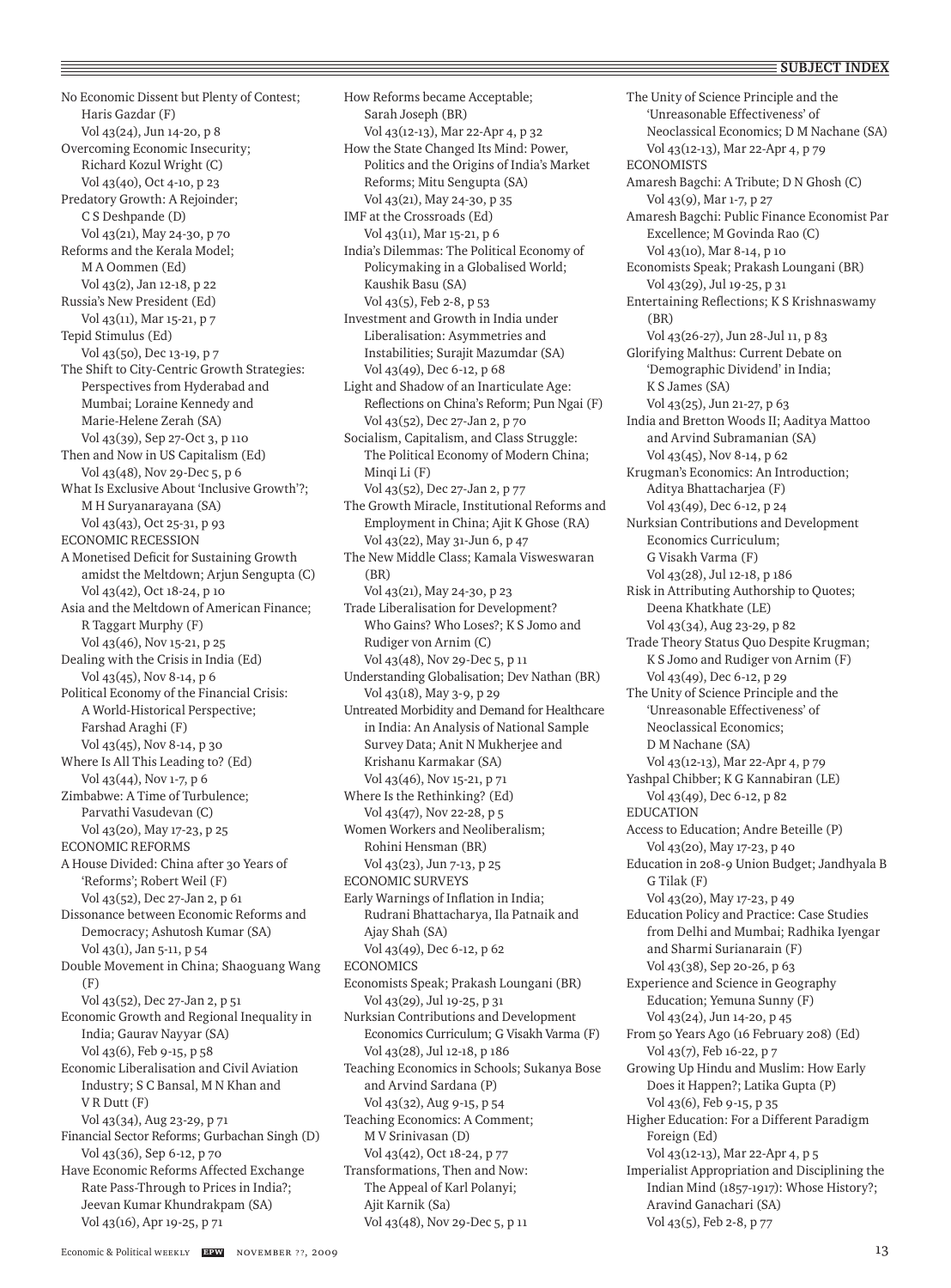No Economic Dissent but Plenty of Contest; Haris Gazdar (F)
Vol 43(24), Jun 14-20, p 8

Overcoming Economic Insecurity; Richard Kozul Wright (C)
Vol 43(40), Oct 4-10, p 23

Predatory Growth: A Rejoinder; C S Deshpande (D)
Vol 43(21), May 24-30, p 70

Reforms and the Kerala Model; M A Oommen (Ed)
Vol 43(2), Jan 12-18, p 22

Russia's New President (Ed)
Vol 43(11), Mar 15-21, p 7

Tepid Stimulus (Ed)
Vol 43(50), Dec 13-19, p 7

The Shift to City-Centric Growth Strategies: Perspectives from Hyderabad and Mumbai; Loraine Kennedy and Marie-Helene Zerah (SA)
Vol 43(39), Sep 27-Oct 3, p 110

Then and Now in US Capitalism (Ed)
Vol 43(48), Nov 29-Dec 5, p 6

What Is Exclusive About 'Inclusive Growth'?; M H Suryanarayana (SA)
Vol 43(43), Oct 25-31, p 93

ECONOMIC RECESSION

A Monetised Deficit for Sustaining Growth amidst the Meltdown; Arjun Sengupta (C)
Vol 43(42), Oct 18-24, p 10

Asia and the Meltdown of American Finance; R Taggart Murphy (F)
Vol 43(46), Nov 15-21, p 25

Dealing with the Crisis in India (Ed)
Vol 43(45), Nov 8-14, p 6

Political Economy of the Financial Crisis: A World-Historical Perspective; Farshad Araghi (F)
Vol 43(45), Nov 8-14, p 30

Where Is All This Leading to? (Ed)
Vol 43(44), Nov 1-7, p 6

Zimbabwe: A Time of Turbulence; Parvathi Vasudevan (C)
Vol 43(20), May 17-23, p 25

ECONOMIC REFORMS

A House Divided: China after 30 Years of 'Reforms'; Robert Weil (F)
Vol 43(52), Dec 27-Jan 2, p 61

Dissonance between Economic Reforms and Democracy; Ashutosh Kumar (SA)
Vol 43(1), Jan 5-11, p 54

Double Movement in China; Shaoguang Wang (F)
Vol 43(52), Dec 27-Jan 2, p 51

Economic Growth and Regional Inequality in India; Gaurav Nayyar (SA)
Vol 43(6), Feb 9-15, p 58

Economic Liberalisation and Civil Aviation Industry; S C Bansal, M N Khan and V R Dutt (F)
Vol 43(34), Aug 23-29, p 71

Financial Sector Reforms; Gurbachan Singh (D)
Vol 43(36), Sep 6-12, p 70

Have Economic Reforms Affected Exchange Rate Pass-Through to Prices in India?; Jeevan Kumar Khundrakpam (SA)
Vol 43(16), Apr 19-25, p 71

How Reforms became Acceptable; Sarah Joseph (BR)
Vol 43(12-13), Mar 22-Apr 4, p 32

How the State Changed Its Mind: Power, Politics and the Origins of India's Market Reforms; Mitu Sengupta (SA)
Vol 43(21), May 24-30, p 35

IMF at the Crossroads (Ed)
Vol 43(11), Mar 15-21, p 6

India's Dilemmas: The Political Economy of Policymaking in a Globalised World; Kaushik Basu (SA)
Vol 43(5), Feb 2-8, p 53

Investment and Growth in India under Liberalisation: Asymmetries and Instabilities; Surajit Mazumdar (SA)
Vol 43(49), Dec 6-12, p 68

Light and Shadow of an Inarticulate Age: Reflections on China's Reform; Pun Ngai (F)
Vol 43(52), Dec 27-Jan 2, p 70

Socialism, Capitalism, and Class Struggle: The Political Economy of Modern China; Minqi Li (F)
Vol 43(52), Dec 27-Jan 2, p 77

The Growth Miracle, Institutional Reforms and Employment in China; Ajit K Ghose (RA)
Vol 43(22), May 31-Jun 6, p 47

The New Middle Class; Kamala Visweswaran (BR)
Vol 43(21), May 24-30, p 23

Trade Liberalisation for Development? Who Gains? Who Loses?; K S Jomo and Rudiger von Arnim (C)
Vol 43(48), Nov 29-Dec 5, p 11

Understanding Globalisation; Dev Nathan (BR)
Vol 43(18), May 3-9, p 29

Untreated Morbidity and Demand for Healthcare in India: An Analysis of National Sample Survey Data; Anit N Mukherjee and Krishanu Karmakar (SA)
Vol 43(46), Nov 15-21, p 71

Where Is the Rethinking? (Ed)
Vol 43(47), Nov 22-28, p 5

Women Workers and Neoliberalism; Rohini Hensman (BR)
Vol 43(23), Jun 7-13, p 25

ECONOMIC SURVEYS

Early Warnings of Inflation in India; Rudrani Bhattacharya, Ila Patnaik and Ajay Shah (SA)
Vol 43(49), Dec 6-12, p 62

ECONOMICS

Economists Speak; Prakash Loungani (BR)
Vol 43(29), Jul 19-25, p 31

Nurksian Contributions and Development Economics Curriculum; G Visakh Varma (F)
Vol 43(28), Jul 12-18, p 186

Teaching Economics in Schools; Sukanya Bose and Arvind Sardana (P)
Vol 43(32), Aug 9-15, p 54

Teaching Economics: A Comment; M V Srinivasan (D)
Vol 43(42), Oct 18-24, p 77

Transformations, Then and Now: The Appeal of Karl Polanyi; Ajit Karnik (Sa)
Vol 43(48), Nov 29-Dec 5, p 11

The Unity of Science Principle and the 'Unreasonable Effectiveness' of Neoclassical Economics; D M Nachane (SA)
Vol 43(12-13), Mar 22-Apr 4, p 79

ECONOMISTS

Amaresh Bagchi: A Tribute; D N Ghosh (C)
Vol 43(9), Mar 1-7, p 27

Amaresh Bagchi: Public Finance Economist Par Excellence; M Govinda Rao (C)
Vol 43(10), Mar 8-14, p 10

Economists Speak; Prakash Loungani (BR)
Vol 43(29), Jul 19-25, p 31

Entertaining Reflections; K S Krishnaswamy (BR)
Vol 43(26-27), Jun 28-Jul 11, p 83

Glorifying Malthus: Current Debate on 'Demographic Dividend' in India; K S James (SA)
Vol 43(25), Jun 21-27, p 63

India and Bretton Woods II; Aaditya Mattoo and Arvind Subramanian (SA)
Vol 43(45), Nov 8-14, p 62

Krugman's Economics: An Introduction; Aditya Bhattacharjea (F)
Vol 43(49), Dec 6-12, p 24

Nurksian Contributions and Development Economics Curriculum; G Visakh Varma (F)
Vol 43(28), Jul 12-18, p 186

Risk in Attributing Authorship to Quotes; Deena Khatkhate (LE)
Vol 43(34), Aug 23-29, p 82

Trade Theory Status Quo Despite Krugman; K S Jomo and Rudiger von Arnim (F)
Vol 43(49), Dec 6-12, p 29

The Unity of Science Principle and the 'Unreasonable Effectiveness' of Neoclassical Economics; D M Nachane (SA)
Vol 43(12-13), Mar 22-Apr 4, p 79

Yashpal Chibber; K G Kannabiran (LE)
Vol 43(49), Dec 6-12, p 82

EDUCATION

Access to Education; Andre Beteille (P)
Vol 43(20), May 17-23, p 40

Education in 208-9 Union Budget; Jandhyala B G Tilak (F)
Vol 43(20), May 17-23, p 49

Education Policy and Practice: Case Studies from Delhi and Mumbai; Radhika Iyengar and Sharmi Surianarain (F)
Vol 43(38), Sep 20-26, p 63

Experience and Science in Geography Education; Yemuna Sunny (F)
Vol 43(24), Jun 14-20, p 45

From 50 Years Ago (16 February 208) (Ed)
Vol 43(7), Feb 16-22, p 7

Growing Up Hindu and Muslim: How Early Does it Happen?; Latika Gupta (P)
Vol 43(6), Feb 9-15, p 35

Higher Education: For a Different Paradigm Foreign (Ed)
Vol 43(12-13), Mar 22-Apr 4, p 5

Imperialist Appropriation and Disciplining the Indian Mind (1857-1917): Whose History?; Aravind Ganachari (SA)
Vol 43(5), Feb 2-8, p 77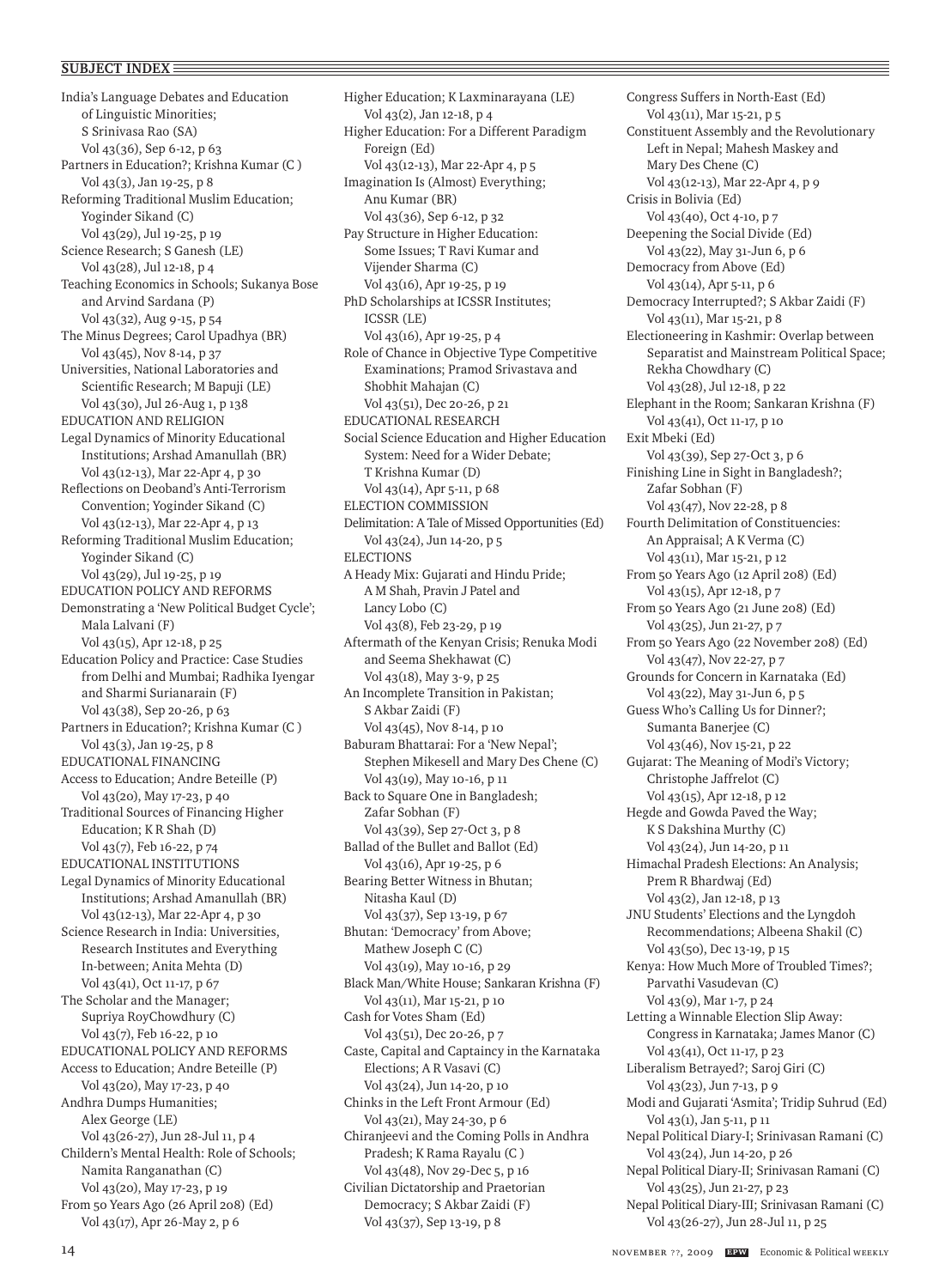India's Language Debates and Education of Linguistic Minorities; S Srinivasa Rao (SA) Vol 43(36), Sep 6-12, p 63

Partners in Education?; Krishna Kumar (C ) Vol 43(3), Jan 19-25, p 8

Reforming Traditional Muslim Education; Yoginder Sikand (C) Vol 43(29), Jul 19-25, p 19

Science Research; S Ganesh (LE) Vol 43(28), Jul 12-18, p 4

Teaching Economics in Schools; Sukanya Bose and Arvind Sardana (P) Vol 43(32), Aug 9-15, p 54

The Minus Degrees; Carol Upadhya (BR) Vol 43(45), Nov 8-14, p 37

Universities, National Laboratories and Scientific Research; M Bapuji (LE) Vol 43(30), Jul 26-Aug 1, p 138

EDUCATION AND RELIGION

Legal Dynamics of Minority Educational Institutions; Arshad Amanullah (BR) Vol 43(12-13), Mar 22-Apr 4, p 30

Reflections on Deoband's Anti-Terrorism Convention; Yoginder Sikand (C) Vol 43(12-13), Mar 22-Apr 4, p 13

Reforming Traditional Muslim Education; Yoginder Sikand (C) Vol 43(29), Jul 19-25, p 19

EDUCATION POLICY AND REFORMS

Demonstrating a 'New Political Budget Cycle'; Mala Lalvani (F) Vol 43(15), Apr 12-18, p 25

Education Policy and Practice: Case Studies from Delhi and Mumbai; Radhika Iyengar and Sharmi Surianarain (F) Vol 43(38), Sep 20-26, p 63

Partners in Education?; Krishna Kumar (C ) Vol 43(3), Jan 19-25, p 8

EDUCATIONAL FINANCING

Access to Education; Andre Beteille (P) Vol 43(20), May 17-23, p 40

Traditional Sources of Financing Higher Education; K R Shah (D) Vol 43(7), Feb 16-22, p 74

EDUCATIONAL INSTITUTIONS

Legal Dynamics of Minority Educational Institutions; Arshad Amanullah (BR) Vol 43(12-13), Mar 22-Apr 4, p 30

Science Research in India: Universities, Research Institutes and Everything In-between; Anita Mehta (D) Vol 43(41), Oct 11-17, p 67

The Scholar and the Manager; Supriya RoyChowdhury (C) Vol 43(7), Feb 16-22, p 10

EDUCATIONAL POLICY AND REFORMS

Access to Education; Andre Beteille (P) Vol 43(20), May 17-23, p 40

Andhra Dumps Humanities; Alex George (LE) Vol 43(26-27), Jun 28-Jul 11, p 4

Childern's Mental Health: Role of Schools; Namita Ranganathan (C) Vol 43(20), May 17-23, p 19

From 50 Years Ago (26 April 208) (Ed) Vol 43(17), Apr 26-May 2, p 6

Higher Education; K Laxminarayana (LE) Vol 43(2), Jan 12-18, p 4

Higher Education: For a Different Paradigm Foreign (Ed) Vol 43(12-13), Mar 22-Apr 4, p 5

Imagination Is (Almost) Everything; Anu Kumar (BR) Vol 43(36), Sep 6-12, p 32

Pay Structure in Higher Education: Some Issues; T Ravi Kumar and Vijender Sharma (C) Vol 43(16), Apr 19-25, p 19

PhD Scholarships at ICSSR Institutes; ICSSR (LE) Vol 43(16), Apr 19-25, p 4

Role of Chance in Objective Type Competitive Examinations; Pramod Srivastava and Shobhit Mahajan (C) Vol 43(51), Dec 20-26, p 21

EDUCATIONAL RESEARCH

Social Science Education and Higher Education System: Need for a Wider Debate; T Krishna Kumar (D) Vol 43(14), Apr 5-11, p 68

ELECTION COMMISSION

Delimitation: A Tale of Missed Opportunities (Ed) Vol 43(24), Jun 14-20, p 5

ELECTIONS

A Heady Mix: Gujarati and Hindu Pride; A M Shah, Pravin J Patel and Lancy Lobo (C) Vol 43(8), Feb 23-29, p 19

Aftermath of the Kenyan Crisis; Renuka Modi and Seema Shekhawat (C) Vol 43(18), May 3-9, p 25

An Incomplete Transition in Pakistan; S Akbar Zaidi (F) Vol 43(45), Nov 8-14, p 10

Baburam Bhattarai: For a 'New Nepal'; Stephen Mikesell and Mary Des Chene (C) Vol 43(19), May 10-16, p 11

Back to Square One in Bangladesh; Zafar Sobhan (F) Vol 43(39), Sep 27-Oct 3, p 8

Ballad of the Bullet and Ballot (Ed) Vol 43(16), Apr 19-25, p 6

Bearing Better Witness in Bhutan; Nitasha Kaul (D) Vol 43(37), Sep 13-19, p 67

Bhutan: 'Democracy' from Above; Mathew Joseph C (C) Vol 43(19), May 10-16, p 29

Black Man/White House; Sankaran Krishna (F) Vol 43(11), Mar 15-21, p 10

Cash for Votes Sham (Ed) Vol 43(51), Dec 20-26, p 7

Caste, Capital and Captaincy in the Karnataka Elections; A R Vasavi (C) Vol 43(24), Jun 14-20, p 10

Chinks in the Left Front Armour (Ed) Vol 43(21), May 24-30, p 6

Chiranjeevi and the Coming Polls in Andhra Pradesh; K Rama Rayalu (C ) Vol 43(48), Nov 29-Dec 5, p 16

Civilian Dictatorship and Praetorian Democracy; S Akbar Zaidi (F) Vol 43(37), Sep 13-19, p 8

Congress Suffers in North-East (Ed) Vol 43(11), Mar 15-21, p 5

Constituent Assembly and the Revolutionary Left in Nepal; Mahesh Maskey and Mary Des Chene (C) Vol 43(12-13), Mar 22-Apr 4, p 9

Crisis in Bolivia (Ed) Vol 43(40), Oct 4-10, p 7

Deepening the Social Divide (Ed) Vol 43(22), May 31-Jun 6, p 6

Democracy from Above (Ed) Vol 43(14), Apr 5-11, p 6

Democracy Interrupted?; S Akbar Zaidi (F) Vol 43(11), Mar 15-21, p 8

Electioneering in Kashmir: Overlap between Separatist and Mainstream Political Space; Rekha Chowdhary (C) Vol 43(28), Jul 12-18, p 22

Elephant in the Room; Sankaran Krishna (F) Vol 43(41), Oct 11-17, p 10

Exit Mbeki (Ed) Vol 43(39), Sep 27-Oct 3, p 6

Finishing Line in Sight in Bangladesh?; Zafar Sobhan (F) Vol 43(47), Nov 22-28, p 8

Fourth Delimitation of Constituencies: An Appraisal; A K Verma (C) Vol 43(11), Mar 15-21, p 12

From 50 Years Ago (12 April 208) (Ed) Vol 43(15), Apr 12-18, p 7

From 50 Years Ago (21 June 208) (Ed) Vol 43(25), Jun 21-27, p 7

From 50 Years Ago (22 November 208) (Ed) Vol 43(47), Nov 22-27, p 7

Grounds for Concern in Karnataka (Ed) Vol 43(22), May 31-Jun 6, p 5

Guess Who's Calling Us for Dinner?; Sumanta Banerjee (C) Vol 43(46), Nov 15-21, p 22

Gujarat: The Meaning of Modi's Victory; Christophe Jaffrelot (C) Vol 43(15), Apr 12-18, p 12

Hegde and Gowda Paved the Way; K S Dakshina Murthy (C) Vol 43(24), Jun 14-20, p 11

Himachal Pradesh Elections: An Analysis; Prem R Bhardwaj (Ed) Vol 43(2), Jan 12-18, p 13

JNU Students' Elections and the Lyngdoh Recommendations; Albeena Shakil (C) Vol 43(50), Dec 13-19, p 15

Kenya: How Much More of Troubled Times?; Parvathi Vasudevan (C) Vol 43(9), Mar 1-7, p 24

Letting a Winnable Election Slip Away: Congress in Karnataka; James Manor (C) Vol 43(41), Oct 11-17, p 23

Liberalism Betrayed?; Saroj Giri (C) Vol 43(23), Jun 7-13, p 9

Modi and Gujarati 'Asmita'; Tridip Suhrud (Ed) Vol 43(1), Jan 5-11, p 11

Nepal Political Diary-I; Srinivasan Ramani (C) Vol 43(24), Jun 14-20, p 26

Nepal Political Diary-II; Srinivasan Ramani (C) Vol 43(25), Jun 21-27, p 23

Nepal Political Diary-III; Srinivasan Ramani (C) Vol 43(26-27), Jun 28-Jul 11, p 25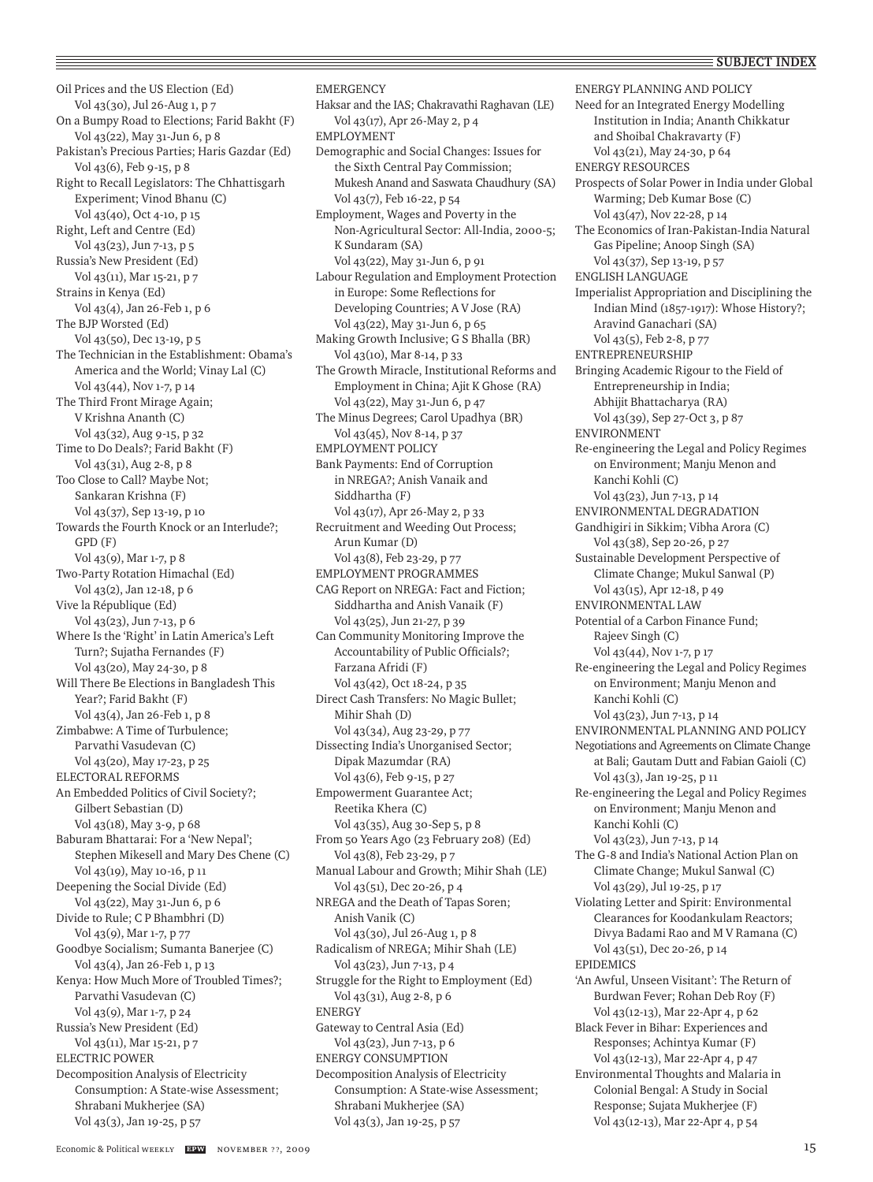Oil Prices and the US Election (Ed)
Vol 43(30), Jul 26-Aug 1, p 7

On a Bumpy Road to Elections; Farid Bakht (F)
Vol 43(22), May 31-Jun 6, p 8

Pakistan's Precious Parties; Haris Gazdar (Ed)
Vol 43(6), Feb 9-15, p 8

Right to Recall Legislators: The Chhattisgarh Experiment; Vinod Bhanu (C)
Vol 43(40), Oct 4-10, p 15

Right, Left and Centre (Ed)
Vol 43(23), Jun 7-13, p 5

Russia's New President (Ed)
Vol 43(11), Mar 15-21, p 7

Strains in Kenya (Ed)
Vol 43(4), Jan 26-Feb 1, p 6

The BJP Worsted (Ed)
Vol 43(50), Dec 13-19, p 5

The Technician in the Establishment: Obama's America and the World; Vinay Lal (C)
Vol 43(44), Nov 1-7, p 14

The Third Front Mirage Again; V Krishna Ananth (C)
Vol 43(32), Aug 9-15, p 32

Time to Do Deals?; Farid Bakht (F)
Vol 43(31), Aug 2-8, p 8

Too Close to Call? Maybe Not; Sankaran Krishna (F)
Vol 43(37), Sep 13-19, p 10

Towards the Fourth Knock or an Interlude?; GPD (F)
Vol 43(9), Mar 1-7, p 8

Two-Party Rotation Himachal (Ed)
Vol 43(2), Jan 12-18, p 6

Vive la République (Ed)
Vol 43(23), Jun 7-13, p 6

Where Is the 'Right' in Latin America's Left Turn?; Sujatha Fernandes (F)
Vol 43(20), May 24-30, p 8

Will There Be Elections in Bangladesh This Year?; Farid Bakht (F)
Vol 43(4), Jan 26-Feb 1, p 8

Zimbabwe: A Time of Turbulence; Parvathi Vasudevan (C)
Vol 43(20), May 17-23, p 25

ELECTORAL REFORMS

An Embedded Politics of Civil Society?; Gilbert Sebastian (D)
Vol 43(18), May 3-9, p 68

Baburam Bhattarai: For a 'New Nepal'; Stephen Mikesell and Mary Des Chene (C)
Vol 43(19), May 10-16, p 11

Deepening the Social Divide (Ed)
Vol 43(22), May 31-Jun 6, p 6

Divide to Rule; C P Bhambhri (D)
Vol 43(9), Mar 1-7, p 77

Goodbye Socialism; Sumanta Banerjee (C)
Vol 43(4), Jan 26-Feb 1, p 13

Kenya: How Much More of Troubled Times?; Parvathi Vasudevan (C)
Vol 43(9), Mar 1-7, p 24

Russia's New President (Ed)
Vol 43(11), Mar 15-21, p 7

ELECTRIC POWER

Decomposition Analysis of Electricity Consumption: A State-wise Assessment; Shrabani Mukherjee (SA)
Vol 43(3), Jan 19-25, p 57

EMERGENCY

Haksar and the IAS; Chakravathi Raghavan (LE)
Vol 43(17), Apr 26-May 2, p 4

EMPLOYMENT

Demographic and Social Changes: Issues for the Sixth Central Pay Commission; Mukesh Anand and Saswata Chaudhury (SA)
Vol 43(7), Feb 16-22, p 54

Employment, Wages and Poverty in the Non-Agricultural Sector: All-India, 2000-5; K Sundaram (SA)
Vol 43(22), May 31-Jun 6, p 91

Labour Regulation and Employment Protection in Europe: Some Reflections for Developing Countries; A V Jose (RA)
Vol 43(22), May 31-Jun 6, p 65

Making Growth Inclusive; G S Bhalla (BR)
Vol 43(10), Mar 8-14, p 33

The Growth Miracle, Institutional Reforms and Employment in China; Ajit K Ghose (RA)
Vol 43(22), May 31-Jun 6, p 47

The Minus Degrees; Carol Upadhya (BR)
Vol 43(45), Nov 8-14, p 37

EMPLOYMENT POLICY

Bank Payments: End of Corruption in NREGA?; Anish Vanaik and Siddhartha (F)
Vol 43(17), Apr 26-May 2, p 33

Recruitment and Weeding Out Process; Arun Kumar (D)
Vol 43(8), Feb 23-29, p 77

EMPLOYMENT PROGRAMMES

CAG Report on NREGA: Fact and Fiction; Siddhartha and Anish Vanaik (F)
Vol 43(25), Jun 21-27, p 39

Can Community Monitoring Improve the Accountability of Public Officials?; Farzana Afridi (F)
Vol 43(42), Oct 18-24, p 35

Direct Cash Transfers: No Magic Bullet; Mihir Shah (D)
Vol 43(34), Aug 23-29, p 77

Dissecting India's Unorganised Sector; Dipak Mazumdar (RA)
Vol 43(6), Feb 9-15, p 27

Empowerment Guarantee Act; Reetika Khera (C)
Vol 43(35), Aug 30-Sep 5, p 8

From 50 Years Ago (23 February 208) (Ed)
Vol 43(8), Feb 23-29, p 7

Manual Labour and Growth; Mihir Shah (LE)
Vol 43(51), Dec 20-26, p 4

NREGA and the Death of Tapas Soren; Anish Vanik (C)
Vol 43(30), Jul 26-Aug 1, p 8

Radicalism of NREGA; Mihir Shah (LE)
Vol 43(23), Jun 7-13, p 4

Struggle for the Right to Employment (Ed)
Vol 43(31), Aug 2-8, p 6

ENERGY

Gateway to Central Asia (Ed)
Vol 43(23), Jun 7-13, p 6

ENERGY CONSUMPTION

Decomposition Analysis of Electricity Consumption: A State-wise Assessment; Shrabani Mukherjee (SA)
Vol 43(3), Jan 19-25, p 57

ENERGY PLANNING AND POLICY

Need for an Integrated Energy Modelling Institution in India; Ananth Chikkatur and Shoibal Chakravarty (F)
Vol 43(21), May 24-30, p 64

ENERGY RESOURCES

Prospects of Solar Power in India under Global Warming; Deb Kumar Bose (C)
Vol 43(47), Nov 22-28, p 14

The Economics of Iran-Pakistan-India Natural Gas Pipeline; Anoop Singh (SA)
Vol 43(37), Sep 13-19, p 57

ENGLISH LANGUAGE

Imperialist Appropriation and Disciplining the Indian Mind (1857-1917): Whose History?; Aravind Ganachari (SA)
Vol 43(5), Feb 2-8, p 77

ENTREPRENEURSHIP

Bringing Academic Rigour to the Field of Entrepreneurship in India; Abhijit Bhattacharya (RA)
Vol 43(39), Sep 27-Oct 3, p 87

ENVIRONMENT

Re-engineering the Legal and Policy Regimes on Environment; Manju Menon and Kanchi Kohli (C)
Vol 43(23), Jun 7-13, p 14

ENVIRONMENTAL DEGRADATION

Gandhigiri in Sikkim; Vibha Arora (C)
Vol 43(38), Sep 20-26, p 27

Sustainable Development Perspective of Climate Change; Mukul Sanwal (P)
Vol 43(15), Apr 12-18, p 49

ENVIRONMENTAL LAW

Potential of a Carbon Finance Fund; Rajeev Singh (C)
Vol 43(44), Nov 1-7, p 17

Re-engineering the Legal and Policy Regimes on Environment; Manju Menon and Kanchi Kohli (C)
Vol 43(23), Jun 7-13, p 14

ENVIRONMENTAL PLANNING AND POLICY

Negotiations and Agreements on Climate Change at Bali; Gautam Dutt and Fabian Gaioli (C)
Vol 43(3), Jan 19-25, p 11

Re-engineering the Legal and Policy Regimes on Environment; Manju Menon and Kanchi Kohli (C)
Vol 43(23), Jun 7-13, p 14

The G-8 and India's National Action Plan on Climate Change; Mukul Sanwal (C)
Vol 43(29), Jul 19-25, p 17

Violating Letter and Spirit: Environmental Clearances for Koodankulam Reactors; Divya Badami Rao and M V Ramana (C)
Vol 43(51), Dec 20-26, p 14

EPIDEMICS

'An Awful, Unseen Visitant': The Return of Burdwan Fever; Rohan Deb Roy (F)
Vol 43(12-13), Mar 22-Apr 4, p 62

Black Fever in Bihar: Experiences and Responses; Achintya Kumar (F)
Vol 43(12-13), Mar 22-Apr 4, p 47

Environmental Thoughts and Malaria in Colonial Bengal: A Study in Social Response; Sujata Mukherjee (F)
Vol 43(12-13), Mar 22-Apr 4, p 54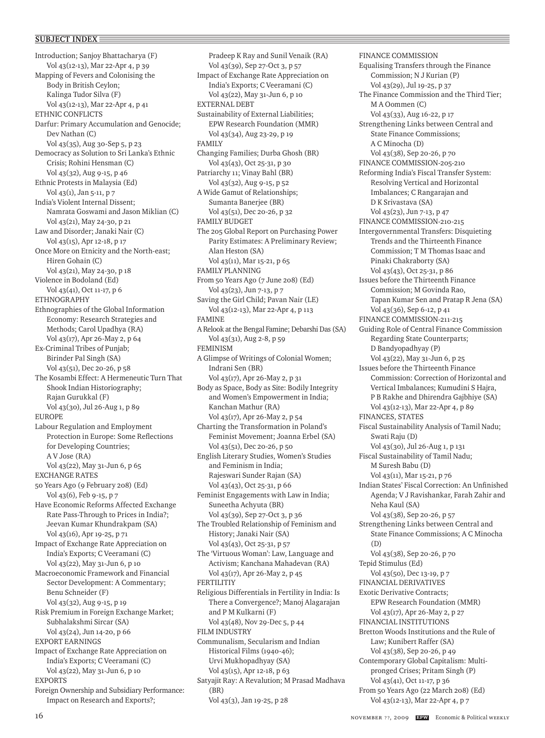Introduction; Sanjoy Bhattacharya (F)
Vol 43(12-13), Mar 22-Apr 4, p 39

Mapping of Fevers and Colonising the Body in British Ceylon; Kalinga Tudor Silva (F)
Vol 43(12-13), Mar 22-Apr 4, p 41

ETHNIC CONFLICTS

Darfur: Primary Accumulation and Genocide; Dev Nathan (C)
Vol 43(35), Aug 30-Sep 5, p 23

Democracy as Solution to Sri Lanka's Ethnic Crisis; Rohini Hensman (C)
Vol 43(32), Aug 9-15, p 46

Ethnic Protests in Malaysia (Ed)
Vol 43(1), Jan 5-11, p 7

India's Violent Internal Dissent; Namrata Goswami and Jason Miklian (C)
Vol 43(21), May 24-30, p 21

Law and Disorder; Janaki Nair (C)
Vol 43(15), Apr 12-18, p 17

Once More on Etnicity and the North-east; Hiren Gohain (C)
Vol 43(21), May 24-30, p 18

Violence in Bodoland (Ed)
Vol 43(41), Oct 11-17, p 6

ETHNOGRAPHY

Ethnographies of the Global Information Economy: Research Strategies and Methods; Carol Upadhya (RA)
Vol 43(17), Apr 26-May 2, p 64

Ex-Criminal Tribes of Punjab; Birinder Pal Singh (SA)
Vol 43(51), Dec 20-26, p 58

The Kosambi Effect: A Hermeneutic Turn That Shook Indian Historiography; Rajan Gurukkal (F)
Vol 43(30), Jul 26-Aug 1, p 89

EUROPE

Labour Regulation and Employment Protection in Europe: Some Reflections for Developing Countries; A V Jose (RA)
Vol 43(22), May 31-Jun 6, p 65

EXCHANGE RATES

50 Years Ago (9 February 208) (Ed)
Vol 43(6), Feb 9-15, p 7

Have Economic Reforms Affected Exchange Rate Pass-Through to Prices in India?; Jeevan Kumar Khundrakpam (SA)
Vol 43(16), Apr 19-25, p 71

Impact of Exchange Rate Appreciation on India's Exports; C Veeramani (C)
Vol 43(22), May 31-Jun 6, p 10

Macroeconomic Framework and Financial Sector Development: A Commentary; Benu Schneider (F)
Vol 43(32), Aug 9-15, p 19

Risk Premium in Foreign Exchange Market; Subhalakshmi Sircar (SA)
Vol 43(24), Jun 14-20, p 66

EXPORT EARNINGS

Impact of Exchange Rate Appreciation on India's Exports; C Veeramani (C)
Vol 43(22), May 31-Jun 6, p 10

EXPORTS

Foreign Ownership and Subsidiary Performance: Impact on Research and Exports?; Pradeep K Ray and Sunil Venaik (RA)
Vol 43(39), Sep 27-Oct 3, p 57

Impact of Exchange Rate Appreciation on India's Exports; C Veeramani (C)
Vol 43(22), May 31-Jun 6, p 10

EXTERNAL DEBT

Sustainability of External Liabilities; EPW Research Foundation (MMR)
Vol 43(34), Aug 23-29, p 19

FAMILY

Changing Families; Durba Ghosh (BR)
Vol 43(43), Oct 25-31, p 30

Patriarchy 11; Vinay Bahl (BR)
Vol 43(32), Aug 9-15, p 52

A Wide Gamut of Relationships; Sumanta Banerjee (BR)
Vol 43(51), Dec 20-26, p 32

FAMILY BUDGET

The 205 Global Report on Purchasing Power Parity Estimates: A Preliminary Review; Alan Heston (SA)
Vol 43(11), Mar 15-21, p 65

FAMILY PLANNING

From 50 Years Ago (7 June 208) (Ed)
Vol 43(23), Jun 7-13, p 7

Saving the Girl Child; Pavan Nair (LE)
Vol 43(12-13), Mar 22-Apr 4, p 113

FAMINE

A Relook at the Bengal Famine; Debarshi Das (SA)
Vol 43(31), Aug 2-8, p 59

FEMINISM

A Glimpse of Writings of Colonial Women; Indrani Sen (BR)
Vol 43(17), Apr 26-May 2, p 31

Body as Space, Body as Site: Bodily Integrity and Women's Empowerment in India; Kanchan Mathur (RA)
Vol 43(17), Apr 26-May 2, p 54

Charting the Transformation in Poland's Feminist Movement; Joanna Erbel (SA)
Vol 43(51), Dec 20-26, p 50

English Literary Studies, Women's Studies and Feminism in India; Rajeswari Sunder Rajan (SA)
Vol 43(43), Oct 25-31, p 66

Feminist Engagements with Law in India; Suneetha Achyuta (BR)
Vol 43(39), Sep 27-Oct 3, p 36

The Troubled Relationship of Feminism and History; Janaki Nair (SA)
Vol 43(43), Oct 25-31, p 57

The 'Virtuous Woman': Law, Language and Activism; Kanchana Mahadevan (RA)
Vol 43(17), Apr 26-May 2, p 45

FERTILITIY

Religious Differentials in Fertility in India: Is There a Convergence?; Manoj Alagarajan and P M Kulkarni (F)
Vol 43(48), Nov 29-Dec 5, p 44

FILM INDUSTRY

Communalism, Secularism and Indian Historical Films (1940-46); Urvi Mukhopadhyay (SA)
Vol 43(15), Apr 12-18, p 63

Satyajit Ray: A Revalution; M Prasad Madhava (BR)
Vol 43(3), Jan 19-25, p 28

FINANCE COMMISSION

Equalising Transfers through the Finance Commission; N J Kurian (P)
Vol 43(29), Jul 19-25, p 37

The Finance Commission and the Third Tier; M A Oommen (C)
Vol 43(33), Aug 16-22, p 17

Strengthening Links between Central and State Finance Commissions; A C Minocha (D)
Vol 43(38), Sep 20-26, p 70

FINANCE COMMISSION-205-210

Reforming India's Fiscal Transfer System: Resolving Vertical and Horizontal Imbalances; C Rangarajan and D K Srivastava (SA)
Vol 43(23), Jun 7-13, p 47

FINANCE COMMISSION-210-215

Intergovernmental Transfers: Disquieting Trends and the Thirteenth Finance Commission; T M Thomas Isaac and Pinaki Chakraborty (SA)
Vol 43(43), Oct 25-31, p 86

Issues before the Thirteenth Finance Commission; M Govinda Rao, Tapan Kumar Sen and Pratap R Jena (SA)
Vol 43(36), Sep 6-12, p 41

FINANCE COMMISSION-211-215

Guiding Role of Central Finance Commission Regarding State Counterparts; D Bandyopadhyay (P)
Vol 43(22), May 31-Jun 6, p 25

Issues before the Thirteenth Finance Commission: Correction of Horizontal and Vertical Imbalances; Kumudini S Hajra, P B Rakhe and Dhirendra Gajbhiye (SA)
Vol 43(12-13), Mar 22-Apr 4, p 89

FINANCES, STATES

Fiscal Sustainability Analysis of Tamil Nadu; Swati Raju (D)
Vol 43(30), Jul 26-Aug 1, p 131

Fiscal Sustainability of Tamil Nadu; M Suresh Babu (D)
Vol 43(11), Mar 15-21, p 76

Indian States' Fiscal Correction: An Unfinished Agenda; V J Ravishankar, Farah Zahir and Neha Kaul (SA)
Vol 43(38), Sep 20-26, p 57

Strengthening Links between Central and State Finance Commissions; A C Minocha (D)
Vol 43(38), Sep 20-26, p 70

Tepid Stimulus (Ed)
Vol 43(50), Dec 13-19, p 7

FINANCIAL DERIVATIVES

Exotic Derivative Contracts; EPW Research Foundation (MMR)
Vol 43(17), Apr 26-May 2, p 27

FINANCIAL INSTITUTIONS

Bretton Woods Institutions and the Rule of Law; Kunibert Raffer (SA)
Vol 43(38), Sep 20-26, p 49

Contemporary Global Capitalism: Multi-pronged Crises; Pritam Singh (P)
Vol 43(41), Oct 11-17, p 36

From 50 Years Ago (22 March 208) (Ed)
Vol 43(12-13), Mar 22-Apr 4, p 7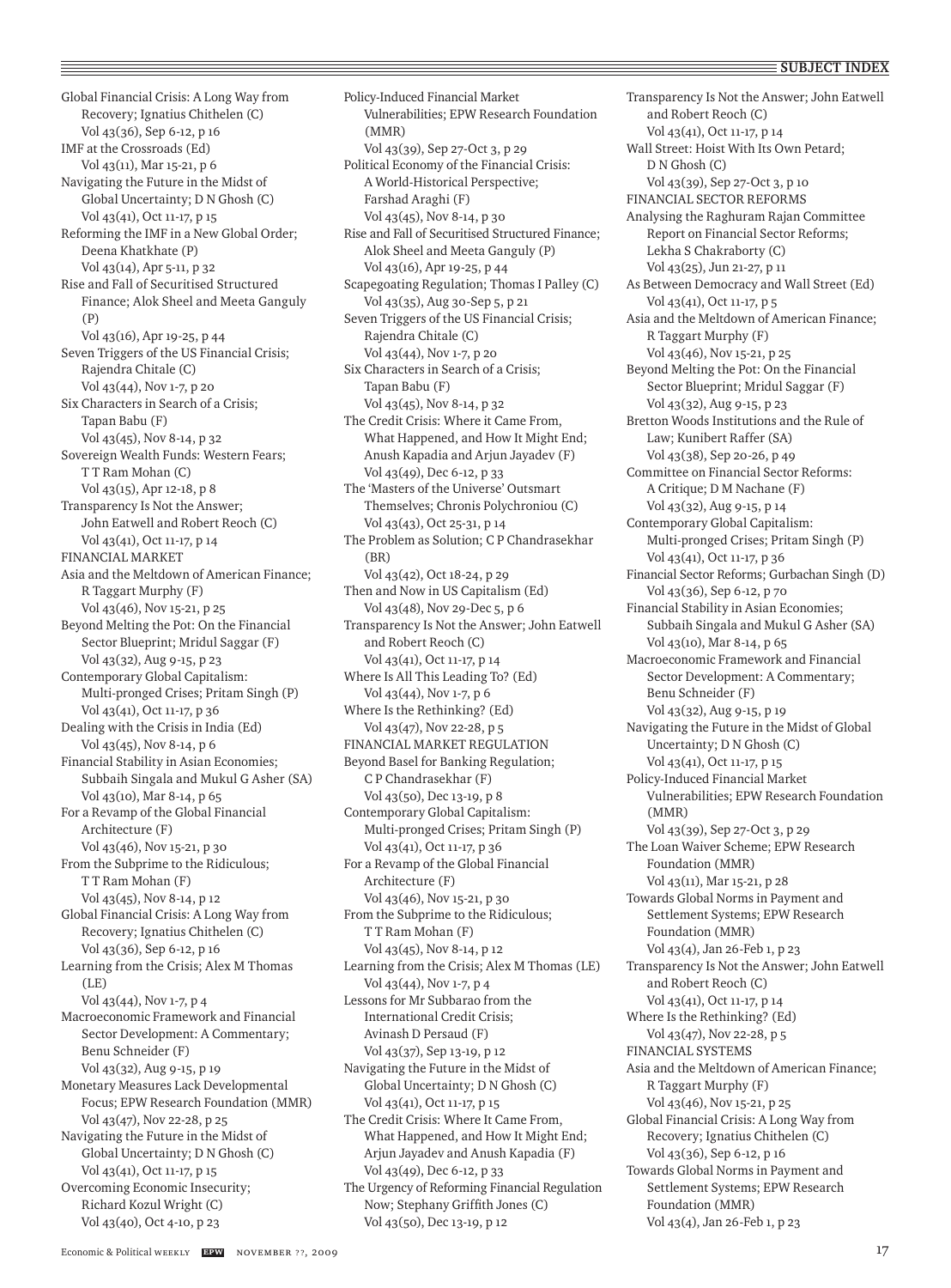Global Financial Crisis: A Long Way from Recovery; Ignatius Chithelen (C)
Vol 43(36), Sep 6-12, p 16

IMF at the Crossroads (Ed)
Vol 43(11), Mar 15-21, p 6

Navigating the Future in the Midst of Global Uncertainty; D N Ghosh (C)
Vol 43(41), Oct 11-17, p 15

Reforming the IMF in a New Global Order; Deena Khatkhate (P)
Vol 43(14), Apr 5-11, p 32

Rise and Fall of Securitised Structured Finance; Alok Sheel and Meeta Ganguly (P)
Vol 43(16), Apr 19-25, p 44

Seven Triggers of the US Financial Crisis; Rajendra Chitale (C)
Vol 43(44), Nov 1-7, p 20

Six Characters in Search of a Crisis; Tapan Babu (F)
Vol 43(45), Nov 8-14, p 32

Sovereign Wealth Funds: Western Fears; T T Ram Mohan (C)
Vol 43(15), Apr 12-18, p 8

Transparency Is Not the Answer; John Eatwell and Robert Reoch (C)
Vol 43(41), Oct 11-17, p 14

FINANCIAL MARKET

Asia and the Meltdown of American Finance; R Taggart Murphy (F)
Vol 43(46), Nov 15-21, p 25

Beyond Melting the Pot: On the Financial Sector Blueprint; Mridul Saggar (F)
Vol 43(32), Aug 9-15, p 23

Contemporary Global Capitalism: Multi-pronged Crises; Pritam Singh (P)
Vol 43(41), Oct 11-17, p 36

Dealing with the Crisis in India (Ed)
Vol 43(45), Nov 8-14, p 6

Financial Stability in Asian Economies; Subbaih Singala and Mukul G Asher (SA)
Vol 43(10), Mar 8-14, p 65

For a Revamp of the Global Financial Architecture (F)
Vol 43(46), Nov 15-21, p 30

From the Subprime to the Ridiculous; T T Ram Mohan (F)
Vol 43(45), Nov 8-14, p 12

Global Financial Crisis: A Long Way from Recovery; Ignatius Chithelen (C)
Vol 43(36), Sep 6-12, p 16

Learning from the Crisis; Alex M Thomas (LE)
Vol 43(44), Nov 1-7, p 4

Macroeconomic Framework and Financial Sector Development: A Commentary; Benu Schneider (F)
Vol 43(32), Aug 9-15, p 19

Monetary Measures Lack Developmental Focus; EPW Research Foundation (MMR)
Vol 43(47), Nov 22-28, p 25

Navigating the Future in the Midst of Global Uncertainty; D N Ghosh (C)
Vol 43(41), Oct 11-17, p 15

Overcoming Economic Insecurity; Richard Kozul Wright (C)
Vol 43(40), Oct 4-10, p 23

Policy-Induced Financial Market Vulnerabilities; EPW Research Foundation (MMR)
Vol 43(39), Sep 27-Oct 3, p 29

Political Economy of the Financial Crisis: A World-Historical Perspective; Farshad Araghi (F)
Vol 43(45), Nov 8-14, p 30

Rise and Fall of Securitised Structured Finance; Alok Sheel and Meeta Ganguly (P)
Vol 43(16), Apr 19-25, p 44

Scapegoating Regulation; Thomas I Palley (C)
Vol 43(35), Aug 30-Sep 5, p 21

Seven Triggers of the US Financial Crisis; Rajendra Chitale (C)
Vol 43(44), Nov 1-7, p 20

Six Characters in Search of a Crisis; Tapan Babu (F)
Vol 43(45), Nov 8-14, p 32

The Credit Crisis: Where it Came From, What Happened, and How It Might End; Anush Kapadia and Arjun Jayadev (F)
Vol 43(49), Dec 6-12, p 33

The 'Masters of the Universe' Outsmart Themselves; Chronis Polychroniou (C)
Vol 43(43), Oct 25-31, p 14

The Problem as Solution; C P Chandrasekhar (BR)
Vol 43(42), Oct 18-24, p 29

Then and Now in US Capitalism (Ed)
Vol 43(48), Nov 29-Dec 5, p 6

Transparency Is Not the Answer; John Eatwell and Robert Reoch (C)
Vol 43(41), Oct 11-17, p 14

Where Is All This Leading To? (Ed)
Vol 43(44), Nov 1-7, p 6

Where Is the Rethinking? (Ed)
Vol 43(47), Nov 22-28, p 5

FINANCIAL MARKET REGULATION

Beyond Basel for Banking Regulation; C P Chandrasekhar (F)
Vol 43(50), Dec 13-19, p 8

Contemporary Global Capitalism: Multi-pronged Crises; Pritam Singh (P)
Vol 43(41), Oct 11-17, p 36

For a Revamp of the Global Financial Architecture (F)
Vol 43(46), Nov 15-21, p 30

From the Subprime to the Ridiculous; T T Ram Mohan (F)
Vol 43(45), Nov 8-14, p 12

Learning from the Crisis; Alex M Thomas (LE)
Vol 43(44), Nov 1-7, p 4

Lessons for Mr Subbarao from the International Credit Crisis; Avinash D Persaud (F)
Vol 43(37), Sep 13-19, p 12

Navigating the Future in the Midst of Global Uncertainty; D N Ghosh (C)
Vol 43(41), Oct 11-17, p 15

The Credit Crisis: Where It Came From, What Happened, and How It Might End; Arjun Jayadev and Anush Kapadia (F)
Vol 43(49), Dec 6-12, p 33

The Urgency of Reforming Financial Regulation Now; Stephany Griffith Jones (C)
Vol 43(50), Dec 13-19, p 12

Transparency Is Not the Answer; John Eatwell and Robert Reoch (C)
Vol 43(41), Oct 11-17, p 14

Wall Street: Hoist With Its Own Petard; D N Ghosh (C)
Vol 43(39), Sep 27-Oct 3, p 10

FINANCIAL SECTOR REFORMS

Analysing the Raghuram Rajan Committee Report on Financial Sector Reforms; Lekha S Chakraborty (C)
Vol 43(25), Jun 21-27, p 11

As Between Democracy and Wall Street (Ed)
Vol 43(41), Oct 11-17, p 5

Asia and the Meltdown of American Finance; R Taggart Murphy (F)
Vol 43(46), Nov 15-21, p 25

Beyond Melting the Pot: On the Financial Sector Blueprint; Mridul Saggar (F)
Vol 43(32), Aug 9-15, p 23

Bretton Woods Institutions and the Rule of Law; Kunibert Raffer (SA)
Vol 43(38), Sep 20-26, p 49

Committee on Financial Sector Reforms: A Critique; D M Nachane (F)
Vol 43(32), Aug 9-15, p 14

Contemporary Global Capitalism: Multi-pronged Crises; Pritam Singh (P)
Vol 43(41), Oct 11-17, p 36

Financial Sector Reforms; Gurbachan Singh (D)
Vol 43(36), Sep 6-12, p 70

Financial Stability in Asian Economies; Subbaih Singala and Mukul G Asher (SA)
Vol 43(10), Mar 8-14, p 65

Macroeconomic Framework and Financial Sector Development: A Commentary; Benu Schneider (F)
Vol 43(32), Aug 9-15, p 19

Navigating the Future in the Midst of Global Uncertainty; D N Ghosh (C)
Vol 43(41), Oct 11-17, p 15

Policy-Induced Financial Market Vulnerabilities; EPW Research Foundation (MMR)
Vol 43(39), Sep 27-Oct 3, p 29

The Loan Waiver Scheme; EPW Research Foundation (MMR)
Vol 43(11), Mar 15-21, p 28

Towards Global Norms in Payment and Settlement Systems; EPW Research Foundation (MMR)
Vol 43(4), Jan 26-Feb 1, p 23

Transparency Is Not the Answer; John Eatwell and Robert Reoch (C)
Vol 43(41), Oct 11-17, p 14

Where Is the Rethinking? (Ed)
Vol 43(47), Nov 22-28, p 5

FINANCIAL SYSTEMS

Asia and the Meltdown of American Finance; R Taggart Murphy (F)
Vol 43(46), Nov 15-21, p 25

Global Financial Crisis: A Long Way from Recovery; Ignatius Chithelen (C)
Vol 43(36), Sep 6-12, p 16

Towards Global Norms in Payment and Settlement Systems; EPW Research Foundation (MMR)
Vol 43(4), Jan 26-Feb 1, p 23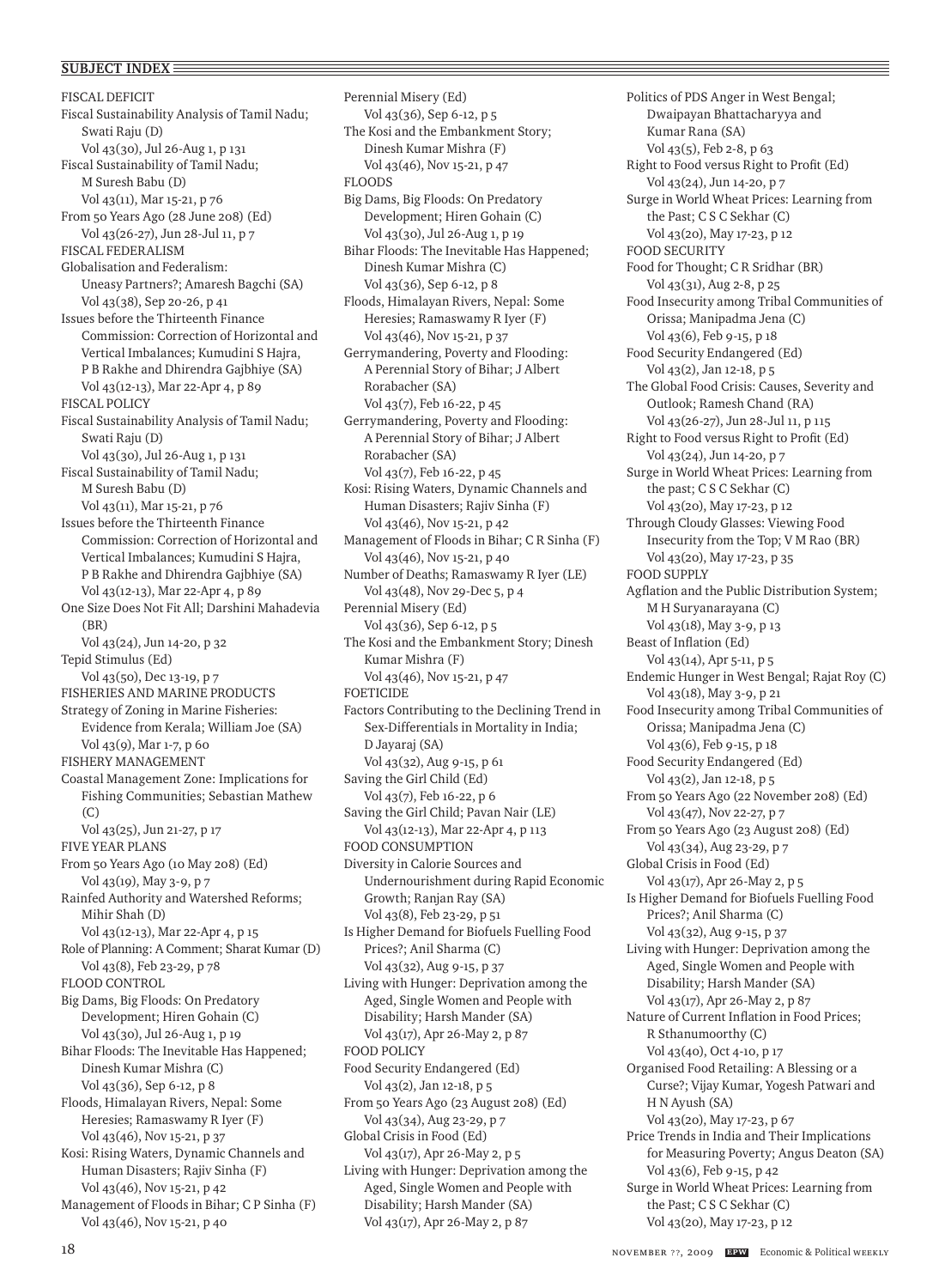FISCAL DEFICIT

Fiscal Sustainability Analysis of Tamil Nadu; Swati Raju (D)
Vol 43(30), Jul 26-Aug 1, p 131

Fiscal Sustainability of Tamil Nadu; M Suresh Babu (D)
Vol 43(11), Mar 15-21, p 76

From 50 Years Ago (28 June 208) (Ed)
Vol 43(26-27), Jun 28-Jul 11, p 7

FISCAL FEDERALISM

Globalisation and Federalism: Uneasy Partners?; Amaresh Bagchi (SA)
Vol 43(38), Sep 20-26, p 41

Issues before the Thirteenth Finance Commission: Correction of Horizontal and Vertical Imbalances; Kumudini S Hajra, P B Rakhe and Dhirendra Gajbhiye (SA)
Vol 43(12-13), Mar 22-Apr 4, p 89

FISCAL POLICY

Fiscal Sustainability Analysis of Tamil Nadu; Swati Raju (D)
Vol 43(30), Jul 26-Aug 1, p 131

Fiscal Sustainability of Tamil Nadu; M Suresh Babu (D)
Vol 43(11), Mar 15-21, p 76

Issues before the Thirteenth Finance Commission: Correction of Horizontal and Vertical Imbalances; Kumudini S Hajra, P B Rakhe and Dhirendra Gajbhiye (SA)
Vol 43(12-13), Mar 22-Apr 4, p 89

One Size Does Not Fit All; Darshini Mahadevia (BR)
Vol 43(24), Jun 14-20, p 32

Tepid Stimulus (Ed)
Vol 43(50), Dec 13-19, p 7

FISHERIES AND MARINE PRODUCTS

Strategy of Zoning in Marine Fisheries: Evidence from Kerala; William Joe (SA)
Vol 43(9), Mar 1-7, p 60

FISHERY MANAGEMENT

Coastal Management Zone: Implications for Fishing Communities; Sebastian Mathew (C)
Vol 43(25), Jun 21-27, p 17

FIVE YEAR PLANS

From 50 Years Ago (10 May 208) (Ed)
Vol 43(19), May 3-9, p 7

Rainfed Authority and Watershed Reforms; Mihir Shah (D)
Vol 43(12-13), Mar 22-Apr 4, p 15

Role of Planning: A Comment; Sharat Kumar (D)
Vol 43(8), Feb 23-29, p 78

FLOOD CONTROL

Big Dams, Big Floods: On Predatory Development; Hiren Gohain (C)
Vol 43(30), Jul 26-Aug 1, p 19

Bihar Floods: The Inevitable Has Happened; Dinesh Kumar Mishra (C)
Vol 43(36), Sep 6-12, p 8

Floods, Himalayan Rivers, Nepal: Some Heresies; Ramaswamy R Iyer (F)
Vol 43(46), Nov 15-21, p 37

Kosi: Rising Waters, Dynamic Channels and Human Disasters; Rajiv Sinha (F)
Vol 43(46), Nov 15-21, p 42

Management of Floods in Bihar; C P Sinha (F)
Vol 43(46), Nov 15-21, p 40

Perennial Misery (Ed)
Vol 43(36), Sep 6-12, p 5

The Kosi and the Embankment Story; Dinesh Kumar Mishra (F)
Vol 43(46), Nov 15-21, p 47

FLOODS

Big Dams, Big Floods: On Predatory Development; Hiren Gohain (C)
Vol 43(30), Jul 26-Aug 1, p 19

Bihar Floods: The Inevitable Has Happened; Dinesh Kumar Mishra (C)
Vol 43(36), Sep 6-12, p 8

Floods, Himalayan Rivers, Nepal: Some Heresies; Ramaswamy R Iyer (F)
Vol 43(46), Nov 15-21, p 37

Gerrymandering, Poverty and Flooding: A Perennial Story of Bihar; J Albert Rorabacher (SA)
Vol 43(7), Feb 16-22, p 45

Gerrymandering, Poverty and Flooding: A Perennial Story of Bihar; J Albert Rorabacher (SA)
Vol 43(7), Feb 16-22, p 45

Kosi: Rising Waters, Dynamic Channels and Human Disasters; Rajiv Sinha (F)
Vol 43(46), Nov 15-21, p 42

Management of Floods in Bihar; C R Sinha (F)
Vol 43(46), Nov 15-21, p 40

Number of Deaths; Ramaswamy R Iyer (LE)
Vol 43(48), Nov 29-Dec 5, p 4

Perennial Misery (Ed)
Vol 43(36), Sep 6-12, p 5

The Kosi and the Embankment Story; Dinesh Kumar Mishra (F)
Vol 43(46), Nov 15-21, p 47

FOETICIDE

Factors Contributing to the Declining Trend in Sex-Differentials in Mortality in India; D Jayaraj (SA)
Vol 43(32), Aug 9-15, p 61

Saving the Girl Child (Ed)
Vol 43(7), Feb 16-22, p 6

Saving the Girl Child; Pavan Nair (LE)
Vol 43(12-13), Mar 22-Apr 4, p 113

FOOD CONSUMPTION

Diversity in Calorie Sources and Undernourishment during Rapid Economic Growth; Ranjan Ray (SA)
Vol 43(8), Feb 23-29, p 51

Is Higher Demand for Biofuels Fuelling Food Prices?; Anil Sharma (C)
Vol 43(32), Aug 9-15, p 37

Living with Hunger: Deprivation among the Aged, Single Women and People with Disability; Harsh Mander (SA)
Vol 43(17), Apr 26-May 2, p 87

FOOD POLICY

Food Security Endangered (Ed)
Vol 43(2), Jan 12-18, p 5

From 50 Years Ago (23 August 208) (Ed)
Vol 43(34), Aug 23-29, p 7

Global Crisis in Food (Ed)
Vol 43(17), Apr 26-May 2, p 5

Living with Hunger: Deprivation among the Aged, Single Women and People with Disability; Harsh Mander (SA)
Vol 43(17), Apr 26-May 2, p 87

Politics of PDS Anger in West Bengal; Dwaipayan Bhattacharyya and Kumar Rana (SA)
Vol 43(5), Feb 2-8, p 63

Right to Food versus Right to Profit (Ed)
Vol 43(24), Jun 14-20, p 7

Surge in World Wheat Prices: Learning from the Past; C S C Sekhar (C)
Vol 43(20), May 17-23, p 12

FOOD SECURITY

Food for Thought; C R Sridhar (BR)
Vol 43(31), Aug 2-8, p 25

Food Insecurity among Tribal Communities of Orissa; Manipadma Jena (C)
Vol 43(6), Feb 9-15, p 18

Food Security Endangered (Ed)
Vol 43(2), Jan 12-18, p 5

The Global Food Crisis: Causes, Severity and Outlook; Ramesh Chand (RA)
Vol 43(26-27), Jun 28-Jul 11, p 115

Right to Food versus Right to Profit (Ed)
Vol 43(24), Jun 14-20, p 7

Surge in World Wheat Prices: Learning from the past; C S C Sekhar (C)
Vol 43(20), May 17-23, p 12

Through Cloudy Glasses: Viewing Food Insecurity from the Top; V M Rao (BR)
Vol 43(20), May 17-23, p 35

FOOD SUPPLY

Agflation and the Public Distribution System; M H Suryanarayana (C)
Vol 43(18), May 3-9, p 13

Beast of Inflation (Ed)
Vol 43(14), Apr 5-11, p 5

Endemic Hunger in West Bengal; Rajat Roy (C)
Vol 43(18), May 3-9, p 21

Food Insecurity among Tribal Communities of Orissa; Manipadma Jena (C)
Vol 43(6), Feb 9-15, p 18

Food Security Endangered (Ed)
Vol 43(2), Jan 12-18, p 5

From 50 Years Ago (22 November 208) (Ed)
Vol 43(47), Nov 22-27, p 7

From 50 Years Ago (23 August 208) (Ed)
Vol 43(34), Aug 23-29, p 7

Global Crisis in Food (Ed)
Vol 43(17), Apr 26-May 2, p 5

Is Higher Demand for Biofuels Fuelling Food Prices?; Anil Sharma (C)
Vol 43(32), Aug 9-15, p 37

Living with Hunger: Deprivation among the Aged, Single Women and People with Disability; Harsh Mander (SA)
Vol 43(17), Apr 26-May 2, p 87

Nature of Current Inflation in Food Prices; R Sthanumoorthy (C)
Vol 43(40), Oct 4-10, p 17

Organised Food Retailing: A Blessing or a Curse?; Vijay Kumar, Yogesh Patwari and H N Ayush (SA)
Vol 43(20), May 17-23, p 67

Price Trends in India and Their Implications for Measuring Poverty; Angus Deaton (SA)
Vol 43(6), Feb 9-15, p 42

Surge in World Wheat Prices: Learning from the Past; C S C Sekhar (C)
Vol 43(20), May 17-23, p 12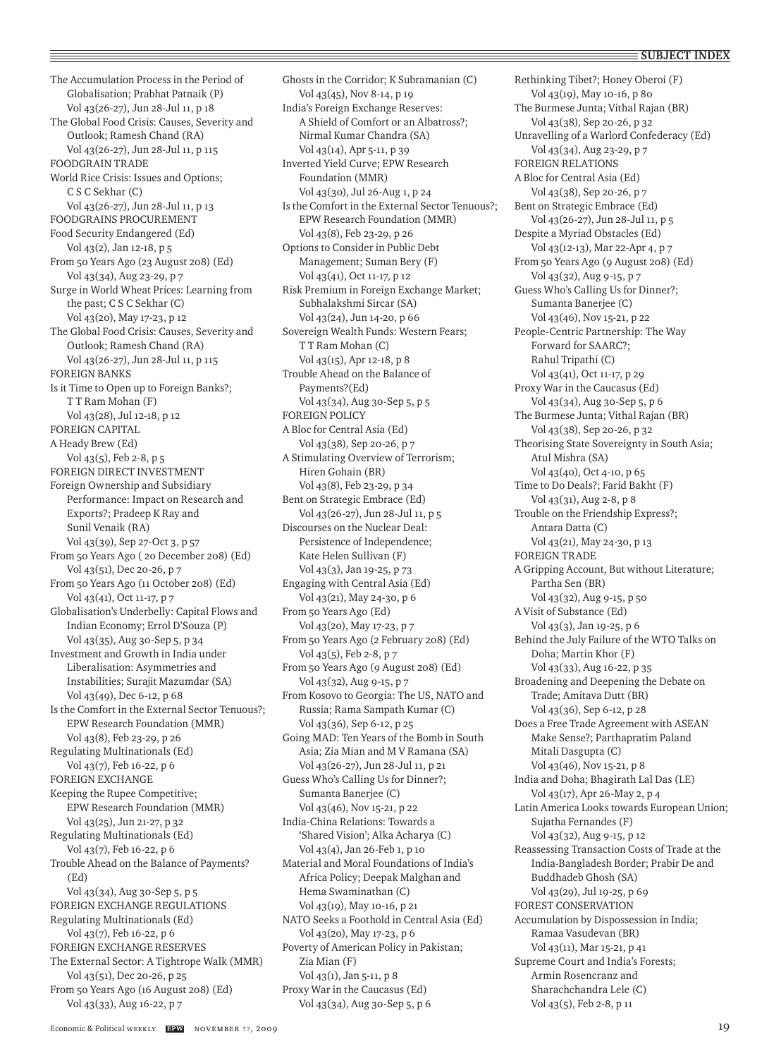The Accumulation Process in the Period of Globalisation; Prabhat Patnaik (P)
Vol 43(26-27), Jun 28-Jul 11, p 18

The Global Food Crisis: Causes, Severity and Outlook; Ramesh Chand (RA)
Vol 43(26-27), Jun 28-Jul 11, p 115

FOODGRAIN TRADE

World Rice Crisis: Issues and Options; C S C Sekhar (C)
Vol 43(26-27), Jun 28-Jul 11, p 13

FOODGRAINS PROCUREMENT

Food Security Endangered (Ed)
Vol 43(2), Jan 12-18, p 5

From 50 Years Ago (23 August 208) (Ed)
Vol 43(34), Aug 23-29, p 7

Surge in World Wheat Prices: Learning from the past; C S C Sekhar (C)
Vol 43(20), May 17-23, p 12

The Global Food Crisis: Causes, Severity and Outlook; Ramesh Chand (RA)
Vol 43(26-27), Jun 28-Jul 11, p 115

FOREIGN BANKS

Is it Time to Open up to Foreign Banks?; T T Ram Mohan (F)
Vol 43(28), Jul 12-18, p 12

FOREIGN CAPITAL

A Heady Brew (Ed)
Vol 43(5), Feb 2-8, p 5

FOREIGN DIRECT INVESTMENT

Foreign Ownership and Subsidiary Performance: Impact on Research and Exports?; Pradeep K Ray and Sunil Venaik (RA)
Vol 43(39), Sep 27-Oct 3, p 57

From 50 Years Ago ( 20 December 208) (Ed)
Vol 43(51), Dec 20-26, p 7

From 50 Years Ago (11 October 208) (Ed)
Vol 43(41), Oct 11-17, p 7

Globalisation's Underbelly: Capital Flows and Indian Economy; Errol D'Souza (P)
Vol 43(35), Aug 30-Sep 5, p 34

Investment and Growth in India under Liberalisation: Asymmetries and Instabilities; Surajit Mazumdar (SA)
Vol 43(49), Dec 6-12, p 68

Is the Comfort in the External Sector Tenuous?; EPW Research Foundation (MMR)
Vol 43(8), Feb 23-29, p 26

Regulating Multinationals (Ed)
Vol 43(7), Feb 16-22, p 6

FOREIGN EXCHANGE

Keeping the Rupee Competitive; EPW Research Foundation (MMR)
Vol 43(25), Jun 21-27, p 32

Regulating Multinationals (Ed)
Vol 43(7), Feb 16-22, p 6

Trouble Ahead on the Balance of Payments? (Ed)
Vol 43(34), Aug 30-Sep 5, p 5

FOREIGN EXCHANGE REGULATIONS

Regulating Multinationals (Ed)
Vol 43(7), Feb 16-22, p 6

FOREIGN EXCHANGE RESERVES

The External Sector: A Tightrope Walk (MMR)
Vol 43(51), Dec 20-26, p 25

From 50 Years Ago (16 August 208) (Ed)
Vol 43(33), Aug 16-22, p 7

Ghosts in the Corridor; K Subramanian (C)
Vol 43(45), Nov 8-14, p 19

India's Foreign Exchange Reserves: A Shield of Comfort or an Albatross?; Nirmal Kumar Chandra (SA)
Vol 43(14), Apr 5-11, p 39

Inverted Yield Curve; EPW Research Foundation (MMR)
Vol 43(30), Jul 26-Aug 1, p 24

Is the Comfort in the External Sector Tenuous?; EPW Research Foundation (MMR)
Vol 43(8), Feb 23-29, p 26

Options to Consider in Public Debt Management; Suman Bery (F)
Vol 43(41), Oct 11-17, p 12

Risk Premium in Foreign Exchange Market; Subhalakshmi Sircar (SA)
Vol 43(24), Jun 14-20, p 66

Sovereign Wealth Funds: Western Fears; T T Ram Mohan (C)
Vol 43(15), Apr 12-18, p 8

Trouble Ahead on the Balance of Payments?(Ed)
Vol 43(34), Aug 30-Sep 5, p 5

FOREIGN POLICY

A Bloc for Central Asia (Ed)
Vol 43(38), Sep 20-26, p 7

A Stimulating Overview of Terrorism; Hiren Gohain (BR)
Vol 43(8), Feb 23-29, p 34

Bent on Strategic Embrace (Ed)
Vol 43(26-27), Jun 28-Jul 11, p 5

Discourses on the Nuclear Deal: Persistence of Independence; Kate Helen Sullivan (F)
Vol 43(3), Jan 19-25, p 73

Engaging with Central Asia (Ed)
Vol 43(21), May 24-30, p 6

From 50 Years Ago (Ed)
Vol 43(20), May 17-23, p 7

From 50 Years Ago (2 February 208) (Ed)
Vol 43(5), Feb 2-8, p 7

From 50 Years Ago (9 August 208) (Ed)
Vol 43(32), Aug 9-15, p 7

From Kosovo to Georgia: The US, NATO and Russia; Rama Sampath Kumar (C)
Vol 43(36), Sep 6-12, p 25

Going MAD: Ten Years of the Bomb in South Asia; Zia Mian and M V Ramana (SA)
Vol 43(26-27), Jun 28-Jul 11, p 21

Guess Who's Calling Us for Dinner?; Sumanta Banerjee (C)
Vol 43(46), Nov 15-21, p 22

India-China Relations: Towards a 'Shared Vision'; Alka Acharya (C)
Vol 43(4), Jan 26-Feb 1, p 10

Material and Moral Foundations of India's Africa Policy; Deepak Malghan and Hema Swaminathan (C)
Vol 43(19), May 10-16, p 21

NATO Seeks a Foothold in Central Asia (Ed)
Vol 43(20), May 17-23, p 6

Poverty of American Policy in Pakistan; Zia Mian (F)
Vol 43(1), Jan 5-11, p 8

Proxy War in the Caucasus (Ed)
Vol 43(34), Aug 30-Sep 5, p 6

Rethinking Tibet?; Honey Oberoi (F)
Vol 43(19), May 10-16, p 80

The Burmese Junta; Vithal Rajan (BR)
Vol 43(38), Sep 20-26, p 32

Unravelling of a Warlord Confederacy (Ed)
Vol 43(34), Aug 23-29, p 7

FOREIGN RELATIONS

A Bloc for Central Asia (Ed)
Vol 43(38), Sep 20-26, p 7

Bent on Strategic Embrace (Ed)
Vol 43(26-27), Jun 28-Jul 11, p 5

Despite a Myriad Obstacles (Ed)
Vol 43(12-13), Mar 22-Apr 4, p 7

From 50 Years Ago (9 August 208) (Ed)
Vol 43(32), Aug 9-15, p 7

Guess Who's Calling Us for Dinner?; Sumanta Banerjee (C)
Vol 43(46), Nov 15-21, p 22

People-Centric Partnership: The Way Forward for SAARC?; Rahul Tripathi (C)
Vol 43(41), Oct 11-17, p 29

Proxy War in the Caucasus (Ed)
Vol 43(34), Aug 30-Sep 5, p 6

The Burmese Junta; Vithal Rajan (BR)
Vol 43(38), Sep 20-26, p 32

Theorising State Sovereignty in South Asia; Atul Mishra (SA)
Vol 43(40), Oct 4-10, p 65

Time to Do Deals?; Farid Bakht (F)
Vol 43(31), Aug 2-8, p 8

Trouble on the Friendship Express?; Antara Datta (C)
Vol 43(21), May 24-30, p 13

FOREIGN TRADE

A Gripping Account, But without Literature; Partha Sen (BR)
Vol 43(32), Aug 9-15, p 50

A Visit of Substance (Ed)
Vol 43(3), Jan 19-25, p 6

Behind the July Failure of the WTO Talks on Doha; Martin Khor (F)
Vol 43(33), Aug 16-22, p 35

Broadening and Deepening the Debate on Trade; Amitava Dutt (BR)
Vol 43(36), Sep 6-12, p 28

Does a Free Trade Agreement with ASEAN Make Sense?; Parthapratim Paland Mitali Dasgupta (C)
Vol 43(46), Nov 15-21, p 8

India and Doha; Bhagirath Lal Das (LE)
Vol 43(17), Apr 26-May 2, p 4

Latin America Looks towards European Union; Sujatha Fernandes (F)
Vol 43(32), Aug 9-15, p 12

Reassessing Transaction Costs of Trade at the India-Bangladesh Border; Prabir De and Buddhadeb Ghosh (SA)
Vol 43(29), Jul 19-25, p 69

FOREST CONSERVATION

Accumulation by Dispossession in India; Ramaa Vasudevan (BR)
Vol 43(11), Mar 15-21, p 41

Supreme Court and India's Forests; Armin Rosencranz and Sharachchandra Lele (C)
Vol 43(5), Feb 2-8, p 11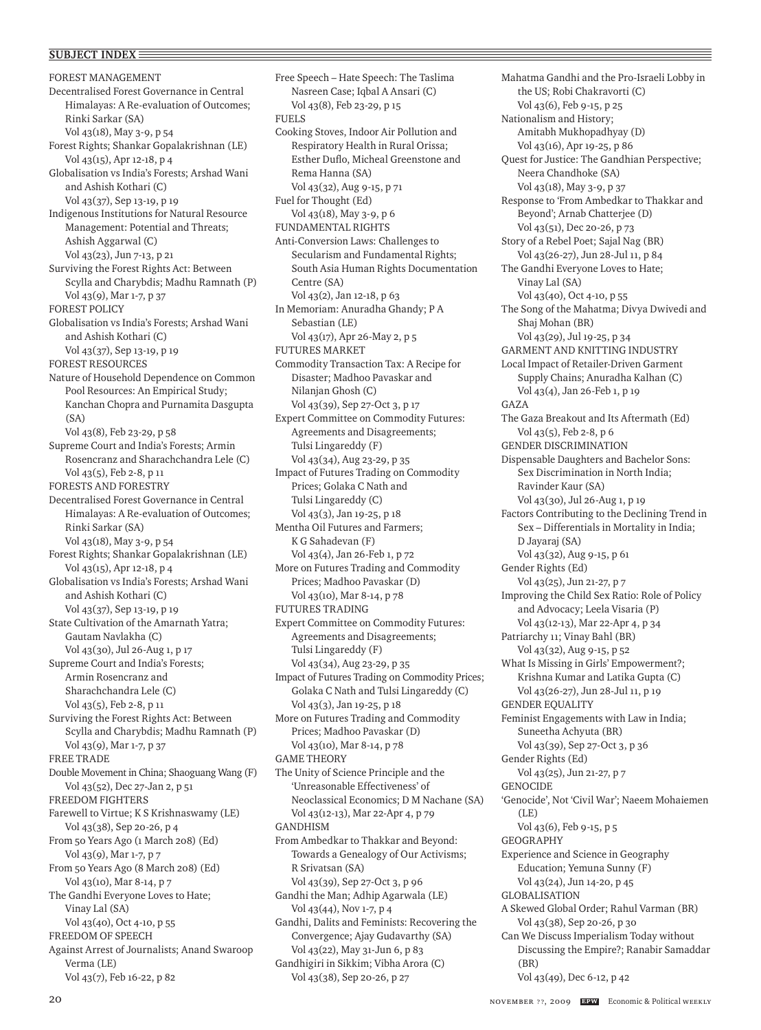FOREST MANAGEMENT

Decentralised Forest Governance in Central Himalayas: A Re-evaluation of Outcomes; Rinki Sarkar (SA)
Vol 43(18), May 3-9, p 54

Forest Rights; Shankar Gopalakrishnan (LE)
Vol 43(15), Apr 12-18, p 4

Globalisation vs India's Forests; Arshad Wani and Ashish Kothari (C)
Vol 43(37), Sep 13-19, p 19

Indigenous Institutions for Natural Resource Management: Potential and Threats; Ashish Aggarwal (C)
Vol 43(23), Jun 7-13, p 21

Surviving the Forest Rights Act: Between Scylla and Charybdis; Madhu Ramnath (P)
Vol 43(9), Mar 1-7, p 37

FOREST POLICY

Globalisation vs India's Forests; Arshad Wani and Ashish Kothari (C)
Vol 43(37), Sep 13-19, p 19

FOREST RESOURCES

Nature of Household Dependence on Common Pool Resources: An Empirical Study; Kanchan Chopra and Purnamita Dasgupta (SA)
Vol 43(8), Feb 23-29, p 58

Supreme Court and India's Forests; Armin Rosencranz and Sharachchandra Lele (C)
Vol 43(5), Feb 2-8, p 11

FORESTS AND FORESTRY

Decentralised Forest Governance in Central Himalayas: A Re-evaluation of Outcomes; Rinki Sarkar (SA)
Vol 43(18), May 3-9, p 54

Forest Rights; Shankar Gopalakrishnan (LE)
Vol 43(15), Apr 12-18, p 4

Globalisation vs India's Forests; Arshad Wani and Ashish Kothari (C)
Vol 43(37), Sep 13-19, p 19

State Cultivation of the Amarnath Yatra; Gautam Navlakha (C)
Vol 43(30), Jul 26-Aug 1, p 17

Supreme Court and India's Forests; Armin Rosencranz and Sharachchandra Lele (C)
Vol 43(5), Feb 2-8, p 11

Surviving the Forest Rights Act: Between Scylla and Charybdis; Madhu Ramnath (P)
Vol 43(9), Mar 1-7, p 37

FREE TRADE

Double Movement in China; Shaoguang Wang (F)
Vol 43(52), Dec 27-Jan 2, p 51

FREEDOM FIGHTERS

Farewell to Virtue; K S Krishnaswamy (LE)
Vol 43(38), Sep 20-26, p 4

From 50 Years Ago (1 March 208) (Ed)
Vol 43(9), Mar 1-7, p 7

From 50 Years Ago (8 March 208) (Ed)
Vol 43(10), Mar 8-14, p 7

The Gandhi Everyone Loves to Hate; Vinay Lal (SA)
Vol 43(40), Oct 4-10, p 55

FREEDOM OF SPEECH

Against Arrest of Journalists; Anand Swaroop Verma (LE)
Vol 43(7), Feb 16-22, p 82

Free Speech – Hate Speech: The Taslima Nasreen Case; Iqbal A Ansari (C)
Vol 43(8), Feb 23-29, p 15

FUELS

Cooking Stoves, Indoor Air Pollution and Respiratory Health in Rural Orissa; Esther Duflo, Micheal Greenstone and Rema Hanna (SA)
Vol 43(32), Aug 9-15, p 71

Fuel for Thought (Ed)
Vol 43(18), May 3-9, p 6

FUNDAMENTAL RIGHTS

Anti-Conversion Laws: Challenges to Secularism and Fundamental Rights; South Asia Human Rights Documentation Centre (SA)
Vol 43(2), Jan 12-18, p 63

In Memoriam: Anuradha Ghandy; P A Sebastian (LE)
Vol 43(17), Apr 26-May 2, p 5

FUTURES MARKET

Commodity Transaction Tax: A Recipe for Disaster; Madhoo Pavaskar and Nilanjan Ghosh (C)
Vol 43(39), Sep 27-Oct 3, p 17

Expert Committee on Commodity Futures: Agreements and Disagreements; Tulsi Lingareddy (F)
Vol 43(34), Aug 23-29, p 35

Impact of Futures Trading on Commodity Prices; Golaka C Nath and Tulsi Lingareddy (C)
Vol 43(3), Jan 19-25, p 18

Mentha Oil Futures and Farmers; K G Sahadevan (F)
Vol 43(4), Jan 26-Feb 1, p 72

More on Futures Trading and Commodity Prices; Madhoo Pavaskar (D)
Vol 43(10), Mar 8-14, p 78

FUTURES TRADING

Expert Committee on Commodity Futures: Agreements and Disagreements; Tulsi Lingareddy (F)
Vol 43(34), Aug 23-29, p 35

Impact of Futures Trading on Commodity Prices; Golaka C Nath and Tulsi Lingareddy (C)
Vol 43(3), Jan 19-25, p 18

More on Futures Trading and Commodity Prices; Madhoo Pavaskar (D)
Vol 43(10), Mar 8-14, p 78

GAME THEORY

The Unity of Science Principle and the 'Unreasonable Effectiveness' of Neoclassical Economics; D M Nachane (SA)
Vol 43(12-13), Mar 22-Apr 4, p 79

GANDHISM

From Ambedkar to Thakkar and Beyond: Towards a Genealogy of Our Activisms; R Srivatsan (SA)
Vol 43(39), Sep 27-Oct 3, p 96

Gandhi the Man; Adhip Agarwala (LE)
Vol 43(44), Nov 1-7, p 4

Gandhi, Dalits and Feminists: Recovering the Convergence; Ajay Gudavarthy (SA)
Vol 43(22), May 31-Jun 6, p 83

Gandhigiri in Sikkim; Vibha Arora (C)
Vol 43(38), Sep 20-26, p 27

Mahatma Gandhi and the Pro-Israeli Lobby in the US; Robi Chakravorti (C)
Vol 43(6), Feb 9-15, p 25

Nationalism and History; Amitabh Mukhopadhyay (D)
Vol 43(16), Apr 19-25, p 86

Quest for Justice: The Gandhian Perspective; Neera Chandhoke (SA)
Vol 43(18), May 3-9, p 37

Response to 'From Ambedkar to Thakkar and Beyond'; Arnab Chatterjee (D)
Vol 43(51), Dec 20-26, p 73

Story of a Rebel Poet; Sajal Nag (BR)
Vol 43(26-27), Jun 28-Jul 11, p 84

The Gandhi Everyone Loves to Hate; Vinay Lal (SA)
Vol 43(40), Oct 4-10, p 55

The Song of the Mahatma; Divya Dwivedi and Shaj Mohan (BR)
Vol 43(29), Jul 19-25, p 34

GARMENT AND KNITTING INDUSTRY

Local Impact of Retailer-Driven Garment Supply Chains; Anuradha Kalhan (C)
Vol 43(4), Jan 26-Feb 1, p 19

GAZA

The Gaza Breakout and Its Aftermath (Ed)
Vol 43(5), Feb 2-8, p 6

GENDER DISCRIMINATION

Dispensable Daughters and Bachelor Sons: Sex Discrimination in North India; Ravinder Kaur (SA)
Vol 43(30), Jul 26-Aug 1, p 19

Factors Contributing to the Declining Trend in Sex – Differentials in Mortality in India; D Jayaraj (SA)
Vol 43(32), Aug 9-15, p 61

Gender Rights (Ed)
Vol 43(25), Jun 21-27, p 7

Improving the Child Sex Ratio: Role of Policy and Advocacy; Leela Visaria (P)
Vol 43(12-13), Mar 22-Apr 4, p 34

Patriarchy 11; Vinay Bahl (BR)
Vol 43(32), Aug 9-15, p 52

What Is Missing in Girls' Empowerment?; Krishna Kumar and Latika Gupta (C)
Vol 43(26-27), Jun 28-Jul 11, p 19

GENDER EQUALITY

Feminist Engagements with Law in India; Suneetha Achyuta (BR)
Vol 43(39), Sep 27-Oct 3, p 36

Gender Rights (Ed)
Vol 43(25), Jun 21-27, p 7

GENOCIDE

'Genocide', Not 'Civil War'; Naeem Mohaiemen (LE)
Vol 43(6), Feb 9-15, p 5

GEOGRAPHY

Experience and Science in Geography Education; Yemuna Sunny (F)
Vol 43(24), Jun 14-20, p 45

GLOBALISATION

A Skewed Global Order; Rahul Varman (BR)
Vol 43(38), Sep 20-26, p 30

Can We Discuss Imperialism Today without Discussing the Empire?; Ranabir Samaddar (BR)
Vol 43(49), Dec 6-12, p 42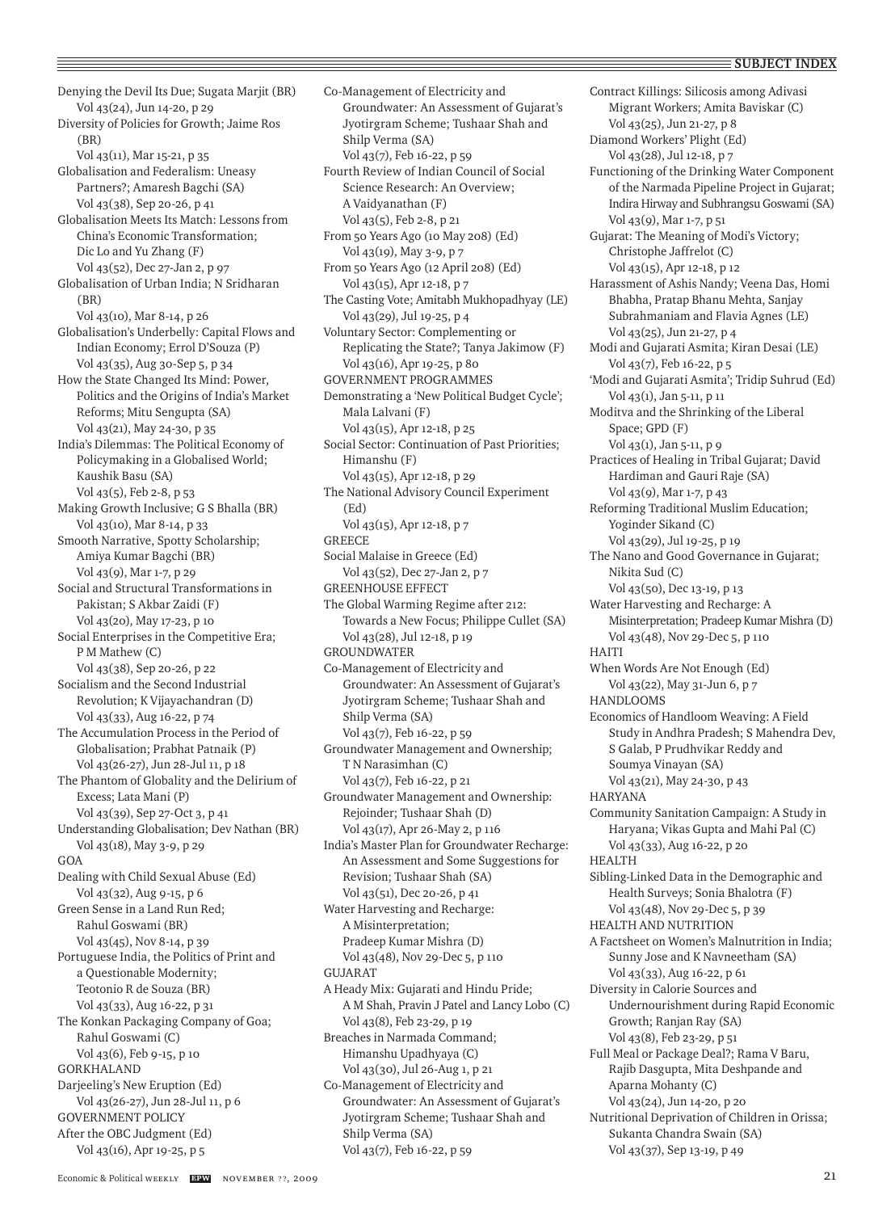Denying the Devil Its Due; Sugata Marjit (BR)
Vol 43(24), Jun 14-20, p 29

Diversity of Policies for Growth; Jaime Ros (BR)
Vol 43(11), Mar 15-21, p 35

Globalisation and Federalism: Uneasy Partners?; Amaresh Bagchi (SA)
Vol 43(38), Sep 20-26, p 41

Globalisation Meets Its Match: Lessons from China's Economic Transformation; Dic Lo and Yu Zhang (F)
Vol 43(52), Dec 27-Jan 2, p 97

Globalisation of Urban India; N Sridharan (BR)
Vol 43(10), Mar 8-14, p 26

Globalisation's Underbelly: Capital Flows and Indian Economy; Errol D'Souza (P)
Vol 43(35), Aug 30-Sep 5, p 34

How the State Changed Its Mind: Power, Politics and the Origins of India's Market Reforms; Mitu Sengupta (SA)
Vol 43(21), May 24-30, p 35

India's Dilemmas: The Political Economy of Policymaking in a Globalised World; Kaushik Basu (SA)
Vol 43(5), Feb 2-8, p 53

Making Growth Inclusive; G S Bhalla (BR)
Vol 43(10), Mar 8-14, p 33

Smooth Narrative, Spotty Scholarship; Amiya Kumar Bagchi (BR)
Vol 43(9), Mar 1-7, p 29

Social and Structural Transformations in Pakistan; S Akbar Zaidi (F)
Vol 43(20), May 17-23, p 10

Social Enterprises in the Competitive Era; P M Mathew (C)
Vol 43(38), Sep 20-26, p 22

Socialism and the Second Industrial Revolution; K Vijayachandran (D)
Vol 43(33), Aug 16-22, p 74

The Accumulation Process in the Period of Globalisation; Prabhat Patnaik (P)
Vol 43(26-27), Jun 28-Jul 11, p 18

The Phantom of Globality and the Delirium of Excess; Lata Mani (P)
Vol 43(39), Sep 27-Oct 3, p 41

Understanding Globalisation; Dev Nathan (BR)
Vol 43(18), May 3-9, p 29

GOA

Dealing with Child Sexual Abuse (Ed)
Vol 43(32), Aug 9-15, p 6

Green Sense in a Land Run Red; Rahul Goswami (BR)
Vol 43(45), Nov 8-14, p 39

Portuguese India, the Politics of Print and a Questionable Modernity; Teotonio R de Souza (BR)
Vol 43(33), Aug 16-22, p 31

The Konkan Packaging Company of Goa; Rahul Goswami (C)
Vol 43(6), Feb 9-15, p 10

GORKHALAND

Darjeeling's New Eruption (Ed)
Vol 43(26-27), Jun 28-Jul 11, p 6

GOVERNMENT POLICY

After the OBC Judgment (Ed)
Vol 43(16), Apr 19-25, p 5

Co-Management of Electricity and Groundwater: An Assessment of Gujarat's Jyotirgram Scheme; Tushaar Shah and Shilp Verma (SA)
Vol 43(7), Feb 16-22, p 59

Fourth Review of Indian Council of Social Science Research: An Overview; A Vaidyanathan (F)
Vol 43(5), Feb 2-8, p 21

From 50 Years Ago (10 May 208) (Ed)
Vol 43(19), May 3-9, p 7

From 50 Years Ago (12 April 208) (Ed)
Vol 43(15), Apr 12-18, p 7

The Casting Vote; Amitabh Mukhopadhyay (LE)
Vol 43(29), Jul 19-25, p 4

Voluntary Sector: Complementing or Replicating the State?; Tanya Jakimow (F)
Vol 43(16), Apr 19-25, p 80

GOVERNMENT PROGRAMMES

Demonstrating a 'New Political Budget Cycle'; Mala Lalvani (F)
Vol 43(15), Apr 12-18, p 25

Social Sector: Continuation of Past Priorities; Himanshu (F)
Vol 43(15), Apr 12-18, p 29

The National Advisory Council Experiment (Ed)
Vol 43(15), Apr 12-18, p 7

GREECE

Social Malaise in Greece (Ed)
Vol 43(52), Dec 27-Jan 2, p 7

GREENHOUSE EFFECT

The Global Warming Regime after 212: Towards a New Focus; Philippe Cullet (SA)
Vol 43(28), Jul 12-18, p 19

GROUNDWATER

Co-Management of Electricity and Groundwater: An Assessment of Gujarat's Jyotirgram Scheme; Tushaar Shah and Shilp Verma (SA)
Vol 43(7), Feb 16-22, p 59

Groundwater Management and Ownership; T N Narasimhan (C)
Vol 43(7), Feb 16-22, p 21

Groundwater Management and Ownership: Rejoinder; Tushaar Shah (D)
Vol 43(17), Apr 26-May 2, p 116

India's Master Plan for Groundwater Recharge: An Assessment and Some Suggestions for Revision; Tushaar Shah (SA)
Vol 43(51), Dec 20-26, p 41

Water Harvesting and Recharge: A Misinterpretation; Pradeep Kumar Mishra (D)
Vol 43(48), Nov 29-Dec 5, p 110

GUJARAT

A Heady Mix: Gujarati and Hindu Pride; A M Shah, Pravin J Patel and Lancy Lobo (C)
Vol 43(8), Feb 23-29, p 19

Breaches in Narmada Command; Himanshu Upadhyaya (C)
Vol 43(30), Jul 26-Aug 1, p 21

Co-Management of Electricity and Groundwater: An Assessment of Gujarat's Jyotirgram Scheme; Tushaar Shah and Shilp Verma (SA)
Vol 43(7), Feb 16-22, p 59

Contract Killings: Silicosis among Adivasi Migrant Workers; Amita Baviskar (C)
Vol 43(25), Jun 21-27, p 8

Diamond Workers' Plight (Ed)
Vol 43(28), Jul 12-18, p 7

Functioning of the Drinking Water Component of the Narmada Pipeline Project in Gujarat; Indira Hirway and Subhrangsu Goswami (SA)
Vol 43(9), Mar 1-7, p 51

Gujarat: The Meaning of Modi's Victory; Christophe Jaffrelot (C)
Vol 43(15), Apr 12-18, p 12

Harassment of Ashis Nandy; Veena Das, Homi Bhabha, Pratap Bhanu Mehta, Sanjay Subrahmaniam and Flavia Agnes (LE)
Vol 43(25), Jun 21-27, p 4

Modi and Gujarati Asmita; Kiran Desai (LE)
Vol 43(7), Feb 16-22, p 5

'Modi and Gujarati Asmita'; Tridip Suhrud (Ed)
Vol 43(1), Jan 5-11, p 11

Moditva and the Shrinking of the Liberal Space; GPD (F)
Vol 43(1), Jan 5-11, p 9

Practices of Healing in Tribal Gujarat; David Hardiman and Gauri Raje (SA)
Vol 43(9), Mar 1-7, p 43

Reforming Traditional Muslim Education; Yoginder Sikand (C)
Vol 43(29), Jul 19-25, p 19

The Nano and Good Governance in Gujarat; Nikita Sud (C)
Vol 43(50), Dec 13-19, p 13

Water Harvesting and Recharge: A Misinterpretation; Pradeep Kumar Mishra (D)
Vol 43(48), Nov 29-Dec 5, p 110

HAITI

When Words Are Not Enough (Ed)
Vol 43(22), May 31-Jun 6, p 7

HANDLOOMS

Economics of Handloom Weaving: A Field Study in Andhra Pradesh; S Mahendra Dev, S Galab, P Prudhvikar Reddy and Soumya Vinayan (SA)
Vol 43(21), May 24-30, p 43

HARYANA

Community Sanitation Campaign: A Study in Haryana; Vikas Gupta and Mahi Pal (C)
Vol 43(33), Aug 16-22, p 20

HEALTH

Sibling-Linked Data in the Demographic and Health Surveys; Sonia Bhalotra (F)
Vol 43(48), Nov 29-Dec 5, p 39

HEALTH AND NUTRITION

A Factsheet on Women's Malnutrition in India; Sunny Jose and K Navneetham (SA)
Vol 43(33), Aug 16-22, p 61

Diversity in Calorie Sources and Undernourishment during Rapid Economic Growth; Ranjan Ray (SA)
Vol 43(8), Feb 23-29, p 51

Full Meal or Package Deal?; Rama V Baru, Rajib Dasgupta, Mita Deshpande and Aparna Mohanty (C)
Vol 43(24), Jun 14-20, p 20

Nutritional Deprivation of Children in Orissa; Sukanta Chandra Swain (SA)
Vol 43(37), Sep 13-19, p 49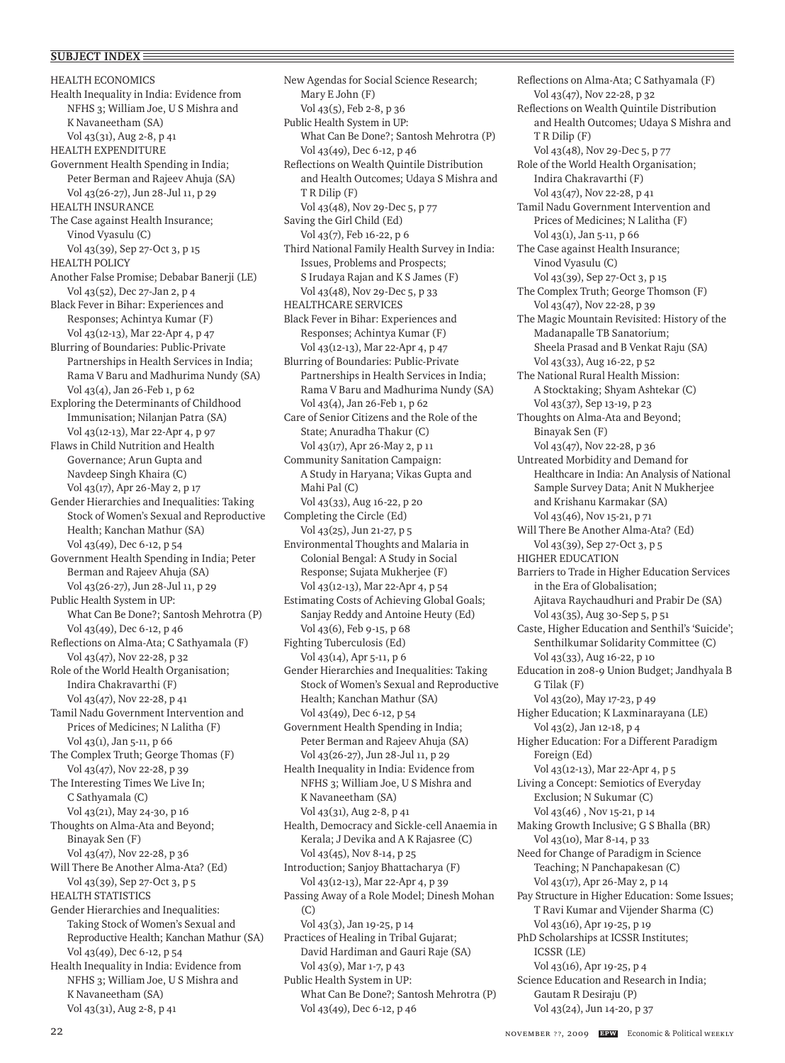HEALTH ECONOMICS

Health Inequality in India: Evidence from NFHS 3; William Joe, U S Mishra and K Navaneetham (SA)
Vol 43(31), Aug 2-8, p 41

HEALTH EXPENDITURE

Government Health Spending in India; Peter Berman and Rajeev Ahuja (SA)
Vol 43(26-27), Jun 28-Jul 11, p 29

HEALTH INSURANCE

The Case against Health Insurance; Vinod Vyasulu (C)
Vol 43(39), Sep 27-Oct 3, p 15

HEALTH POLICY

Another False Promise; Debabar Banerji (LE)
Vol 43(52), Dec 27-Jan 2, p 4

Black Fever in Bihar: Experiences and Responses; Achintya Kumar (F)
Vol 43(12-13), Mar 22-Apr 4, p 47

Blurring of Boundaries: Public-Private Partnerships in Health Services in India; Rama V Baru and Madhurima Nundy (SA)
Vol 43(4), Jan 26-Feb 1, p 62

Exploring the Determinants of Childhood Immunisation; Nilanjan Patra (SA)
Vol 43(12-13), Mar 22-Apr 4, p 97

Flaws in Child Nutrition and Health Governance; Arun Gupta and Navdeep Singh Khaira (C)
Vol 43(17), Apr 26-May 2, p 17

Gender Hierarchies and Inequalities: Taking Stock of Women's Sexual and Reproductive Health; Kanchan Mathur (SA)
Vol 43(49), Dec 6-12, p 54

Government Health Spending in India; Peter Berman and Rajeev Ahuja (SA)
Vol 43(26-27), Jun 28-Jul 11, p 29

Public Health System in UP: What Can Be Done?; Santosh Mehrotra (P)
Vol 43(49), Dec 6-12, p 46

Reflections on Alma-Ata; C Sathyamala (F)
Vol 43(47), Nov 22-28, p 32

Role of the World Health Organisation; Indira Chakravarthi (F)
Vol 43(47), Nov 22-28, p 41

Tamil Nadu Government Intervention and Prices of Medicines; N Lalitha (F)
Vol 43(1), Jan 5-11, p 66

The Complex Truth; George Thomas (F)
Vol 43(47), Nov 22-28, p 39

The Interesting Times We Live In; C Sathyamala (C)
Vol 43(21), May 24-30, p 16

Thoughts on Alma-Ata and Beyond; Binayak Sen (F)
Vol 43(47), Nov 22-28, p 36

Will There Be Another Alma-Ata? (Ed)
Vol 43(39), Sep 27-Oct 3, p 5

HEALTH STATISTICS

Gender Hierarchies and Inequalities: Taking Stock of Women's Sexual and Reproductive Health; Kanchan Mathur (SA)
Vol 43(49), Dec 6-12, p 54

Health Inequality in India: Evidence from NFHS 3; William Joe, U S Mishra and K Navaneetham (SA)
Vol 43(31), Aug 2-8, p 41

New Agendas for Social Science Research; Mary E John (F)
Vol 43(5), Feb 2-8, p 36

Public Health System in UP: What Can Be Done?; Santosh Mehrotra (P)
Vol 43(49), Dec 6-12, p 46

Reflections on Wealth Quintile Distribution and Health Outcomes; Udaya S Mishra and T R Dilip (F)
Vol 43(48), Nov 29-Dec 5, p 77

Saving the Girl Child (Ed)
Vol 43(7), Feb 16-22, p 6

Third National Family Health Survey in India: Issues, Problems and Prospects; S Irudaya Rajan and K S James (F)
Vol 43(48), Nov 29-Dec 5, p 33

HEALTHCARE SERVICES

Black Fever in Bihar: Experiences and Responses; Achintya Kumar (F)
Vol 43(12-13), Mar 22-Apr 4, p 47

Blurring of Boundaries: Public-Private Partnerships in Health Services in India; Rama V Baru and Madhurima Nundy (SA)
Vol 43(4), Jan 26-Feb 1, p 62

Care of Senior Citizens and the Role of the State; Anuradha Thakur (C)
Vol 43(17), Apr 26-May 2, p 11

Community Sanitation Campaign: A Study in Haryana; Vikas Gupta and Mahi Pal (C)
Vol 43(33), Aug 16-22, p 20

Completing the Circle (Ed)
Vol 43(25), Jun 21-27, p 5

Environmental Thoughts and Malaria in Colonial Bengal: A Study in Social Response; Sujata Mukherjee (F)
Vol 43(12-13), Mar 22-Apr 4, p 54

Estimating Costs of Achieving Global Goals; Sanjay Reddy and Antoine Heuty (Ed)
Vol 43(6), Feb 9-15, p 68

Fighting Tuberculosis (Ed)
Vol 43(14), Apr 5-11, p 6

Gender Hierarchies and Inequalities: Taking Stock of Women's Sexual and Reproductive Health; Kanchan Mathur (SA)
Vol 43(49), Dec 6-12, p 54

Government Health Spending in India; Peter Berman and Rajeev Ahuja (SA)
Vol 43(26-27), Jun 28-Jul 11, p 29

Health Inequality in India: Evidence from NFHS 3; William Joe, U S Mishra and K Navaneetham (SA)
Vol 43(31), Aug 2-8, p 41

Health, Democracy and Sickle-cell Anaemia in Kerala; J Devika and A K Rajasree (C)
Vol 43(45), Nov 8-14, p 25

Introduction; Sanjoy Bhattacharya (F)
Vol 43(12-13), Mar 22-Apr 4, p 39

Passing Away of a Role Model; Dinesh Mohan (C)
Vol 43(3), Jan 19-25, p 14

Practices of Healing in Tribal Gujarat; David Hardiman and Gauri Raje (SA)
Vol 43(9), Mar 1-7, p 43

Public Health System in UP: What Can Be Done?; Santosh Mehrotra (P)
Vol 43(49), Dec 6-12, p 46

Reflections on Alma-Ata; C Sathyamala (F)
Vol 43(47), Nov 22-28, p 32

Reflections on Wealth Quintile Distribution and Health Outcomes; Udaya S Mishra and T R Dilip (F)
Vol 43(48), Nov 29-Dec 5, p 77

Role of the World Health Organisation; Indira Chakravarthi (F)
Vol 43(47), Nov 22-28, p 41

Tamil Nadu Government Intervention and Prices of Medicines; N Lalitha (F)
Vol 43(1), Jan 5-11, p 66

The Case against Health Insurance; Vinod Vyasulu (C)
Vol 43(39), Sep 27-Oct 3, p 15

The Complex Truth; George Thomson (F)
Vol 43(47), Nov 22-28, p 39

The Magic Mountain Revisited: History of the Madanapalle TB Sanatorium; Sheela Prasad and B Venkat Raju (SA)
Vol 43(33), Aug 16-22, p 52

The National Rural Health Mission: A Stocktaking; Shyam Ashtekar (C)
Vol 43(37), Sep 13-19, p 23

Thoughts on Alma-Ata and Beyond; Binayak Sen (F)
Vol 43(47), Nov 22-28, p 36

Untreated Morbidity and Demand for Healthcare in India: An Analysis of National Sample Survey Data; Anit N Mukherjee and Krishanu Karmakar (SA)
Vol 43(46), Nov 15-21, p 71

Will There Be Another Alma-Ata? (Ed)
Vol 43(39), Sep 27-Oct 3, p 5

HIGHER EDUCATION

Barriers to Trade in Higher Education Services in the Era of Globalisation; Ajitava Raychaudhuri and Prabir De (SA)
Vol 43(35), Aug 30-Sep 5, p 51

Caste, Higher Education and Senthil's 'Suicide'; Senthilkumar Solidarity Committee (C)
Vol 43(33), Aug 16-22, p 10

Education in 208-9 Union Budget; Jandhyala B G Tilak (F)
Vol 43(20), May 17-23, p 49

Higher Education; K Laxminarayana (LE)
Vol 43(2), Jan 12-18, p 4

Higher Education: For a Different Paradigm Foreign (Ed)
Vol 43(12-13), Mar 22-Apr 4, p 5

Living a Concept: Semiotics of Everyday Exclusion; N Sukumar (C)
Vol 43(46) , Nov 15-21, p 14

Making Growth Inclusive; G S Bhalla (BR)
Vol 43(10), Mar 8-14, p 33

Need for Change of Paradigm in Science Teaching; N Panchapakesan (C)
Vol 43(17), Apr 26-May 2, p 14

Pay Structure in Higher Education: Some Issues; T Ravi Kumar and Vijender Sharma (C)
Vol 43(16), Apr 19-25, p 19

PhD Scholarships at ICSSR Institutes; ICSSR (LE)
Vol 43(16), Apr 19-25, p 4

Science Education and Research in India; Gautam R Desiraju (P)
Vol 43(24), Jun 14-20, p 37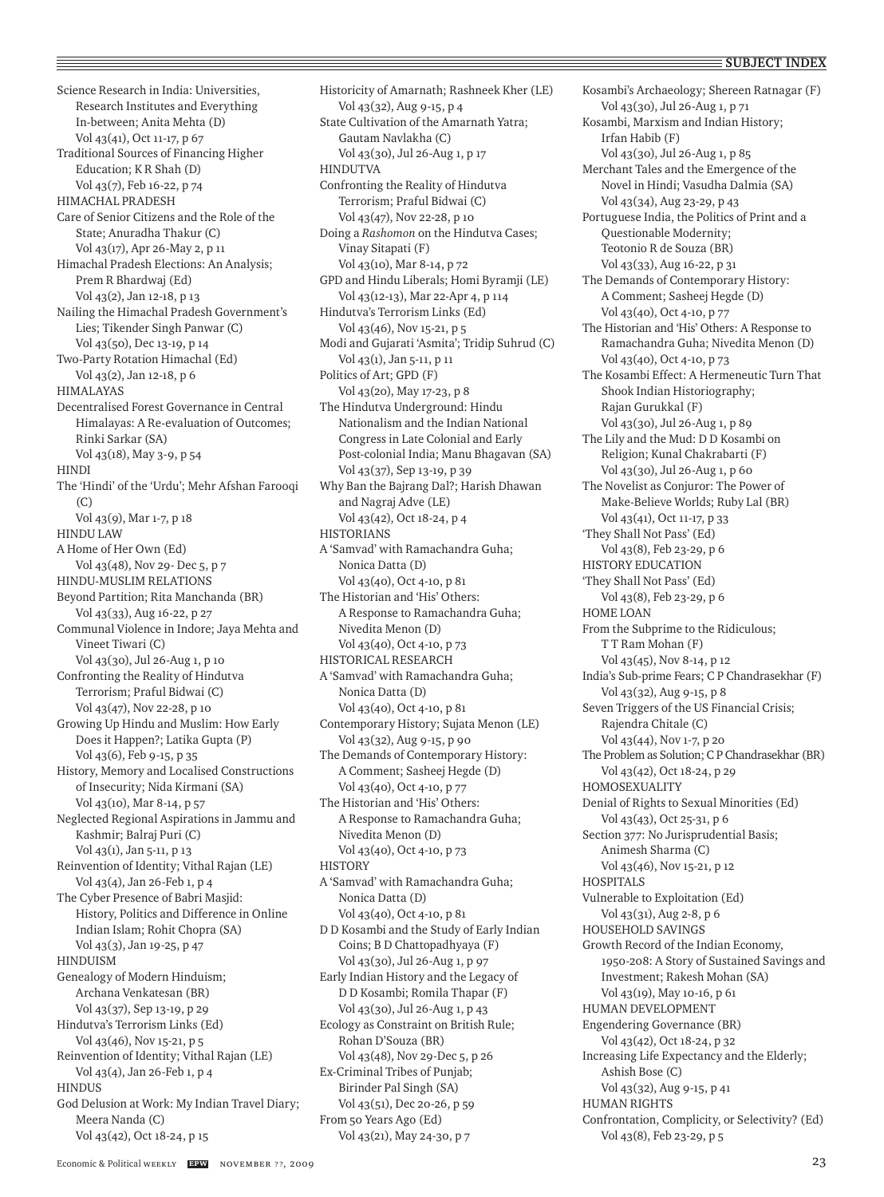Science Research in India: Universities, Research Institutes and Everything In-between; Anita Mehta (D)
Vol 43(41), Oct 11-17, p 67

Traditional Sources of Financing Higher Education; K R Shah (D)
Vol 43(7), Feb 16-22, p 74

HIMACHAL PRADESH

Care of Senior Citizens and the Role of the State; Anuradha Thakur (C)
Vol 43(17), Apr 26-May 2, p 11

Himachal Pradesh Elections: An Analysis; Prem R Bhardwaj (Ed)
Vol 43(2), Jan 12-18, p 13

Nailing the Himachal Pradesh Government's Lies; Tikender Singh Panwar (C)
Vol 43(50), Dec 13-19, p 14

Two-Party Rotation Himachal (Ed)
Vol 43(2), Jan 12-18, p 6

HIMALAYAS

Decentralised Forest Governance in Central Himalayas: A Re-evaluation of Outcomes; Rinki Sarkar (SA)
Vol 43(18), May 3-9, p 54

HINDI

The 'Hindi' of the 'Urdu'; Mehr Afshan Farooqi (C)
Vol 43(9), Mar 1-7, p 18

HINDU LAW

A Home of Her Own (Ed)
Vol 43(48), Nov 29- Dec 5, p 7

HINDU-MUSLIM RELATIONS

Beyond Partition; Rita Manchanda (BR)
Vol 43(33), Aug 16-22, p 27

Communal Violence in Indore; Jaya Mehta and Vineet Tiwari (C)
Vol 43(30), Jul 26-Aug 1, p 10

Confronting the Reality of Hindutva Terrorism; Praful Bidwai (C)
Vol 43(47), Nov 22-28, p 10

Growing Up Hindu and Muslim: How Early Does it Happen?; Latika Gupta (P)
Vol 43(6), Feb 9-15, p 35

History, Memory and Localised Constructions of Insecurity; Nida Kirmani (SA)
Vol 43(10), Mar 8-14, p 57

Neglected Regional Aspirations in Jammu and Kashmir; Balraj Puri (C)
Vol 43(1), Jan 5-11, p 13

Reinvention of Identity; Vithal Rajan (LE)
Vol 43(4), Jan 26-Feb 1, p 4

The Cyber Presence of Babri Masjid: History, Politics and Difference in Online Indian Islam; Rohit Chopra (SA)
Vol 43(3), Jan 19-25, p 47

HINDUISM

Genealogy of Modern Hinduism; Archana Venkatesan (BR)
Vol 43(37), Sep 13-19, p 29

Hindutva's Terrorism Links (Ed)
Vol 43(46), Nov 15-21, p 5

Reinvention of Identity; Vithal Rajan (LE)
Vol 43(4), Jan 26-Feb 1, p 4

HINDUS

God Delusion at Work: My Indian Travel Diary; Meera Nanda (C)
Vol 43(42), Oct 18-24, p 15

Historicity of Amarnath; Rashneek Kher (LE)
Vol 43(32), Aug 9-15, p 4

State Cultivation of the Amarnath Yatra; Gautam Navlakha (C)
Vol 43(30), Jul 26-Aug 1, p 17

HINDUTVA

Confronting the Reality of Hindutva Terrorism; Praful Bidwai (C)
Vol 43(47), Nov 22-28, p 10

Doing a *Rashomon* on the Hindutva Cases; Vinay Sitapati (F)
Vol 43(10), Mar 8-14, p 72

GPD and Hindu Liberals; Homi Byramji (LE)
Vol 43(12-13), Mar 22-Apr 4, p 114

Hindutva's Terrorism Links (Ed)
Vol 43(46), Nov 15-21, p 5

Modi and Gujarati 'Asmita'; Tridip Suhrud (C)
Vol 43(1), Jan 5-11, p 11

Politics of Art; GPD (F)
Vol 43(20), May 17-23, p 8

The Hindutva Underground: Hindu Nationalism and the Indian National Congress in Late Colonial and Early Post-colonial India; Manu Bhagavan (SA)
Vol 43(37), Sep 13-19, p 39

Why Ban the Bajrang Dal?; Harish Dhawan and Nagraj Adve (LE)
Vol 43(42), Oct 18-24, p 4

HISTORIANS

A 'Samvad' with Ramachandra Guha; Nonica Datta (D)
Vol 43(40), Oct 4-10, p 81

The Historian and 'His' Others: A Response to Ramachandra Guha; Nivedita Menon (D)
Vol 43(40), Oct 4-10, p 73

HISTORICAL RESEARCH

A 'Samvad' with Ramachandra Guha; Nonica Datta (D)
Vol 43(40), Oct 4-10, p 81

Contemporary History; Sujata Menon (LE)
Vol 43(32), Aug 9-15, p 90

The Demands of Contemporary History: A Comment; Sasheej Hegde (D)
Vol 43(40), Oct 4-10, p 77

The Historian and 'His' Others: A Response to Ramachandra Guha; Nivedita Menon (D)
Vol 43(40), Oct 4-10, p 73

HISTORY

A 'Samvad' with Ramachandra Guha; Nonica Datta (D)
Vol 43(40), Oct 4-10, p 81

D D Kosambi and the Study of Early Indian Coins; B D Chattopadhyaya (F)
Vol 43(30), Jul 26-Aug 1, p 97

Early Indian History and the Legacy of D D Kosambi; Romila Thapar (F)
Vol 43(30), Jul 26-Aug 1, p 43

Ecology as Constraint on British Rule; Rohan D'Souza (BR)
Vol 43(48), Nov 29-Dec 5, p 26

Ex-Criminal Tribes of Punjab; Birinder Pal Singh (SA)
Vol 43(51), Dec 20-26, p 59

From 50 Years Ago (Ed)
Vol 43(21), May 24-30, p 7

Kosambi's Archaeology; Shereen Ratnagar (F)
Vol 43(30), Jul 26-Aug 1, p 71

Kosambi, Marxism and Indian History; Irfan Habib (F)
Vol 43(30), Jul 26-Aug 1, p 85

Merchant Tales and the Emergence of the Novel in Hindi; Vasudha Dalmia (SA)
Vol 43(34), Aug 23-29, p 43

Portuguese India, the Politics of Print and a Questionable Modernity; Teotonio R de Souza (BR)
Vol 43(33), Aug 16-22, p 31

The Demands of Contemporary History: A Comment; Sasheej Hegde (D)
Vol 43(40), Oct 4-10, p 77

The Historian and 'His' Others: A Response to Ramachandra Guha; Nivedita Menon (D)
Vol 43(40), Oct 4-10, p 73

The Kosambi Effect: A Hermeneutic Turn That Shook Indian Historiography; Rajan Gurukkal (F)
Vol 43(30), Jul 26-Aug 1, p 89

The Lily and the Mud: D D Kosambi on Religion; Kunal Chakrabarti (F)
Vol 43(30), Jul 26-Aug 1, p 60

The Novelist as Conjuror: The Power of Make-Believe Worlds; Ruby Lal (BR)
Vol 43(41), Oct 11-17, p 33

'They Shall Not Pass' (Ed)
Vol 43(8), Feb 23-29, p 6

HISTORY EDUCATION

'They Shall Not Pass' (Ed)
Vol 43(8), Feb 23-29, p 6

HOME LOAN

From the Subprime to the Ridiculous; T T Ram Mohan (F)
Vol 43(45), Nov 8-14, p 12

India's Sub-prime Fears; C P Chandrasekhar (F)
Vol 43(32), Aug 9-15, p 8

Seven Triggers of the US Financial Crisis; Rajendra Chitale (C)
Vol 43(44), Nov 1-7, p 20

The Problem as Solution; C P Chandrasekhar (BR)
Vol 43(42), Oct 18-24, p 29

HOMOSEXUALITY

Denial of Rights to Sexual Minorities (Ed)
Vol 43(43), Oct 25-31, p 6

Section 377: No Jurisprudential Basis; Animesh Sharma (C)
Vol 43(46), Nov 15-21, p 12

HOSPITALS

Vulnerable to Exploitation (Ed)
Vol 43(31), Aug 2-8, p 6

HOUSEHOLD SAVINGS

Growth Record of the Indian Economy, 1950-208: A Story of Sustained Savings and Investment; Rakesh Mohan (SA)
Vol 43(19), May 10-16, p 61

HUMAN DEVELOPMENT

Engendering Governance (BR)
Vol 43(42), Oct 18-24, p 32

Increasing Life Expectancy and the Elderly; Ashish Bose (C)
Vol 43(32), Aug 9-15, p 41

HUMAN RIGHTS

Confrontation, Complicity, or Selectivity? (Ed)
Vol 43(8), Feb 23-29, p 5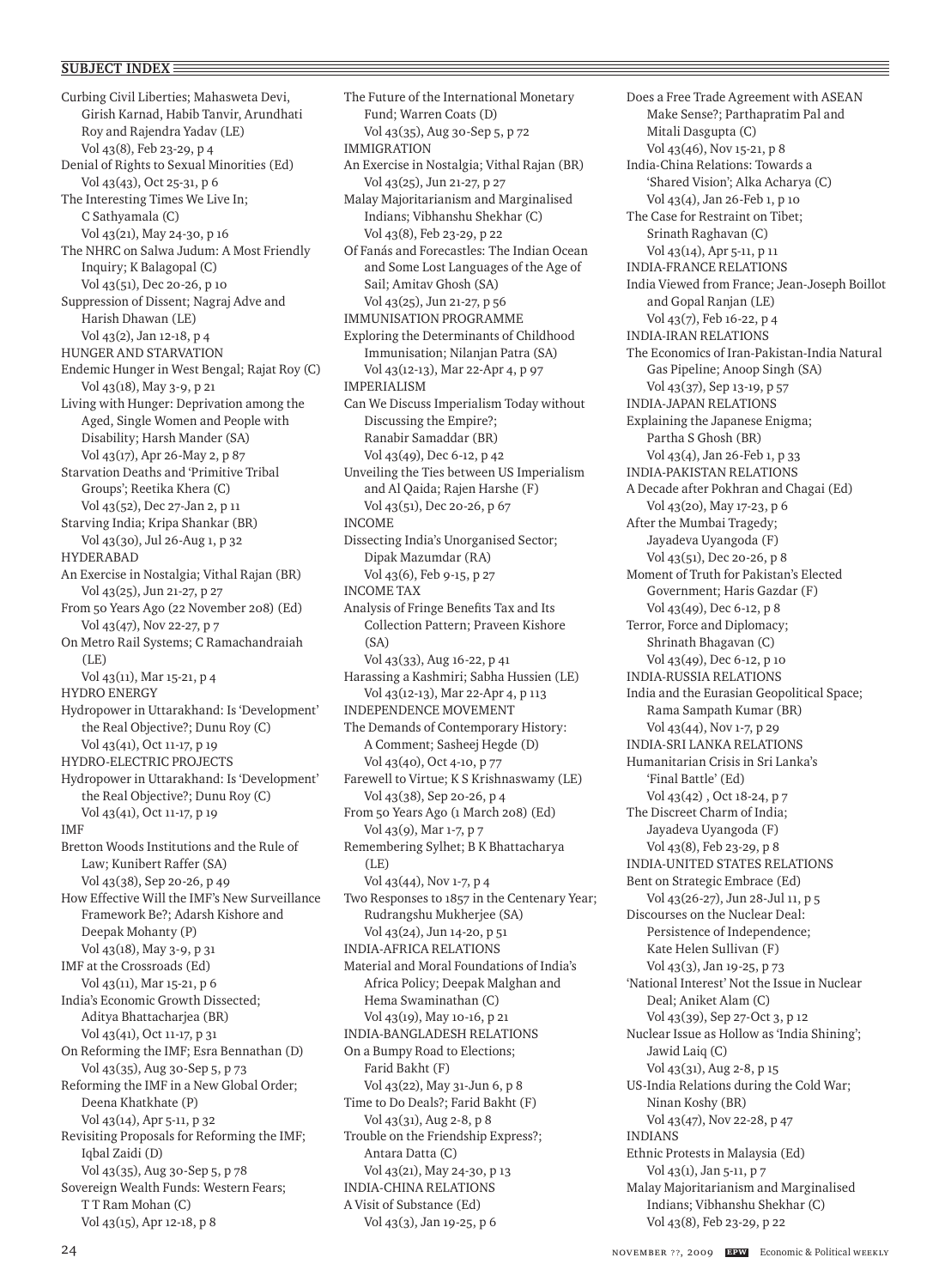Curbing Civil Liberties; Mahasweta Devi, Girish Karnad, Habib Tanvir, Arundhati Roy and Rajendra Yadav (LE)
Vol 43(8), Feb 23-29, p 4

Denial of Rights to Sexual Minorities (Ed)
Vol 43(43), Oct 25-31, p 6

The Interesting Times We Live In; C Sathyamala (C)
Vol 43(21), May 24-30, p 16

The NHRC on Salwa Judum: A Most Friendly Inquiry; K Balagopal (C)
Vol 43(51), Dec 20-26, p 10

Suppression of Dissent; Nagraj Adve and Harish Dhawan (LE)
Vol 43(2), Jan 12-18, p 4

HUNGER AND STARVATION

Endemic Hunger in West Bengal; Rajat Roy (C)
Vol 43(18), May 3-9, p 21

Living with Hunger: Deprivation among the Aged, Single Women and People with Disability; Harsh Mander (SA)
Vol 43(17), Apr 26-May 2, p 87

Starvation Deaths and 'Primitive Tribal Groups'; Reetika Khera (C)
Vol 43(52), Dec 27-Jan 2, p 11

Starving India; Kripa Shankar (BR)
Vol 43(30), Jul 26-Aug 1, p 32

HYDERABAD

An Exercise in Nostalgia; Vithal Rajan (BR)
Vol 43(25), Jun 21-27, p 27

From 50 Years Ago (22 November 208) (Ed)
Vol 43(47), Nov 22-27, p 7

On Metro Rail Systems; C Ramachandraiah (LE)
Vol 43(11), Mar 15-21, p 4

HYDRO ENERGY

Hydropower in Uttarakhand: Is 'Development' the Real Objective?; Dunu Roy (C)
Vol 43(41), Oct 11-17, p 19

HYDRO-ELECTRIC PROJECTS

Hydropower in Uttarakhand: Is 'Development' the Real Objective?; Dunu Roy (C)
Vol 43(41), Oct 11-17, p 19

IMF

Bretton Woods Institutions and the Rule of Law; Kunibert Raffer (SA)
Vol 43(38), Sep 20-26, p 49

How Effective Will the IMF's New Surveillance Framework Be?; Adarsh Kishore and Deepak Mohanty (P)
Vol 43(18), May 3-9, p 31

IMF at the Crossroads (Ed)
Vol 43(11), Mar 15-21, p 6

India's Economic Growth Dissected; Aditya Bhattacharjea (BR)
Vol 43(41), Oct 11-17, p 31

On Reforming the IMF; Esra Bennathan (D)
Vol 43(35), Aug 30-Sep 5, p 73

Reforming the IMF in a New Global Order; Deena Khatkhate (P)
Vol 43(14), Apr 5-11, p 32

Revisiting Proposals for Reforming the IMF; Iqbal Zaidi (D)
Vol 43(35), Aug 30-Sep 5, p 78

Sovereign Wealth Funds: Western Fears; T T Ram Mohan (C)
Vol 43(15), Apr 12-18, p 8

The Future of the International Monetary Fund; Warren Coats (D)
Vol 43(35), Aug 30-Sep 5, p 72

IMMIGRATION

An Exercise in Nostalgia; Vithal Rajan (BR)
Vol 43(25), Jun 21-27, p 27

Malay Majoritarianism and Marginalised Indians; Vibhanshu Shekhar (C)
Vol 43(8), Feb 23-29, p 22

Of Fanás and Forecastles: The Indian Ocean and Some Lost Languages of the Age of Sail; Amitav Ghosh (SA)
Vol 43(25), Jun 21-27, p 56

IMMUNISATION PROGRAMME

Exploring the Determinants of Childhood Immunisation; Nilanjan Patra (SA)
Vol 43(12-13), Mar 22-Apr 4, p 97

IMPERIALISM

Can We Discuss Imperialism Today without Discussing the Empire?; Ranabir Samaddar (BR)
Vol 43(49), Dec 6-12, p 42

Unveiling the Ties between US Imperialism and Al Qaida; Rajen Harshe (F)
Vol 43(51), Dec 20-26, p 67

INCOME

Dissecting India's Unorganised Sector; Dipak Mazumdar (RA)
Vol 43(6), Feb 9-15, p 27

INCOME TAX

Analysis of Fringe Benefits Tax and Its Collection Pattern; Praveen Kishore (SA)
Vol 43(33), Aug 16-22, p 41

Harassing a Kashmiri; Sabha Hussien (LE)
Vol 43(12-13), Mar 22-Apr 4, p 113

INDEPENDENCE MOVEMENT

The Demands of Contemporary History: A Comment; Sasheej Hegde (D)
Vol 43(40), Oct 4-10, p 77

Farewell to Virtue; K S Krishnaswamy (LE)
Vol 43(38), Sep 20-26, p 4

From 50 Years Ago (1 March 208) (Ed)
Vol 43(9), Mar 1-7, p 7

Remembering Sylhet; B K Bhattacharya (LE)
Vol 43(44), Nov 1-7, p 4

Two Responses to 1857 in the Centenary Year; Rudrangshu Mukherjee (SA)
Vol 43(24), Jun 14-20, p 51

INDIA-AFRICA RELATIONS

Material and Moral Foundations of India's Africa Policy; Deepak Malghan and Hema Swaminathan (C)
Vol 43(19), May 10-16, p 21

INDIA-BANGLADESH RELATIONS

On a Bumpy Road to Elections; Farid Bakht (F)
Vol 43(22), May 31-Jun 6, p 8

Time to Do Deals?; Farid Bakht (F)
Vol 43(31), Aug 2-8, p 8

Trouble on the Friendship Express?; Antara Datta (C)
Vol 43(21), May 24-30, p 13

INDIA-CHINA RELATIONS

A Visit of Substance (Ed)
Vol 43(3), Jan 19-25, p 6

Does a Free Trade Agreement with ASEAN Make Sense?; Parthapratim Pal and Mitali Dasgupta (C)
Vol 43(46), Nov 15-21, p 8

India-China Relations: Towards a 'Shared Vision'; Alka Acharya (C)
Vol 43(4), Jan 26-Feb 1, p 10

The Case for Restraint on Tibet; Srinath Raghavan (C)
Vol 43(14), Apr 5-11, p 11

INDIA-FRANCE RELATIONS

India Viewed from France; Jean-Joseph Boillot and Gopal Ranjan (LE)
Vol 43(7), Feb 16-22, p 4

INDIA-IRAN RELATIONS

The Economics of Iran-Pakistan-India Natural Gas Pipeline; Anoop Singh (SA)
Vol 43(37), Sep 13-19, p 57

INDIA-JAPAN RELATIONS

Explaining the Japanese Enigma; Partha S Ghosh (BR)
Vol 43(4), Jan 26-Feb 1, p 33

INDIA-PAKISTAN RELATIONS

A Decade after Pokhran and Chagai (Ed)
Vol 43(20), May 17-23, p 6

After the Mumbai Tragedy; Jayadeva Uyangoda (F)
Vol 43(51), Dec 20-26, p 8

Moment of Truth for Pakistan's Elected Government; Haris Gazdar (F)
Vol 43(49), Dec 6-12, p 8

Terror, Force and Diplomacy; Shrinath Bhagavan (C)
Vol 43(49), Dec 6-12, p 10

INDIA-RUSSIA RELATIONS

India and the Eurasian Geopolitical Space; Rama Sampath Kumar (BR)
Vol 43(44), Nov 1-7, p 29

INDIA-SRI LANKA RELATIONS

Humanitarian Crisis in Sri Lanka's 'Final Battle' (Ed)
Vol 43(42) , Oct 18-24, p 7

The Discreet Charm of India; Jayadeva Uyangoda (F)
Vol 43(8), Feb 23-29, p 8

INDIA-UNITED STATES RELATIONS

Bent on Strategic Embrace (Ed)
Vol 43(26-27), Jun 28-Jul 11, p 5

Discourses on the Nuclear Deal: Persistence of Independence; Kate Helen Sullivan (F)
Vol 43(3), Jan 19-25, p 73

'National Interest' Not the Issue in Nuclear Deal; Aniket Alam (C)
Vol 43(39), Sep 27-Oct 3, p 12

Nuclear Issue as Hollow as 'India Shining'; Jawid Laiq (C)
Vol 43(31), Aug 2-8, p 15

US-India Relations during the Cold War; Ninan Koshy (BR)
Vol 43(47), Nov 22-28, p 47

INDIANS

Ethnic Protests in Malaysia (Ed)
Vol 43(1), Jan 5-11, p 7

Malay Majoritarianism and Marginalised Indians; Vibhanshu Shekhar (C)
Vol 43(8), Feb 23-29, p 22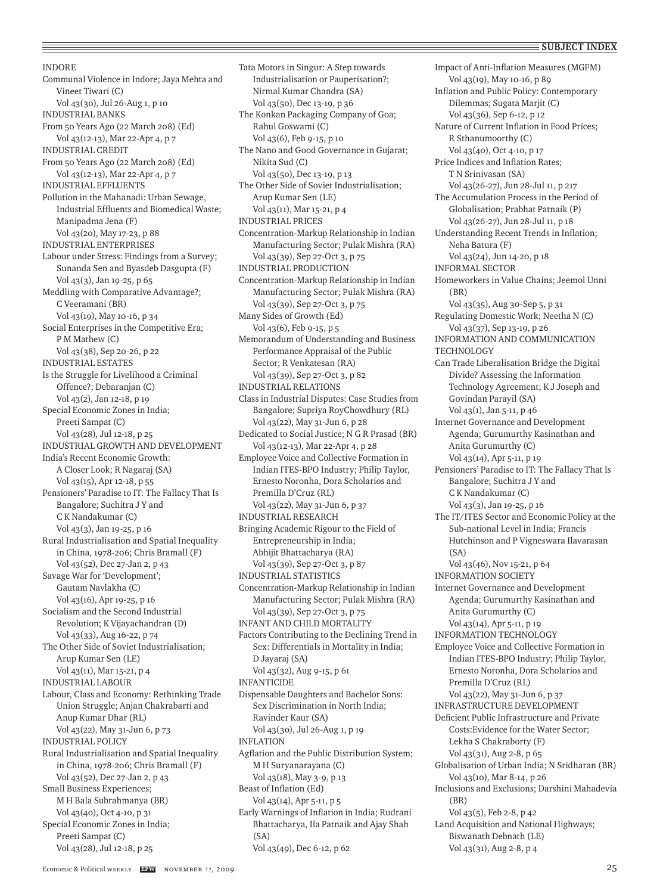INDORE

Communal Violence in Indore; Jaya Mehta and Vineet Tiwari (C)
Vol 43(30), Jul 26-Aug 1, p 10

INDUSTRIAL BANKS

From 50 Years Ago (22 March 208) (Ed)
Vol 43(12-13), Mar 22-Apr 4, p 7

INDUSTRIAL CREDIT

From 50 Years Ago (22 March 208) (Ed)
Vol 43(12-13), Mar 22-Apr 4, p 7

INDUSTRIAL EFFLUENTS

Pollution in the Mahanadi: Urban Sewage, Industrial Effluents and Biomedical Waste; Manipadma Jena (F)
Vol 43(20), May 17-23, p 88

INDUSTRIAL ENTERPRISES

Labour under Stress: Findings from a Survey; Sunanda Sen and Byasdeb Dasgupta (F)
Vol 43(3), Jan 19-25, p 65

Meddling with Comparative Advantage?; C Veeramani (BR)
Vol 43(19), May 10-16, p 34

Social Enterprises in the Competitive Era; P M Mathew (C)
Vol 43(38), Sep 20-26, p 22

INDUSTRIAL ESTATES

Is the Struggle for Livelihood a Criminal Offence?; Debaranjan (C)
Vol 43(2), Jan 12-18, p 19

Special Economic Zones in India; Preeti Sampat (C)
Vol 43(28), Jul 12-18, p 25

INDUSTRIAL GROWTH AND DEVELOPMENT

India's Recent Economic Growth: A Closer Look; R Nagaraj (SA)
Vol 43(15), Apr 12-18, p 55

Pensioners' Paradise to IT: The Fallacy That Is Bangalore; Suchitra J Y and C K Nandakumar (C)
Vol 43(3), Jan 19-25, p 16

Rural Industrialisation and Spatial Inequality in China, 1978-206; Chris Bramall (F)
Vol 43(52), Dec 27-Jan 2, p 43

Savage War for 'Development'; Gautam Navlakha (C)
Vol 43(16), Apr 19-25, p 16

Socialism and the Second Industrial Revolution; K Vijayachandran (D)
Vol 43(33), Aug 16-22, p 74

The Other Side of Soviet Industrialisation; Arup Kumar Sen (LE)
Vol 43(11), Mar 15-21, p 4

INDUSTRIAL LABOUR

Labour, Class and Economy: Rethinking Trade Union Struggle; Anjan Chakrabarti and Anup Kumar Dhar (RL)
Vol 43(22), May 31-Jun 6, p 73

INDUSTRIAL POLICY

Rural Industrialisation and Spatial Inequality in China, 1978-206; Chris Bramall (F)
Vol 43(52), Dec 27-Jan 2, p 43

Small Business Experiences; M H Bala Subrahmanya (BR)
Vol 43(40), Oct 4-10, p 31

Special Economic Zones in India; Preeti Sampat (C)
Vol 43(28), Jul 12-18, p 25

Tata Motors in Singur: A Step towards Industrialisation or Pauperisation?; Nirmal Kumar Chandra (SA)
Vol 43(50), Dec 13-19, p 36

The Konkan Packaging Company of Goa; Rahul Goswami (C)
Vol 43(6), Feb 9-15, p 10

The Nano and Good Governance in Gujarat; Nikita Sud (C)
Vol 43(50), Dec 13-19, p 13

The Other Side of Soviet Industrialisation; Arup Kumar Sen (LE)
Vol 43(11), Mar 15-21, p 4

INDUSTRIAL PRICES

Concentration-Markup Relationship in Indian Manufacturing Sector; Pulak Mishra (RA)
Vol 43(39), Sep 27-Oct 3, p 75

INDUSTRIAL PRODUCTION

Concentration-Markup Relationship in Indian Manufacturing Sector; Pulak Mishra (RA)
Vol 43(39), Sep 27-Oct 3, p 75

Many Sides of Growth (Ed)
Vol 43(6), Feb 9-15, p 5

Memorandum of Understanding and Business Performance Appraisal of the Public Sector; R Venkatesan (RA)
Vol 43(39), Sep 27-Oct 3, p 82

INDUSTRIAL RELATIONS

Class in Industrial Disputes: Case Studies from Bangalore; Supriya RoyChowdhury (RL)
Vol 43(22), May 31-Jun 6, p 28

Dedicated to Social Justice; N G R Prasad (BR)
Vol 43(12-13), Mar 22-Apr 4, p 28

Employee Voice and Collective Formation in Indian ITES-BPO Industry; Philip Taylor, Ernesto Noronha, Dora Scholarios and Premilla D'Cruz (RL)
Vol 43(22), May 31-Jun 6, p 37

INDUSTRIAL RESEARCH

Bringing Academic Rigour to the Field of Entrepreneurship in India; Abhijit Bhattacharya (RA)
Vol 43(39), Sep 27-Oct 3, p 87

INDUSTRIAL STATISTICS

Concentration-Markup Relationship in Indian Manufacturing Sector; Pulak Mishra (RA)
Vol 43(39), Sep 27-Oct 3, p 75

INFANT AND CHILD MORTALITY

Factors Contributing to the Declining Trend in Sex: Differentials in Mortality in India; D Jayaraj (SA)
Vol 43(32), Aug 9-15, p 61

INFANTICIDE

Dispensable Daughters and Bachelor Sons: Sex Discrimination in North India; Ravinder Kaur (SA)
Vol 43(30), Jul 26-Aug 1, p 19

INFLATION

Agflation and the Public Distribution System; M H Suryanarayana (C)
Vol 43(18), May 3-9, p 13

Beast of Inflation (Ed)
Vol 43(14), Apr 5-11, p 5

Early Warnings of Inflation in India; Rudrani Bhattacharya, Ila Patnaik and Ajay Shah (SA)
Vol 43(49), Dec 6-12, p 62

Impact of Anti-Inflation Measures (MGFM)
Vol 43(19), May 10-16, p 89

Inflation and Public Policy: Contemporary Dilemmas; Sugata Marjit (C)
Vol 43(36), Sep 6-12, p 12

Nature of Current Inflation in Food Prices; R Sthanumoorthy (C)
Vol 43(40), Oct 4-10, p 17

Price Indices and Inflation Rates; T N Srinivasan (SA)
Vol 43(26-27), Jun 28-Jul 11, p 217

The Accumulation Process in the Period of Globalisation; Prabhat Patnaik (P)
Vol 43(26-27), Jun 28-Jul 11, p 18

Understanding Recent Trends in Inflation; Neha Batura (F)
Vol 43(24), Jun 14-20, p 18

INFORMAL SECTOR

Homeworkers in Value Chains; Jeemol Unni (BR)
Vol 43(35), Aug 30-Sep 5, p 31

Regulating Domestic Work; Neetha N (C)
Vol 43(37), Sep 13-19, p 26

INFORMATION AND COMMUNICATION TECHNOLOGY

Can Trade Liberalisation Bridge the Digital Divide? Assessing the Information Technology Agreement; K J Joseph and Govindan Parayil (SA)
Vol 43(1), Jan 5-11, p 46

Internet Governance and Development Agenda; Gurumurthy Kasinathan and Anita Gurumurthy (C)
Vol 43(14), Apr 5-11, p 19

Pensioners' Paradise to IT: The Fallacy That Is Bangalore; Suchitra J Y and C K Nandakumar (C)
Vol 43(3), Jan 19-25, p 16

The IT/ITES Sector and Economic Policy at the Sub-national Level in India; Francis Hutchinson and P Vigneswara Ilavarasan (SA)
Vol 43(46), Nov 15-21, p 64

INFORMATION SOCIETY

Internet Governance and Development Agenda; Gurumurthy Kasinathan and Anita Gurumurthy (C)
Vol 43(14), Apr 5-11, p 19

INFORMATION TECHNOLOGY

Employee Voice and Collective Formation in Indian ITES-BPO Industry; Philip Taylor, Ernesto Noronha, Dora Scholarios and Premilla D'Cruz (RL)
Vol 43(22), May 31-Jun 6, p 37

INFRASTRUCTURE DEVELOPMENT

Deficient Public Infrastructure and Private Costs:Evidence for the Water Sector; Lekha S Chakraborty (F)
Vol 43(31), Aug 2-8, p 65

Globalisation of Urban India; N Sridharan (BR)
Vol 43(10), Mar 8-14, p 26

Inclusions and Exclusions; Darshini Mahadevia (BR)
Vol 43(5), Feb 2-8, p 42

Land Acquisition and National Highways; Biswanath Debnath (LE)
Vol 43(31), Aug 2-8, p 4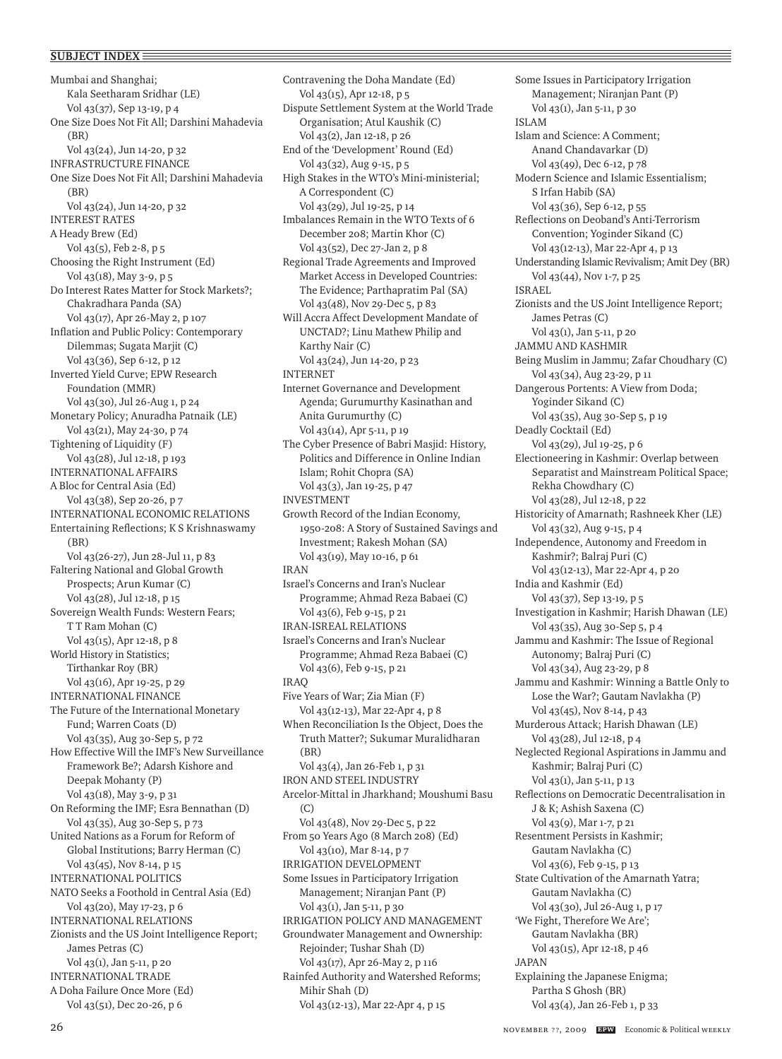Mumbai and Shanghai;
Kala Seetharam Sridhar (LE)
Vol 43(37), Sep 13-19, p 4
One Size Does Not Fit All; Darshini Mahadevia (BR)
Vol 43(24), Jun 14-20, p 32

INFRASTRUCTURE FINANCE
One Size Does Not Fit All; Darshini Mahadevia (BR)
Vol 43(24), Jun 14-20, p 32

INTEREST RATES
A Heady Brew (Ed)
Vol 43(5), Feb 2-8, p 5
Choosing the Right Instrument (Ed)
Vol 43(18), May 3-9, p 5
Do Interest Rates Matter for Stock Markets?; Chakradhara Panda (SA)
Vol 43(17), Apr 26-May 2, p 107
Inflation and Public Policy: Contemporary Dilemmas; Sugata Marjit (C)
Vol 43(36), Sep 6-12, p 12
Inverted Yield Curve; EPW Research Foundation (MMR)
Vol 43(30), Jul 26-Aug 1, p 24
Monetary Policy; Anuradha Patnaik (LE)
Vol 43(21), May 24-30, p 74
Tightening of Liquidity (F)
Vol 43(28), Jul 12-18, p 193

INTERNATIONAL AFFAIRS
A Bloc for Central Asia (Ed)
Vol 43(38), Sep 20-26, p 7

INTERNATIONAL ECONOMIC RELATIONS
Entertaining Reflections; K S Krishnaswamy (BR)
Vol 43(26-27), Jun 28-Jul 11, p 83
Faltering National and Global Growth Prospects; Arun Kumar (C)
Vol 43(28), Jul 12-18, p 15
Sovereign Wealth Funds: Western Fears; T T Ram Mohan (C)
Vol 43(15), Apr 12-18, p 8
World History in Statistics; Tirthankar Roy (BR)
Vol 43(16), Apr 19-25, p 29

INTERNATIONAL FINANCE
The Future of the International Monetary Fund; Warren Coats (D)
Vol 43(35), Aug 30-Sep 5, p 72
How Effective Will the IMF's New Surveillance Framework Be?; Adarsh Kishore and Deepak Mohanty (P)
Vol 43(18), May 3-9, p 31
On Reforming the IMF; Esra Bennathan (D)
Vol 43(35), Aug 30-Sep 5, p 73
United Nations as a Forum for Reform of Global Institutions; Barry Herman (C)
Vol 43(45), Nov 8-14, p 15

INTERNATIONAL POLITICS
NATO Seeks a Foothold in Central Asia (Ed)
Vol 43(20), May 17-23, p 6

INTERNATIONAL RELATIONS
Zionists and the US Joint Intelligence Report; James Petras (C)
Vol 43(1), Jan 5-11, p 20

INTERNATIONAL TRADE
A Doha Failure Once More (Ed)
Vol 43(51), Dec 20-26, p 6
Contravening the Doha Mandate (Ed)
Vol 43(15), Apr 12-18, p 5
Dispute Settlement System at the World Trade Organisation; Atul Kaushik (C)
Vol 43(2), Jan 12-18, p 26
End of the 'Development' Round (Ed)
Vol 43(32), Aug 9-15, p 5
High Stakes in the WTO's Mini-ministerial; A Correspondent (C)
Vol 43(29), Jul 19-25, p 14
Imbalances Remain in the WTO Texts of 6 December 208; Martin Khor (C)
Vol 43(52), Dec 27-Jan 2, p 8
Regional Trade Agreements and Improved Market Access in Developed Countries: The Evidence; Parthapratim Pal (SA)
Vol 43(48), Nov 29-Dec 5, p 83
Will Accra Affect Development Mandate of UNCTAD?; Linu Mathew Philip and Karthy Nair (C)
Vol 43(24), Jun 14-20, p 23

INTERNET
Internet Governance and Development Agenda; Gurumurthy Kasinathan and Anita Gurumurthy (C)
Vol 43(14), Apr 5-11, p 19
The Cyber Presence of Babri Masjid: History, Politics and Difference in Online Indian Islam; Rohit Chopra (SA)
Vol 43(3), Jan 19-25, p 47

INVESTMENT
Growth Record of the Indian Economy, 1950-208: A Story of Sustained Savings and Investment; Rakesh Mohan (SA)
Vol 43(19), May 10-16, p 61

IRAN
Israel's Concerns and Iran's Nuclear Programme; Ahmad Reza Babaei (C)
Vol 43(6), Feb 9-15, p 21

IRAN-ISREAL RELATIONS
Israel's Concerns and Iran's Nuclear Programme; Ahmad Reza Babaei (C)
Vol 43(6), Feb 9-15, p 21

IRAQ
Five Years of War; Zia Mian (F)
Vol 43(12-13), Mar 22-Apr 4, p 8
When Reconciliation Is the Object, Does the Truth Matter?; Sukumar Muralidharan (BR)
Vol 43(4), Jan 26-Feb 1, p 31

IRON AND STEEL INDUSTRY
Arcelor-Mittal in Jharkhand; Moushumi Basu (C)
Vol 43(48), Nov 29-Dec 5, p 22
From 50 Years Ago (8 March 208) (Ed)
Vol 43(10), Mar 8-14, p 7

IRRIGATION DEVELOPMENT
Some Issues in Participatory Irrigation Management; Niranjan Pant (P)
Vol 43(1), Jan 5-11, p 30

IRRIGATION POLICY AND MANAGEMENT
Groundwater Management and Ownership: Rejoinder; Tushar Shah (D)
Vol 43(17), Apr 26-May 2, p 116
Rainfed Authority and Watershed Reforms; Mihir Shah (D)
Vol 43(12-13), Mar 22-Apr 4, p 15
Some Issues in Participatory Irrigation Management; Niranjan Pant (P)
Vol 43(1), Jan 5-11, p 30

ISLAM
Islam and Science: A Comment; Anand Chandavarkar (D)
Vol 43(49), Dec 6-12, p 78
Modern Science and Islamic Essentialism; S Irfan Habib (SA)
Vol 43(36), Sep 6-12, p 55
Reflections on Deoband's Anti-Terrorism Convention; Yoginder Sikand (C)
Vol 43(12-13), Mar 22-Apr 4, p 13
Understanding Islamic Revivalism; Amit Dey (BR)
Vol 43(44), Nov 1-7, p 25

ISRAEL
Zionists and the US Joint Intelligence Report; James Petras (C)
Vol 43(1), Jan 5-11, p 20

JAMMU AND KASHMIR
Being Muslim in Jammu; Zafar Choudhary (C)
Vol 43(34), Aug 23-29, p 11
Dangerous Portents: A View from Doda; Yoginder Sikand (C)
Vol 43(35), Aug 30-Sep 5, p 19
Deadly Cocktail (Ed)
Vol 43(29), Jul 19-25, p 6
Electioneering in Kashmir: Overlap between Separatist and Mainstream Political Space; Rekha Chowdhary (C)
Vol 43(28), Jul 12-18, p 22
Historicity of Amarnath; Rashneek Kher (LE)
Vol 43(32), Aug 9-15, p 4
Independence, Autonomy and Freedom in Kashmir?; Balraj Puri (C)
Vol 43(12-13), Mar 22-Apr 4, p 20
India and Kashmir (Ed)
Vol 43(37), Sep 13-19, p 5
Investigation in Kashmir; Harish Dhawan (LE)
Vol 43(35), Aug 30-Sep 5, p 4
Jammu and Kashmir: The Issue of Regional Autonomy; Balraj Puri (C)
Vol 43(34), Aug 23-29, p 8
Jammu and Kashmir: Winning a Battle Only to Lose the War?; Gautam Navlakha (P)
Vol 43(45), Nov 8-14, p 43
Murderous Attack; Harish Dhawan (LE)
Vol 43(28), Jul 12-18, p 4
Neglected Regional Aspirations in Jammu and Kashmir; Balraj Puri (C)
Vol 43(1), Jan 5-11, p 13
Reflections on Democratic Decentralisation in J & K; Ashish Saxena (C)
Vol 43(9), Mar 1-7, p 21
Resentment Persists in Kashmir; Gautam Navlakha (C)
Vol 43(6), Feb 9-15, p 13
State Cultivation of the Amarnath Yatra; Gautam Navlakha (C)
Vol 43(30), Jul 26-Aug 1, p 17
'We Fight, Therefore We Are'; Gautam Navlakha (BR)
Vol 43(15), Apr 12-18, p 46

JAPAN
Explaining the Japanese Enigma; Partha S Ghosh (BR)
Vol 43(4), Jan 26-Feb 1, p 33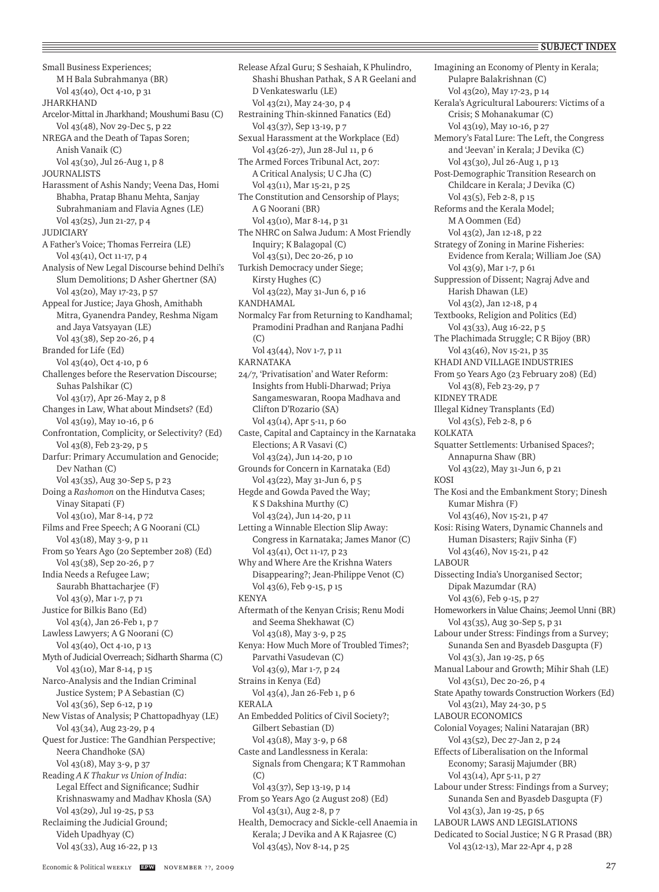Small Business Experiences; M H Bala Subrahmanya (BR)
Vol 43(40), Oct 4-10, p 31

JHARKHAND

Arcelor-Mittal in Jharkhand; Moushumi Basu (C)
Vol 43(48), Nov 29-Dec 5, p 22

NREGA and the Death of Tapas Soren; Anish Vanaik (C)
Vol 43(30), Jul 26-Aug 1, p 8

JOURNALISTS

Harassment of Ashis Nandy; Veena Das, Homi Bhabha, Pratap Bhanu Mehta, Sanjay Subrahmaniam and Flavia Agnes (LE)
Vol 43(25), Jun 21-27, p 4

JUDICIARY

A Father's Voice; Thomas Ferreira (LE)
Vol 43(41), Oct 11-17, p 4

Analysis of New Legal Discourse behind Delhi's Slum Demolitions; D Asher Ghertner (SA)
Vol 43(20), May 17-23, p 57

Appeal for Justice; Jaya Ghosh, Amithabh Mitra, Gyanendra Pandey, Reshma Nigam and Jaya Vatsyayan (LE)
Vol 43(38), Sep 20-26, p 4

Branded for Life (Ed)
Vol 43(40), Oct 4-10, p 6

Challenges before the Reservation Discourse; Suhas Palshikar (C)
Vol 43(17), Apr 26-May 2, p 8

Changes in Law, What about Mindsets? (Ed)
Vol 43(19), May 10-16, p 6

Confrontation, Complicity, or Selectivity? (Ed)
Vol 43(8), Feb 23-29, p 5

Darfur: Primary Accumulation and Genocide; Dev Nathan (C)
Vol 43(35), Aug 30-Sep 5, p 23

Doing a *Rashomon* on the Hindutva Cases; Vinay Sitapati (F)
Vol 43(10), Mar 8-14, p 72

Films and Free Speech; A G Noorani (CL)
Vol 43(18), May 3-9, p 11

From 50 Years Ago (20 September 208) (Ed)
Vol 43(38), Sep 20-26, p 7

India Needs a Refugee Law; Saurabh Bhattacharjee (F)
Vol 43(9), Mar 1-7, p 71

Justice for Bilkis Bano (Ed)
Vol 43(4), Jan 26-Feb 1, p 7

Lawless Lawyers; A G Noorani (C)
Vol 43(40), Oct 4-10, p 13

Myth of Judicial Overreach; Sidharth Sharma (C)
Vol 43(10), Mar 8-14, p 15

Narco-Analysis and the Indian Criminal Justice System; P A Sebastian (C)
Vol 43(36), Sep 6-12, p 19

New Vistas of Analysis; P Chattopadhyay (LE)
Vol 43(34), Aug 23-29, p 4

Quest for Justice: The Gandhian Perspective; Neera Chandhoke (SA)
Vol 43(18), May 3-9, p 37

Reading *A K Thakur vs Union of India*: Legal Effect and Significance; Sudhir Krishnaswamy and Madhav Khosla (SA)
Vol 43(29), Jul 19-25, p 53

Reclaiming the Judicial Ground; Videh Upadhyay (C)
Vol 43(33), Aug 16-22, p 13

Release Afzal Guru; S Seshaiah, K Phulindro, Shashi Bhushan Pathak, S A R Geelani and D Venkateswarlu (LE)
Vol 43(21), May 24-30, p 4

Restraining Thin-skinned Fanatics (Ed)
Vol 43(37), Sep 13-19, p 7

Sexual Harassment at the Workplace (Ed)
Vol 43(26-27), Jun 28-Jul 11, p 6

The Armed Forces Tribunal Act, 207: A Critical Analysis; U C Jha (C)
Vol 43(11), Mar 15-21, p 25

The Constitution and Censorship of Plays; A G Noorani (BR)
Vol 43(10), Mar 8-14, p 31

The NHRC on Salwa Judum: A Most Friendly Inquiry; K Balagopal (C)
Vol 43(51), Dec 20-26, p 10

Turkish Democracy under Siege; Kirsty Hughes (C)
Vol 43(22), May 31-Jun 6, p 16

KANDHAMAL

Normalcy Far from Returning to Kandhamal; Pramodini Pradhan and Ranjana Padhi (C)
Vol 43(44), Nov 1-7, p 11

KARNATAKA

24/7, 'Privatisation' and Water Reform: Insights from Hubli-Dharwad; Priya Sangameswaran, Roopa Madhava and Clifton D'Rozario (SA)
Vol 43(14), Apr 5-11, p 60

Caste, Capital and Captaincy in the Karnataka Elections; A R Vasavi (C)
Vol 43(24), Jun 14-20, p 10

Grounds for Concern in Karnataka (Ed)
Vol 43(22), May 31-Jun 6, p 5

Hegde and Gowda Paved the Way; K S Dakshina Murthy (C)
Vol 43(24), Jun 14-20, p 11

Letting a Winnable Election Slip Away: Congress in Karnataka; James Manor (C)
Vol 43(41), Oct 11-17, p 23

Why and Where Are the Krishna Waters Disappearing?; Jean-Philippe Venot (C)
Vol 43(6), Feb 9-15, p 15

KENYA

Aftermath of the Kenyan Crisis; Renu Modi and Seema Shekhawat (C)
Vol 43(18), May 3-9, p 25

Kenya: How Much More of Troubled Times?; Parvathi Vasudevan (C)
Vol 43(9), Mar 1-7, p 24

Strains in Kenya (Ed)
Vol 43(4), Jan 26-Feb 1, p 6

KERALA

An Embedded Politics of Civil Society?; Gilbert Sebastian (D)
Vol 43(18), May 3-9, p 68

Caste and Landlessness in Kerala: Signals from Chengara; K T Rammohan (C)
Vol 43(37), Sep 13-19, p 14

From 50 Years Ago (2 August 208) (Ed)
Vol 43(31), Aug 2-8, p 7

Health, Democracy and Sickle-cell Anaemia in Kerala; J Devika and A K Rajasree (C)
Vol 43(45), Nov 8-14, p 25

Imagining an Economy of Plenty in Kerala; Pulapre Balakrishnan (C)
Vol 43(20), May 17-23, p 14

Kerala's Agricultural Labourers: Victims of a Crisis; S Mohanakumar (C)
Vol 43(19), May 10-16, p 27

Memory's Fatal Lure: The Left, the Congress and 'Jeevan' in Kerala; J Devika (C)
Vol 43(30), Jul 26-Aug 1, p 13

Post-Demographic Transition Research on Childcare in Kerala; J Devika (C)
Vol 43(5), Feb 2-8, p 15

Reforms and the Kerala Model; M A Oommen (Ed)
Vol 43(2), Jan 12-18, p 22

Strategy of Zoning in Marine Fisheries: Evidence from Kerala; William Joe (SA)
Vol 43(9), Mar 1-7, p 61

Suppression of Dissent; Nagraj Adve and Harish Dhawan (LE)
Vol 43(2), Jan 12-18, p 4

Textbooks, Religion and Politics (Ed)
Vol 43(33), Aug 16-22, p 5

The Plachimada Struggle; C R Bijoy (BR)
Vol 43(46), Nov 15-21, p 35

KHADI AND VILLAGE INDUSTRIES

From 50 Years Ago (23 February 208) (Ed)
Vol 43(8), Feb 23-29, p 7

KIDNEY TRADE

Illegal Kidney Transplants (Ed)
Vol 43(5), Feb 2-8, p 6

KOLKATA

Squatter Settlements: Urbanised Spaces?; Annapurna Shaw (BR)
Vol 43(22), May 31-Jun 6, p 21

KOSI

The Kosi and the Embankment Story; Dinesh Kumar Mishra (F)
Vol 43(46), Nov 15-21, p 47

Kosi: Rising Waters, Dynamic Channels and Human Disasters; Rajiv Sinha (F)
Vol 43(46), Nov 15-21, p 42

LABOUR

Dissecting India's Unorganised Sector; Dipak Mazumdar (RA)
Vol 43(6), Feb 9-15, p 27

Homeworkers in Value Chains; Jeemol Unni (BR)
Vol 43(35), Aug 30-Sep 5, p 31

Labour under Stress: Findings from a Survey; Sunanda Sen and Byasdeb Dasgupta (F)
Vol 43(3), Jan 19-25, p 65

Manual Labour and Growth; Mihir Shah (LE)
Vol 43(51), Dec 20-26, p 4

State Apathy towards Construction Workers (Ed)
Vol 43(21), May 24-30, p 5

LABOUR ECONOMICS

Colonial Voyages; Nalini Natarajan (BR)
Vol 43(52), Dec 27-Jan 2, p 24

Effects of Liberalisation on the Informal Economy; Sarasij Majumder (BR)
Vol 43(14), Apr 5-11, p 27

Labour under Stress: Findings from a Survey; Sunanda Sen and Byasdeb Dasgupta (F)
Vol 43(3), Jan 19-25, p 65

LABOUR LAWS AND LEGISLATIONS

Dedicated to Social Justice; N G R Prasad (BR)
Vol 43(12-13), Mar 22-Apr 4, p 28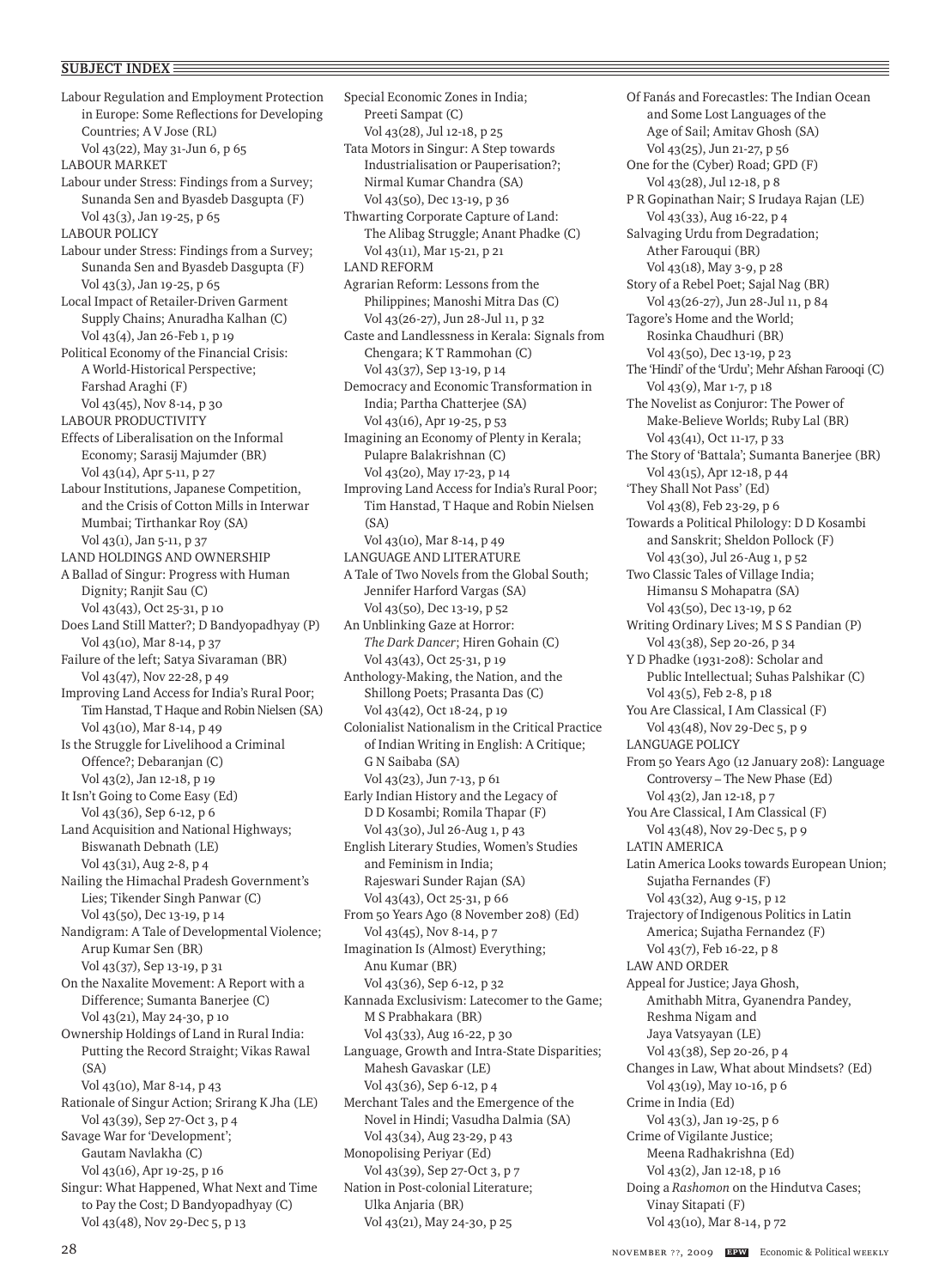Labour Regulation and Employment Protection in Europe: Some Reflections for Developing Countries; A V Jose (RL)
Vol 43(22), May 31-Jun 6, p 65

LABOUR MARKET

Labour under Stress: Findings from a Survey; Sunanda Sen and Byasdeb Dasgupta (F)
Vol 43(3), Jan 19-25, p 65

LABOUR POLICY

Labour under Stress: Findings from a Survey; Sunanda Sen and Byasdeb Dasgupta (F)
Vol 43(3), Jan 19-25, p 65

Local Impact of Retailer-Driven Garment Supply Chains; Anuradha Kalhan (C)
Vol 43(4), Jan 26-Feb 1, p 19

Political Economy of the Financial Crisis: A World-Historical Perspective; Farshad Araghi (F)
Vol 43(45), Nov 8-14, p 30

LABOUR PRODUCTIVITY

Effects of Liberalisation on the Informal Economy; Sarasij Majumder (BR)
Vol 43(14), Apr 5-11, p 27

Labour Institutions, Japanese Competition, and the Crisis of Cotton Mills in Interwar Mumbai; Tirthankar Roy (SA)
Vol 43(1), Jan 5-11, p 37

LAND HOLDINGS AND OWNERSHIP

A Ballad of Singur: Progress with Human Dignity; Ranjit Sau (C)
Vol 43(43), Oct 25-31, p 10

Does Land Still Matter?; D Bandyopadhyay (P)
Vol 43(10), Mar 8-14, p 37

Failure of the left; Satya Sivaraman (BR)
Vol 43(47), Nov 22-28, p 49

Improving Land Access for India's Rural Poor; Tim Hanstad, T Haque and Robin Nielsen (SA)
Vol 43(10), Mar 8-14, p 49

Is the Struggle for Livelihood a Criminal Offence?; Debaranjan (C)
Vol 43(2), Jan 12-18, p 19

It Isn't Going to Come Easy (Ed)
Vol 43(36), Sep 6-12, p 6

Land Acquisition and National Highways; Biswanath Debnath (LE)
Vol 43(31), Aug 2-8, p 4

Nailing the Himachal Pradesh Government's Lies; Tikender Singh Panwar (C)
Vol 43(50), Dec 13-19, p 14

Nandigram: A Tale of Developmental Violence; Arup Kumar Sen (BR)
Vol 43(37), Sep 13-19, p 31

On the Naxalite Movement: A Report with a Difference; Sumanta Banerjee (C)
Vol 43(21), May 24-30, p 10

Ownership Holdings of Land in Rural India: Putting the Record Straight; Vikas Rawal (SA)
Vol 43(10), Mar 8-14, p 43

Rationale of Singur Action; Srirang K Jha (LE)
Vol 43(39), Sep 27-Oct 3, p 4

Savage War for 'Development'; Gautam Navlakha (C)
Vol 43(16), Apr 19-25, p 16

Singur: What Happened, What Next and Time to Pay the Cost; D Bandyopadhyay (C)
Vol 43(48), Nov 29-Dec 5, p 13

Special Economic Zones in India; Preeti Sampat (C)
Vol 43(28), Jul 12-18, p 25

Tata Motors in Singur: A Step towards Industrialisation or Pauperisation?; Nirmal Kumar Chandra (SA)
Vol 43(50), Dec 13-19, p 36

Thwarting Corporate Capture of Land: The Alibag Struggle; Anant Phadke (C)
Vol 43(11), Mar 15-21, p 21

LAND REFORM

Agrarian Reform: Lessons from the Philippines; Manoshi Mitra Das (C)
Vol 43(26-27), Jun 28-Jul 11, p 32

Caste and Landlessness in Kerala: Signals from Chengara; K T Rammohan (C)
Vol 43(37), Sep 13-19, p 14

Democracy and Economic Transformation in India; Partha Chatterjee (SA)
Vol 43(16), Apr 19-25, p 53

Imagining an Economy of Plenty in Kerala; Pulapre Balakrishnan (C)
Vol 43(20), May 17-23, p 14

Improving Land Access for India's Rural Poor; Tim Hanstad, T Haque and Robin Nielsen (SA)
Vol 43(10), Mar 8-14, p 49

LANGUAGE AND LITERATURE

A Tale of Two Novels from the Global South; Jennifer Harford Vargas (SA)
Vol 43(50), Dec 13-19, p 52

An Unblinking Gaze at Horror: *The Dark Dancer*; Hiren Gohain (C)
Vol 43(43), Oct 25-31, p 19

Anthology-Making, the Nation, and the Shillong Poets; Prasanta Das (C)
Vol 43(42), Oct 18-24, p 19

Colonialist Nationalism in the Critical Practice of Indian Writing in English: A Critique; G N Saibaba (SA)
Vol 43(23), Jun 7-13, p 61

Early Indian History and the Legacy of D D Kosambi; Romila Thapar (F)
Vol 43(30), Jul 26-Aug 1, p 43

English Literary Studies, Women's Studies and Feminism in India; Rajeswari Sunder Rajan (SA)
Vol 43(43), Oct 25-31, p 66

From 50 Years Ago (8 November 208) (Ed)
Vol 43(45), Nov 8-14, p 7

Imagination Is (Almost) Everything; Anu Kumar (BR)
Vol 43(36), Sep 6-12, p 32

Kannada Exclusivism: Latecomer to the Game; M S Prabhakara (BR)
Vol 43(33), Aug 16-22, p 30

Language, Growth and Intra-State Disparities; Mahesh Gavaskar (LE)
Vol 43(36), Sep 6-12, p 4

Merchant Tales and the Emergence of the Novel in Hindi; Vasudha Dalmia (SA)
Vol 43(34), Aug 23-29, p 43

Monopolising Periyar (Ed)
Vol 43(39), Sep 27-Oct 3, p 7

Nation in Post-colonial Literature; Ulka Anjaria (BR)
Vol 43(21), May 24-30, p 25

Of Fanás and Forecastles: The Indian Ocean and Some Lost Languages of the Age of Sail; Amitav Ghosh (SA)
Vol 43(25), Jun 21-27, p 56

One for the (Cyber) Road; GPD (F)
Vol 43(28), Jul 12-18, p 8

P R Gopinathan Nair; S Irudaya Rajan (LE)
Vol 43(33), Aug 16-22, p 4

Salvaging Urdu from Degradation; Ather Farouqui (BR)
Vol 43(18), May 3-9, p 28

Story of a Rebel Poet; Sajal Nag (BR)
Vol 43(26-27), Jun 28-Jul 11, p 84

Tagore's Home and the World; Rosinka Chaudhuri (BR)
Vol 43(50), Dec 13-19, p 23

The 'Hindi' of the 'Urdu'; Mehr Afshan Farooqi (C)
Vol 43(9), Mar 1-7, p 18

The Novelist as Conjuror: The Power of Make-Believe Worlds; Ruby Lal (BR)
Vol 43(41), Oct 11-17, p 33

The Story of 'Battala'; Sumanta Banerjee (BR)
Vol 43(15), Apr 12-18, p 44

'They Shall Not Pass' (Ed)
Vol 43(8), Feb 23-29, p 6

Towards a Political Philology: D D Kosambi and Sanskrit; Sheldon Pollock (F)
Vol 43(30), Jul 26-Aug 1, p 52

Two Classic Tales of Village India; Himansu S Mohapatra (SA)
Vol 43(50), Dec 13-19, p 62

Writing Ordinary Lives; M S S Pandian (P)
Vol 43(38), Sep 20-26, p 34

Y D Phadke (1931-208): Scholar and Public Intellectual; Suhas Palshikar (C)
Vol 43(5), Feb 2-8, p 18

You Are Classical, I Am Classical (F)
Vol 43(48), Nov 29-Dec 5, p 9

LANGUAGE POLICY

From 50 Years Ago (12 January 208): Language Controversy – The New Phase (Ed)
Vol 43(2), Jan 12-18, p 7

You Are Classical, I Am Classical (F)
Vol 43(48), Nov 29-Dec 5, p 9

LATIN AMERICA

Latin America Looks towards European Union; Sujatha Fernandes (F)
Vol 43(32), Aug 9-15, p 12

Trajectory of Indigenous Politics in Latin America; Sujatha Fernandez (F)
Vol 43(7), Feb 16-22, p 8

LAW AND ORDER

Appeal for Justice; Jaya Ghosh, Amithabh Mitra, Gyanendra Pandey, Reshma Nigam and Jaya Vatsyayan (LE)
Vol 43(38), Sep 20-26, p 4

Changes in Law, What about Mindsets? (Ed)
Vol 43(19), May 10-16, p 6

Crime in India (Ed)
Vol 43(3), Jan 19-25, p 6

Crime of Vigilante Justice; Meena Radhakrishna (Ed)
Vol 43(2), Jan 12-18, p 16

Doing a *Rashomon* on the Hindutva Cases; Vinay Sitapati (F)
Vol 43(10), Mar 8-14, p 72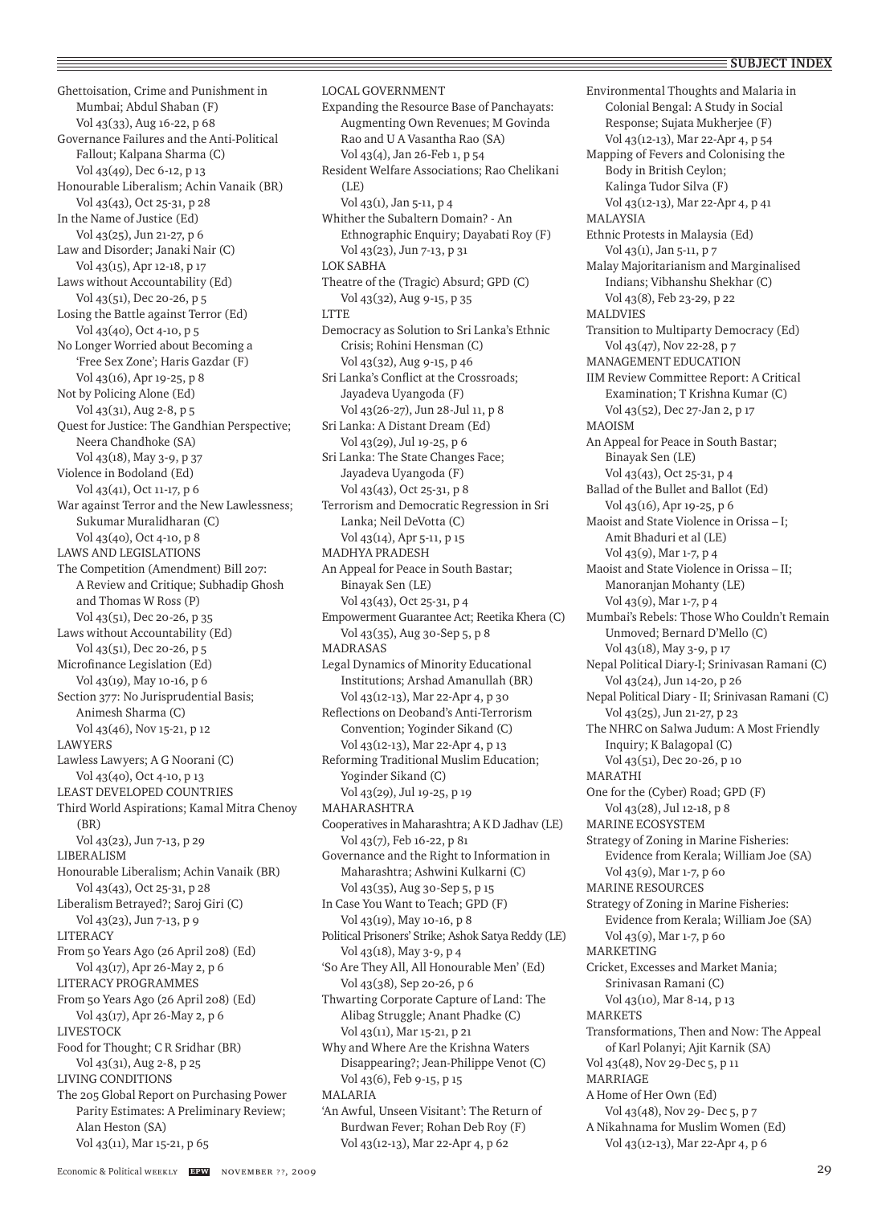Ghettoisation, Crime and Punishment in Mumbai; Abdul Shaban (F)
Vol 43(33), Aug 16-22, p 68
Governance Failures and the Anti-Political Fallout; Kalpana Sharma (C)
Vol 43(49), Dec 6-12, p 13
Honourable Liberalism; Achin Vanaik (BR)
Vol 43(43), Oct 25-31, p 28
In the Name of Justice (Ed)
Vol 43(25), Jun 21-27, p 6
Law and Disorder; Janaki Nair (C)
Vol 43(15), Apr 12-18, p 17
Laws without Accountability (Ed)
Vol 43(51), Dec 20-26, p 5
Losing the Battle against Terror (Ed)
Vol 43(40), Oct 4-10, p 5
No Longer Worried about Becoming a 'Free Sex Zone'; Haris Gazdar (F)
Vol 43(16), Apr 19-25, p 8
Not by Policing Alone (Ed)
Vol 43(31), Aug 2-8, p 5
Quest for Justice: The Gandhian Perspective; Neera Chandhoke (SA)
Vol 43(18), May 3-9, p 37
Violence in Bodoland (Ed)
Vol 43(41), Oct 11-17, p 6
War against Terror and the New Lawlessness; Sukumar Muralidharan (C)
Vol 43(40), Oct 4-10, p 8

LAWS AND LEGISLATIONS

The Competition (Amendment) Bill 207: A Review and Critique; Subhadip Ghosh and Thomas W Ross (P)
Vol 43(51), Dec 20-26, p 35
Laws without Accountability (Ed)
Vol 43(51), Dec 20-26, p 5
Microfinance Legislation (Ed)
Vol 43(19), May 10-16, p 6
Section 377: No Jurisprudential Basis; Animesh Sharma (C)
Vol 43(46), Nov 15-21, p 12

LAWYERS

Lawless Lawyers; A G Noorani (C)
Vol 43(40), Oct 4-10, p 13

LEAST DEVELOPED COUNTRIES

Third World Aspirations; Kamal Mitra Chenoy (BR)
Vol 43(23), Jun 7-13, p 29

LIBERALISM

Honourable Liberalism; Achin Vanaik (BR)
Vol 43(43), Oct 25-31, p 28
Liberalism Betrayed?; Saroj Giri (C)
Vol 43(23), Jun 7-13, p 9

LITERACY

From 50 Years Ago (26 April 208) (Ed)
Vol 43(17), Apr 26-May 2, p 6

LITERACY PROGRAMMES

From 50 Years Ago (26 April 208) (Ed)
Vol 43(17), Apr 26-May 2, p 6

LIVESTOCK

Food for Thought; C R Sridhar (BR)
Vol 43(31), Aug 2-8, p 25

LIVING CONDITIONS

The 205 Global Report on Purchasing Power Parity Estimates: A Preliminary Review; Alan Heston (SA)
Vol 43(11), Mar 15-21, p 65

LOCAL GOVERNMENT

Expanding the Resource Base of Panchayats: Augmenting Own Revenues; M Govinda Rao and U A Vasantha Rao (SA)
Vol 43(4), Jan 26-Feb 1, p 54
Resident Welfare Associations; Rao Chelikani (LE)
Vol 43(1), Jan 5-11, p 4
Whither the Subaltern Domain? - An Ethnographic Enquiry; Dayabati Roy (F)
Vol 43(23), Jun 7-13, p 31

LOK SABHA

Theatre of the (Tragic) Absurd; GPD (C)
Vol 43(32), Aug 9-15, p 35

LTTE

Democracy as Solution to Sri Lanka's Ethnic Crisis; Rohini Hensman (C)
Vol 43(32), Aug 9-15, p 46
Sri Lanka's Conflict at the Crossroads; Jayadeva Uyangoda (F)
Vol 43(26-27), Jun 28-Jul 11, p 8
Sri Lanka: A Distant Dream (Ed)
Vol 43(29), Jul 19-25, p 6
Sri Lanka: The State Changes Face; Jayadeva Uyangoda (F)
Vol 43(43), Oct 25-31, p 8
Terrorism and Democratic Regression in Sri Lanka; Neil DeVotta (C)
Vol 43(14), Apr 5-11, p 15

MADHYA PRADESH

An Appeal for Peace in South Bastar; Binayak Sen (LE)
Vol 43(43), Oct 25-31, p 4
Empowerment Guarantee Act; Reetika Khera (C)
Vol 43(35), Aug 30-Sep 5, p 8

MADRASAS

Legal Dynamics of Minority Educational Institutions; Arshad Amanullah (BR)
Vol 43(12-13), Mar 22-Apr 4, p 30
Reflections on Deoband's Anti-Terrorism Convention; Yoginder Sikand (C)
Vol 43(12-13), Mar 22-Apr 4, p 13
Reforming Traditional Muslim Education; Yoginder Sikand (C)
Vol 43(29), Jul 19-25, p 19

MAHARASHTRA

Cooperatives in Maharashtra; A K D Jadhav (LE)
Vol 43(7), Feb 16-22, p 81
Governance and the Right to Information in Maharashtra; Ashwini Kulkarni (C)
Vol 43(35), Aug 30-Sep 5, p 15
In Case You Want to Teach; GPD (F)
Vol 43(19), May 10-16, p 8
Political Prisoners' Strike; Ashok Satya Reddy (LE)
Vol 43(18), May 3-9, p 4
'So Are They All, All Honourable Men' (Ed)
Vol 43(38), Sep 20-26, p 6
Thwarting Corporate Capture of Land: The Alibag Struggle; Anant Phadke (C)
Vol 43(11), Mar 15-21, p 21
Why and Where Are the Krishna Waters Disappearing?; Jean-Philippe Venot (C)
Vol 43(6), Feb 9-15, p 15

MALARIA

'An Awful, Unseen Visitant': The Return of Burdwan Fever; Rohan Deb Roy (F)
Vol 43(12-13), Mar 22-Apr 4, p 62
Environmental Thoughts and Malaria in Colonial Bengal: A Study in Social Response; Sujata Mukherjee (F)
Vol 43(12-13), Mar 22-Apr 4, p 54
Mapping of Fevers and Colonising the Body in British Ceylon; Kalinga Tudor Silva (F)
Vol 43(12-13), Mar 22-Apr 4, p 41

MALAYSIA

Ethnic Protests in Malaysia (Ed)
Vol 43(1), Jan 5-11, p 7
Malay Majoritarianism and Marginalised Indians; Vibhanshu Shekhar (C)
Vol 43(8), Feb 23-29, p 22

MALDVIES

Transition to Multiparty Democracy (Ed)
Vol 43(47), Nov 22-28, p 7

MANAGEMENT EDUCATION

IIM Review Committee Report: A Critical Examination; T Krishna Kumar (C)
Vol 43(52), Dec 27-Jan 2, p 17

MAOISM

An Appeal for Peace in South Bastar; Binayak Sen (LE)
Vol 43(43), Oct 25-31, p 4
Ballad of the Bullet and Ballot (Ed)
Vol 43(16), Apr 19-25, p 6
Maoist and State Violence in Orissa – I; Amit Bhaduri et al (LE)
Vol 43(9), Mar 1-7, p 4
Maoist and State Violence in Orissa – II; Manoranjan Mohanty (LE)
Vol 43(9), Mar 1-7, p 4
Mumbai's Rebels: Those Who Couldn't Remain Unmoved; Bernard D'Mello (C)
Vol 43(18), May 3-9, p 17
Nepal Political Diary-I; Srinivasan Ramani (C)
Vol 43(24), Jun 14-20, p 26
Nepal Political Diary - II; Srinivasan Ramani (C)
Vol 43(25), Jun 21-27, p 23
The NHRC on Salwa Judum: A Most Friendly Inquiry; K Balagopal (C)
Vol 43(51), Dec 20-26, p 10

MARATHI

One for the (Cyber) Road; GPD (F)
Vol 43(28), Jul 12-18, p 8

MARINE ECOSYSTEM

Strategy of Zoning in Marine Fisheries: Evidence from Kerala; William Joe (SA)
Vol 43(9), Mar 1-7, p 60

MARINE RESOURCES

Strategy of Zoning in Marine Fisheries: Evidence from Kerala; William Joe (SA)
Vol 43(9), Mar 1-7, p 60

MARKETING

Cricket, Excesses and Market Mania; Srinivasan Ramani (C)
Vol 43(10), Mar 8-14, p 13

MARKETS

Transformations, Then and Now: The Appeal of Karl Polanyi; Ajit Karnik (SA)
Vol 43(48), Nov 29-Dec 5, p 11

MARRIAGE

A Home of Her Own (Ed)
Vol 43(48), Nov 29- Dec 5, p 7
A Nikahnama for Muslim Women (Ed)
Vol 43(12-13), Mar 22-Apr 4, p 6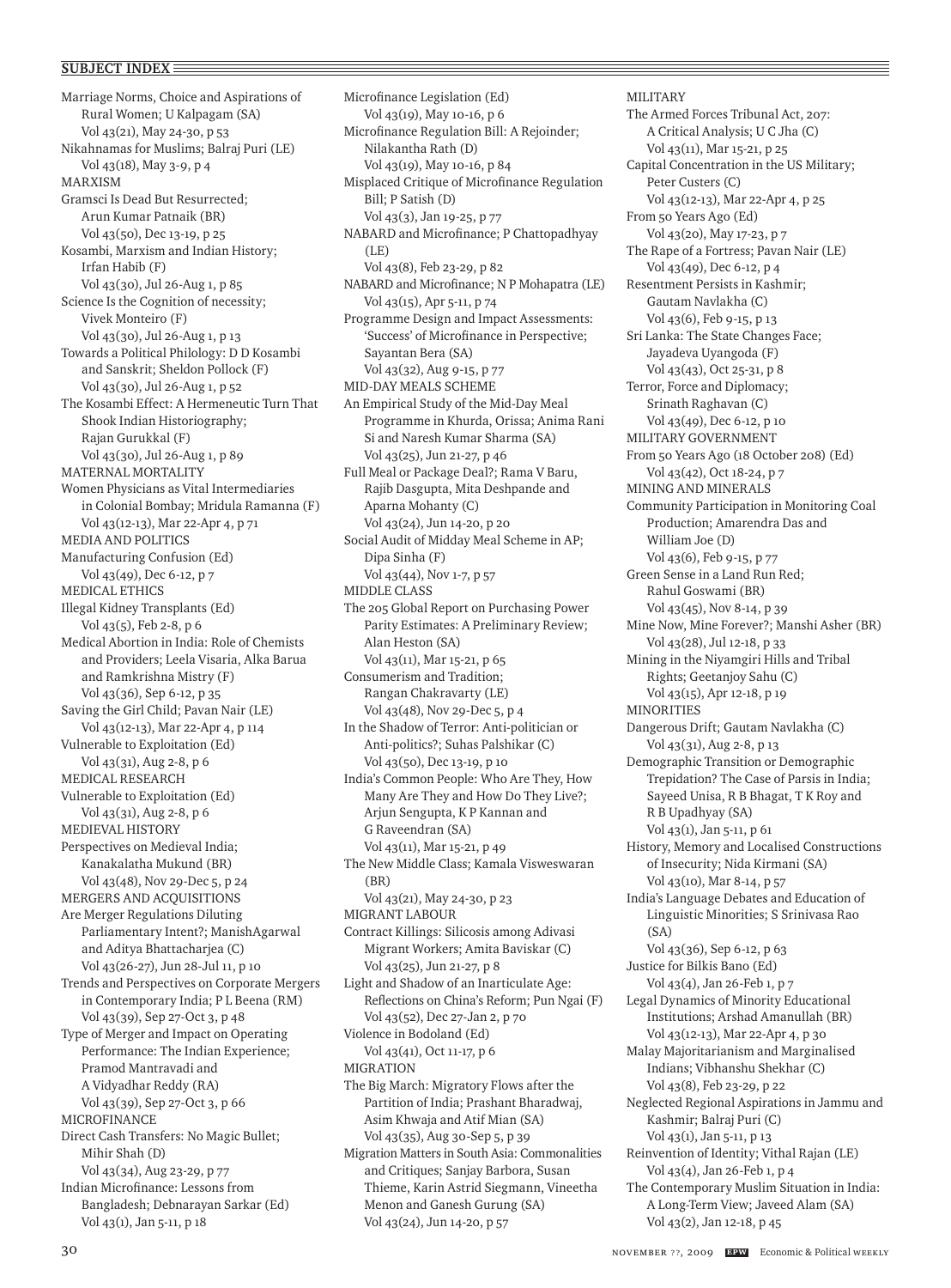Marriage Norms, Choice and Aspirations of Rural Women; U Kalpagam (SA)
Vol 43(21), May 24-30, p 53

Nikahnamas for Muslims; Balraj Puri (LE)
Vol 43(18), May 3-9, p 4

MARXISM

Gramsci Is Dead But Resurrected; Arun Kumar Patnaik (BR)
Vol 43(50), Dec 13-19, p 25

Kosambi, Marxism and Indian History; Irfan Habib (F)
Vol 43(30), Jul 26-Aug 1, p 85

Science Is the Cognition of necessity; Vivek Monteiro (F)
Vol 43(30), Jul 26-Aug 1, p 13

Towards a Political Philology: D D Kosambi and Sanskrit; Sheldon Pollock (F)
Vol 43(30), Jul 26-Aug 1, p 52

The Kosambi Effect: A Hermeneutic Turn That Shook Indian Historiography; Rajan Gurukkal (F)
Vol 43(30), Jul 26-Aug 1, p 89

MATERNAL MORTALITY

Women Physicians as Vital Intermediaries in Colonial Bombay; Mridula Ramanna (F)
Vol 43(12-13), Mar 22-Apr 4, p 71

MEDIA AND POLITICS

Manufacturing Confusion (Ed)
Vol 43(49), Dec 6-12, p 7

MEDICAL ETHICS

Illegal Kidney Transplants (Ed)
Vol 43(5), Feb 2-8, p 6

Medical Abortion in India: Role of Chemists and Providers; Leela Visaria, Alka Barua and Ramkrishna Mistry (F)
Vol 43(36), Sep 6-12, p 35

Saving the Girl Child; Pavan Nair (LE)
Vol 43(12-13), Mar 22-Apr 4, p 114

Vulnerable to Exploitation (Ed)
Vol 43(31), Aug 2-8, p 6

MEDICAL RESEARCH

Vulnerable to Exploitation (Ed)
Vol 43(31), Aug 2-8, p 6

MEDIEVAL HISTORY

Perspectives on Medieval India; Kanakalatha Mukund (BR)
Vol 43(48), Nov 29-Dec 5, p 24

MERGERS AND ACQUISITIONS

Are Merger Regulations Diluting Parliamentary Intent?; ManishAgarwal and Aditya Bhattacharjea (C)
Vol 43(26-27), Jun 28-Jul 11, p 10

Trends and Perspectives on Corporate Mergers in Contemporary India; P L Beena (RM)
Vol 43(39), Sep 27-Oct 3, p 48

Type of Merger and Impact on Operating Performance: The Indian Experience; Pramod Mantravadi and A Vidyadhar Reddy (RA)
Vol 43(39), Sep 27-Oct 3, p 66

MICROFINANCE

Direct Cash Transfers: No Magic Bullet; Mihir Shah (D)
Vol 43(34), Aug 23-29, p 77

Indian Microfinance: Lessons from Bangladesh; Debnarayan Sarkar (Ed)
Vol 43(1), Jan 5-11, p 18

Microfinance Legislation (Ed)
Vol 43(19), May 10-16, p 6

Microfinance Regulation Bill: A Rejoinder; Nilakantha Rath (D)
Vol 43(19), May 10-16, p 84

Misplaced Critique of Microfinance Regulation Bill; P Satish (D)
Vol 43(3), Jan 19-25, p 77

NABARD and Microfinance; P Chattopadhyay (LE)
Vol 43(8), Feb 23-29, p 82

NABARD and Microfinance; N P Mohapatra (LE)
Vol 43(15), Apr 5-11, p 74

Programme Design and Impact Assessments: 'Success' of Microfinance in Perspective; Sayantan Bera (SA)
Vol 43(32), Aug 9-15, p 77

MID-DAY MEALS SCHEME

An Empirical Study of the Mid-Day Meal Programme in Khurda, Orissa; Anima Rani Si and Naresh Kumar Sharma (SA)
Vol 43(25), Jun 21-27, p 46

Full Meal or Package Deal?; Rama V Baru, Rajib Dasgupta, Mita Deshpande and Aparna Mohanty (C)
Vol 43(24), Jun 14-20, p 20

Social Audit of Midday Meal Scheme in AP; Dipa Sinha (F)
Vol 43(44), Nov 1-7, p 57

MIDDLE CLASS

The 205 Global Report on Purchasing Power Parity Estimates: A Preliminary Review; Alan Heston (SA)
Vol 43(11), Mar 15-21, p 65

Consumerism and Tradition; Rangan Chakravarty (LE)
Vol 43(48), Nov 29-Dec 5, p 4

In the Shadow of Terror: Anti-politician or Anti-politics?; Suhas Palshikar (C)
Vol 43(50), Dec 13-19, p 10

India's Common People: Who Are They, How Many Are They and How Do They Live?; Arjun Sengupta, K P Kannan and G Raveendran (SA)
Vol 43(11), Mar 15-21, p 49

The New Middle Class; Kamala Visweswaran (BR)
Vol 43(21), May 24-30, p 23

MIGRANT LABOUR

Contract Killings: Silicosis among Adivasi Migrant Workers; Amita Baviskar (C)
Vol 43(25), Jun 21-27, p 8

Light and Shadow of an Inarticulate Age: Reflections on China's Reform; Pun Ngai (F)
Vol 43(52), Dec 27-Jan 2, p 70

Violence in Bodoland (Ed)
Vol 43(41), Oct 11-17, p 6

MIGRATION

The Big March: Migratory Flows after the Partition of India; Prashant Bharadwaj, Asim Khwaja and Atif Mian (SA)
Vol 43(35), Aug 30-Sep 5, p 39

Migration Matters in South Asia: Commonalities and Critiques; Sanjay Barbora, Susan Thieme, Karin Astrid Siegmann, Vineetha Menon and Ganesh Gurung (SA)
Vol 43(24), Jun 14-20, p 57

MILITARY

The Armed Forces Tribunal Act, 207: A Critical Analysis; U C Jha (C)
Vol 43(11), Mar 15-21, p 25

Capital Concentration in the US Military; Peter Custers (C)
Vol 43(12-13), Mar 22-Apr 4, p 25

From 50 Years Ago (Ed)
Vol 43(20), May 17-23, p 7

The Rape of a Fortress; Pavan Nair (LE)
Vol 43(49), Dec 6-12, p 4

Resentment Persists in Kashmir; Gautam Navlakha (C)
Vol 43(6), Feb 9-15, p 13

Sri Lanka: The State Changes Face; Jayadeva Uyangoda (F)
Vol 43(43), Oct 25-31, p 8

Terror, Force and Diplomacy; Srinath Raghavan (C)
Vol 43(49), Dec 6-12, p 10

MILITARY GOVERNMENT

From 50 Years Ago (18 October 208) (Ed)
Vol 43(42), Oct 18-24, p 7

MINING AND MINERALS

Community Participation in Monitoring Coal Production; Amarendra Das and William Joe (D)
Vol 43(6), Feb 9-15, p 77

Green Sense in a Land Run Red; Rahul Goswami (BR)
Vol 43(45), Nov 8-14, p 39

Mine Now, Mine Forever?; Manshi Asher (BR)
Vol 43(28), Jul 12-18, p 33

Mining in the Niyamgiri Hills and Tribal Rights; Geetanjoy Sahu (C)
Vol 43(15), Apr 12-18, p 19

MINORITIES

Dangerous Drift; Gautam Navlakha (C)
Vol 43(31), Aug 2-8, p 13

Demographic Transition or Demographic Trepidation? The Case of Parsis in India; Sayeed Unisa, R B Bhagat, T K Roy and R B Upadhyay (SA)
Vol 43(1), Jan 5-11, p 61

History, Memory and Localised Constructions of Insecurity; Nida Kirmani (SA)
Vol 43(10), Mar 8-14, p 57

India's Language Debates and Education of Linguistic Minorities; S Srinivasa Rao (SA)
Vol 43(36), Sep 6-12, p 63

Justice for Bilkis Bano (Ed)
Vol 43(4), Jan 26-Feb 1, p 7

Legal Dynamics of Minority Educational Institutions; Arshad Amanullah (BR)
Vol 43(12-13), Mar 22-Apr 4, p 30

Malay Majoritarianism and Marginalised Indians; Vibhanshu Shekhar (C)
Vol 43(8), Feb 23-29, p 22

Neglected Regional Aspirations in Jammu and Kashmir; Balraj Puri (C)
Vol 43(1), Jan 5-11, p 13

Reinvention of Identity; Vithal Rajan (LE)
Vol 43(4), Jan 26-Feb 1, p 4

The Contemporary Muslim Situation in India: A Long-Term View; Javeed Alam (SA)
Vol 43(2), Jan 12-18, p 45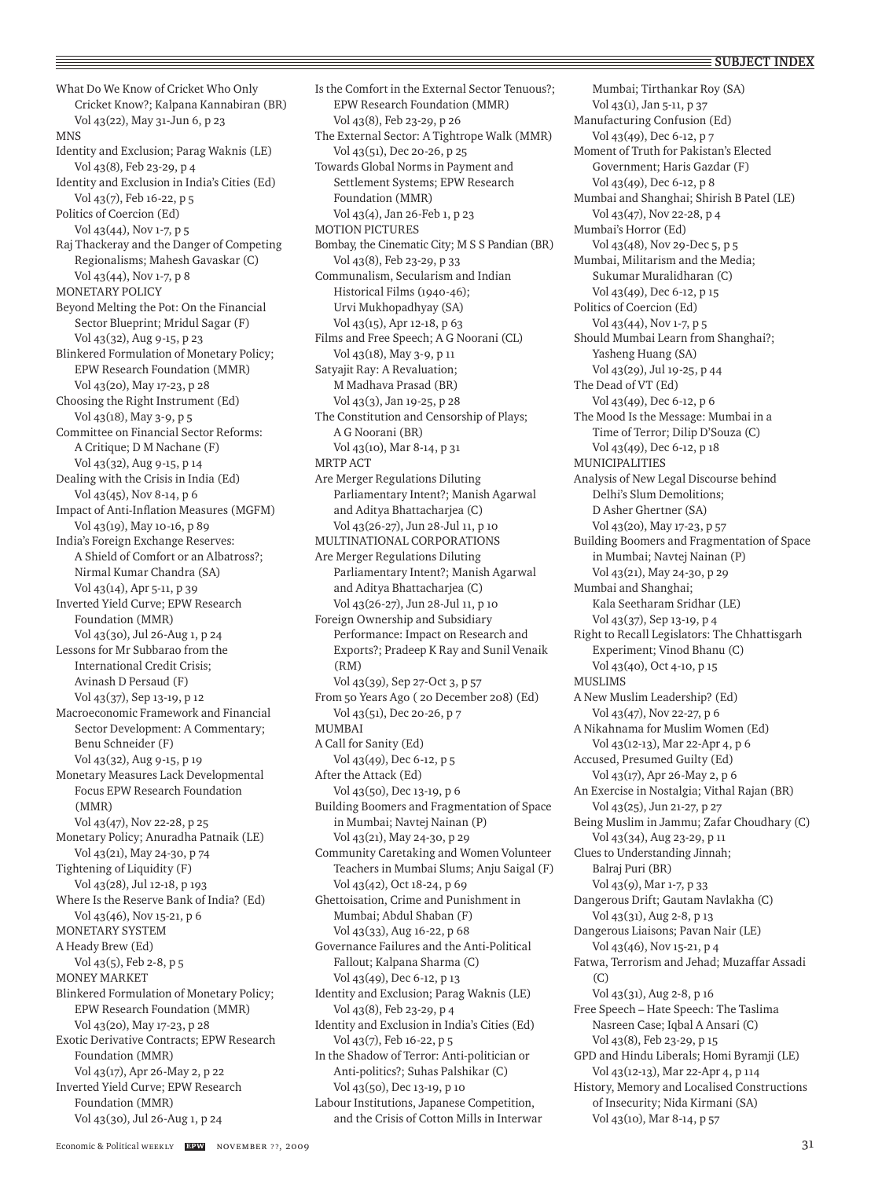What Do We Know of Cricket Who Only Cricket Know?; Kalpana Kannabiran (BR)
Vol 43(22), May 31-Jun 6, p 23

MNS

Identity and Exclusion; Parag Waknis (LE)
Vol 43(8), Feb 23-29, p 4

Identity and Exclusion in India's Cities (Ed)
Vol 43(7), Feb 16-22, p 5

Politics of Coercion (Ed)
Vol 43(44), Nov 1-7, p 5

Raj Thackeray and the Danger of Competing Regionalisms; Mahesh Gavaskar (C)
Vol 43(44), Nov 1-7, p 8

MONETARY POLICY

Beyond Melting the Pot: On the Financial Sector Blueprint; Mridul Sagar (F)
Vol 43(32), Aug 9-15, p 23

Blinkered Formulation of Monetary Policy; EPW Research Foundation (MMR)
Vol 43(20), May 17-23, p 28

Choosing the Right Instrument (Ed)
Vol 43(18), May 3-9, p 5

Committee on Financial Sector Reforms: A Critique; D M Nachane (F)
Vol 43(32), Aug 9-15, p 14

Dealing with the Crisis in India (Ed)
Vol 43(45), Nov 8-14, p 6

Impact of Anti-Inflation Measures (MGFM)
Vol 43(19), May 10-16, p 89

India's Foreign Exchange Reserves: A Shield of Comfort or an Albatross?; Nirmal Kumar Chandra (SA)
Vol 43(14), Apr 5-11, p 39

Inverted Yield Curve; EPW Research Foundation (MMR)
Vol 43(30), Jul 26-Aug 1, p 24

Lessons for Mr Subbarao from the International Credit Crisis; Avinash D Persaud (F)
Vol 43(37), Sep 13-19, p 12

Macroeconomic Framework and Financial Sector Development: A Commentary; Benu Schneider (F)
Vol 43(32), Aug 9-15, p 19

Monetary Measures Lack Developmental Focus EPW Research Foundation (MMR)
Vol 43(47), Nov 22-28, p 25

Monetary Policy; Anuradha Patnaik (LE)
Vol 43(21), May 24-30, p 74

Tightening of Liquidity (F)
Vol 43(28), Jul 12-18, p 193

Where Is the Reserve Bank of India? (Ed)
Vol 43(46), Nov 15-21, p 6

MONETARY SYSTEM

A Heady Brew (Ed)
Vol 43(5), Feb 2-8, p 5

MONEY MARKET

Blinkered Formulation of Monetary Policy; EPW Research Foundation (MMR)
Vol 43(20), May 17-23, p 28

Exotic Derivative Contracts; EPW Research Foundation (MMR)
Vol 43(17), Apr 26-May 2, p 22

Inverted Yield Curve; EPW Research Foundation (MMR)
Vol 43(30), Jul 26-Aug 1, p 24

Is the Comfort in the External Sector Tenuous?; EPW Research Foundation (MMR)
Vol 43(8), Feb 23-29, p 26

The External Sector: A Tightrope Walk (MMR)
Vol 43(51), Dec 20-26, p 25

Towards Global Norms in Payment and Settlement Systems; EPW Research Foundation (MMR)
Vol 43(4), Jan 26-Feb 1, p 23

MOTION PICTURES

Bombay, the Cinematic City; M S S Pandian (BR)
Vol 43(8), Feb 23-29, p 33

Communalism, Secularism and Indian Historical Films (1940-46); Urvi Mukhopadhyay (SA)
Vol 43(15), Apr 12-18, p 63

Films and Free Speech; A G Noorani (CL)
Vol 43(18), May 3-9, p 11

Satyajit Ray: A Revaluation; M Madhava Prasad (BR)
Vol 43(3), Jan 19-25, p 28

The Constitution and Censorship of Plays; A G Noorani (BR)
Vol 43(10), Mar 8-14, p 31

MRTP ACT

Are Merger Regulations Diluting Parliamentary Intent?; Manish Agarwal and Aditya Bhattacharjea (C)
Vol 43(26-27), Jun 28-Jul 11, p 10

MULTINATIONAL CORPORATIONS

Are Merger Regulations Diluting Parliamentary Intent?; Manish Agarwal and Aditya Bhattacharjea (C)
Vol 43(26-27), Jun 28-Jul 11, p 10

Foreign Ownership and Subsidiary Performance: Impact on Research and Exports?; Pradeep K Ray and Sunil Venaik (RM)
Vol 43(39), Sep 27-Oct 3, p 57

From 50 Years Ago ( 20 December 208) (Ed)
Vol 43(51), Dec 20-26, p 7

MUMBAI

A Call for Sanity (Ed)
Vol 43(49), Dec 6-12, p 5

After the Attack (Ed)
Vol 43(50), Dec 13-19, p 6

Building Boomers and Fragmentation of Space in Mumbai; Navtej Nainan (P)
Vol 43(21), May 24-30, p 29

Community Caretaking and Women Volunteer Teachers in Mumbai Slums; Anju Saigal (F)
Vol 43(42), Oct 18-24, p 69

Ghettoisation, Crime and Punishment in Mumbai; Abdul Shaban (F)
Vol 43(33), Aug 16-22, p 68

Governance Failures and the Anti-Political Fallout; Kalpana Sharma (C)
Vol 43(49), Dec 6-12, p 13

Identity and Exclusion; Parag Waknis (LE)
Vol 43(8), Feb 23-29, p 4

Identity and Exclusion in India's Cities (Ed)
Vol 43(7), Feb 16-22, p 5

In the Shadow of Terror: Anti-politician or Anti-politics?; Suhas Palshikar (C)
Vol 43(50), Dec 13-19, p 10

Labour Institutions, Japanese Competition, and the Crisis of Cotton Mills in Interwar Mumbai; Tirthankar Roy (SA)
Vol 43(1), Jan 5-11, p 37

Manufacturing Confusion (Ed)
Vol 43(49), Dec 6-12, p 7

Moment of Truth for Pakistan's Elected Government; Haris Gazdar (F)
Vol 43(49), Dec 6-12, p 8

Mumbai and Shanghai; Shirish B Patel (LE)
Vol 43(47), Nov 22-28, p 4

Mumbai's Horror (Ed)
Vol 43(48), Nov 29-Dec 5, p 5

Mumbai, Militarism and the Media; Sukumar Muralidharan (C)
Vol 43(49), Dec 6-12, p 15

Politics of Coercion (Ed)
Vol 43(44), Nov 1-7, p 5

Should Mumbai Learn from Shanghai?; Yasheng Huang (SA)
Vol 43(29), Jul 19-25, p 44

The Dead of VT (Ed)
Vol 43(49), Dec 6-12, p 6

The Mood Is the Message: Mumbai in a Time of Terror; Dilip D'Souza (C)
Vol 43(49), Dec 6-12, p 18

MUNICIPALITIES

Analysis of New Legal Discourse behind Delhi's Slum Demolitions; D Asher Ghertner (SA)
Vol 43(20), May 17-23, p 57

Building Boomers and Fragmentation of Space in Mumbai; Navtej Nainan (P)
Vol 43(21), May 24-30, p 29

Mumbai and Shanghai; Kala Seetharam Sridhar (LE)
Vol 43(37), Sep 13-19, p 4

Right to Recall Legislators: The Chhattisgarh Experiment; Vinod Bhanu (C)
Vol 43(40), Oct 4-10, p 15

MUSLIMS

A New Muslim Leadership? (Ed)
Vol 43(47), Nov 22-27, p 6

A Nikahnama for Muslim Women (Ed)
Vol 43(12-13), Mar 22-Apr 4, p 6

Accused, Presumed Guilty (Ed)
Vol 43(17), Apr 26-May 2, p 6

An Exercise in Nostalgia; Vithal Rajan (BR)
Vol 43(25), Jun 21-27, p 27

Being Muslim in Jammu; Zafar Choudhary (C)
Vol 43(34), Aug 23-29, p 11

Clues to Understanding Jinnah; Balraj Puri (BR)
Vol 43(9), Mar 1-7, p 33

Dangerous Drift; Gautam Navlakha (C)
Vol 43(31), Aug 2-8, p 13

Dangerous Liaisons; Pavan Nair (LE)
Vol 43(46), Nov 15-21, p 4

Fatwa, Terrorism and Jehad; Muzaffar Assadi (C)
Vol 43(31), Aug 2-8, p 16

Free Speech – Hate Speech: The Taslima Nasreen Case; Iqbal A Ansari (C)
Vol 43(8), Feb 23-29, p 15

GPD and Hindu Liberals; Homi Byramji (LE)
Vol 43(12-13), Mar 22-Apr 4, p 114

History, Memory and Localised Constructions of Insecurity; Nida Kirmani (SA)
Vol 43(10), Mar 8-14, p 57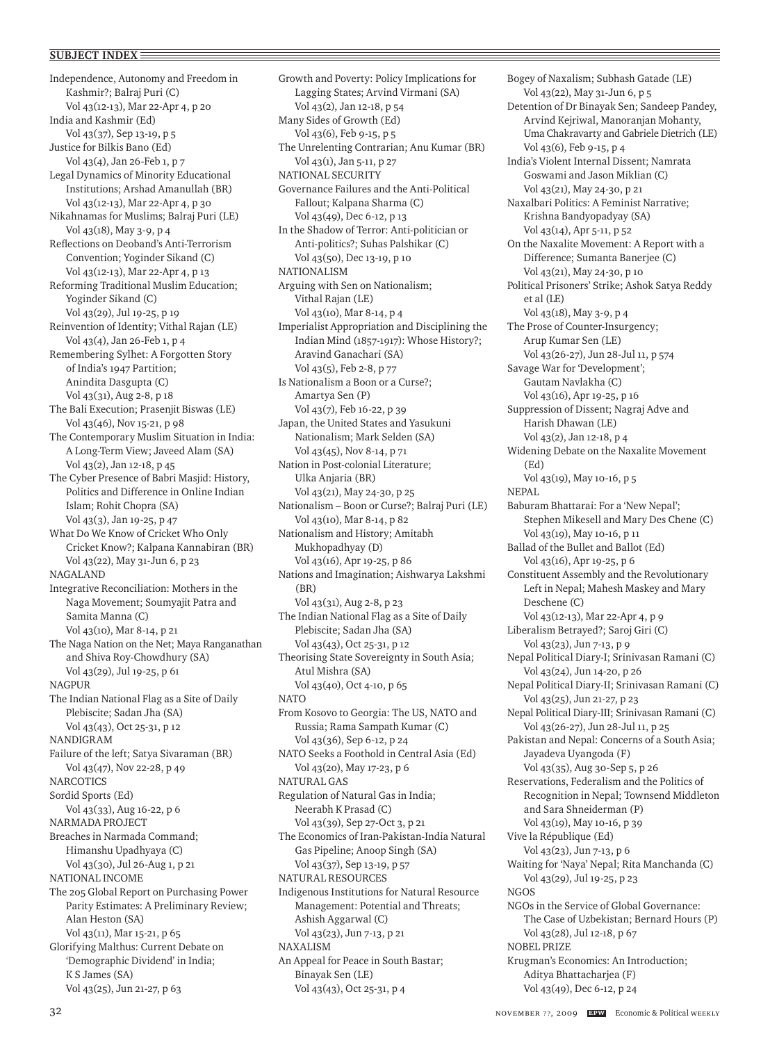Independence, Autonomy and Freedom in Kashmir?; Balraj Puri (C)
Vol 43(12-13), Mar 22-Apr 4, p 20

India and Kashmir (Ed)
Vol 43(37), Sep 13-19, p 5

Justice for Bilkis Bano (Ed)
Vol 43(4), Jan 26-Feb 1, p 7

Legal Dynamics of Minority Educational Institutions; Arshad Amanullah (BR)
Vol 43(12-13), Mar 22-Apr 4, p 30

Nikahnamas for Muslims; Balraj Puri (LE)
Vol 43(18), May 3-9, p 4

Reflections on Deoband's Anti-Terrorism Convention; Yoginder Sikand (C)
Vol 43(12-13), Mar 22-Apr 4, p 13

Reforming Traditional Muslim Education; Yoginder Sikand (C)
Vol 43(29), Jul 19-25, p 19

Reinvention of Identity; Vithal Rajan (LE)
Vol 43(4), Jan 26-Feb 1, p 4

Remembering Sylhet: A Forgotten Story of India's 1947 Partition; Anindita Dasgupta (C)
Vol 43(31), Aug 2-8, p 18

The Bali Execution; Prasenjit Biswas (LE)
Vol 43(46), Nov 15-21, p 98

The Contemporary Muslim Situation in India: A Long-Term View; Javeed Alam (SA)
Vol 43(2), Jan 12-18, p 45

The Cyber Presence of Babri Masjid: History, Politics and Difference in Online Indian Islam; Rohit Chopra (SA)
Vol 43(3), Jan 19-25, p 47

What Do We Know of Cricket Who Only Cricket Know?; Kalpana Kannabiran (BR)
Vol 43(22), May 31-Jun 6, p 23

NAGALAND

Integrative Reconciliation: Mothers in the Naga Movement; Soumyajit Patra and Samita Manna (C)
Vol 43(10), Mar 8-14, p 21

The Naga Nation on the Net; Maya Ranganathan and Shiva Roy-Chowdhury (SA)
Vol 43(29), Jul 19-25, p 61

NAGPUR

The Indian National Flag as a Site of Daily Plebiscite; Sadan Jha (SA)
Vol 43(43), Oct 25-31, p 12

NANDIGRAM

Failure of the left; Satya Sivaraman (BR)
Vol 43(47), Nov 22-28, p 49

NARCOTICS

Sordid Sports (Ed)
Vol 43(33), Aug 16-22, p 6

NARMADA PROJECT

Breaches in Narmada Command; Himanshu Upadhyaya (C)
Vol 43(30), Jul 26-Aug 1, p 21

NATIONAL INCOME

The 205 Global Report on Purchasing Power Parity Estimates: A Preliminary Review; Alan Heston (SA)
Vol 43(11), Mar 15-21, p 65

Glorifying Malthus: Current Debate on 'Demographic Dividend' in India; K S James (SA)
Vol 43(25), Jun 21-27, p 63

Growth and Poverty: Policy Implications for Lagging States; Arvind Virmani (SA)
Vol 43(2), Jan 12-18, p 54

Many Sides of Growth (Ed)
Vol 43(6), Feb 9-15, p 5

The Unrelenting Contrarian; Anu Kumar (BR)
Vol 43(1), Jan 5-11, p 27

NATIONAL SECURITY

Governance Failures and the Anti-Political Fallout; Kalpana Sharma (C)
Vol 43(49), Dec 6-12, p 13

In the Shadow of Terror: Anti-politician or Anti-politics?; Suhas Palshikar (C)
Vol 43(50), Dec 13-19, p 10

NATIONALISM

Arguing with Sen on Nationalism; Vithal Rajan (LE)
Vol 43(10), Mar 8-14, p 4

Imperialist Appropriation and Disciplining the Indian Mind (1857-1917): Whose History?; Aravind Ganachari (SA)
Vol 43(5), Feb 2-8, p 77

Is Nationalism a Boon or a Curse?; Amartya Sen (P)
Vol 43(7), Feb 16-22, p 39

Japan, the United States and Yasukuni Nationalism; Mark Selden (SA)
Vol 43(45), Nov 8-14, p 71

Nation in Post-colonial Literature; Ulka Anjaria (BR)
Vol 43(21), May 24-30, p 25

Nationalism – Boon or Curse?; Balraj Puri (LE)
Vol 43(10), Mar 8-14, p 82

Nationalism and History; Amitabh Mukhopadhyay (D)
Vol 43(16), Apr 19-25, p 86

Nations and Imagination; Aishwarya Lakshmi (BR)
Vol 43(31), Aug 2-8, p 23

The Indian National Flag as a Site of Daily Plebiscite; Sadan Jha (SA)
Vol 43(43), Oct 25-31, p 12

Theorising State Sovereignty in South Asia; Atul Mishra (SA)
Vol 43(40), Oct 4-10, p 65

NATO

From Kosovo to Georgia: The US, NATO and Russia; Rama Sampath Kumar (C)
Vol 43(36), Sep 6-12, p 24

NATO Seeks a Foothold in Central Asia (Ed)
Vol 43(20), May 17-23, p 6

NATURAL GAS

Regulation of Natural Gas in India; Neerabh K Prasad (C)
Vol 43(39), Sep 27-Oct 3, p 21

The Economics of Iran-Pakistan-India Natural Gas Pipeline; Anoop Singh (SA)
Vol 43(37), Sep 13-19, p 57

NATURAL RESOURCES

Indigenous Institutions for Natural Resource Management: Potential and Threats; Ashish Aggarwal (C)
Vol 43(23), Jun 7-13, p 21

NAXALISM

An Appeal for Peace in South Bastar; Binayak Sen (LE)
Vol 43(43), Oct 25-31, p 4

Bogey of Naxalism; Subhash Gatade (LE)
Vol 43(22), May 31-Jun 6, p 5

Detention of Dr Binayak Sen; Sandeep Pandey, Arvind Kejriwal, Manoranjan Mohanty, Uma Chakravarty and Gabriele Dietrich (LE)
Vol 43(6), Feb 9-15, p 4

India's Violent Internal Dissent; Namrata Goswami and Jason Miklian (C)
Vol 43(21), May 24-30, p 21

Naxalbari Politics: A Feminist Narrative; Krishna Bandyopadyay (SA)
Vol 43(14), Apr 5-11, p 52

On the Naxalite Movement: A Report with a Difference; Sumanta Banerjee (C)
Vol 43(21), May 24-30, p 10

Political Prisoners' Strike; Ashok Satya Reddy et al (LE)
Vol 43(18), May 3-9, p 4

The Prose of Counter-Insurgency; Arup Kumar Sen (LE)
Vol 43(26-27), Jun 28-Jul 11, p 574

Savage War for 'Development'; Gautam Navlakha (C)
Vol 43(16), Apr 19-25, p 16

Suppression of Dissent; Nagraj Adve and Harish Dhawan (LE)
Vol 43(2), Jan 12-18, p 4

Widening Debate on the Naxalite Movement (Ed)
Vol 43(19), May 10-16, p 5

NEPAL

Baburam Bhattarai: For a 'New Nepal'; Stephen Mikesell and Mary Des Chene (C)
Vol 43(19), May 10-16, p 11

Ballad of the Bullet and Ballot (Ed)
Vol 43(16), Apr 19-25, p 6

Constituent Assembly and the Revolutionary Left in Nepal; Mahesh Maskey and Mary Deschene (C)
Vol 43(12-13), Mar 22-Apr 4, p 9

Liberalism Betrayed?; Saroj Giri (C)
Vol 43(23), Jun 7-13, p 9

Nepal Political Diary-I; Srinivasan Ramani (C)
Vol 43(24), Jun 14-20, p 26

Nepal Political Diary-II; Srinivasan Ramani (C)
Vol 43(25), Jun 21-27, p 23

Nepal Political Diary-III; Srinivasan Ramani (C)
Vol 43(26-27), Jun 28-Jul 11, p 25

Pakistan and Nepal: Concerns of a South Asia; Jayadeva Uyangoda (F)
Vol 43(35), Aug 30-Sep 5, p 26

Reservations, Federalism and the Politics of Recognition in Nepal; Townsend Middleton and Sara Shneiderman (P)
Vol 43(19), May 10-16, p 39

Vive la République (Ed)
Vol 43(23), Jun 7-13, p 6

Waiting for 'Naya' Nepal; Rita Manchanda (C)
Vol 43(29), Jul 19-25, p 23

NGOS

NGOs in the Service of Global Governance: The Case of Uzbekistan; Bernard Hours (P)
Vol 43(28), Jul 12-18, p 67

NOBEL PRIZE

Krugman's Economics: An Introduction; Aditya Bhattacharjea (F)
Vol 43(49), Dec 6-12, p 24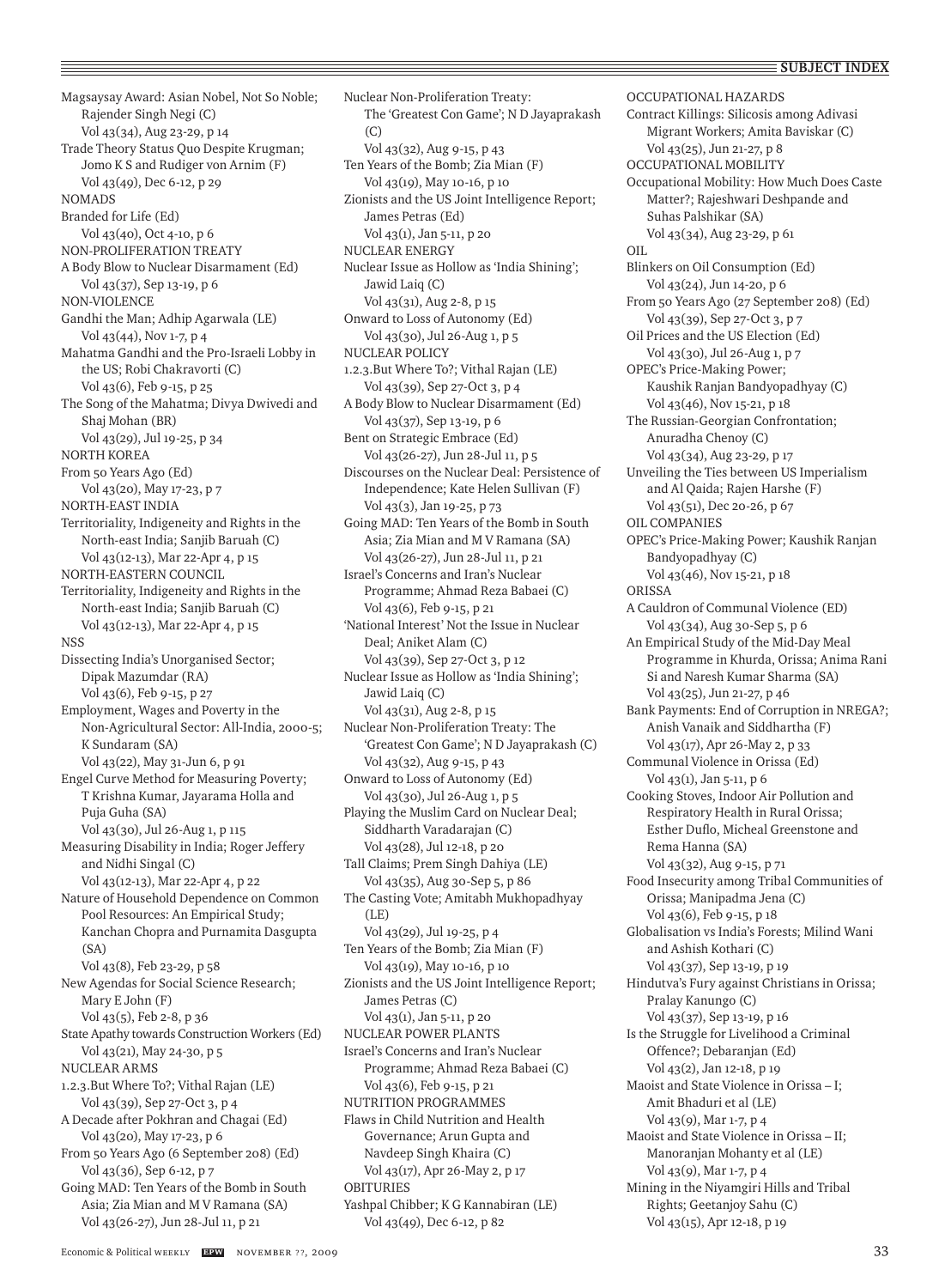Magsaysay Award: Asian Nobel, Not So Noble; Rajender Singh Negi (C)
Vol 43(34), Aug 23-29, p 14

Trade Theory Status Quo Despite Krugman; Jomo K S and Rudiger von Arnim (F)
Vol 43(49), Dec 6-12, p 29

NOMADS

Branded for Life (Ed)
Vol 43(40), Oct 4-10, p 6

NON-PROLIFERATION TREATY

A Body Blow to Nuclear Disarmament (Ed)
Vol 43(37), Sep 13-19, p 6

NON-VIOLENCE

Gandhi the Man; Adhip Agarwala (LE)
Vol 43(44), Nov 1-7, p 4

Mahatma Gandhi and the Pro-Israeli Lobby in the US; Robi Chakravorti (C)
Vol 43(6), Feb 9-15, p 25

The Song of the Mahatma; Divya Dwivedi and Shaj Mohan (BR)
Vol 43(29), Jul 19-25, p 34

NORTH KOREA

From 50 Years Ago (Ed)
Vol 43(20), May 17-23, p 7

NORTH-EAST INDIA

Territoriality, Indigeneity and Rights in the North-east India; Sanjib Baruah (C)
Vol 43(12-13), Mar 22-Apr 4, p 15

NORTH-EASTERN COUNCIL

Territoriality, Indigeneity and Rights in the North-east India; Sanjib Baruah (C)
Vol 43(12-13), Mar 22-Apr 4, p 15

NSS

Dissecting India's Unorganised Sector; Dipak Mazumdar (RA)
Vol 43(6), Feb 9-15, p 27

Employment, Wages and Poverty in the Non-Agricultural Sector: All-India, 2000-5; K Sundaram (SA)
Vol 43(22), May 31-Jun 6, p 91

Engel Curve Method for Measuring Poverty; T Krishna Kumar, Jayarama Holla and Puja Guha (SA)
Vol 43(30), Jul 26-Aug 1, p 115

Measuring Disability in India; Roger Jeffery and Nidhi Singal (C)
Vol 43(12-13), Mar 22-Apr 4, p 22

Nature of Household Dependence on Common Pool Resources: An Empirical Study; Kanchan Chopra and Purnamita Dasgupta (SA)
Vol 43(8), Feb 23-29, p 58

New Agendas for Social Science Research; Mary E John (F)
Vol 43(5), Feb 2-8, p 36

State Apathy towards Construction Workers (Ed)
Vol 43(21), May 24-30, p 5

NUCLEAR ARMS

1.2.3.But Where To?; Vithal Rajan (LE)
Vol 43(39), Sep 27-Oct 3, p 4

A Decade after Pokhran and Chagai (Ed)
Vol 43(20), May 17-23, p 6

From 50 Years Ago (6 September 208) (Ed)
Vol 43(36), Sep 6-12, p 7

Going MAD: Ten Years of the Bomb in South Asia; Zia Mian and M V Ramana (SA)
Vol 43(26-27), Jun 28-Jul 11, p 21

Nuclear Non-Proliferation Treaty: The 'Greatest Con Game'; N D Jayaprakash (C)
Vol 43(32), Aug 9-15, p 43

Ten Years of the Bomb; Zia Mian (F)
Vol 43(19), May 10-16, p 10

Zionists and the US Joint Intelligence Report; James Petras (Ed)
Vol 43(1), Jan 5-11, p 20

NUCLEAR ENERGY

Nuclear Issue as Hollow as 'India Shining'; Jawid Laiq (C)
Vol 43(31), Aug 2-8, p 15

Onward to Loss of Autonomy (Ed)
Vol 43(30), Jul 26-Aug 1, p 5

NUCLEAR POLICY

1.2.3.But Where To?; Vithal Rajan (LE)
Vol 43(39), Sep 27-Oct 3, p 4

A Body Blow to Nuclear Disarmament (Ed)
Vol 43(37), Sep 13-19, p 6

Bent on Strategic Embrace (Ed)
Vol 43(26-27), Jun 28-Jul 11, p 5

Discourses on the Nuclear Deal: Persistence of Independence; Kate Helen Sullivan (F)
Vol 43(3), Jan 19-25, p 73

Going MAD: Ten Years of the Bomb in South Asia; Zia Mian and M V Ramana (SA)
Vol 43(26-27), Jun 28-Jul 11, p 21

Israel's Concerns and Iran's Nuclear Programme; Ahmad Reza Babaei (C)
Vol 43(6), Feb 9-15, p 21

'National Interest' Not the Issue in Nuclear Deal; Aniket Alam (C)
Vol 43(39), Sep 27-Oct 3, p 12

Nuclear Issue as Hollow as 'India Shining'; Jawid Laiq (C)
Vol 43(31), Aug 2-8, p 15

Nuclear Non-Proliferation Treaty: The 'Greatest Con Game'; N D Jayaprakash (C)
Vol 43(32), Aug 9-15, p 43

Onward to Loss of Autonomy (Ed)
Vol 43(30), Jul 26-Aug 1, p 5

Playing the Muslim Card on Nuclear Deal; Siddharth Varadarajan (C)
Vol 43(28), Jul 12-18, p 20

Tall Claims; Prem Singh Dahiya (LE)
Vol 43(35), Aug 30-Sep 5, p 86

The Casting Vote; Amitabh Mukhopadhyay (LE)
Vol 43(29), Jul 19-25, p 4

Ten Years of the Bomb; Zia Mian (F)
Vol 43(19), May 10-16, p 10

Zionists and the US Joint Intelligence Report; James Petras (C)
Vol 43(1), Jan 5-11, p 20

NUCLEAR POWER PLANTS

Israel's Concerns and Iran's Nuclear Programme; Ahmad Reza Babaei (C)
Vol 43(6), Feb 9-15, p 21

NUTRITION PROGRAMMES

Flaws in Child Nutrition and Health Governance; Arun Gupta and Navdeep Singh Khaira (C)
Vol 43(17), Apr 26-May 2, p 17

OBITURIES

Yashpal Chibber; K G Kannabiran (LE)
Vol 43(49), Dec 6-12, p 82

OCCUPATIONAL HAZARDS

Contract Killings: Silicosis among Adivasi Migrant Workers; Amita Baviskar (C)
Vol 43(25), Jun 21-27, p 8

OCCUPATIONAL MOBILITY

Occupational Mobility: How Much Does Caste Matter?; Rajeshwari Deshpande and Suhas Palshikar (SA)
Vol 43(34), Aug 23-29, p 61

OIL

Blinkers on Oil Consumption (Ed)
Vol 43(24), Jun 14-20, p 6

From 50 Years Ago (27 September 208) (Ed)
Vol 43(39), Sep 27-Oct 3, p 7

Oil Prices and the US Election (Ed)
Vol 43(30), Jul 26-Aug 1, p 7

OPEC's Price-Making Power; Kaushik Ranjan Bandyopadhyay (C)
Vol 43(46), Nov 15-21, p 18

The Russian-Georgian Confrontation; Anuradha Chenoy (C)
Vol 43(34), Aug 23-29, p 17

Unveiling the Ties between US Imperialism and Al Qaida; Rajen Harshe (F)
Vol 43(51), Dec 20-26, p 67

OIL COMPANIES

OPEC's Price-Making Power; Kaushik Ranjan Bandyopadhyay (C)
Vol 43(46), Nov 15-21, p 18

ORISSA

A Cauldron of Communal Violence (ED)
Vol 43(34), Aug 30-Sep 5, p 6

An Empirical Study of the Mid-Day Meal Programme in Khurda, Orissa; Anima Rani Si and Naresh Kumar Sharma (SA)
Vol 43(25), Jun 21-27, p 46

Bank Payments: End of Corruption in NREGA?; Anish Vanaik and Siddhartha (F)
Vol 43(17), Apr 26-May 2, p 33

Communal Violence in Orissa (Ed)
Vol 43(1), Jan 5-11, p 6

Cooking Stoves, Indoor Air Pollution and Respiratory Health in Rural Orissa; Esther Duflo, Micheal Greenstone and Rema Hanna (SA)
Vol 43(32), Aug 9-15, p 71

Food Insecurity among Tribal Communities of Orissa; Manipadma Jena (C)
Vol 43(6), Feb 9-15, p 18

Globalisation vs India's Forests; Milind Wani and Ashish Kothari (C)
Vol 43(37), Sep 13-19, p 19

Hindutva's Fury against Christians in Orissa; Pralay Kanungo (C)
Vol 43(37), Sep 13-19, p 16

Is the Struggle for Livelihood a Criminal Offence?; Debaranjan (Ed)
Vol 43(2), Jan 12-18, p 19

Maoist and State Violence in Orissa – I; Amit Bhaduri et al (LE)
Vol 43(9), Mar 1-7, p 4

Maoist and State Violence in Orissa – II; Manoranjan Mohanty et al (LE)
Vol 43(9), Mar 1-7, p 4

Mining in the Niyamgiri Hills and Tribal Rights; Geetanjoy Sahu (C)
Vol 43(15), Apr 12-18, p 19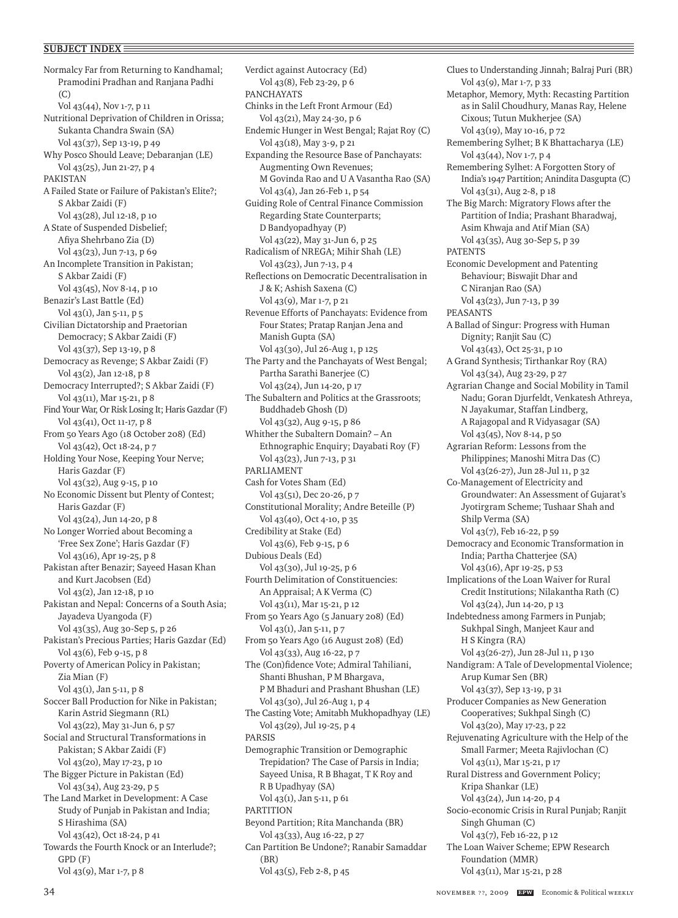Normalcy Far from Returning to Kandhamal; Pramodini Pradhan and Ranjana Padhi (C)
Vol 43(44), Nov 1-7, p 11

Nutritional Deprivation of Children in Orissa; Sukanta Chandra Swain (SA)
Vol 43(37), Sep 13-19, p 49

Why Posco Should Leave; Debaranjan (LE)
Vol 43(25), Jun 21-27, p 4

PAKISTAN

A Failed State or Failure of Pakistan's Elite?; S Akbar Zaidi (F)
Vol 43(28), Jul 12-18, p 10

A State of Suspended Disbelief; Afiya Shehrbano Zia (D)
Vol 43(23), Jun 7-13, p 69

An Incomplete Transition in Pakistan; S Akbar Zaidi (F)
Vol 43(45), Nov 8-14, p 10

Benazir's Last Battle (Ed)
Vol 43(1), Jan 5-11, p 5

Civilian Dictatorship and Praetorian Democracy; S Akbar Zaidi (F)
Vol 43(37), Sep 13-19, p 8

Democracy as Revenge; S Akbar Zaidi (F)
Vol 43(2), Jan 12-18, p 8

Democracy Interrupted?; S Akbar Zaidi (F)
Vol 43(11), Mar 15-21, p 8

Find Your War, Or Risk Losing It; Haris Gazdar (F)
Vol 43(41), Oct 11-17, p 8

From 50 Years Ago (18 October 208) (Ed)
Vol 43(42), Oct 18-24, p 7

Holding Your Nose, Keeping Your Nerve; Haris Gazdar (F)
Vol 43(32), Aug 9-15, p 10

No Economic Dissent but Plenty of Contest; Haris Gazdar (F)
Vol 43(24), Jun 14-20, p 8

No Longer Worried about Becoming a 'Free Sex Zone'; Haris Gazdar (F)
Vol 43(16), Apr 19-25, p 8

Pakistan after Benazir; Sayeed Hasan Khan and Kurt Jacobsen (Ed)
Vol 43(2), Jan 12-18, p 10

Pakistan and Nepal: Concerns of a South Asia; Jayadeva Uyangoda (F)
Vol 43(35), Aug 30-Sep 5, p 26

Pakistan's Precious Parties; Haris Gazdar (Ed)
Vol 43(6), Feb 9-15, p 8

Poverty of American Policy in Pakistan; Zia Mian (F)
Vol 43(1), Jan 5-11, p 8

Soccer Ball Production for Nike in Pakistan; Karin Astrid Siegmann (RL)
Vol 43(22), May 31-Jun 6, p 57

Social and Structural Transformations in Pakistan; S Akbar Zaidi (F)
Vol 43(20), May 17-23, p 10

The Bigger Picture in Pakistan (Ed)
Vol 43(34), Aug 23-29, p 5

The Land Market in Development: A Case Study of Punjab in Pakistan and India; S Hirashima (SA)
Vol 43(42), Oct 18-24, p 41

Towards the Fourth Knock or an Interlude?; GPD (F)
Vol 43(9), Mar 1-7, p 8

Verdict against Autocracy (Ed)
Vol 43(8), Feb 23-29, p 6

PANCHAYATS

Chinks in the Left Front Armour (Ed)
Vol 43(21), May 24-30, p 6

Endemic Hunger in West Bengal; Rajat Roy (C)
Vol 43(18), May 3-9, p 21

Expanding the Resource Base of Panchayats: Augmenting Own Revenues; M Govinda Rao and U A Vasantha Rao (SA)
Vol 43(4), Jan 26-Feb 1, p 54

Guiding Role of Central Finance Commission Regarding State Counterparts; D Bandyopadhyay (P)
Vol 43(22), May 31-Jun 6, p 25

Radicalism of NREGA; Mihir Shah (LE)
Vol 43(23), Jun 7-13, p 4

Reflections on Democratic Decentralisation in J & K; Ashish Saxena (C)
Vol 43(9), Mar 1-7, p 21

Revenue Efforts of Panchayats: Evidence from Four States; Pratap Ranjan Jena and Manish Gupta (SA)
Vol 43(30), Jul 26-Aug 1, p 125

The Party and the Panchayats of West Bengal; Partha Sarathi Banerjee (C)
Vol 43(24), Jun 14-20, p 17

The Subaltern and Politics at the Grassroots; Buddhadeb Ghosh (D)
Vol 43(32), Aug 9-15, p 86

Whither the Subaltern Domain? – An Ethnographic Enquiry; Dayabati Roy (F)
Vol 43(23), Jun 7-13, p 31

PARLIAMENT

Cash for Votes Sham (Ed)
Vol 43(51), Dec 20-26, p 7

Constitutional Morality; Andre Beteille (P)
Vol 43(40), Oct 4-10, p 35

Credibility at Stake (Ed)
Vol 43(6), Feb 9-15, p 6

Dubious Deals (Ed)
Vol 43(30), Jul 19-25, p 6

Fourth Delimitation of Constituencies: An Appraisal; A K Verma (C)
Vol 43(11), Mar 15-21, p 12

From 50 Years Ago (5 January 208) (Ed)
Vol 43(1), Jan 5-11, p 7

From 50 Years Ago (16 August 208) (Ed)
Vol 43(33), Aug 16-22, p 7

The (Con)fidence Vote; Admiral Tahiliani, Shanti Bhushan, P M Bhargava, P M Bhaduri and Prashant Bhushan (LE)
Vol 43(30), Jul 26-Aug 1, p 4

The Casting Vote; Amitabh Mukhopadhyay (LE)
Vol 43(29), Jul 19-25, p 4

PARSIS

Demographic Transition or Demographic Trepidation? The Case of Parsis in India; Sayeed Unisa, R B Bhagat, T K Roy and R B Upadhyay (SA)
Vol 43(1), Jan 5-11, p 61

PARTITION

Beyond Partition; Rita Manchanda (BR)
Vol 43(33), Aug 16-22, p 27

Can Partition Be Undone?; Ranabir Samaddar (BR)
Vol 43(5), Feb 2-8, p 45

Clues to Understanding Jinnah; Balraj Puri (BR)
Vol 43(9), Mar 1-7, p 33

Metaphor, Memory, Myth: Recasting Partition as in Salil Choudhury, Manas Ray, Helene Cixous; Tutun Mukherjee (SA)
Vol 43(19), May 10-16, p 72

Remembering Sylhet; B K Bhattacharya (LE)
Vol 43(44), Nov 1-7, p 4

Remembering Sylhet: A Forgotten Story of India's 1947 Partition; Anindita Dasgupta (C)
Vol 43(31), Aug 2-8, p 18

The Big March: Migratory Flows after the Partition of India; Prashant Bharadwaj, Asim Khwaja and Atif Mian (SA)
Vol 43(35), Aug 30-Sep 5, p 39

PATENTS

Economic Development and Patenting Behaviour; Biswajit Dhar and C Niranjan Rao (SA)
Vol 43(23), Jun 7-13, p 39

PEASANTS

A Ballad of Singur: Progress with Human Dignity; Ranjit Sau (C)
Vol 43(43), Oct 25-31, p 10

A Grand Synthesis; Tirthankar Roy (RA)
Vol 43(34), Aug 23-29, p 27

Agrarian Change and Social Mobility in Tamil Nadu; Goran Djurfeldt, Venkatesh Athreya, N Jayakumar, Staffan Lindberg, A Rajagopal and R Vidyasagar (SA)
Vol 43(45), Nov 8-14, p 50

Agrarian Reform: Lessons from the Philippines; Manoshi Mitra Das (C)
Vol 43(26-27), Jun 28-Jul 11, p 32

Co-Management of Electricity and Groundwater: An Assessment of Gujarat's Jyotirgram Scheme; Tushaar Shah and Shilp Verma (SA)
Vol 43(7), Feb 16-22, p 59

Democracy and Economic Transformation in India; Partha Chatterjee (SA)
Vol 43(16), Apr 19-25, p 53

Implications of the Loan Waiver for Rural Credit Institutions; Nilakantha Rath (C)
Vol 43(24), Jun 14-20, p 13

Indebtedness among Farmers in Punjab; Sukhpal Singh, Manjeet Kaur and H S Kingra (RA)
Vol 43(26-27), Jun 28-Jul 11, p 130

Nandigram: A Tale of Developmental Violence; Arup Kumar Sen (BR)
Vol 43(37), Sep 13-19, p 31

Producer Companies as New Generation Cooperatives; Sukhpal Singh (C)
Vol 43(20), May 17-23, p 22

Rejuvenating Agriculture with the Help of the Small Farmer; Meeta Rajivlochan (C)
Vol 43(11), Mar 15-21, p 17

Rural Distress and Government Policy; Kripa Shankar (LE)
Vol 43(24), Jun 14-20, p 4

Socio-economic Crisis in Rural Punjab; Ranjit Singh Ghuman (C)
Vol 43(7), Feb 16-22, p 12

The Loan Waiver Scheme; EPW Research Foundation (MMR)
Vol 43(11), Mar 15-21, p 28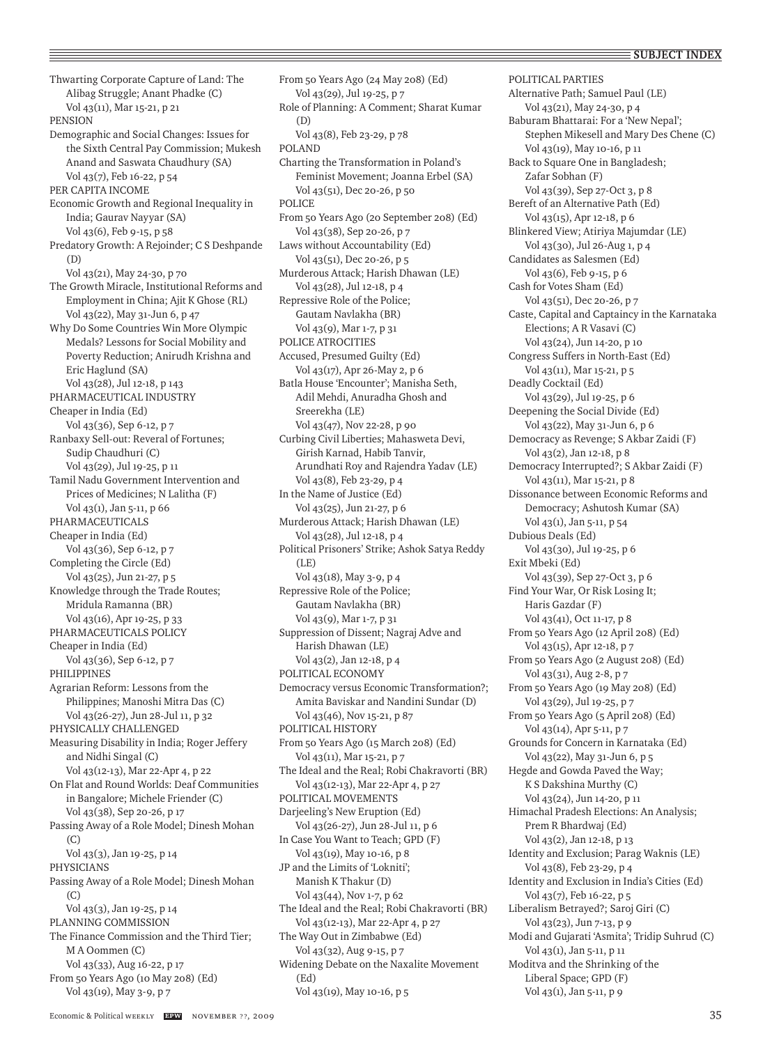Thwarting Corporate Capture of Land: The Alibag Struggle; Anant Phadke (C)
Vol 43(11), Mar 15-21, p 21

PENSION

Demographic and Social Changes: Issues for the Sixth Central Pay Commission; Mukesh Anand and Saswata Chaudhury (SA)
Vol 43(7), Feb 16-22, p 54

PER CAPITA INCOME

Economic Growth and Regional Inequality in India; Gaurav Nayyar (SA)
Vol 43(6), Feb 9-15, p 58

Predatory Growth: A Rejoinder; C S Deshpande (D)
Vol 43(21), May 24-30, p 70

The Growth Miracle, Institutional Reforms and Employment in China; Ajit K Ghose (RL)
Vol 43(22), May 31-Jun 6, p 47

Why Do Some Countries Win More Olympic Medals? Lessons for Social Mobility and Poverty Reduction; Anirudh Krishna and Eric Haglund (SA)
Vol 43(28), Jul 12-18, p 143

PHARMACEUTICAL INDUSTRY

Cheaper in India (Ed)
Vol 43(36), Sep 6-12, p 7

Ranbaxy Sell-out: Reveral of Fortunes; Sudip Chaudhuri (C)
Vol 43(29), Jul 19-25, p 11

Tamil Nadu Government Intervention and Prices of Medicines; N Lalitha (F)
Vol 43(1), Jan 5-11, p 66

PHARMACEUTICALS

Cheaper in India (Ed)
Vol 43(36), Sep 6-12, p 7

Completing the Circle (Ed)
Vol 43(25), Jun 21-27, p 5

Knowledge through the Trade Routes; Mridula Ramanna (BR)
Vol 43(16), Apr 19-25, p 33

PHARMACEUTICALS POLICY

Cheaper in India (Ed)
Vol 43(36), Sep 6-12, p 7

PHILIPPINES

Agrarian Reform: Lessons from the Philippines; Manoshi Mitra Das (C)
Vol 43(26-27), Jun 28-Jul 11, p 32

PHYSICALLY CHALLENGED

Measuring Disability in India; Roger Jeffery and Nidhi Singal (C)
Vol 43(12-13), Mar 22-Apr 4, p 22

On Flat and Round Worlds: Deaf Communities in Bangalore; Michele Friender (C)
Vol 43(38), Sep 20-26, p 17

Passing Away of a Role Model; Dinesh Mohan (C)
Vol 43(3), Jan 19-25, p 14

PHYSICIANS

Passing Away of a Role Model; Dinesh Mohan (C)
Vol 43(3), Jan 19-25, p 14

PLANNING COMMISSION

The Finance Commission and the Third Tier; M A Oommen (C)
Vol 43(33), Aug 16-22, p 17

From 50 Years Ago (10 May 208) (Ed)
Vol 43(19), May 3-9, p 7

From 50 Years Ago (24 May 208) (Ed)
Vol 43(29), Jul 19-25, p 7

Role of Planning: A Comment; Sharat Kumar (D)
Vol 43(8), Feb 23-29, p 78

POLAND

Charting the Transformation in Poland's Feminist Movement; Joanna Erbel (SA)
Vol 43(51), Dec 20-26, p 50

POLICE

From 50 Years Ago (20 September 208) (Ed)
Vol 43(38), Sep 20-26, p 7

Laws without Accountability (Ed)
Vol 43(51), Dec 20-26, p 5

Murderous Attack; Harish Dhawan (LE)
Vol 43(28), Jul 12-18, p 4

Repressive Role of the Police; Gautam Navlakha (BR)
Vol 43(9), Mar 1-7, p 31

POLICE ATROCITIES

Accused, Presumed Guilty (Ed)
Vol 43(17), Apr 26-May 2, p 6

Batla House 'Encounter'; Manisha Seth, Adil Mehdi, Anuradha Ghosh and Sreerekha (LE)
Vol 43(47), Nov 22-28, p 90

Curbing Civil Liberties; Mahasweta Devi, Girish Karnad, Habib Tanvir, Arundhati Roy and Rajendra Yadav (LE)
Vol 43(8), Feb 23-29, p 4

In the Name of Justice (Ed)
Vol 43(25), Jun 21-27, p 6

Murderous Attack; Harish Dhawan (LE)
Vol 43(28), Jul 12-18, p 4

Political Prisoners' Strike; Ashok Satya Reddy (LE)
Vol 43(18), May 3-9, p 4

Repressive Role of the Police; Gautam Navlakha (BR)
Vol 43(9), Mar 1-7, p 31

Suppression of Dissent; Nagraj Adve and Harish Dhawan (LE)
Vol 43(2), Jan 12-18, p 4

POLITICAL ECONOMY

Democracy versus Economic Transformation?; Amita Baviskar and Nandini Sundar (D)
Vol 43(46), Nov 15-21, p 87

POLITICAL HISTORY

From 50 Years Ago (15 March 208) (Ed)
Vol 43(11), Mar 15-21, p 7

The Ideal and the Real; Robi Chakravorti (BR)
Vol 43(12-13), Mar 22-Apr 4, p 27

POLITICAL MOVEMENTS

Darjeeling's New Eruption (Ed)
Vol 43(26-27), Jun 28-Jul 11, p 6

In Case You Want to Teach; GPD (F)
Vol 43(19), May 10-16, p 8

JP and the Limits of 'Lokniti'; Manish K Thakur (D)
Vol 43(44), Nov 1-7, p 62

The Ideal and the Real; Robi Chakravorti (BR)
Vol 43(12-13), Mar 22-Apr 4, p 27

The Way Out in Zimbabwe (Ed)
Vol 43(32), Aug 9-15, p 7

Widening Debate on the Naxalite Movement (Ed)
Vol 43(19), May 10-16, p 5

POLITICAL PARTIES

Alternative Path; Samuel Paul (LE)
Vol 43(21), May 24-30, p 4

Baburam Bhattarai: For a 'New Nepal'; Stephen Mikesell and Mary Des Chene (C)
Vol 43(19), May 10-16, p 11

Back to Square One in Bangladesh; Zafar Sobhan (F)
Vol 43(39), Sep 27-Oct 3, p 8

Bereft of an Alternative Path (Ed)
Vol 43(15), Apr 12-18, p 6

Blinkered View; Atiriya Majumdar (LE)
Vol 43(30), Jul 26-Aug 1, p 4

Candidates as Salesmen (Ed)
Vol 43(6), Feb 9-15, p 6

Cash for Votes Sham (Ed)
Vol 43(51), Dec 20-26, p 7

Caste, Capital and Captaincy in the Karnataka Elections; A R Vasavi (C)
Vol 43(24), Jun 14-20, p 10

Congress Suffers in North-East (Ed)
Vol 43(11), Mar 15-21, p 5

Deadly Cocktail (Ed)
Vol 43(29), Jul 19-25, p 6

Deepening the Social Divide (Ed)
Vol 43(22), May 31-Jun 6, p 6

Democracy as Revenge; S Akbar Zaidi (F)
Vol 43(2), Jan 12-18, p 8

Democracy Interrupted?; S Akbar Zaidi (F)
Vol 43(11), Mar 15-21, p 8

Dissonance between Economic Reforms and Democracy; Ashutosh Kumar (SA)
Vol 43(1), Jan 5-11, p 54

Dubious Deals (Ed)
Vol 43(30), Jul 19-25, p 6

Exit Mbeki (Ed)
Vol 43(39), Sep 27-Oct 3, p 6

Find Your War, Or Risk Losing It; Haris Gazdar (F)
Vol 43(41), Oct 11-17, p 8

From 50 Years Ago (12 April 208) (Ed)
Vol 43(15), Apr 12-18, p 7

From 50 Years Ago (2 August 208) (Ed)
Vol 43(31), Aug 2-8, p 7

From 50 Years Ago (19 May 208) (Ed)
Vol 43(29), Jul 19-25, p 7

From 50 Years Ago (5 April 208) (Ed)
Vol 43(14), Apr 5-11, p 7

Grounds for Concern in Karnataka (Ed)
Vol 43(22), May 31-Jun 6, p 5

Hegde and Gowda Paved the Way; K S Dakshina Murthy (C)
Vol 43(24), Jun 14-20, p 11

Himachal Pradesh Elections: An Analysis; Prem R Bhardwaj (Ed)
Vol 43(2), Jan 12-18, p 13

Identity and Exclusion; Parag Waknis (LE)
Vol 43(8), Feb 23-29, p 4

Identity and Exclusion in India's Cities (Ed)
Vol 43(7), Feb 16-22, p 5

Liberalism Betrayed?; Saroj Giri (C)
Vol 43(23), Jun 7-13, p 9

Modi and Gujarati 'Asmita'; Tridip Suhrud (C)
Vol 43(1), Jan 5-11, p 11

Moditva and the Shrinking of the Liberal Space; GPD (F)
Vol 43(1), Jan 5-11, p 9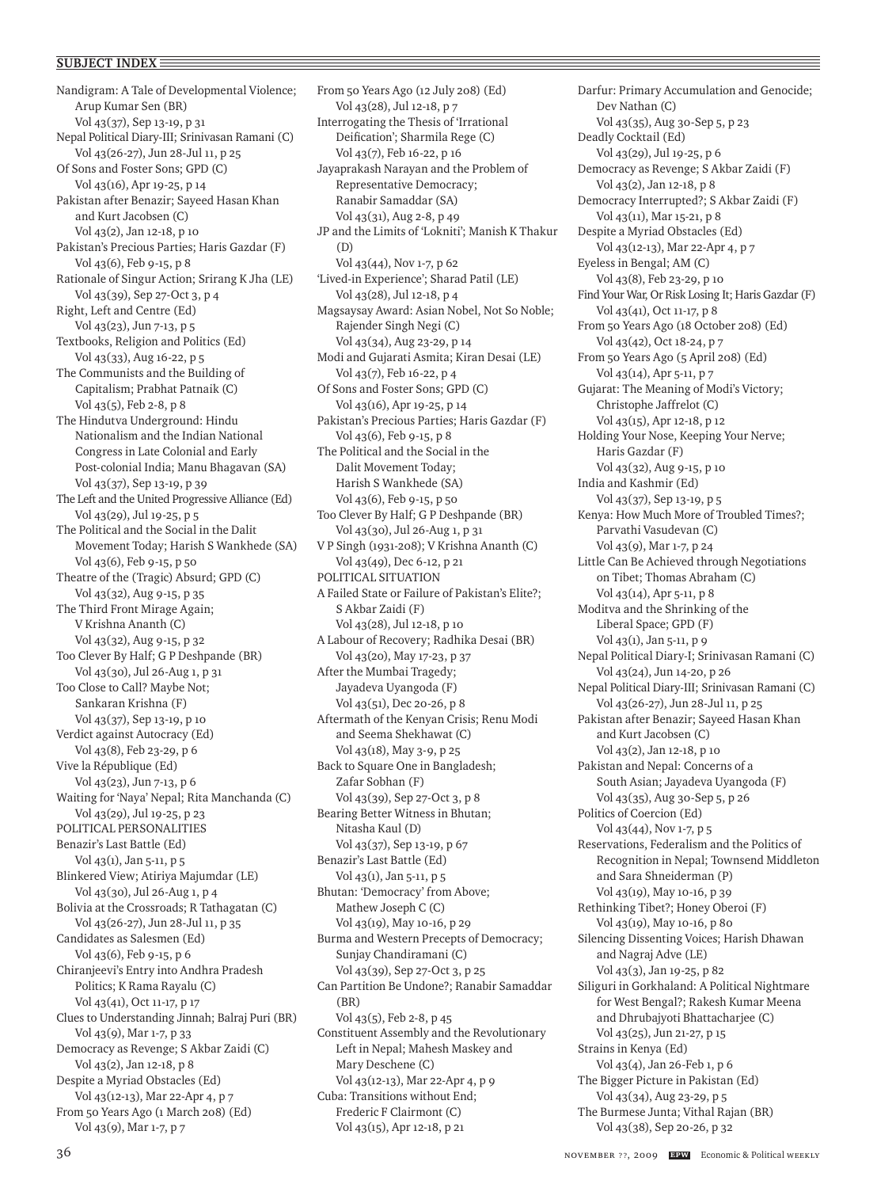Nandigram: A Tale of Developmental Violence; Arup Kumar Sen (BR)
Vol 43(37), Sep 13-19, p 31
Nepal Political Diary-III; Srinivasan Ramani (C)
Vol 43(26-27), Jun 28-Jul 11, p 25
Of Sons and Foster Sons; GPD (C)
Vol 43(16), Apr 19-25, p 14
Pakistan after Benazir; Sayeed Hasan Khan and Kurt Jacobsen (C)
Vol 43(2), Jan 12-18, p 10
Pakistan's Precious Parties; Haris Gazdar (F)
Vol 43(6), Feb 9-15, p 8
Rationale of Singur Action; Srirang K Jha (LE)
Vol 43(39), Sep 27-Oct 3, p 4
Right, Left and Centre (Ed)
Vol 43(23), Jun 7-13, p 5
Textbooks, Religion and Politics (Ed)
Vol 43(33), Aug 16-22, p 5
The Communists and the Building of Capitalism; Prabhat Patnaik (C)
Vol 43(5), Feb 2-8, p 8
The Hindutva Underground: Hindu Nationalism and the Indian National Congress in Late Colonial and Early Post-colonial India; Manu Bhagavan (SA)
Vol 43(37), Sep 13-19, p 39
The Left and the United Progressive Alliance (Ed)
Vol 43(29), Jul 19-25, p 5
The Political and the Social in the Dalit Movement Today; Harish S Wankhede (SA)
Vol 43(6), Feb 9-15, p 50
Theatre of the (Tragic) Absurd; GPD (C)
Vol 43(32), Aug 9-15, p 35
The Third Front Mirage Again; V Krishna Ananth (C)
Vol 43(32), Aug 9-15, p 32
Too Clever By Half; G P Deshpande (BR)
Vol 43(30), Jul 26-Aug 1, p 31
Too Close to Call? Maybe Not; Sankaran Krishna (F)
Vol 43(37), Sep 13-19, p 10
Verdict against Autocracy (Ed)
Vol 43(8), Feb 23-29, p 6
Vive la République (Ed)
Vol 43(23), Jun 7-13, p 6
Waiting for 'Naya' Nepal; Rita Manchanda (C)
Vol 43(29), Jul 19-25, p 23

POLITICAL PERSONALITIES

Benazir's Last Battle (Ed)
Vol 43(1), Jan 5-11, p 5
Blinkered View; Atiriya Majumdar (LE)
Vol 43(30), Jul 26-Aug 1, p 4
Bolivia at the Crossroads; R Tathagatan (C)
Vol 43(26-27), Jun 28-Jul 11, p 35
Candidates as Salesmen (Ed)
Vol 43(6), Feb 9-15, p 6
Chiranjeevi's Entry into Andhra Pradesh Politics; K Rama Rayalu (C)
Vol 43(41), Oct 11-17, p 17
Clues to Understanding Jinnah; Balraj Puri (BR)
Vol 43(9), Mar 1-7, p 33
Democracy as Revenge; S Akbar Zaidi (C)
Vol 43(2), Jan 12-18, p 8
Despite a Myriad Obstacles (Ed)
Vol 43(12-13), Mar 22-Apr 4, p 7
From 50 Years Ago (1 March 208) (Ed)
Vol 43(9), Mar 1-7, p 7
From 50 Years Ago (12 July 208) (Ed)
Vol 43(28), Jul 12-18, p 7
Interrogating the Thesis of 'Irrational Deification'; Sharmila Rege (C)
Vol 43(7), Feb 16-22, p 16
Jayaprakash Narayan and the Problem of Representative Democracy; Ranabir Samaddar (SA)
Vol 43(31), Aug 2-8, p 49
JP and the Limits of 'Lokniti'; Manish K Thakur (D)
Vol 43(44), Nov 1-7, p 62
'Lived-in Experience'; Sharad Patil (LE)
Vol 43(28), Jul 12-18, p 4
Magsaysay Award: Asian Nobel, Not So Noble; Rajender Singh Negi (C)
Vol 43(34), Aug 23-29, p 14
Modi and Gujarati Asmita; Kiran Desai (LE)
Vol 43(7), Feb 16-22, p 4
Of Sons and Foster Sons; GPD (C)
Vol 43(16), Apr 19-25, p 14
Pakistan's Precious Parties; Haris Gazdar (F)
Vol 43(6), Feb 9-15, p 8
The Political and the Social in the Dalit Movement Today; Harish S Wankhede (SA)
Vol 43(6), Feb 9-15, p 50
Too Clever By Half; G P Deshpande (BR)
Vol 43(30), Jul 26-Aug 1, p 31
V P Singh (1931-208); V Krishna Ananth (C)
Vol 43(49), Dec 6-12, p 21

POLITICAL SITUATION

A Failed State or Failure of Pakistan's Elite?; S Akbar Zaidi (F)
Vol 43(28), Jul 12-18, p 10
A Labour of Recovery; Radhika Desai (BR)
Vol 43(20), May 17-23, p 37
After the Mumbai Tragedy; Jayadeva Uyangoda (F)
Vol 43(51), Dec 20-26, p 8
Aftermath of the Kenyan Crisis; Renu Modi and Seema Shekhawat (C)
Vol 43(18), May 3-9, p 25
Back to Square One in Bangladesh; Zafar Sobhan (F)
Vol 43(39), Sep 27-Oct 3, p 8
Bearing Better Witness in Bhutan; Nitasha Kaul (D)
Vol 43(37), Sep 13-19, p 67
Benazir's Last Battle (Ed)
Vol 43(1), Jan 5-11, p 5
Bhutan: 'Democracy' from Above; Mathew Joseph C (C)
Vol 43(19), May 10-16, p 29
Burma and Western Precepts of Democracy; Sunjay Chandiramani (C)
Vol 43(39), Sep 27-Oct 3, p 25
Can Partition Be Undone?; Ranabir Samaddar (BR)
Vol 43(5), Feb 2-8, p 45
Constituent Assembly and the Revolutionary Left in Nepal; Mahesh Maskey and Mary Deschene (C)
Vol 43(12-13), Mar 22-Apr 4, p 9
Cuba: Transitions without End; Frederic F Clairmont (C)
Vol 43(15), Apr 12-18, p 21
Darfur: Primary Accumulation and Genocide; Dev Nathan (C)
Vol 43(35), Aug 30-Sep 5, p 23
Deadly Cocktail (Ed)
Vol 43(29), Jul 19-25, p 6
Democracy as Revenge; S Akbar Zaidi (F)
Vol 43(2), Jan 12-18, p 8
Democracy Interrupted?; S Akbar Zaidi (F)
Vol 43(11), Mar 15-21, p 8
Despite a Myriad Obstacles (Ed)
Vol 43(12-13), Mar 22-Apr 4, p 7
Eyeless in Bengal; AM (C)
Vol 43(8), Feb 23-29, p 10
Find Your War, Or Risk Losing It; Haris Gazdar (F)
Vol 43(41), Oct 11-17, p 8
From 50 Years Ago (18 October 208) (Ed)
Vol 43(42), Oct 18-24, p 7
From 50 Years Ago (5 April 208) (Ed)
Vol 43(14), Apr 5-11, p 7
Gujarat: The Meaning of Modi's Victory; Christophe Jaffrelot (C)
Vol 43(15), Apr 12-18, p 12
Holding Your Nose, Keeping Your Nerve; Haris Gazdar (F)
Vol 43(32), Aug 9-15, p 10
India and Kashmir (Ed)
Vol 43(37), Sep 13-19, p 5
Kenya: How Much More of Troubled Times?; Parvathi Vasudevan (C)
Vol 43(9), Mar 1-7, p 24
Little Can Be Achieved through Negotiations on Tibet; Thomas Abraham (C)
Vol 43(14), Apr 5-11, p 8
Moditva and the Shrinking of the Liberal Space; GPD (F)
Vol 43(1), Jan 5-11, p 9
Nepal Political Diary-I; Srinivasan Ramani (C)
Vol 43(24), Jun 14-20, p 26
Nepal Political Diary-III; Srinivasan Ramani (C)
Vol 43(26-27), Jun 28-Jul 11, p 25
Pakistan after Benazir; Sayeed Hasan Khan and Kurt Jacobsen (C)
Vol 43(2), Jan 12-18, p 10
Pakistan and Nepal: Concerns of a South Asian; Jayadeva Uyangoda (F)
Vol 43(35), Aug 30-Sep 5, p 26
Politics of Coercion (Ed)
Vol 43(44), Nov 1-7, p 5
Reservations, Federalism and the Politics of Recognition in Nepal; Townsend Middleton and Sara Shneiderman (P)
Vol 43(19), May 10-16, p 39
Rethinking Tibet?; Honey Oberoi (F)
Vol 43(19), May 10-16, p 80
Silencing Dissenting Voices; Harish Dhawan and Nagraj Adve (LE)
Vol 43(3), Jan 19-25, p 82
Siliguri in Gorkhaland: A Political Nightmare for West Bengal?; Rakesh Kumar Meena and Dhrubajyoti Bhattacharjee (C)
Vol 43(25), Jun 21-27, p 15
Strains in Kenya (Ed)
Vol 43(4), Jan 26-Feb 1, p 6
The Bigger Picture in Pakistan (Ed)
Vol 43(34), Aug 23-29, p 5
The Burmese Junta; Vithal Rajan (BR)
Vol 43(38), Sep 20-26, p 32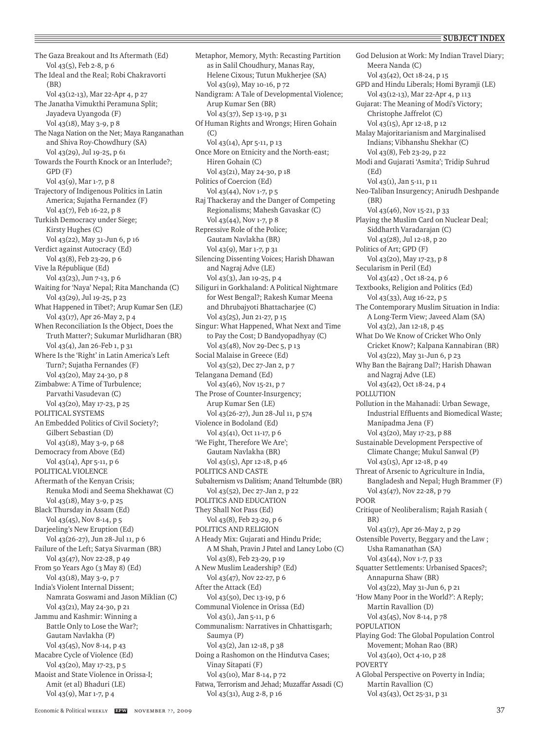The Gaza Breakout and Its Aftermath (Ed)
Vol 43(5), Feb 2-8, p 6

The Ideal and the Real; Robi Chakravorti (BR)
Vol 43(12-13), Mar 22-Apr 4, p 27

The Janatha Vimukthi Peramuna Split; Jayadeva Uyangoda (F)
Vol 43(18), May 3-9, p 8

The Naga Nation on the Net; Maya Ranganathan and Shiva Roy-Chowdhury (SA)
Vol 43(29), Jul 19-25, p 61

Towards the Fourth Knock or an Interlude?; GPD (F)
Vol 43(9), Mar 1-7, p 8

Trajectory of Indigenous Politics in Latin America; Sujatha Fernandez (F)
Vol 43(7), Feb 16-22, p 8

Turkish Democracy under Siege; Kirsty Hughes (C)
Vol 43(22), May 31-Jun 6, p 16

Verdict against Autocracy (Ed)
Vol 43(8), Feb 23-29, p 6

Vive la République (Ed)
Vol 43(23), Jun 7-13, p 6

Waiting for 'Naya' Nepal; Rita Manchanda (C)
Vol 43(29), Jul 19-25, p 23

What Happened in Tibet?; Arup Kumar Sen (LE)
Vol 43(17), Apr 26-May 2, p 4

When Reconciliation Is the Object, Does the Truth Matter?; Sukumar Murlidharan (BR)
Vol 43(4), Jan 26-Feb 1, p 31

Where Is the 'Right' in Latin America's Left Turn?; Sujatha Fernandes (F)
Vol 43(20), May 24-30, p 8

Zimbabwe: A Time of Turbulence; Parvathi Vasudevan (C)
Vol 43(20), May 17-23, p 25

POLITICAL SYSTEMS

An Embedded Politics of Civil Society?; Gilbert Sebastian (D)
Vol 43(18), May 3-9, p 68

Democracy from Above (Ed)
Vol 43(14), Apr 5-11, p 6

POLITICAL VIOLENCE

Aftermath of the Kenyan Crisis; Renuka Modi and Seema Shekhawat (C)
Vol 43(18), May 3-9, p 25

Black Thursday in Assam (Ed)
Vol 43(45), Nov 8-14, p 5

Darjeeling's New Eruption (Ed)
Vol 43(26-27), Jun 28-Jul 11, p 6

Failure of the Left; Satya Sivarman (BR)
Vol 43(47), Nov 22-28, p 49

From 50 Years Ago (3 May 8) (Ed)
Vol 43(18), May 3-9, p 7

India's Violent Internal Dissent; Namrata Goswami and Jason Miklian (C)
Vol 43(21), May 24-30, p 21

Jammu and Kashmir: Winning a Battle Only to Lose the War?; Gautam Navlakha (P)
Vol 43(45), Nov 8-14, p 43

Macabre Cycle of Violence (Ed)
Vol 43(20), May 17-23, p 5

Maoist and State Violence in Orissa-I; Amit (et al) Bhaduri (LE)
Vol 43(9), Mar 1-7, p 4

Metaphor, Memory, Myth: Recasting Partition as in Salil Choudhury, Manas Ray, Helene Cixous; Tutun Mukherjee (SA)
Vol 43(19), May 10-16, p 72

Nandigram: A Tale of Developmental Violence; Arup Kumar Sen (BR)
Vol 43(37), Sep 13-19, p 31

Of Human Rights and Wrongs; Hiren Gohain (C)
Vol 43(14), Apr 5-11, p 13

Once More on Ethnicity and the North-east; Hiren Gohain (C)
Vol 43(21), May 24-30, p 18

Politics of Coercion (Ed)
Vol 43(44), Nov 1-7, p 5

Raj Thackeray and the Danger of Competing Regionalisms; Mahesh Gavaskar (C)
Vol 43(44), Nov 1-7, p 8

Repressive Role of the Police; Gautam Navlakha (BR)
Vol 43(9), Mar 1-7, p 31

Silencing Dissenting Voices; Harish Dhawan and Nagraj Adve (LE)
Vol 43(3), Jan 19-25, p 4

Siliguri in Gorkhaland: A Political Nightmare for West Bengal?; Rakesh Kumar Meena and Dhrubajyoti Bhattacharjee (C)
Vol 43(25), Jun 21-27, p 15

Singur: What Happened, What Next and Time to Pay the Cost; D Bandyopadhyay (C)
Vol 43(48), Nov 29-Dec 5, p 13

Social Malaise in Greece (Ed)
Vol 43(52), Dec 27-Jan 2, p 7

Telangana Demand (Ed)
Vol 43(46), Nov 15-21, p 7

The Prose of Counter-Insurgency; Arup Kumar Sen (LE)
Vol 43(26-27), Jun 28-Jul 11, p 574

Violence in Bodoland (Ed)
Vol 43(41), Oct 11-17, p 6

'We Fight, Therefore We Are'; Gautam Navlakha (BR)
Vol 43(15), Apr 12-18, p 46

POLITICS AND CASTE

Subalternism vs Dalitism; Anand Teltumbde (BR)
Vol 43(52), Dec 27-Jan 2, p 22

POLITICS AND EDUCATION

They Shall Not Pass (Ed)
Vol 43(8), Feb 23-29, p 6

POLITICS AND RELIGION

A Heady Mix: Gujarati and Hindu Pride; A M Shah, Pravin J Patel and Lancy Lobo (C)
Vol 43(8), Feb 23-29, p 19

A New Muslim Leadership? (Ed)
Vol 43(47), Nov 22-27, p 6

After the Attack (Ed)
Vol 43(50), Dec 13-19, p 6

Communal Violence in Orissa (Ed)
Vol 43(1), Jan 5-11, p 6

Communalism: Narratives in Chhattisgarh; Saumya (P)
Vol 43(2), Jan 12-18, p 38

Doing a Rashomon on the Hindutva Cases; Vinay Sitapati (F)
Vol 43(10), Mar 8-14, p 72

Fatwa, Terrorism and Jehad; Muzaffar Assadi (C)
Vol 43(31), Aug 2-8, p 16

God Delusion at Work: My Indian Travel Diary; Meera Nanda (C)
Vol 43(42), Oct 18-24, p 15

GPD and Hindu Liberals; Homi Byramji (LE)
Vol 43(12-13), Mar 22-Apr 4, p 113

Gujarat: The Meaning of Modi's Victory; Christophe Jaffrelot (C)
Vol 43(15), Apr 12-18, p 12

Malay Majoritarianism and Marginalised Indians; Vibhanshu Shekhar (C)
Vol 43(8), Feb 23-29, p 22

Modi and Gujarati 'Asmita'; Tridip Suhrud (Ed)
Vol 43(1), Jan 5-11, p 11

Neo-Taliban Insurgency; Anirudh Deshpande (BR)
Vol 43(46), Nov 15-21, p 33

Playing the Muslim Card on Nuclear Deal; Siddharth Varadarajan (C)
Vol 43(28), Jul 12-18, p 20

Politics of Art; GPD (F)
Vol 43(20), May 17-23, p 8

Secularism in Peril (Ed)
Vol 43(42) , Oct 18-24, p 6

Textbooks, Religion and Politics (Ed)
Vol 43(33), Aug 16-22, p 5

The Contemporary Muslim Situation in India: A Long-Term View; Javeed Alam (SA)
Vol 43(2), Jan 12-18, p 45

What Do We Know of Cricket Who Only Cricket Know?; Kalpana Kannabiran (BR)
Vol 43(22), May 31-Jun 6, p 23

Why Ban the Bajrang Dal?; Harish Dhawan and Nagraj Adve (LE)
Vol 43(42), Oct 18-24, p 4

POLLUTION

Pollution in the Mahanadi: Urban Sewage, Industrial Effluents and Biomedical Waste; Manipadma Jena (F)
Vol 43(20), May 17-23, p 88

Sustainable Development Perspective of Climate Change; Mukul Sanwal (P)
Vol 43(15), Apr 12-18, p 49

Threat of Arsenic to Agriculture in India, Bangladesh and Nepal; Hugh Brammer (F)
Vol 43(47), Nov 22-28, p 79

POOR

Critique of Neoliberalism; Rajah Rasiah ( BR)
Vol 43(17), Apr 26-May 2, p 29

Ostensible Poverty, Beggary and the Law ; Usha Ramanathan (SA)
Vol 43(44), Nov 1-7, p 33

Squatter Settlements: Urbanised Spaces?; Annapurna Shaw (BR)
Vol 43(22), May 31-Jun 6, p 21

'How Many Poor in the World?': A Reply; Martin Ravallion (D)
Vol 43(45), Nov 8-14, p 78

POPULATION

Playing God: The Global Population Control Movement; Mohan Rao (BR)
Vol 43(40), Oct 4-10, p 28

POVERTY

A Global Perspective on Poverty in India; Martin Ravallion (C)
Vol 43(43), Oct 25-31, p 31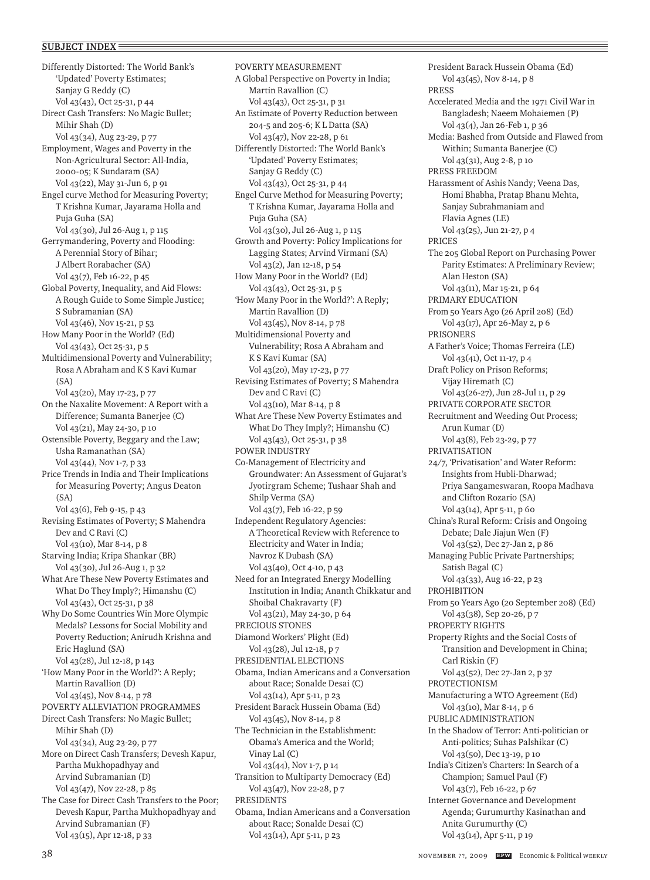Differently Distorted: The World Bank's 'Updated' Poverty Estimates; Sanjay G Reddy (C)
Vol 43(43), Oct 25-31, p 44

Direct Cash Transfers: No Magic Bullet; Mihir Shah (D)
Vol 43(34), Aug 23-29, p 77

Employment, Wages and Poverty in the Non-Agricultural Sector: All-India, 2000-05; K Sundaram (SA)
Vol 43(22), May 31-Jun 6, p 91

Engel curve Method for Measuring Poverty; T Krishna Kumar, Jayarama Holla and Puja Guha (SA)
Vol 43(30), Jul 26-Aug 1, p 115

Gerrymandering, Poverty and Flooding: A Perennial Story of Bihar; J Albert Rorabacher (SA)
Vol 43(7), Feb 16-22, p 45

Global Poverty, Inequality, and Aid Flows: A Rough Guide to Some Simple Justice; S Subramanian (SA)
Vol 43(46), Nov 15-21, p 53

How Many Poor in the World? (Ed)
Vol 43(43), Oct 25-31, p 5

Multidimensional Poverty and Vulnerability; Rosa A Abraham and K S Kavi Kumar (SA)
Vol 43(20), May 17-23, p 77

On the Naxalite Movement: A Report with a Difference; Sumanta Banerjee (C)
Vol 43(21), May 24-30, p 10

Ostensible Poverty, Beggary and the Law; Usha Ramanathan (SA)
Vol 43(44), Nov 1-7, p 33

Price Trends in India and Their Implications for Measuring Poverty; Angus Deaton (SA)
Vol 43(6), Feb 9-15, p 43

Revising Estimates of Poverty; S Mahendra Dev and C Ravi (C)
Vol 43(10), Mar 8-14, p 8

Starving India; Kripa Shankar (BR)
Vol 43(30), Jul 26-Aug 1, p 32

What Are These New Poverty Estimates and What Do They Imply?; Himanshu (C)
Vol 43(43), Oct 25-31, p 38

Why Do Some Countries Win More Olympic Medals? Lessons for Social Mobility and Poverty Reduction; Anirudh Krishna and Eric Haglund (SA)
Vol 43(28), Jul 12-18, p 143

'How Many Poor in the World?': A Reply; Martin Ravallion (D)
Vol 43(45), Nov 8-14, p 78

POVERTY ALLEVIATION PROGRAMMES

Direct Cash Transfers: No Magic Bullet; Mihir Shah (D)
Vol 43(34), Aug 23-29, p 77

More on Direct Cash Transfers; Devesh Kapur, Partha Mukhopadhyay and Arvind Subramanian (D)
Vol 43(47), Nov 22-28, p 85

The Case for Direct Cash Transfers to the Poor; Devesh Kapur, Partha Mukhopadhyay and Arvind Subramanian (F)
Vol 43(15), Apr 12-18, p 33

POVERTY MEASUREMENT

A Global Perspective on Poverty in India; Martin Ravallion (C)
Vol 43(43), Oct 25-31, p 31

An Estimate of Poverty Reduction between 204-5 and 205-6; K L Datta (SA)
Vol 43(47), Nov 22-28, p 61

Differently Distorted: The World Bank's 'Updated' Poverty Estimates; Sanjay G Reddy (C)
Vol 43(43), Oct 25-31, p 44

Engel Curve Method for Measuring Poverty; T Krishna Kumar, Jayarama Holla and Puja Guha (SA)
Vol 43(30), Jul 26-Aug 1, p 115

Growth and Poverty: Policy Implications for Lagging States; Arvind Virmani (SA)
Vol 43(2), Jan 12-18, p 54

How Many Poor in the World? (Ed)
Vol 43(43), Oct 25-31, p 5

'How Many Poor in the World?': A Reply; Martin Ravallion (D)
Vol 43(45), Nov 8-14, p 78

Multidimensional Poverty and Vulnerability; Rosa A Abraham and K S Kavi Kumar (SA)
Vol 43(20), May 17-23, p 77

Revising Estimates of Poverty; S Mahendra Dev and C Ravi (C)
Vol 43(10), Mar 8-14, p 8

What Are These New Poverty Estimates and What Do They Imply?; Himanshu (C)
Vol 43(43), Oct 25-31, p 38

POWER INDUSTRY

Co-Management of Electricity and Groundwater: An Assessment of Gujarat's Jyotirgram Scheme; Tushaar Shah and Shilp Verma (SA)
Vol 43(7), Feb 16-22, p 59

Independent Regulatory Agencies: A Theoretical Review with Reference to Electricity and Water in India; Navroz K Dubash (SA)
Vol 43(40), Oct 4-10, p 43

Need for an Integrated Energy Modelling Institution in India; Ananth Chikkatur and Shoibal Chakravarty (F)
Vol 43(21), May 24-30, p 64

PRECIOUS STONES

Diamond Workers' Plight (Ed)
Vol 43(28), Jul 12-18, p 7

PRESIDENTIAL ELECTIONS

Obama, Indian Americans and a Conversation about Race; Sonalde Desai (C)
Vol 43(14), Apr 5-11, p 23

President Barack Hussein Obama (Ed)
Vol 43(45), Nov 8-14, p 8

The Technician in the Establishment: Obama's America and the World; Vinay Lal (C)
Vol 43(44), Nov 1-7, p 14

Transition to Multiparty Democracy (Ed)
Vol 43(47), Nov 22-28, p 7

PRESIDENTS

Obama, Indian Americans and a Conversation about Race; Sonalde Desai (C)
Vol 43(14), Apr 5-11, p 23

President Barack Hussein Obama (Ed)
Vol 43(45), Nov 8-14, p 8

PRESS

Accelerated Media and the 1971 Civil War in Bangladesh; Naeem Mohaiemen (P)
Vol 43(4), Jan 26-Feb 1, p 36

Media: Bashed from Outside and Flawed from Within; Sumanta Banerjee (C)
Vol 43(31), Aug 2-8, p 10

PRESS FREEDOM

Harassment of Ashis Nandy; Veena Das, Homi Bhabha, Pratap Bhanu Mehta, Sanjay Subrahmaniam and Flavia Agnes (LE)
Vol 43(25), Jun 21-27, p 4

PRICES

The 205 Global Report on Purchasing Power Parity Estimates: A Preliminary Review; Alan Heston (SA)
Vol 43(11), Mar 15-21, p 64

PRIMARY EDUCATION

From 50 Years Ago (26 April 208) (Ed)
Vol 43(17), Apr 26-May 2, p 6

PRISONERS

A Father's Voice; Thomas Ferreira (LE)
Vol 43(41), Oct 11-17, p 4

Draft Policy on Prison Reforms; Vijay Hiremath (C)
Vol 43(26-27), Jun 28-Jul 11, p 29

PRIVATE CORPORATE SECTOR

Recruitment and Weeding Out Process; Arun Kumar (D)
Vol 43(8), Feb 23-29, p 77

PRIVATISATION

24/7, 'Privatisation' and Water Reform: Insights from Hubli-Dharwad; Priya Sangameswaran, Roopa Madhava and Clifton Rozario (SA)
Vol 43(14), Apr 5-11, p 60

China's Rural Reform: Crisis and Ongoing Debate; Dale Jiajun Wen (F)
Vol 43(52), Dec 27-Jan 2, p 86

Managing Public Private Partnerships; Satish Bagal (C)
Vol 43(33), Aug 16-22, p 23

PROHIBITION

From 50 Years Ago (20 September 208) (Ed)
Vol 43(38), Sep 20-26, p 7

PROPERTY RIGHTS

Property Rights and the Social Costs of Transition and Development in China; Carl Riskin (F)
Vol 43(52), Dec 27-Jan 2, p 37

PROTECTIONISM

Manufacturing a WTO Agreement (Ed)
Vol 43(10), Mar 8-14, p 6

PUBLIC ADMINISTRATION

In the Shadow of Terror: Anti-politician or Anti-politics; Suhas Palshikar (C)
Vol 43(50), Dec 13-19, p 10

India's Citizen's Charters: In Search of a Champion; Samuel Paul (F)
Vol 43(7), Feb 16-22, p 67

Internet Governance and Development Agenda; Gurumurthy Kasinathan and Anita Gurumurthy (C)
Vol 43(14), Apr 5-11, p 19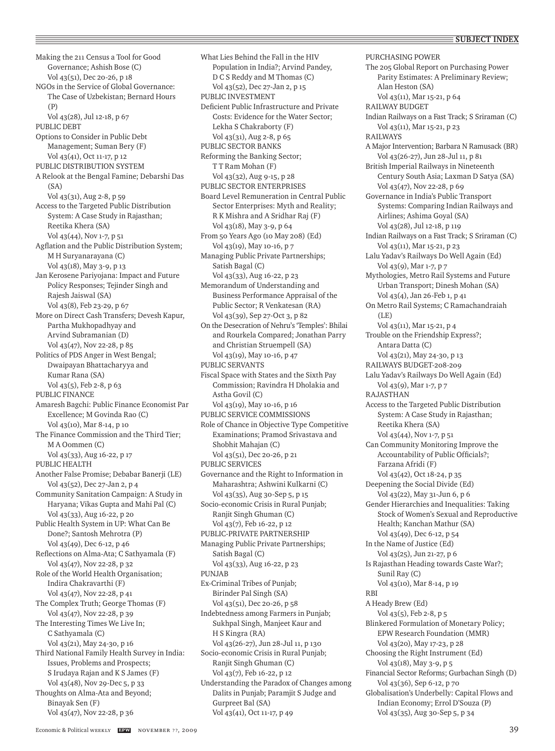Making the 211 Census a Tool for Good Governance; Ashish Bose (C)
Vol 43(51), Dec 20-26, p 18

NGOs in the Service of Global Governance: The Case of Uzbekistan; Bernard Hours (P)
Vol 43(28), Jul 12-18, p 67

PUBLIC DEBT

Options to Consider in Public Debt Management; Suman Bery (F)
Vol 43(41), Oct 11-17, p 12

PUBLIC DISTRIBUTION SYSTEM

A Relook at the Bengal Famine; Debarshi Das (SA)
Vol 43(31), Aug 2-8, p 59

Access to the Targeted Public Distribution System: A Case Study in Rajasthan; Reetika Khera (SA)
Vol 43(44), Nov 1-7, p 51

Agflation and the Public Distribution System; M H Suryanarayana (C)
Vol 43(18), May 3-9, p 13

Jan Kerosene Pariyojana: Impact and Future Policy Responses; Tejinder Singh and Rajesh Jaiswal (SA)
Vol 43(8), Feb 23-29, p 67

More on Direct Cash Transfers; Devesh Kapur, Partha Mukhopadhyay and Arvind Subramanian (D)
Vol 43(47), Nov 22-28, p 85

Politics of PDS Anger in West Bengal; Dwaipayan Bhattacharyya and Kumar Rana (SA)
Vol 43(5), Feb 2-8, p 63

PUBLIC FINANCE

Amaresh Bagchi: Public Finance Economist Par Excellence; M Govinda Rao (C)
Vol 43(10), Mar 8-14, p 10

The Finance Commission and the Third Tier; M A Oommen (C)
Vol 43(33), Aug 16-22, p 17

PUBLIC HEALTH

Another False Promise; Debabar Banerji (LE)
Vol 43(52), Dec 27-Jan 2, p 4

Community Sanitation Campaign: A Study in Haryana; Vikas Gupta and Mahi Pal (C)
Vol 43(33), Aug 16-22, p 20

Public Health System in UP: What Can Be Done?; Santosh Mehrotra (P)
Vol 43(49), Dec 6-12, p 46

Reflections on Alma-Ata; C Sathyamala (F)
Vol 43(47), Nov 22-28, p 32

Role of the World Health Organisation; Indira Chakravarthi (F)
Vol 43(47), Nov 22-28, p 41

The Complex Truth; George Thomas (F)
Vol 43(47), Nov 22-28, p 39

The Interesting Times We Live In; C Sathyamala (C)
Vol 43(21), May 24-30, p 16

Third National Family Health Survey in India: Issues, Problems and Prospects; S Irudaya Rajan and K S James (F)
Vol 43(48), Nov 29-Dec 5, p 33

Thoughts on Alma-Ata and Beyond; Binayak Sen (F)
Vol 43(47), Nov 22-28, p 36

What Lies Behind the Fall in the HIV Population in India?; Arvind Pandey, D C S Reddy and M Thomas (C)
Vol 43(52), Dec 27-Jan 2, p 15

PUBLIC INVESTMENT

Deficient Public Infrastructure and Private Costs: Evidence for the Water Sector; Lekha S Chakraborty (F)
Vol 43(31), Aug 2-8, p 65

PUBLIC SECTOR BANKS

Reforming the Banking Sector; T T Ram Mohan (F)
Vol 43(32), Aug 9-15, p 28

PUBLIC SECTOR ENTERPRISES

Board Level Remuneration in Central Public Sector Enterprises: Myth and Reality; R K Mishra and A Sridhar Raj (F)
Vol 43(18), May 3-9, p 119

From 50 Years Ago (10 May 208) (Ed)
Vol 43(19), May 10-16, p 7

Managing Public Private Partnerships; Satish Bagal (C)
Vol 43(33), Aug 16-22, p 23

Memorandum of Understanding and Business Performance Appraisal of the Public Sector; R Venkatesan (RA)
Vol 43(39), Sep 27-Oct 3, p 82

On the Desecration of Nehru's 'Temples': Bhilai and Rourkela Compared; Jonathan Parry and Christian Struempell (SA)
Vol 43(19), May 10-16, p 47

PUBLIC SERVANTS

Fiscal Space with States and the Sixth Pay Commission; Ravindra H Dholakia and Astha Govil (C)
Vol 43(19), May 10-16, p 16

PUBLIC SERVICE COMMISSIONS

Role of Chance in Objective Type Competitive Examinations; Pramod Srivastava and Shobhit Mahajan (C)
Vol 43(51), Dec 20-26, p 21

PUBLIC SERVICES

Governance and the Right to Information in Maharashtra; Ashwini Kulkarni (C)
Vol 43(35), Aug 30-Sep 5, p 15

Socio-economic Crisis in Rural Punjab; Ranjit Singh Ghuman (C)
Vol 43(7), Feb 16-22, p 12

PUBLIC-PRIVATE PARTNERSHIP

Managing Public Private Partnerships; Satish Bagal (C)
Vol 43(33), Aug 16-22, p 23

PUNJAB

Ex-Criminal Tribes of Punjab; Birinder Pal Singh (SA)
Vol 43(51), Dec 20-26, p 58

Indebtedness among Farmers in Punjab; Sukhpal Singh, Manjeet Kaur and H S Kingra (RA)
Vol 43(26-27), Jun 28-Jul 11, p 130

Socio-economic Crisis in Rural Punjab; Ranjit Singh Ghuman (C)
Vol 43(7), Feb 16-22, p 12

Understanding the Paradox of Changes among Dalits in Punjab; Paramjit S Judge and Gurpreet Bal (SA)
Vol 43(41), Oct 11-17, p 49

PURCHASING POWER

The 205 Global Report on Purchasing Power Parity Estimates: A Preliminary Review; Alan Heston (SA)
Vol 43(11), Mar 15-21, p 64

RAILWAY BUDGET

Indian Railways on a Fast Track; S Sriraman (C)
Vol 43(11), Mar 15-21, p 23

RAILWAYS

A Major Intervention; Barbara N Ramusack (BR)
Vol 43(26-27), Jun 28-Jul 11, p 81

British Imperial Railways in Nineteenth Century South Asia; Laxman D Satya (SA)
Vol 43(47), Nov 22-28, p 69

Governance in India's Public Transport Systems: Comparing Indian Railways and Airlines; Ashima Goyal (SA)
Vol 43(28), Jul 12-18, p 119

Indian Railways on a Fast Track; S Sriraman (C)
Vol 43(11), Mar 15-21, p 23

Lalu Yadav's Railways Do Well Again (Ed)
Vol 43(9), Mar 1-7, p 7

Mythologies, Metro Rail Systems and Future Urban Transport; Dinesh Mohan (SA)
Vol 43(4), Jan 26-Feb 1, p 41

On Metro Rail Systems; C Ramachandraiah (LE)
Vol 43(11), Mar 15-21, p 4

Trouble on the Friendship Express?; Antara Datta (C)
Vol 43(21), May 24-30, p 13

RAILWAYS BUDGET-208-209

Lalu Yadav's Railways Do Well Again (Ed)
Vol 43(9), Mar 1-7, p 7

RAJASTHAN

Access to the Targeted Public Distribution System: A Case Study in Rajasthan; Reetika Khera (SA)
Vol 43(44), Nov 1-7, p 51

Can Community Monitoring Improve the Accountability of Public Officials?; Farzana Afridi (F)
Vol 43(42), Oct 18-24, p 35

Deepening the Social Divide (Ed)
Vol 43(22), May 31-Jun 6, p 6

Gender Hierarchies and Inequalities: Taking Stock of Women's Sexual and Reproductive Health; Kanchan Mathur (SA)
Vol 43(49), Dec 6-12, p 54

In the Name of Justice (Ed)
Vol 43(25), Jun 21-27, p 6

Is Rajasthan Heading towards Caste War?; Sunil Ray (C)
Vol 43(10), Mar 8-14, p 19

RBI

A Heady Brew (Ed)
Vol 43(5), Feb 2-8, p 5

Blinkered Formulation of Monetary Policy; EPW Research Foundation (MMR)
Vol 43(20), May 17-23, p 28

Choosing the Right Instrument (Ed)
Vol 43(18), May 3-9, p 5

Financial Sector Reforms; Gurbachan Singh (D)
Vol 43(36), Sep 6-12, p 70

Globalisation's Underbelly: Capital Flows and Indian Economy; Errol D'Souza (P)
Vol 43(35), Aug 30-Sep 5, p 34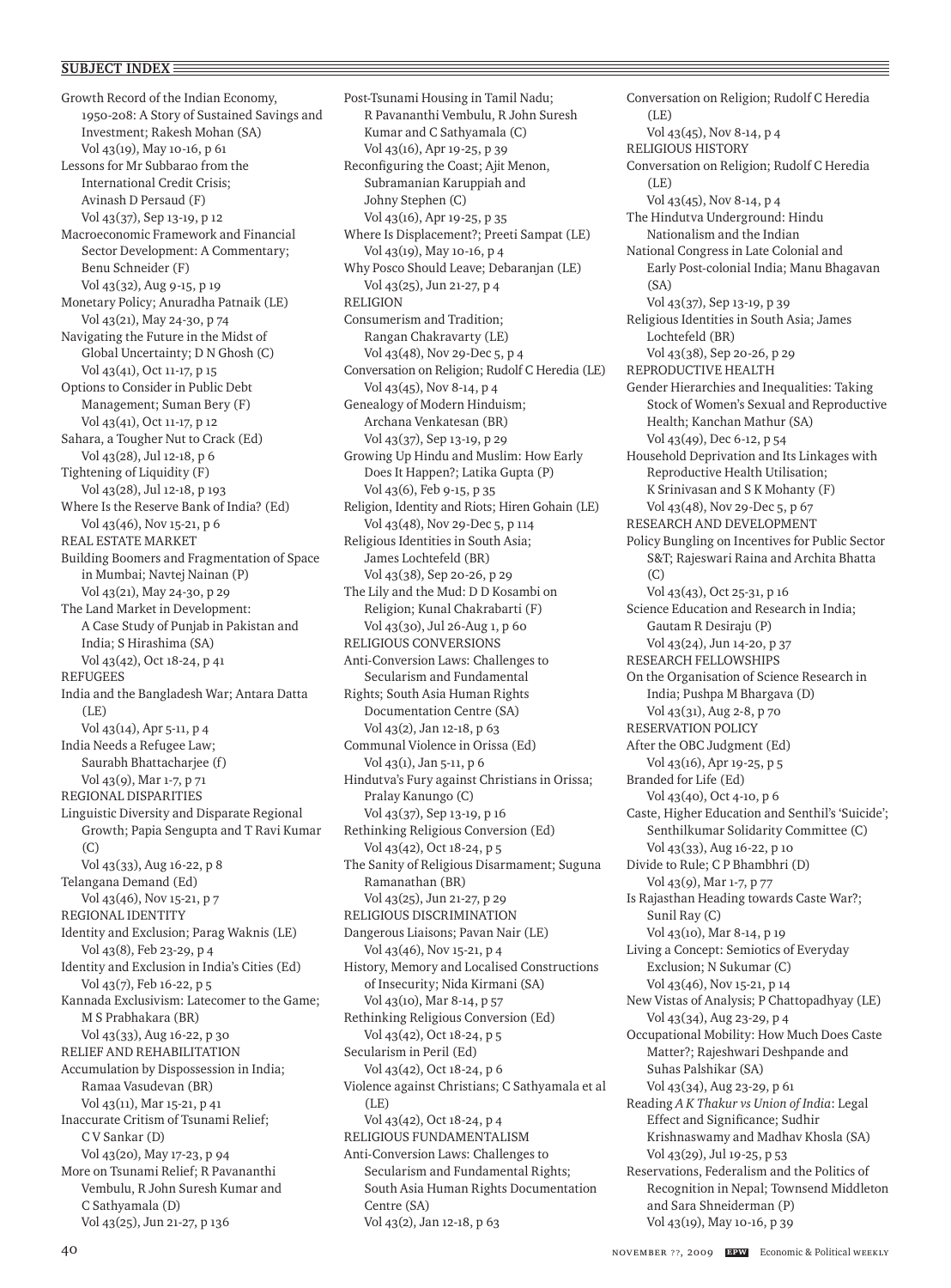Growth Record of the Indian Economy, 1950-208: A Story of Sustained Savings and Investment; Rakesh Mohan (SA)
Vol 43(19), May 10-16, p 61

Lessons for Mr Subbarao from the International Credit Crisis; Avinash D Persaud (F)
Vol 43(37), Sep 13-19, p 12

Macroeconomic Framework and Financial Sector Development: A Commentary; Benu Schneider (F)
Vol 43(32), Aug 9-15, p 19

Monetary Policy; Anuradha Patnaik (LE)
Vol 43(21), May 24-30, p 74

Navigating the Future in the Midst of Global Uncertainty; D N Ghosh (C)
Vol 43(41), Oct 11-17, p 15

Options to Consider in Public Debt Management; Suman Bery (F)
Vol 43(41), Oct 11-17, p 12

Sahara, a Tougher Nut to Crack (Ed)
Vol 43(28), Jul 12-18, p 6

Tightening of Liquidity (F)
Vol 43(28), Jul 12-18, p 193

Where Is the Reserve Bank of India? (Ed)
Vol 43(46), Nov 15-21, p 6

REAL ESTATE MARKET

Building Boomers and Fragmentation of Space in Mumbai; Navtej Nainan (P)
Vol 43(21), May 24-30, p 29

The Land Market in Development: A Case Study of Punjab in Pakistan and India; S Hirashima (SA)
Vol 43(42), Oct 18-24, p 41

REFUGEES

India and the Bangladesh War; Antara Datta (LE)
Vol 43(14), Apr 5-11, p 4

India Needs a Refugee Law; Saurabh Bhattacharjee (f)
Vol 43(9), Mar 1-7, p 71

REGIONAL DISPARITIES

Linguistic Diversity and Disparate Regional Growth; Papia Sengupta and T Ravi Kumar (C)
Vol 43(33), Aug 16-22, p 8

Telangana Demand (Ed)
Vol 43(46), Nov 15-21, p 7

REGIONAL IDENTITY

Identity and Exclusion; Parag Waknis (LE)
Vol 43(8), Feb 23-29, p 4

Identity and Exclusion in India's Cities (Ed)
Vol 43(7), Feb 16-22, p 5

Kannada Exclusivism: Latecomer to the Game; M S Prabhakara (BR)
Vol 43(33), Aug 16-22, p 30

RELIEF AND REHABILITATION

Accumulation by Dispossession in India; Ramaa Vasudevan (BR)
Vol 43(11), Mar 15-21, p 41

Inaccurate Critism of Tsunami Relief; C V Sankar (D)
Vol 43(20), May 17-23, p 94

More on Tsunami Relief; R Pavananthi Vembulu, R John Suresh Kumar and C Sathyamala (D)
Vol 43(25), Jun 21-27, p 136

Post-Tsunami Housing in Tamil Nadu; R Pavananthi Vembulu, R John Suresh Kumar and C Sathyamala (C)
Vol 43(16), Apr 19-25, p 39

Reconfiguring the Coast; Ajit Menon, Subramanian Karuppiah and Johny Stephen (C)
Vol 43(16), Apr 19-25, p 35

Where Is Displacement?; Preeti Sampat (LE)
Vol 43(19), May 10-16, p 4

Why Posco Should Leave; Debaranjan (LE)
Vol 43(25), Jun 21-27, p 4

RELIGION

Consumerism and Tradition; Rangan Chakravarty (LE)
Vol 43(48), Nov 29-Dec 5, p 4

Conversation on Religion; Rudolf C Heredia (LE)
Vol 43(45), Nov 8-14, p 4

Genealogy of Modern Hinduism; Archana Venkatesan (BR)
Vol 43(37), Sep 13-19, p 29

Growing Up Hindu and Muslim: How Early Does It Happen?; Latika Gupta (P)
Vol 43(6), Feb 9-15, p 35

Religion, Identity and Riots; Hiren Gohain (LE)
Vol 43(48), Nov 29-Dec 5, p 114

Religious Identities in South Asia; James Lochtefeld (BR)
Vol 43(38), Sep 20-26, p 29

The Lily and the Mud: D D Kosambi on Religion; Kunal Chakrabarti (F)
Vol 43(30), Jul 26-Aug 1, p 60

RELIGIOUS CONVERSIONS

Anti-Conversion Laws: Challenges to Secularism and Fundamental Rights; South Asia Human Rights Documentation Centre (SA)
Vol 43(2), Jan 12-18, p 63

Communal Violence in Orissa (Ed)
Vol 43(1), Jan 5-11, p 6

Hindutva's Fury against Christians in Orissa; Pralay Kanungo (C)
Vol 43(37), Sep 13-19, p 16

Rethinking Religious Conversion (Ed)
Vol 43(42), Oct 18-24, p 5

The Sanity of Religious Disarmament; Suguna Ramanathan (BR)
Vol 43(25), Jun 21-27, p 29

RELIGIOUS DISCRIMINATION

Dangerous Liaisons; Pavan Nair (LE)
Vol 43(46), Nov 15-21, p 4

History, Memory and Localised Constructions of Insecurity; Nida Kirmani (SA)
Vol 43(10), Mar 8-14, p 57

Rethinking Religious Conversion (Ed)
Vol 43(42), Oct 18-24, p 5

Secularism in Peril (Ed)
Vol 43(42), Oct 18-24, p 6

Violence against Christians; C Sathyamala et al (LE)
Vol 43(42), Oct 18-24, p 4

RELIGIOUS FUNDAMENTALISM

Anti-Conversion Laws: Challenges to Secularism and Fundamental Rights; South Asia Human Rights Documentation Centre (SA)
Vol 43(2), Jan 12-18, p 63

Conversation on Religion; Rudolf C Heredia (LE)
Vol 43(45), Nov 8-14, p 4

RELIGIOUS HISTORY

Conversation on Religion; Rudolf C Heredia (LE)
Vol 43(45), Nov 8-14, p 4

The Hindutva Underground: Hindu Nationalism and the Indian National Congress in Late Colonial and Early Post-colonial India; Manu Bhagavan (SA)
Vol 43(37), Sep 13-19, p 39

Religious Identities in South Asia; James Lochtefeld (BR)
Vol 43(38), Sep 20-26, p 29

REPRODUCTIVE HEALTH

Gender Hierarchies and Inequalities: Taking Stock of Women's Sexual and Reproductive Health; Kanchan Mathur (SA)
Vol 43(49), Dec 6-12, p 54

Household Deprivation and Its Linkages with Reproductive Health Utilisation; K Srinivasan and S K Mohanty (F)
Vol 43(48), Nov 29-Dec 5, p 67

RESEARCH AND DEVELOPMENT

Policy Bungling on Incentives for Public Sector S&T; Rajeswari Raina and Archita Bhatta (C)
Vol 43(43), Oct 25-31, p 16

Science Education and Research in India; Gautam R Desiraju (P)
Vol 43(24), Jun 14-20, p 37

RESEARCH FELLOWSHIPS

On the Organisation of Science Research in India; Pushpa M Bhargava (D)
Vol 43(31), Aug 2-8, p 70

RESERVATION POLICY

After the OBC Judgment (Ed)
Vol 43(16), Apr 19-25, p 5

Branded for Life (Ed)
Vol 43(40), Oct 4-10, p 6

Caste, Higher Education and Senthil's 'Suicide'; Senthilkumar Solidarity Committee (C)
Vol 43(33), Aug 16-22, p 10

Divide to Rule; C P Bhambhri (D)
Vol 43(9), Mar 1-7, p 77

Is Rajasthan Heading towards Caste War?; Sunil Ray (C)
Vol 43(10), Mar 8-14, p 19

Living a Concept: Semiotics of Everyday Exclusion; N Sukumar (C)
Vol 43(46), Nov 15-21, p 14

New Vistas of Analysis; P Chattopadhyay (LE)
Vol 43(34), Aug 23-29, p 4

Occupational Mobility: How Much Does Caste Matter?; Rajeshwari Deshpande and Suhas Palshikar (SA)
Vol 43(34), Aug 23-29, p 61

Reading *A K Thakur vs Union of India*: Legal Effect and Significance; Sudhir Krishnaswamy and Madhav Khosla (SA)
Vol 43(29), Jul 19-25, p 53

Reservations, Federalism and the Politics of Recognition in Nepal; Townsend Middleton and Sara Shneiderman (P)
Vol 43(19), May 10-16, p 39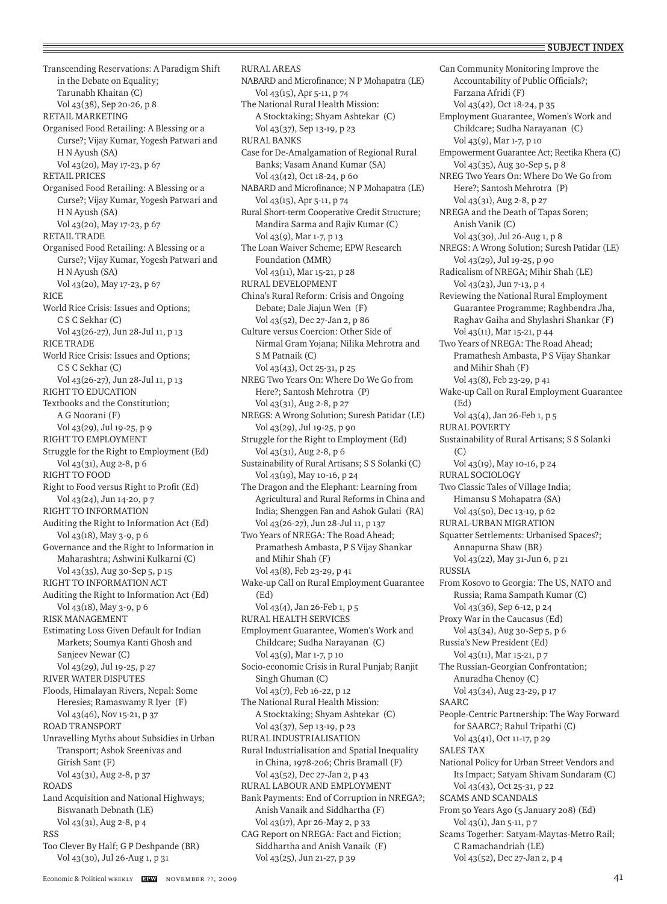Transcending Reservations: A Paradigm Shift in the Debate on Equality; Tarunabh Khaitan (C)
Vol 43(38), Sep 20-26, p 8

RETAIL MARKETING

Organised Food Retailing: A Blessing or a Curse?; Vijay Kumar, Yogesh Patwari and H N Ayush (SA)
Vol 43(20), May 17-23, p 67

RETAIL PRICES

Organised Food Retailing: A Blessing or a Curse?; Vijay Kumar, Yogesh Patwari and H N Ayush (SA)
Vol 43(20), May 17-23, p 67

RETAIL TRADE

Organised Food Retailing: A Blessing or a Curse?; Vijay Kumar, Yogesh Patwari and H N Ayush (SA)
Vol 43(20), May 17-23, p 67

RICE

World Rice Crisis: Issues and Options; C S C Sekhar (C)
Vol 43(26-27), Jun 28-Jul 11, p 13

RICE TRADE

World Rice Crisis: Issues and Options; C S C Sekhar (C)
Vol 43(26-27), Jun 28-Jul 11, p 13

RIGHT TO EDUCATION

Textbooks and the Constitution; A G Noorani (F)
Vol 43(29), Jul 19-25, p 9

RIGHT TO EMPLOYMENT

Struggle for the Right to Employment (Ed)
Vol 43(31), Aug 2-8, p 6

RIGHT TO FOOD

Right to Food versus Right to Profit (Ed)
Vol 43(24), Jun 14-20, p 7

RIGHT TO INFORMATION

Auditing the Right to Information Act (Ed)
Vol 43(18), May 3-9, p 6

Governance and the Right to Information in Maharashtra; Ashwini Kulkarni (C)
Vol 43(35), Aug 30-Sep 5, p 15

RIGHT TO INFORMATION ACT

Auditing the Right to Information Act (Ed)
Vol 43(18), May 3-9, p 6

RISK MANAGEMENT

Estimating Loss Given Default for Indian Markets; Soumya Kanti Ghosh and Sanjeev Newar (C)
Vol 43(29), Jul 19-25, p 27

RIVER WATER DISPUTES

Floods, Himalayan Rivers, Nepal: Some Heresies; Ramaswamy R Iyer (F)
Vol 43(46), Nov 15-21, p 37

ROAD TRANSPORT

Unravelling Myths about Subsidies in Urban Transport; Ashok Sreenivas and Girish Sant (F)
Vol 43(31), Aug 2-8, p 37

ROADS

Land Acquisition and National Highways; Biswanath Debnath (LE)
Vol 43(31), Aug 2-8, p 4

RSS

Too Clever By Half; G P Deshpande (BR)
Vol 43(30), Jul 26-Aug 1, p 31

RURAL AREAS

NABARD and Microfinance; N P Mohapatra (LE)
Vol 43(15), Apr 5-11, p 74

The National Rural Health Mission: A Stocktaking; Shyam Ashtekar (C)
Vol 43(37), Sep 13-19, p 23

RURAL BANKS

Case for De-Amalgamation of Regional Rural Banks; Vasam Anand Kumar (SA)
Vol 43(42), Oct 18-24, p 60

NABARD and Microfinance; N P Mohapatra (LE)
Vol 43(15), Apr 5-11, p 74

Rural Short-term Cooperative Credit Structure; Mandira Sarma and Rajiv Kumar (C)
Vol 43(9), Mar 1-7, p 13

The Loan Waiver Scheme; EPW Research Foundation (MMR)
Vol 43(11), Mar 15-21, p 28

RURAL DEVELOPMENT

China's Rural Reform: Crisis and Ongoing Debate; Dale Jiajun Wen (F)
Vol 43(52), Dec 27-Jan 2, p 86

Culture versus Coercion: Other Side of Nirmal Gram Yojana; Nilika Mehrotra and S M Patnaik (C)
Vol 43(43), Oct 25-31, p 25

NREG Two Years On: Where Do We Go from Here?; Santosh Mehrotra (P)
Vol 43(31), Aug 2-8, p 27

NREGS: A Wrong Solution; Suresh Patidar (LE)
Vol 43(29), Jul 19-25, p 90

Struggle for the Right to Employment (Ed)
Vol 43(31), Aug 2-8, p 6

Sustainability of Rural Artisans; S S Solanki (C)
Vol 43(19), May 10-16, p 24

The Dragon and the Elephant: Learning from Agricultural and Rural Reforms in China and India; Shenggen Fan and Ashok Gulati (RA)
Vol 43(26-27), Jun 28-Jul 11, p 137

Two Years of NREGA: The Road Ahead; Pramathesh Ambasta, P S Vijay Shankar and Mihir Shah (F)
Vol 43(8), Feb 23-29, p 41

Wake-up Call on Rural Employment Guarantee (Ed)
Vol 43(4), Jan 26-Feb 1, p 5

RURAL HEALTH SERVICES

Employment Guarantee, Women's Work and Childcare; Sudha Narayanan (C)
Vol 43(9), Mar 1-7, p 10

Socio-economic Crisis in Rural Punjab; Ranjit Singh Ghuman (C)
Vol 43(7), Feb 16-22, p 12

The National Rural Health Mission: A Stocktaking; Shyam Ashtekar (C)
Vol 43(37), Sep 13-19, p 23

RURAL INDUSTRIALISATION

Rural Industrialisation and Spatial Inequality in China, 1978-206; Chris Bramall (F)
Vol 43(52), Dec 27-Jan 2, p 43

RURAL LABOUR AND EMPLOYMENT

Bank Payments: End of Corruption in NREGA?; Anish Vanaik and Siddhartha (F)
Vol 43(17), Apr 26-May 2, p 33

CAG Report on NREGA: Fact and Fiction; Siddhartha and Anish Vanaik (F)
Vol 43(25), Jun 21-27, p 39

Can Community Monitoring Improve the Accountability of Public Officials?; Farzana Afridi (F)
Vol 43(42), Oct 18-24, p 35

Employment Guarantee, Women's Work and Childcare; Sudha Narayanan (C)
Vol 43(9), Mar 1-7, p 10

Empowerment Guarantee Act; Reetika Khera (C)
Vol 43(35), Aug 30-Sep 5, p 8

NREG Two Years On: Where Do We Go from Here?; Santosh Mehrotra (P)
Vol 43(31), Aug 2-8, p 27

NREGA and the Death of Tapas Soren; Anish Vanik (C)
Vol 43(30), Jul 26-Aug 1, p 8

NREGS: A Wrong Solution; Suresh Patidar (LE)
Vol 43(29), Jul 19-25, p 90

Radicalism of NREGA; Mihir Shah (LE)
Vol 43(23), Jun 7-13, p 4

Reviewing the National Rural Employment Guarantee Programme; Raghbendra Jha, Raghav Gaiha and Shylashri Shankar (F)
Vol 43(11), Mar 15-21, p 44

Two Years of NREGA: The Road Ahead; Pramathesh Ambasta, P S Vijay Shankar and Mihir Shah (F)
Vol 43(8), Feb 23-29, p 41

Wake-up Call on Rural Employment Guarantee (Ed)
Vol 43(4), Jan 26-Feb 1, p 5

RURAL POVERTY

Sustainability of Rural Artisans; S S Solanki (C)
Vol 43(19), May 10-16, p 24

RURAL SOCIOLOGY

Two Classic Tales of Village India; Himansu S Mohapatra (SA)
Vol 43(50), Dec 13-19, p 62

RURAL-URBAN MIGRATION

Squatter Settlements: Urbanised Spaces?; Annapurna Shaw (BR)
Vol 43(22), May 31-Jun 6, p 21

RUSSIA

From Kosovo to Georgia: The US, NATO and Russia; Rama Sampath Kumar (C)
Vol 43(36), Sep 6-12, p 24

Proxy War in the Caucasus (Ed)
Vol 43(34), Aug 30-Sep 5, p 6

Russia's New President (Ed)
Vol 43(11), Mar 15-21, p 7

The Russian-Georgian Confrontation; Anuradha Chenoy (C)
Vol 43(34), Aug 23-29, p 17

SAARC

People-Centric Partnership: The Way Forward for SAARC?; Rahul Tripathi (C)
Vol 43(41), Oct 11-17, p 29

SALES TAX

National Policy for Urban Street Vendors and Its Impact; Satyam Shivam Sundaram (C)
Vol 43(43), Oct 25-31, p 22

SCAMS AND SCANDALS

From 50 Years Ago (5 January 208) (Ed)
Vol 43(1), Jan 5-11, p 7

Scams Together: Satyam-Maytas-Metro Rail; C Ramachandriah (LE)
Vol 43(52), Dec 27-Jan 2, p 4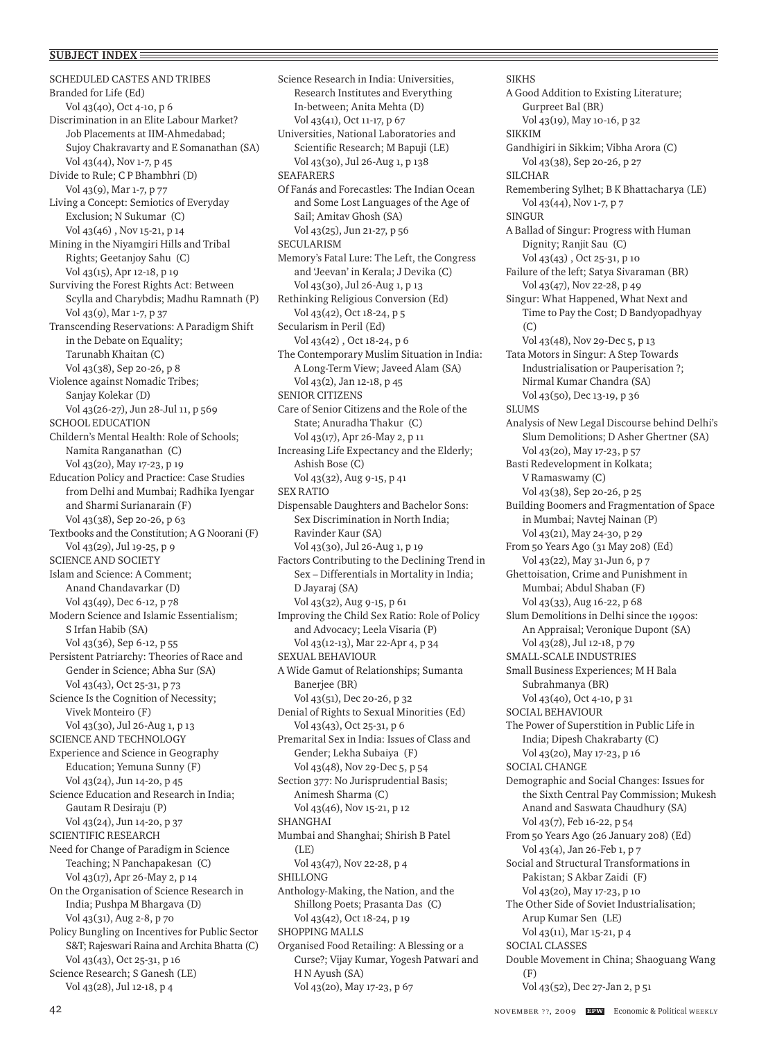SCHEDULED CASTES AND TRIBES
Branded for Life (Ed)
Vol 43(40), Oct 4-10, p 6
Discrimination in an Elite Labour Market? Job Placements at IIM-Ahmedabad; Sujoy Chakravarty and E Somanathan (SA)
Vol 43(44), Nov 1-7, p 45
Divide to Rule; C P Bhambhri (D)
Vol 43(9), Mar 1-7, p 77
Living a Concept: Semiotics of Everyday Exclusion; N Sukumar (C)
Vol 43(46) , Nov 15-21, p 14
Mining in the Niyamgiri Hills and Tribal Rights; Geetanjoy Sahu (C)
Vol 43(15), Apr 12-18, p 19
Surviving the Forest Rights Act: Between Scylla and Charybdis; Madhu Ramnath (P)
Vol 43(9), Mar 1-7, p 37
Transcending Reservations: A Paradigm Shift in the Debate on Equality; Tarunabh Khaitan (C)
Vol 43(38), Sep 20-26, p 8
Violence against Nomadic Tribes; Sanjay Kolekar (D)
Vol 43(26-27), Jun 28-Jul 11, p 569
SCHOOL EDUCATION
Childern's Mental Health: Role of Schools; Namita Ranganathan (C)
Vol 43(20), May 17-23, p 19
Education Policy and Practice: Case Studies from Delhi and Mumbai; Radhika Iyengar and Sharmi Surianarain (F)
Vol 43(38), Sep 20-26, p 63
Textbooks and the Constitution; A G Noorani (F)
Vol 43(29), Jul 19-25, p 9
SCIENCE AND SOCIETY
Islam and Science: A Comment; Anand Chandavarkar (D)
Vol 43(49), Dec 6-12, p 78
Modern Science and Islamic Essentialism; S Irfan Habib (SA)
Vol 43(36), Sep 6-12, p 55
Persistent Patriarchy: Theories of Race and Gender in Science; Abha Sur (SA)
Vol 43(43), Oct 25-31, p 73
Science Is the Cognition of Necessity; Vivek Monteiro (F)
Vol 43(30), Jul 26-Aug 1, p 13
SCIENCE AND TECHNOLOGY
Experience and Science in Geography Education; Yemuna Sunny (F)
Vol 43(24), Jun 14-20, p 45
Science Education and Research in India; Gautam R Desiraju (P)
Vol 43(24), Jun 14-20, p 37
SCIENTIFIC RESEARCH
Need for Change of Paradigm in Science Teaching; N Panchapakesan (C)
Vol 43(17), Apr 26-May 2, p 14
On the Organisation of Science Research in India; Pushpa M Bhargava (D)
Vol 43(31), Aug 2-8, p 70
Policy Bungling on Incentives for Public Sector S&T; Rajeswari Raina and Archita Bhatta (C)
Vol 43(43), Oct 25-31, p 16
Science Research; S Ganesh (LE)
Vol 43(28), Jul 12-18, p 4
Science Research in India: Universities, Research Institutes and Everything In-between; Anita Mehta (D)
Vol 43(41), Oct 11-17, p 67
Universities, National Laboratories and Scientific Research; M Bapuji (LE)
Vol 43(30), Jul 26-Aug 1, p 138
SEAFARERS
Of Fanás and Forecastles: The Indian Ocean and Some Lost Languages of the Age of Sail; Amitav Ghosh (SA)
Vol 43(25), Jun 21-27, p 56
SECULARISM
Memory's Fatal Lure: The Left, the Congress and 'Jeevan' in Kerala; J Devika (C)
Vol 43(30), Jul 26-Aug 1, p 13
Rethinking Religious Conversion (Ed)
Vol 43(42), Oct 18-24, p 5
Secularism in Peril (Ed)
Vol 43(42) , Oct 18-24, p 6
The Contemporary Muslim Situation in India: A Long-Term View; Javeed Alam (SA)
Vol 43(2), Jan 12-18, p 45
SENIOR CITIZENS
Care of Senior Citizens and the Role of the State; Anuradha Thakur (C)
Vol 43(17), Apr 26-May 2, p 11
Increasing Life Expectancy and the Elderly; Ashish Bose (C)
Vol 43(32), Aug 9-15, p 41
SEX RATIO
Dispensable Daughters and Bachelor Sons: Sex Discrimination in North India; Ravinder Kaur (SA)
Vol 43(30), Jul 26-Aug 1, p 19
Factors Contributing to the Declining Trend in Sex – Differentials in Mortality in India; D Jayaraj (SA)
Vol 43(32), Aug 9-15, p 61
Improving the Child Sex Ratio: Role of Policy and Advocacy; Leela Visaria (P)
Vol 43(12-13), Mar 22-Apr 4, p 34
SEXUAL BEHAVIOUR
A Wide Gamut of Relationships; Sumanta Banerjee (BR)
Vol 43(51), Dec 20-26, p 32
Denial of Rights to Sexual Minorities (Ed)
Vol 43(43), Oct 25-31, p 6
Premarital Sex in India: Issues of Class and Gender; Lekha Subaiya (F)
Vol 43(48), Nov 29-Dec 5, p 54
Section 377: No Jurisprudential Basis; Animesh Sharma (C)
Vol 43(46), Nov 15-21, p 12
SHANGHAI
Mumbai and Shanghai; Shirish B Patel (LE)
Vol 43(47), Nov 22-28, p 4
SHILLONG
Anthology-Making, the Nation, and the Shillong Poets; Prasanta Das (C)
Vol 43(42), Oct 18-24, p 19
SHOPPING MALLS
Organised Food Retailing: A Blessing or a Curse?; Vijay Kumar, Yogesh Patwari and H N Ayush (SA)
Vol 43(20), May 17-23, p 67
SIKHS
A Good Addition to Existing Literature; Gurpreet Bal (BR)
Vol 43(19), May 10-16, p 32
SIKKIM
Gandhigiri in Sikkim; Vibha Arora (C)
Vol 43(38), Sep 20-26, p 27
SILCHAR
Remembering Sylhet; B K Bhattacharya (LE)
Vol 43(44), Nov 1-7, p 7
SINGUR
A Ballad of Singur: Progress with Human Dignity; Ranjit Sau (C)
Vol 43(43) , Oct 25-31, p 10
Failure of the left; Satya Sivaraman (BR)
Vol 43(47), Nov 22-28, p 49
Singur: What Happened, What Next and Time to Pay the Cost; D Bandyopadhyay (C)
Vol 43(48), Nov 29-Dec 5, p 13
Tata Motors in Singur: A Step Towards Industrialisation or Pauperisation ?; Nirmal Kumar Chandra (SA)
Vol 43(50), Dec 13-19, p 36
SLUMS
Analysis of New Legal Discourse behind Delhi's Slum Demolitions; D Asher Ghertner (SA)
Vol 43(20), May 17-23, p 57
Basti Redevelopment in Kolkata; V Ramaswamy (C)
Vol 43(38), Sep 20-26, p 25
Building Boomers and Fragmentation of Space in Mumbai; Navtej Nainan (P)
Vol 43(21), May 24-30, p 29
From 50 Years Ago (31 May 208) (Ed)
Vol 43(22), May 31-Jun 6, p 7
Ghettoisation, Crime and Punishment in Mumbai; Abdul Shaban (F)
Vol 43(33), Aug 16-22, p 68
Slum Demolitions in Delhi since the 1990s: An Appraisal; Veronique Dupont (SA)
Vol 43(28), Jul 12-18, p 79
SMALL-SCALE INDUSTRIES
Small Business Experiences; M H Bala Subrahmanya (BR)
Vol 43(40), Oct 4-10, p 31
SOCIAL BEHAVIOUR
The Power of Superstition in Public Life in India; Dipesh Chakrabarty (C)
Vol 43(20), May 17-23, p 16
SOCIAL CHANGE
Demographic and Social Changes: Issues for the Sixth Central Pay Commission; Mukesh Anand and Saswata Chaudhury (SA)
Vol 43(7), Feb 16-22, p 54
From 50 Years Ago (26 January 208) (Ed)
Vol 43(4), Jan 26-Feb 1, p 7
Social and Structural Transformations in Pakistan; S Akbar Zaidi (F)
Vol 43(20), May 17-23, p 10
The Other Side of Soviet Industrialisation; Arup Kumar Sen (LE)
Vol 43(11), Mar 15-21, p 4
SOCIAL CLASSES
Double Movement in China; Shaoguang Wang (F)
Vol 43(52), Dec 27-Jan 2, p 51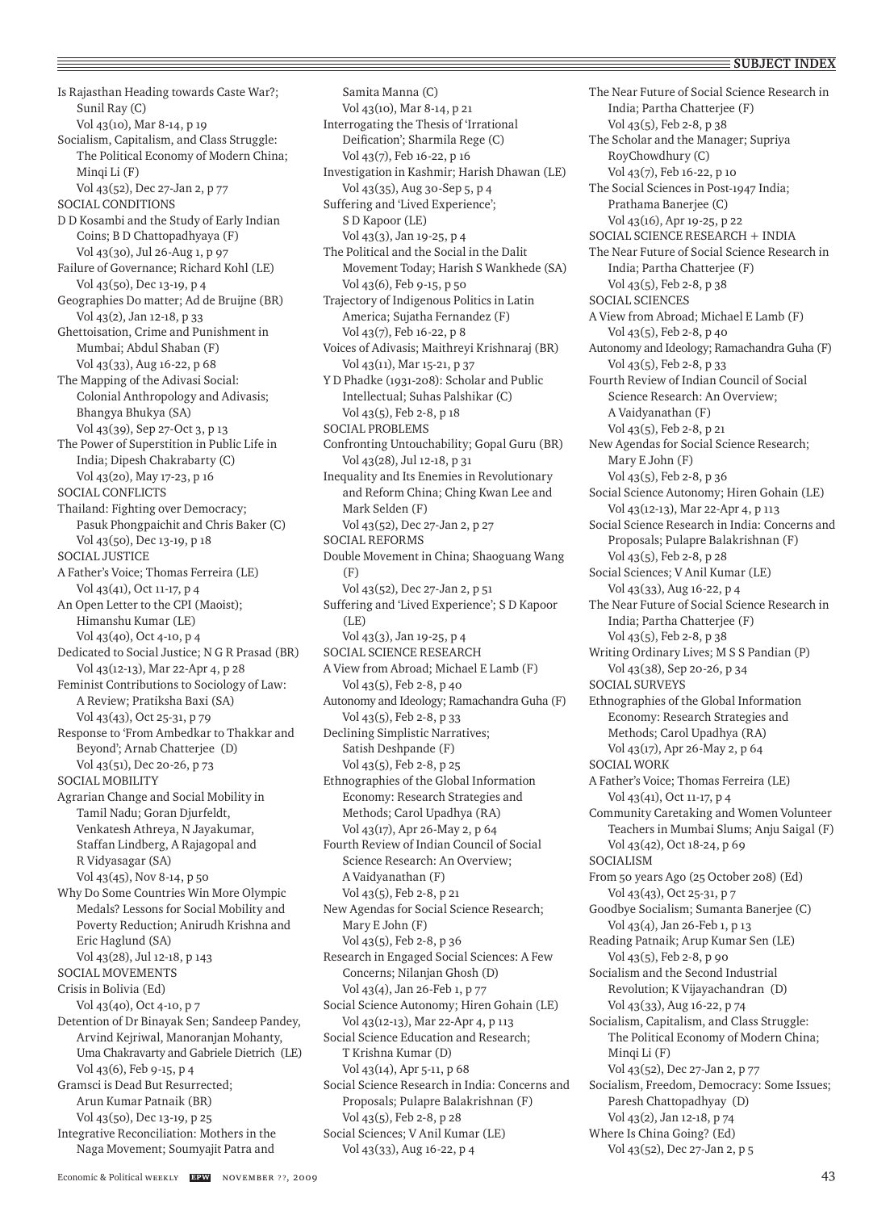Is Rajasthan Heading towards Caste War?; Sunil Ray (C)
Vol 43(10), Mar 8-14, p 19

Socialism, Capitalism, and Class Struggle: The Political Economy of Modern China; Minqi Li (F)
Vol 43(52), Dec 27-Jan 2, p 77

SOCIAL CONDITIONS

D D Kosambi and the Study of Early Indian Coins; B D Chattopadhyaya (F)
Vol 43(30), Jul 26-Aug 1, p 97

Failure of Governance; Richard Kohl (LE)
Vol 43(50), Dec 13-19, p 4

Geographies Do matter; Ad de Bruijne (BR)
Vol 43(2), Jan 12-18, p 33

Ghettoisation, Crime and Punishment in Mumbai; Abdul Shaban (F)
Vol 43(33), Aug 16-22, p 68

The Mapping of the Adivasi Social: Colonial Anthropology and Adivasis; Bhangya Bhukya (SA)
Vol 43(39), Sep 27-Oct 3, p 13

The Power of Superstition in Public Life in India; Dipesh Chakrabarty (C)
Vol 43(20), May 17-23, p 16

SOCIAL CONFLICTS

Thailand: Fighting over Democracy; Pasuk Phongpaichit and Chris Baker (C)
Vol 43(50), Dec 13-19, p 18

SOCIAL JUSTICE

A Father's Voice; Thomas Ferreira (LE)
Vol 43(41), Oct 11-17, p 4

An Open Letter to the CPI (Maoist); Himanshu Kumar (LE)
Vol 43(40), Oct 4-10, p 4

Dedicated to Social Justice; N G R Prasad (BR)
Vol 43(12-13), Mar 22-Apr 4, p 28

Feminist Contributions to Sociology of Law: A Review; Pratiksha Baxi (SA)
Vol 43(43), Oct 25-31, p 79

Response to 'From Ambedkar to Thakkar and Beyond'; Arnab Chatterjee (D)
Vol 43(51), Dec 20-26, p 73

SOCIAL MOBILITY

Agrarian Change and Social Mobility in Tamil Nadu; Goran Djurfeldt, Venkatesh Athreya, N Jayakumar, Staffan Lindberg, A Rajagopal and R Vidyasagar (SA)
Vol 43(45), Nov 8-14, p 50

Why Do Some Countries Win More Olympic Medals? Lessons for Social Mobility and Poverty Reduction; Anirudh Krishna and Eric Haglund (SA)
Vol 43(28), Jul 12-18, p 143

SOCIAL MOVEMENTS

Crisis in Bolivia (Ed)
Vol 43(40), Oct 4-10, p 7

Detention of Dr Binayak Sen; Sandeep Pandey, Arvind Kejriwal, Manoranjan Mohanty, Uma Chakravarty and Gabriele Dietrich (LE)
Vol 43(6), Feb 9-15, p 4

Gramsci is Dead But Resurrected; Arun Kumar Patnaik (BR)
Vol 43(50), Dec 13-19, p 25

Integrative Reconciliation: Mothers in the Naga Movement; Soumyajit Patra and Samita Manna (C)
Vol 43(10), Mar 8-14, p 21

Interrogating the Thesis of 'Irrational Deification'; Sharmila Rege (C)
Vol 43(7), Feb 16-22, p 16

Investigation in Kashmir; Harish Dhawan (LE)
Vol 43(35), Aug 30-Sep 5, p 4

Suffering and 'Lived Experience'; S D Kapoor (LE)
Vol 43(3), Jan 19-25, p 4

The Political and the Social in the Dalit Movement Today; Harish S Wankhede (SA)
Vol 43(6), Feb 9-15, p 50

Trajectory of Indigenous Politics in Latin America; Sujatha Fernandez (F)
Vol 43(7), Feb 16-22, p 8

Voices of Adivasis; Maithreyi Krishnaraj (BR)
Vol 43(11), Mar 15-21, p 37

Y D Phadke (1931-208): Scholar and Public Intellectual; Suhas Palshikar (C)
Vol 43(5), Feb 2-8, p 18

SOCIAL PROBLEMS

Confronting Untouchability; Gopal Guru (BR)
Vol 43(28), Jul 12-18, p 31

Inequality and Its Enemies in Revolutionary and Reform China; Ching Kwan Lee and Mark Selden (F)
Vol 43(52), Dec 27-Jan 2, p 27

SOCIAL REFORMS

Double Movement in China; Shaoguang Wang (F)
Vol 43(52), Dec 27-Jan 2, p 51

Suffering and 'Lived Experience'; S D Kapoor (LE)
Vol 43(3), Jan 19-25, p 4

SOCIAL SCIENCE RESEARCH

A View from Abroad; Michael E Lamb (F)
Vol 43(5), Feb 2-8, p 40

Autonomy and Ideology; Ramachandra Guha (F)
Vol 43(5), Feb 2-8, p 33

Declining Simplistic Narratives; Satish Deshpande (F)
Vol 43(5), Feb 2-8, p 25

Ethnographies of the Global Information Economy: Research Strategies and Methods; Carol Upadhya (RA)
Vol 43(17), Apr 26-May 2, p 64

Fourth Review of Indian Council of Social Science Research: An Overview; A Vaidyanathan (F)
Vol 43(5), Feb 2-8, p 21

New Agendas for Social Science Research; Mary E John (F)
Vol 43(5), Feb 2-8, p 36

Research in Engaged Social Sciences: A Few Concerns; Nilanjan Ghosh (D)
Vol 43(4), Jan 26-Feb 1, p 77

Social Science Autonomy; Hiren Gohain (LE)
Vol 43(12-13), Mar 22-Apr 4, p 113

Social Science Education and Research; T Krishna Kumar (D)
Vol 43(14), Apr 5-11, p 68

Social Science Research in India: Concerns and Proposals; Pulapre Balakrishnan (F)
Vol 43(5), Feb 2-8, p 28

Social Sciences; V Anil Kumar (LE)
Vol 43(33), Aug 16-22, p 4

The Near Future of Social Science Research in India; Partha Chatterjee (F)
Vol 43(5), Feb 2-8, p 38

The Scholar and the Manager; Supriya RoyChowdhury (C)
Vol 43(7), Feb 16-22, p 10

The Social Sciences in Post-1947 India; Prathama Banerjee (C)
Vol 43(16), Apr 19-25, p 22

SOCIAL SCIENCE RESEARCH + INDIA

The Near Future of Social Science Research in India; Partha Chatterjee (F)
Vol 43(5), Feb 2-8, p 38

SOCIAL SCIENCES

A View from Abroad; Michael E Lamb (F)
Vol 43(5), Feb 2-8, p 40

Autonomy and Ideology; Ramachandra Guha (F)
Vol 43(5), Feb 2-8, p 33

Fourth Review of Indian Council of Social Science Research: An Overview; A Vaidyanathan (F)
Vol 43(5), Feb 2-8, p 21

New Agendas for Social Science Research; Mary E John (F)
Vol 43(5), Feb 2-8, p 36

Social Science Autonomy; Hiren Gohain (LE)
Vol 43(12-13), Mar 22-Apr 4, p 113

Social Science Research in India: Concerns and Proposals; Pulapre Balakrishnan (F)
Vol 43(5), Feb 2-8, p 28

Social Sciences; V Anil Kumar (LE)
Vol 43(33), Aug 16-22, p 4

The Near Future of Social Science Research in India; Partha Chatterjee (F)
Vol 43(5), Feb 2-8, p 38

Writing Ordinary Lives; M S S Pandian (P)
Vol 43(38), Sep 20-26, p 34

SOCIAL SURVEYS

Ethnographies of the Global Information Economy: Research Strategies and Methods; Carol Upadhya (RA)
Vol 43(17), Apr 26-May 2, p 64

SOCIAL WORK

A Father's Voice; Thomas Ferreira (LE)
Vol 43(41), Oct 11-17, p 4

Community Caretaking and Women Volunteer Teachers in Mumbai Slums; Anju Saigal (F)
Vol 43(42), Oct 18-24, p 69

SOCIALISM

From 50 years Ago (25 October 208) (Ed)
Vol 43(43), Oct 25-31, p 7

Goodbye Socialism; Sumanta Banerjee (C)
Vol 43(4), Jan 26-Feb 1, p 13

Reading Patnaik; Arup Kumar Sen (LE)
Vol 43(5), Feb 2-8, p 90

Socialism and the Second Industrial Revolution; K Vijayachandran (D)
Vol 43(33), Aug 16-22, p 74

Socialism, Capitalism, and Class Struggle: The Political Economy of Modern China; Minqi Li (F)
Vol 43(52), Dec 27-Jan 2, p 77

Socialism, Freedom, Democracy: Some Issues; Paresh Chattopadhyay (D)
Vol 43(2), Jan 12-18, p 74

Where Is China Going? (Ed)
Vol 43(52), Dec 27-Jan 2, p 5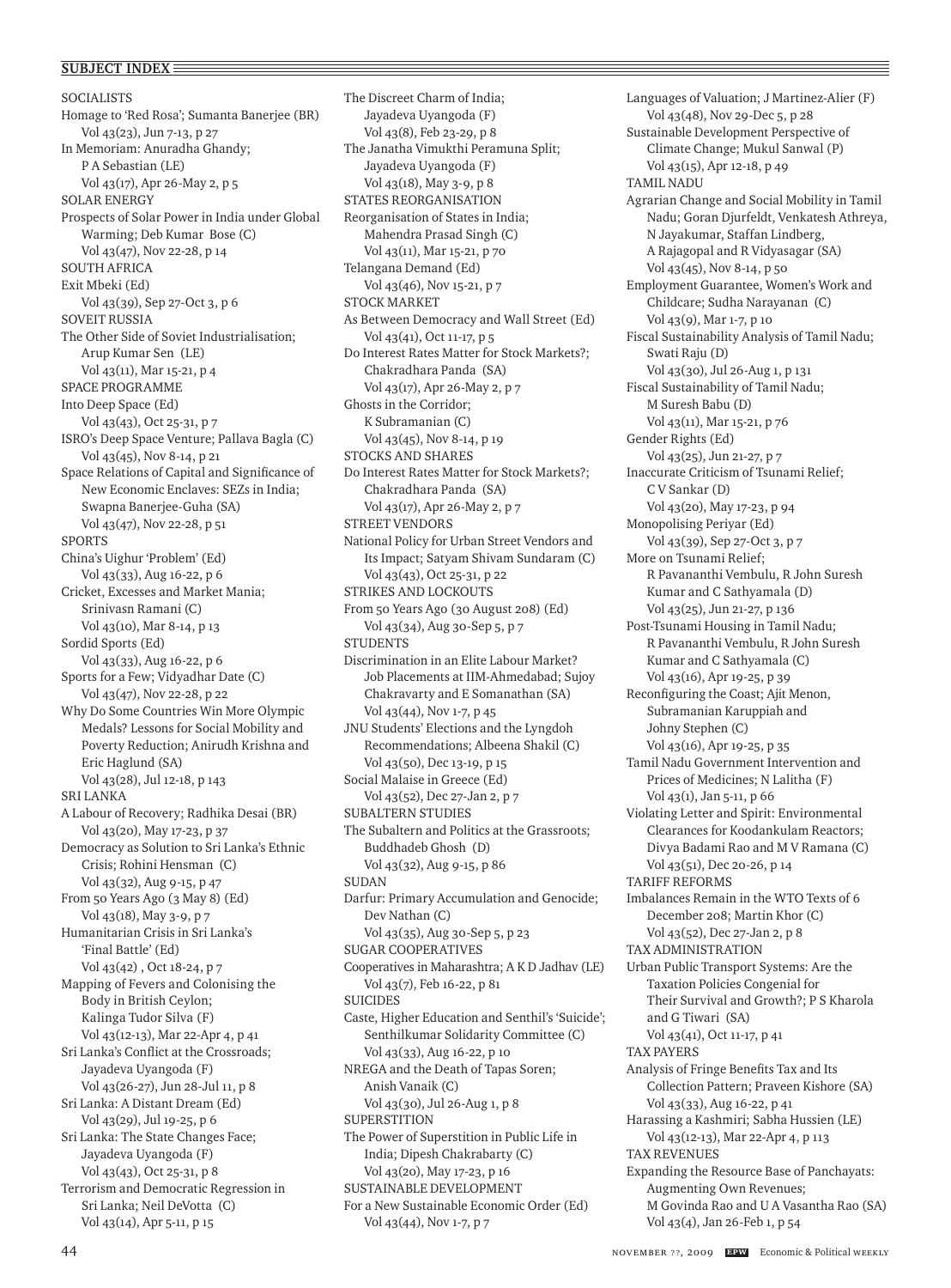SOCIALISTS

Homage to 'Red Rosa'; Sumanta Banerjee (BR)
Vol 43(23), Jun 7-13, p 27

In Memoriam: Anuradha Ghandy; P A Sebastian (LE)
Vol 43(17), Apr 26-May 2, p 5

SOLAR ENERGY

Prospects of Solar Power in India under Global Warming; Deb Kumar Bose (C)
Vol 43(47), Nov 22-28, p 14

SOUTH AFRICA

Exit Mbeki (Ed)
Vol 43(39), Sep 27-Oct 3, p 6

SOVEIT RUSSIA

The Other Side of Soviet Industrialisation; Arup Kumar Sen (LE)
Vol 43(11), Mar 15-21, p 4

SPACE PROGRAMME

Into Deep Space (Ed)
Vol 43(43), Oct 25-31, p 7

ISRO's Deep Space Venture; Pallava Bagla (C)
Vol 43(45), Nov 8-14, p 21

Space Relations of Capital and Significance of New Economic Enclaves: SEZs in India; Swapna Banerjee-Guha (SA)
Vol 43(47), Nov 22-28, p 51

SPORTS

China's Uighur 'Problem' (Ed)
Vol 43(33), Aug 16-22, p 6

Cricket, Excesses and Market Mania; Srinivasn Ramani (C)
Vol 43(10), Mar 8-14, p 13

Sordid Sports (Ed)
Vol 43(33), Aug 16-22, p 6

Sports for a Few; Vidyadhar Date (C)
Vol 43(47), Nov 22-28, p 22

Why Do Some Countries Win More Olympic Medals? Lessons for Social Mobility and Poverty Reduction; Anirudh Krishna and Eric Haglund (SA)
Vol 43(28), Jul 12-18, p 143

SRI LANKA

A Labour of Recovery; Radhika Desai (BR)
Vol 43(20), May 17-23, p 37

Democracy as Solution to Sri Lanka's Ethnic Crisis; Rohini Hensman (C)
Vol 43(32), Aug 9-15, p 47

From 50 Years Ago (3 May 8) (Ed)
Vol 43(18), May 3-9, p 7

Humanitarian Crisis in Sri Lanka's 'Final Battle' (Ed)
Vol 43(42) , Oct 18-24, p 7

Mapping of Fevers and Colonising the Body in British Ceylon; Kalinga Tudor Silva (F)
Vol 43(12-13), Mar 22-Apr 4, p 41

Sri Lanka's Conflict at the Crossroads; Jayadeva Uyangoda (F)
Vol 43(26-27), Jun 28-Jul 11, p 8

Sri Lanka: A Distant Dream (Ed)
Vol 43(29), Jul 19-25, p 6

Sri Lanka: The State Changes Face; Jayadeva Uyangoda (F)
Vol 43(43), Oct 25-31, p 8

Terrorism and Democratic Regression in Sri Lanka; Neil DeVotta (C)
Vol 43(14), Apr 5-11, p 15

The Discreet Charm of India; Jayadeva Uyangoda (F)
Vol 43(8), Feb 23-29, p 8

The Janatha Vimukthi Peramuna Split; Jayadeva Uyangoda (F)
Vol 43(18), May 3-9, p 8

STATES REORGANISATION

Reorganisation of States in India; Mahendra Prasad Singh (C)
Vol 43(11), Mar 15-21, p 70

Telangana Demand (Ed)
Vol 43(46), Nov 15-21, p 7

STOCK MARKET

As Between Democracy and Wall Street (Ed)
Vol 43(41), Oct 11-17, p 5

Do Interest Rates Matter for Stock Markets?; Chakradhara Panda (SA)
Vol 43(17), Apr 26-May 2, p 7

Ghosts in the Corridor; K Subramanian (C)
Vol 43(45), Nov 8-14, p 19

STOCKS AND SHARES

Do Interest Rates Matter for Stock Markets?; Chakradhara Panda (SA)
Vol 43(17), Apr 26-May 2, p 7

STREET VENDORS

National Policy for Urban Street Vendors and Its Impact; Satyam Shivam Sundaram (C)
Vol 43(43), Oct 25-31, p 22

STRIKES AND LOCKOUTS

From 50 Years Ago (30 August 208) (Ed)
Vol 43(34), Aug 30-Sep 5, p 7

STUDENTS

Discrimination in an Elite Labour Market? Job Placements at IIM-Ahmedabad; Sujoy Chakravarty and E Somanathan (SA)
Vol 43(44), Nov 1-7, p 45

JNU Students' Elections and the Lyngdoh Recommendations; Albeena Shakil (C)
Vol 43(50), Dec 13-19, p 15

Social Malaise in Greece (Ed)
Vol 43(52), Dec 27-Jan 2, p 7

SUBALTERN STUDIES

The Subaltern and Politics at the Grassroots; Buddhadeb Ghosh (D)
Vol 43(32), Aug 9-15, p 86

SUDAN

Darfur: Primary Accumulation and Genocide; Dev Nathan (C)
Vol 43(35), Aug 30-Sep 5, p 23

SUGAR COOPERATIVES

Cooperatives in Maharashtra; A K D Jadhav (LE)
Vol 43(7), Feb 16-22, p 81

SUICIDES

Caste, Higher Education and Senthil's 'Suicide'; Senthilkumar Solidarity Committee (C)
Vol 43(33), Aug 16-22, p 10

NREGA and the Death of Tapas Soren; Anish Vanaik (C)
Vol 43(30), Jul 26-Aug 1, p 8

SUPERSTITION

The Power of Superstition in Public Life in India; Dipesh Chakrabarty (C)
Vol 43(20), May 17-23, p 16

SUSTAINABLE DEVELOPMENT

For a New Sustainable Economic Order (Ed)
Vol 43(44), Nov 1-7, p 7

Languages of Valuation; J Martinez-Alier (F)
Vol 43(48), Nov 29-Dec 5, p 28

Sustainable Development Perspective of Climate Change; Mukul Sanwal (P)
Vol 43(15), Apr 12-18, p 49

TAMIL NADU

Agrarian Change and Social Mobility in Tamil Nadu; Goran Djurfeldt, Venkatesh Athreya, N Jayakumar, Staffan Lindberg, A Rajagopal and R Vidyasagar (SA)
Vol 43(45), Nov 8-14, p 50

Employment Guarantee, Women's Work and Childcare; Sudha Narayanan (C)
Vol 43(9), Mar 1-7, p 10

Fiscal Sustainability Analysis of Tamil Nadu; Swati Raju (D)
Vol 43(30), Jul 26-Aug 1, p 131

Fiscal Sustainability of Tamil Nadu; M Suresh Babu (D)
Vol 43(11), Mar 15-21, p 76

Gender Rights (Ed)
Vol 43(25), Jun 21-27, p 7

Inaccurate Criticism of Tsunami Relief; C V Sankar (D)
Vol 43(20), May 17-23, p 94

Monopolising Periyar (Ed)
Vol 43(39), Sep 27-Oct 3, p 7

More on Tsunami Relief; R Pavananthi Vembulu, R John Suresh Kumar and C Sathyamala (D)
Vol 43(25), Jun 21-27, p 136

Post-Tsunami Housing in Tamil Nadu; R Pavananthi Vembulu, R John Suresh Kumar and C Sathyamala (C)
Vol 43(16), Apr 19-25, p 39

Reconfiguring the Coast; Ajit Menon, Subramanian Karuppiah and Johny Stephen (C)
Vol 43(16), Apr 19-25, p 35

Tamil Nadu Government Intervention and Prices of Medicines; N Lalitha (F)
Vol 43(1), Jan 5-11, p 66

Violating Letter and Spirit: Environmental Clearances for Koodankulam Reactors; Divya Badami Rao and M V Ramana (C)
Vol 43(51), Dec 20-26, p 14

TARIFF REFORMS

Imbalances Remain in the WTO Texts of 6 December 208; Martin Khor (C)
Vol 43(52), Dec 27-Jan 2, p 8

TAX ADMINISTRATION

Urban Public Transport Systems: Are the Taxation Policies Congenial for Their Survival and Growth?; P S Kharola and G Tiwari (SA)
Vol 43(41), Oct 11-17, p 41

TAX PAYERS

Analysis of Fringe Benefits Tax and Its Collection Pattern; Praveen Kishore (SA)
Vol 43(33), Aug 16-22, p 41

Harassing a Kashmiri; Sabha Hussien (LE)
Vol 43(12-13), Mar 22-Apr 4, p 113

TAX REVENUES

Expanding the Resource Base of Panchayats: Augmenting Own Revenues; M Govinda Rao and U A Vasantha Rao (SA)
Vol 43(4), Jan 26-Feb 1, p 54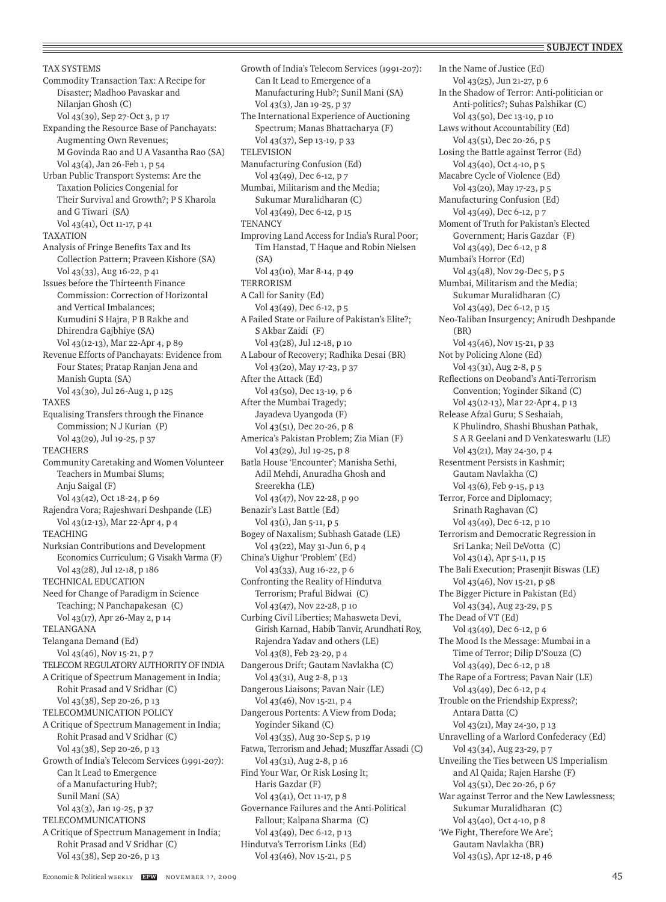TAX SYSTEMS

Commodity Transaction Tax: A Recipe for Disaster; Madhoo Pavaskar and Nilanjan Ghosh (C)
Vol 43(39), Sep 27-Oct 3, p 17

Expanding the Resource Base of Panchayats: Augmenting Own Revenues; M Govinda Rao and U A Vasantha Rao (SA)
Vol 43(4), Jan 26-Feb 1, p 54

Urban Public Transport Systems: Are the Taxation Policies Congenial for Their Survival and Growth?; P S Kharola and G Tiwari (SA)
Vol 43(41), Oct 11-17, p 41

TAXATION

Analysis of Fringe Benefits Tax and Its Collection Pattern; Praveen Kishore (SA)
Vol 43(33), Aug 16-22, p 41

Issues before the Thirteenth Finance Commission: Correction of Horizontal and Vertical Imbalances; Kumudini S Hajra, P B Rakhe and Dhirendra Gajbhiye (SA)
Vol 43(12-13), Mar 22-Apr 4, p 89

Revenue Efforts of Panchayats: Evidence from Four States; Pratap Ranjan Jena and Manish Gupta (SA)
Vol 43(30), Jul 26-Aug 1, p 125

TAXES

Equalising Transfers through the Finance Commission; N J Kurian (P)
Vol 43(29), Jul 19-25, p 37

TEACHERS

Community Caretaking and Women Volunteer Teachers in Mumbai Slums; Anju Saigal (F)
Vol 43(42), Oct 18-24, p 69

Rajendra Vora; Rajeshwari Deshpande (LE)
Vol 43(12-13), Mar 22-Apr 4, p 4

TEACHING

Nurksian Contributions and Development Economics Curriculum; G Visakh Varma (F)
Vol 43(28), Jul 12-18, p 186

TECHNICAL EDUCATION

Need for Change of Paradigm in Science Teaching; N Panchapakesan (C)
Vol 43(17), Apr 26-May 2, p 14

TELANGANA

Telangana Demand (Ed)
Vol 43(46), Nov 15-21, p 7

TELECOM REGULATORY AUTHORITY OF INDIA

A Critique of Spectrum Management in India; Rohit Prasad and V Sridhar (C)
Vol 43(38), Sep 20-26, p 13

TELECOMMUNICATION POLICY

A Critique of Spectrum Management in India; Rohit Prasad and V Sridhar (C)
Vol 43(38), Sep 20-26, p 13

Growth of India's Telecom Services (1991-207): Can It Lead to Emergence of a Manufacturing Hub?; Sunil Mani (SA)
Vol 43(3), Jan 19-25, p 37

TELECOMMUNICATIONS

A Critique of Spectrum Management in India; Rohit Prasad and V Sridhar (C)
Vol 43(38), Sep 20-26, p 13

Growth of India's Telecom Services (1991-207): Can It Lead to Emergence of a Manufacturing Hub?; Sunil Mani (SA)
Vol 43(3), Jan 19-25, p 37

The International Experience of Auctioning Spectrum; Manas Bhattacharya (F)
Vol 43(37), Sep 13-19, p 33

TELEVISION

Manufacturing Confusion (Ed)
Vol 43(49), Dec 6-12, p 7

Mumbai, Militarism and the Media; Sukumar Muralidharan (C)
Vol 43(49), Dec 6-12, p 15

TENANCY

Improving Land Access for India's Rural Poor; Tim Hanstad, T Haque and Robin Nielsen (SA)
Vol 43(10), Mar 8-14, p 49

TERRORISM

A Call for Sanity (Ed)
Vol 43(49), Dec 6-12, p 5

A Failed State or Failure of Pakistan's Elite?; S Akbar Zaidi (F)
Vol 43(28), Jul 12-18, p 10

A Labour of Recovery; Radhika Desai (BR)
Vol 43(20), May 17-23, p 37

After the Attack (Ed)
Vol 43(50), Dec 13-19, p 6

After the Mumbai Tragedy; Jayadeva Uyangoda (F)
Vol 43(51), Dec 20-26, p 8

America's Pakistan Problem; Zia Mian (F)
Vol 43(29), Jul 19-25, p 8

Batla House 'Encounter'; Manisha Sethi, Adil Mehdi, Anuradha Ghosh and Sreerekha (LE)
Vol 43(47), Nov 22-28, p 90

Benazir's Last Battle (Ed)
Vol 43(1), Jan 5-11, p 5

Bogey of Naxalism; Subhash Gatade (LE)
Vol 43(22), May 31-Jun 6, p 4

China's Uighur 'Problem' (Ed)
Vol 43(33), Aug 16-22, p 6

Confronting the Reality of Hindutva Terrorism; Praful Bidwai (C)
Vol 43(47), Nov 22-28, p 10

Curbing Civil Liberties; Mahasweta Devi, Girish Karnad, Habib Tanvir, Arundhati Roy, Rajendra Yadav and others (LE)
Vol 43(8), Feb 23-29, p 4

Dangerous Drift; Gautam Navlakha (C)
Vol 43(31), Aug 2-8, p 13

Dangerous Liaisons; Pavan Nair (LE)
Vol 43(46), Nov 15-21, p 4

Dangerous Portents: A View from Doda; Yoginder Sikand (C)
Vol 43(35), Aug 30-Sep 5, p 19

Fatwa, Terrorism and Jehad; Muszffar Assadi (C)
Vol 43(31), Aug 2-8, p 16

Find Your War, Or Risk Losing It; Haris Gazdar (F)
Vol 43(41), Oct 11-17, p 8

Governance Failures and the Anti-Political Fallout; Kalpana Sharma (C)
Vol 43(49), Dec 6-12, p 13

Hindutva's Terrorism Links (Ed)
Vol 43(46), Nov 15-21, p 5

In the Name of Justice (Ed)
Vol 43(25), Jun 21-27, p 6

In the Shadow of Terror: Anti-politician or Anti-politics?; Suhas Palshikar (C)
Vol 43(50), Dec 13-19, p 10

Laws without Accountability (Ed)
Vol 43(51), Dec 20-26, p 5

Losing the Battle against Terror (Ed)
Vol 43(40), Oct 4-10, p 5

Macabre Cycle of Violence (Ed)
Vol 43(20), May 17-23, p 5

Manufacturing Confusion (Ed)
Vol 43(49), Dec 6-12, p 7

Moment of Truth for Pakistan's Elected Government; Haris Gazdar (F)
Vol 43(49), Dec 6-12, p 8

Mumbai's Horror (Ed)
Vol 43(48), Nov 29-Dec 5, p 5

Mumbai, Militarism and the Media; Sukumar Muralidharan (C)
Vol 43(49), Dec 6-12, p 15

Neo-Taliban Insurgency; Anirudh Deshpande (BR)
Vol 43(46), Nov 15-21, p 33

Not by Policing Alone (Ed)
Vol 43(31), Aug 2-8, p 5

Reflections on Deoband's Anti-Terrorism Convention; Yoginder Sikand (C)
Vol 43(12-13), Mar 22-Apr 4, p 13

Release Afzal Guru; S Seshaiah, K Phulindro, Shashi Bhushan Pathak, S A R Geelani and D Venkateswarlu (LE)
Vol 43(21), May 24-30, p 4

Resentment Persists in Kashmir; Gautam Navlakha (C)
Vol 43(6), Feb 9-15, p 13

Terror, Force and Diplomacy; Srinath Raghavan (C)
Vol 43(49), Dec 6-12, p 10

Terrorism and Democratic Regression in Sri Lanka; Neil DeVotta (C)
Vol 43(14), Apr 5-11, p 15

The Bali Execution; Prasenjit Biswas (LE)
Vol 43(46), Nov 15-21, p 98

The Bigger Picture in Pakistan (Ed)
Vol 43(34), Aug 23-29, p 5

The Dead of VT (Ed)
Vol 43(49), Dec 6-12, p 6

The Mood Is the Message: Mumbai in a Time of Terror; Dilip D'Souza (C)
Vol 43(49), Dec 6-12, p 18

The Rape of a Fortress; Pavan Nair (LE)
Vol 43(49), Dec 6-12, p 4

Trouble on the Friendship Express?; Antara Datta (C)
Vol 43(21), May 24-30, p 13

Unravelling of a Warlord Confederacy (Ed)
Vol 43(34), Aug 23-29, p 7

Unveiling the Ties between US Imperialism and Al Qaida; Rajen Harshe (F)
Vol 43(51), Dec 20-26, p 67

War against Terror and the New Lawlessness; Sukumar Muralidharan (C)
Vol 43(40), Oct 4-10, p 8

'We Fight, Therefore We Are'; Gautam Navlakha (BR)
Vol 43(15), Apr 12-18, p 46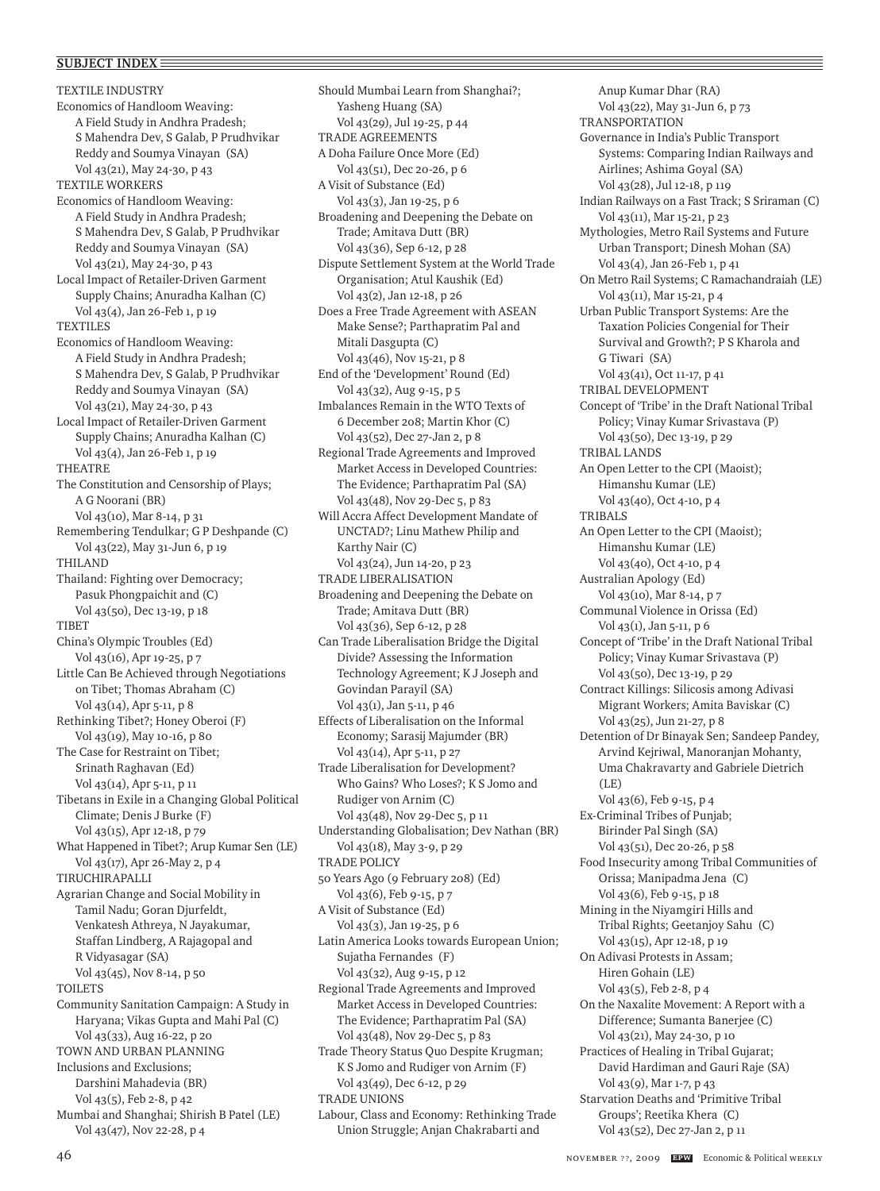TEXTILE INDUSTRY

Economics of Handloom Weaving: A Field Study in Andhra Pradesh; S Mahendra Dev, S Galab, P Prudhvikar Reddy and Soumya Vinayan (SA)
Vol 43(21), May 24-30, p 43

TEXTILE WORKERS

Economics of Handloom Weaving: A Field Study in Andhra Pradesh; S Mahendra Dev, S Galab, P Prudhvikar Reddy and Soumya Vinayan (SA)
Vol 43(21), May 24-30, p 43

Local Impact of Retailer-Driven Garment Supply Chains; Anuradha Kalhan (C)
Vol 43(4), Jan 26-Feb 1, p 19

TEXTILES

Economics of Handloom Weaving: A Field Study in Andhra Pradesh; S Mahendra Dev, S Galab, P Prudhvikar Reddy and Soumya Vinayan (SA)
Vol 43(21), May 24-30, p 43

Local Impact of Retailer-Driven Garment Supply Chains; Anuradha Kalhan (C)
Vol 43(4), Jan 26-Feb 1, p 19

THEATRE

The Constitution and Censorship of Plays; A G Noorani (BR)
Vol 43(10), Mar 8-14, p 31

Remembering Tendulkar; G P Deshpande (C)
Vol 43(22), May 31-Jun 6, p 19

THILAND

Thailand: Fighting over Democracy; Pasuk Phongpaichit and (C)
Vol 43(50), Dec 13-19, p 18

TIBET

China's Olympic Troubles (Ed)
Vol 43(16), Apr 19-25, p 7

Little Can Be Achieved through Negotiations on Tibet; Thomas Abraham (C)
Vol 43(14), Apr 5-11, p 8

Rethinking Tibet?; Honey Oberoi (F)
Vol 43(19), May 10-16, p 80

The Case for Restraint on Tibet; Srinath Raghavan (Ed)
Vol 43(14), Apr 5-11, p 11

Tibetans in Exile in a Changing Global Political Climate; Denis J Burke (F)
Vol 43(15), Apr 12-18, p 79

What Happened in Tibet?; Arup Kumar Sen (LE)
Vol 43(17), Apr 26-May 2, p 4

TIRUCHIRAPALLI

Agrarian Change and Social Mobility in Tamil Nadu; Goran Djurfeldt, Venkatesh Athreya, N Jayakumar, Staffan Lindberg, A Rajagopal and R Vidyasagar (SA)
Vol 43(45), Nov 8-14, p 50

TOILETS

Community Sanitation Campaign: A Study in Haryana; Vikas Gupta and Mahi Pal (C)
Vol 43(33), Aug 16-22, p 20

TOWN AND URBAN PLANNING

Inclusions and Exclusions; Darshini Mahadevia (BR)
Vol 43(5), Feb 2-8, p 42

Mumbai and Shanghai; Shirish B Patel (LE)
Vol 43(47), Nov 22-28, p 4

Should Mumbai Learn from Shanghai?; Yasheng Huang (SA)
Vol 43(29), Jul 19-25, p 44

TRADE AGREEMENTS

A Doha Failure Once More (Ed)
Vol 43(51), Dec 20-26, p 6

A Visit of Substance (Ed)
Vol 43(3), Jan 19-25, p 6

Broadening and Deepening the Debate on Trade; Amitava Dutt (BR)
Vol 43(36), Sep 6-12, p 28

Dispute Settlement System at the World Trade Organisation; Atul Kaushik (Ed)
Vol 43(2), Jan 12-18, p 26

Does a Free Trade Agreement with ASEAN Make Sense?; Parthapratim Pal and Mitali Dasgupta (C)
Vol 43(46), Nov 15-21, p 8

End of the 'Development' Round (Ed)
Vol 43(32), Aug 9-15, p 5

Imbalances Remain in the WTO Texts of 6 December 208; Martin Khor (C)
Vol 43(52), Dec 27-Jan 2, p 8

Regional Trade Agreements and Improved Market Access in Developed Countries: The Evidence; Parthapratim Pal (SA)
Vol 43(48), Nov 29-Dec 5, p 83

Will Accra Affect Development Mandate of UNCTAD?; Linu Mathew Philip and Karthy Nair (C)
Vol 43(24), Jun 14-20, p 23

TRADE LIBERALISATION

Broadening and Deepening the Debate on Trade; Amitava Dutt (BR)
Vol 43(36), Sep 6-12, p 28

Can Trade Liberalisation Bridge the Digital Divide? Assessing the Information Technology Agreement; K J Joseph and Govindan Parayil (SA)
Vol 43(1), Jan 5-11, p 46

Effects of Liberalisation on the Informal Economy; Sarasij Majumder (BR)
Vol 43(14), Apr 5-11, p 27

Trade Liberalisation for Development? Who Gains? Who Loses?; K S Jomo and Rudiger von Arnim (C)
Vol 43(48), Nov 29-Dec 5, p 11

Understanding Globalisation; Dev Nathan (BR)
Vol 43(18), May 3-9, p 29

TRADE POLICY

50 Years Ago (9 February 208) (Ed)
Vol 43(6), Feb 9-15, p 7

A Visit of Substance (Ed)
Vol 43(3), Jan 19-25, p 6

Latin America Looks towards European Union; Sujatha Fernandes (F)
Vol 43(32), Aug 9-15, p 12

Regional Trade Agreements and Improved Market Access in Developed Countries: The Evidence; Parthapratim Pal (SA)
Vol 43(48), Nov 29-Dec 5, p 83

Trade Theory Status Quo Despite Krugman; K S Jomo and Rudiger von Arnim (F)
Vol 43(49), Dec 6-12, p 29

TRADE UNIONS

Labour, Class and Economy: Rethinking Trade Union Struggle; Anjan Chakrabarti and Anup Kumar Dhar (RA)
Vol 43(22), May 31-Jun 6, p 73

TRANSPORTATION

Governance in India's Public Transport Systems: Comparing Indian Railways and Airlines; Ashima Goyal (SA)
Vol 43(28), Jul 12-18, p 119

Indian Railways on a Fast Track; S Sriraman (C)
Vol 43(11), Mar 15-21, p 23

Mythologies, Metro Rail Systems and Future Urban Transport; Dinesh Mohan (SA)
Vol 43(4), Jan 26-Feb 1, p 41

On Metro Rail Systems; C Ramachandraiah (LE)
Vol 43(11), Mar 15-21, p 4

Urban Public Transport Systems: Are the Taxation Policies Congenial for Their Survival and Growth?; P S Kharola and G Tiwari (SA)
Vol 43(41), Oct 11-17, p 41

TRIBAL DEVELOPMENT

Concept of 'Tribe' in the Draft National Tribal Policy; Vinay Kumar Srivastava (P)
Vol 43(50), Dec 13-19, p 29

TRIBAL LANDS

An Open Letter to the CPI (Maoist); Himanshu Kumar (LE)
Vol 43(40), Oct 4-10, p 4

TRIBALS

An Open Letter to the CPI (Maoist); Himanshu Kumar (LE)
Vol 43(40), Oct 4-10, p 4

Australian Apology (Ed)
Vol 43(10), Mar 8-14, p 7

Communal Violence in Orissa (Ed)
Vol 43(1), Jan 5-11, p 6

Concept of 'Tribe' in the Draft National Tribal Policy; Vinay Kumar Srivastava (P)
Vol 43(50), Dec 13-19, p 29

Contract Killings: Silicosis among Adivasi Migrant Workers; Amita Baviskar (C)
Vol 43(25), Jun 21-27, p 8

Detention of Dr Binayak Sen; Sandeep Pandey, Arvind Kejriwal, Manoranjan Mohanty, Uma Chakravarty and Gabriele Dietrich (LE)
Vol 43(6), Feb 9-15, p 4

Ex-Criminal Tribes of Punjab; Birinder Pal Singh (SA)
Vol 43(51), Dec 20-26, p 58

Food Insecurity among Tribal Communities of Orissa; Manipadma Jena (C)
Vol 43(6), Feb 9-15, p 18

Mining in the Niyamgiri Hills and Tribal Rights; Geetanjoy Sahu (C)
Vol 43(15), Apr 12-18, p 19

On Adivasi Protests in Assam; Hiren Gohain (LE)
Vol 43(5), Feb 2-8, p 4

On the Naxalite Movement: A Report with a Difference; Sumanta Banerjee (C)
Vol 43(21), May 24-30, p 10

Practices of Healing in Tribal Gujarat; David Hardiman and Gauri Raje (SA)
Vol 43(9), Mar 1-7, p 43

Starvation Deaths and 'Primitive Tribal Groups'; Reetika Khera (C)
Vol 43(52), Dec 27-Jan 2, p 11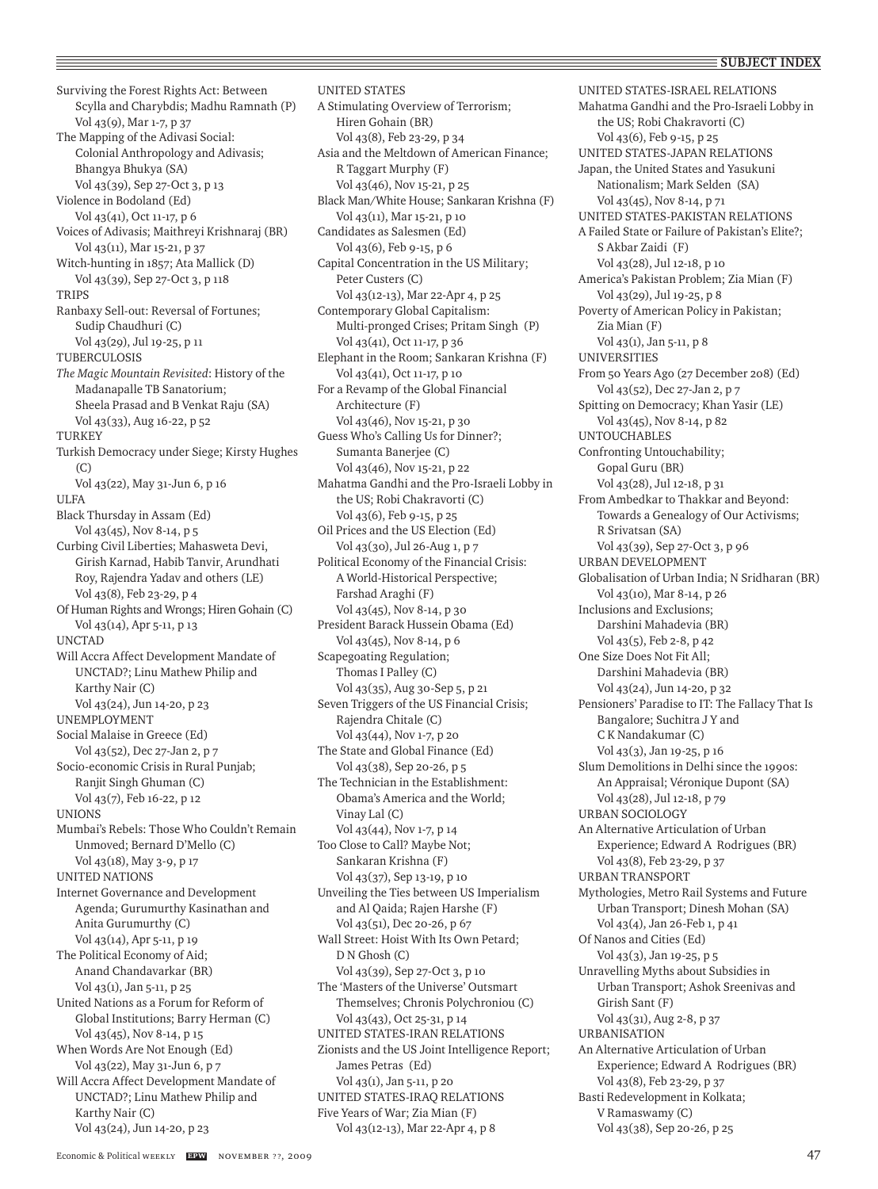Surviving the Forest Rights Act: Between Scylla and Charybdis; Madhu Ramnath (P)
Vol 43(9), Mar 1-7, p 37

The Mapping of the Adivasi Social: Colonial Anthropology and Adivasis; Bhangya Bhukya (SA)
Vol 43(39), Sep 27-Oct 3, p 13

Violence in Bodoland (Ed)
Vol 43(41), Oct 11-17, p 6

Voices of Adivasis; Maithreyi Krishnaraj (BR)
Vol 43(11), Mar 15-21, p 37

Witch-hunting in 1857; Ata Mallick (D)
Vol 43(39), Sep 27-Oct 3, p 118

TRIPS

Ranbaxy Sell-out: Reversal of Fortunes; Sudip Chaudhuri (C)
Vol 43(29), Jul 19-25, p 11

TUBERCULOSIS

*The Magic Mountain Revisited*: History of the Madanapalle TB Sanatorium; Sheela Prasad and B Venkat Raju (SA)
Vol 43(33), Aug 16-22, p 52

TURKEY

Turkish Democracy under Siege; Kirsty Hughes (C)
Vol 43(22), May 31-Jun 6, p 16

ULFA

Black Thursday in Assam (Ed)
Vol 43(45), Nov 8-14, p 5

Curbing Civil Liberties; Mahasweta Devi, Girish Karnad, Habib Tanvir, Arundhati Roy, Rajendra Yadav and others (LE)
Vol 43(8), Feb 23-29, p 4

Of Human Rights and Wrongs; Hiren Gohain (C)
Vol 43(14), Apr 5-11, p 13

UNCTAD

Will Accra Affect Development Mandate of UNCTAD?; Linu Mathew Philip and Karthy Nair (C)
Vol 43(24), Jun 14-20, p 23

UNEMPLOYMENT

Social Malaise in Greece (Ed)
Vol 43(52), Dec 27-Jan 2, p 7

Socio-economic Crisis in Rural Punjab; Ranjit Singh Ghuman (C)
Vol 43(7), Feb 16-22, p 12

UNIONS

Mumbai's Rebels: Those Who Couldn't Remain Unmoved; Bernard D'Mello (C)
Vol 43(18), May 3-9, p 17

UNITED NATIONS

Internet Governance and Development Agenda; Gurumurthy Kasinathan and Anita Gurumurthy (C)
Vol 43(14), Apr 5-11, p 19

The Political Economy of Aid; Anand Chandavarkar (BR)
Vol 43(1), Jan 5-11, p 25

United Nations as a Forum for Reform of Global Institutions; Barry Herman (C)
Vol 43(45), Nov 8-14, p 15

When Words Are Not Enough (Ed)
Vol 43(22), May 31-Jun 6, p 7

Will Accra Affect Development Mandate of UNCTAD?; Linu Mathew Philip and Karthy Nair (C)
Vol 43(24), Jun 14-20, p 23

UNITED STATES

A Stimulating Overview of Terrorism; Hiren Gohain (BR)
Vol 43(8), Feb 23-29, p 34

Asia and the Meltdown of American Finance; R Taggart Murphy (F)
Vol 43(46), Nov 15-21, p 25

Black Man/White House; Sankaran Krishna (F)
Vol 43(11), Mar 15-21, p 10

Candidates as Salesmen (Ed)
Vol 43(6), Feb 9-15, p 6

Capital Concentration in the US Military; Peter Custers (C)
Vol 43(12-13), Mar 22-Apr 4, p 25

Contemporary Global Capitalism: Multi-pronged Crises; Pritam Singh (P)
Vol 43(41), Oct 11-17, p 36

Elephant in the Room; Sankaran Krishna (F)
Vol 43(41), Oct 11-17, p 10

For a Revamp of the Global Financial Architecture (F)
Vol 43(46), Nov 15-21, p 30

Guess Who's Calling Us for Dinner?; Sumanta Banerjee (C)
Vol 43(46), Nov 15-21, p 22

Mahatma Gandhi and the Pro-Israeli Lobby in the US; Robi Chakravorti (C)
Vol 43(6), Feb 9-15, p 25

Oil Prices and the US Election (Ed)
Vol 43(30), Jul 26-Aug 1, p 7

Political Economy of the Financial Crisis: A World-Historical Perspective; Farshad Araghi (F)
Vol 43(45), Nov 8-14, p 30

President Barack Hussein Obama (Ed)
Vol 43(45), Nov 8-14, p 6

Scapegoating Regulation; Thomas I Palley (C)
Vol 43(35), Aug 30-Sep 5, p 21

Seven Triggers of the US Financial Crisis; Rajendra Chitale (C)
Vol 43(44), Nov 1-7, p 20

The State and Global Finance (Ed)
Vol 43(38), Sep 20-26, p 5

The Technician in the Establishment: Obama's America and the World; Vinay Lal (C)
Vol 43(44), Nov 1-7, p 14

Too Close to Call? Maybe Not; Sankaran Krishna (F)
Vol 43(37), Sep 13-19, p 10

Unveiling the Ties between US Imperialism and Al Qaida; Rajen Harshe (F)
Vol 43(51), Dec 20-26, p 67

Wall Street: Hoist With Its Own Petard; D N Ghosh (C)
Vol 43(39), Sep 27-Oct 3, p 10

The 'Masters of the Universe' Outsmart Themselves; Chronis Polychroniou (C)
Vol 43(43), Oct 25-31, p 14

UNITED STATES-IRAN RELATIONS

Zionists and the US Joint Intelligence Report; James Petras (Ed)
Vol 43(1), Jan 5-11, p 20

UNITED STATES-IRAQ RELATIONS

Five Years of War; Zia Mian (F)
Vol 43(12-13), Mar 22-Apr 4, p 8

UNITED STATES-ISRAEL RELATIONS

Mahatma Gandhi and the Pro-Israeli Lobby in the US; Robi Chakravorti (C)
Vol 43(6), Feb 9-15, p 25

UNITED STATES-JAPAN RELATIONS

Japan, the United States and Yasukuni Nationalism; Mark Selden (SA)
Vol 43(45), Nov 8-14, p 71

UNITED STATES-PAKISTAN RELATIONS

A Failed State or Failure of Pakistan's Elite?; S Akbar Zaidi (F)
Vol 43(28), Jul 12-18, p 10

America's Pakistan Problem; Zia Mian (F)
Vol 43(29), Jul 19-25, p 8

Poverty of American Policy in Pakistan; Zia Mian (F)
Vol 43(1), Jan 5-11, p 8

UNIVERSITIES

From 50 Years Ago (27 December 208) (Ed)
Vol 43(52), Dec 27-Jan 2, p 7

Spitting on Democracy; Khan Yasir (LE)
Vol 43(45), Nov 8-14, p 82

UNTOUCHABLES

Confronting Untouchability; Gopal Guru (BR)
Vol 43(28), Jul 12-18, p 31

From Ambedkar to Thakkar and Beyond: Towards a Genealogy of Our Activisms; R Srivatsan (SA)
Vol 43(39), Sep 27-Oct 3, p 96

URBAN DEVELOPMENT

Globalisation of Urban India; N Sridharan (BR)
Vol 43(10), Mar 8-14, p 26

Inclusions and Exclusions; Darshini Mahadevia (BR)
Vol 43(5), Feb 2-8, p 42

One Size Does Not Fit All; Darshini Mahadevia (BR)
Vol 43(24), Jun 14-20, p 32

Pensioners' Paradise to IT: The Fallacy That Is Bangalore; Suchitra J Y and C K Nandakumar (C)
Vol 43(3), Jan 19-25, p 16

Slum Demolitions in Delhi since the 1990s: An Appraisal; Véronique Dupont (SA)
Vol 43(28), Jul 12-18, p 79

URBAN SOCIOLOGY

An Alternative Articulation of Urban Experience; Edward A Rodrigues (BR)
Vol 43(8), Feb 23-29, p 37

URBAN TRANSPORT

Mythologies, Metro Rail Systems and Future Urban Transport; Dinesh Mohan (SA)
Vol 43(4), Jan 26-Feb 1, p 41

Of Nanos and Cities (Ed)
Vol 43(3), Jan 19-25, p 5

Unravelling Myths about Subsidies in Urban Transport; Ashok Sreenivas and Girish Sant (F)
Vol 43(31), Aug 2-8, p 37

URBANISATION

An Alternative Articulation of Urban Experience; Edward A Rodrigues (BR)
Vol 43(8), Feb 23-29, p 37

Basti Redevelopment in Kolkata; V Ramaswamy (C)
Vol 43(38), Sep 20-26, p 25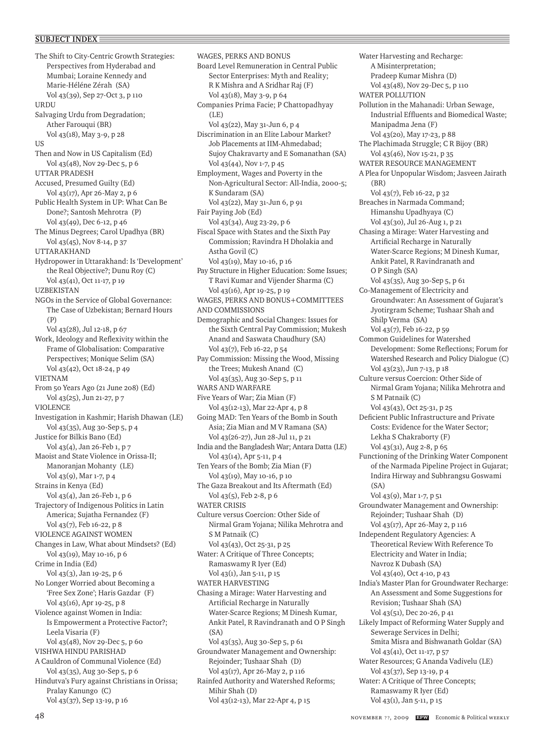The Shift to City-Centric Growth Strategies: Perspectives from Hyderabad and Mumbai; Loraine Kennedy and Marie-Héléne Zérah (SA)
Vol 43(39), Sep 27-Oct 3, p 110

URDU

Salvaging Urdu from Degradation; Ather Farouqui (BR)
Vol 43(18), May 3-9, p 28

US

Then and Now in US Capitalism (Ed)
Vol 43(48), Nov 29-Dec 5, p 6

UTTAR PRADESH

Accused, Presumed Guilty (Ed)
Vol 43(17), Apr 26-May 2, p 6

Public Health System in UP: What Can Be Done?; Santosh Mehrotra (P)
Vol 43(49), Dec 6-12, p 46

The Minus Degrees; Carol Upadhya (BR)
Vol 43(45), Nov 8-14, p 37

UTTARAKHAND

Hydropower in Uttarakhand: Is 'Development' the Real Objective?; Dunu Roy (C)
Vol 43(41), Oct 11-17, p 19

UZBEKISTAN

NGOs in the Service of Global Governance: The Case of Uzbekistan; Bernard Hours (P)
Vol 43(28), Jul 12-18, p 67

Work, Ideology and Reflexivity within the Frame of Globalisation: Comparative Perspectives; Monique Selim (SA)
Vol 43(42), Oct 18-24, p 49

VIETNAM

From 50 Years Ago (21 June 208) (Ed)
Vol 43(25), Jun 21-27, p 7

VIOLENCE

Investigation in Kashmir; Harish Dhawan (LE)
Vol 43(35), Aug 30-Sep 5, p 4

Justice for Bilkis Bano (Ed)
Vol 43(4), Jan 26-Feb 1, p 7

Maoist and State Violence in Orissa-II; Manoranjan Mohanty (LE)
Vol 43(9), Mar 1-7, p 4

Strains in Kenya (Ed)
Vol 43(4), Jan 26-Feb 1, p 6

Trajectory of Indigenous Politics in Latin America; Sujatha Fernandez (F)
Vol 43(7), Feb 16-22, p 8

VIOLENCE AGAINST WOMEN

Changes in Law, What about Mindsets? (Ed)
Vol 43(19), May 10-16, p 6

Crime in India (Ed)
Vol 43(3), Jan 19-25, p 6

No Longer Worried about Becoming a 'Free Sex Zone'; Haris Gazdar (F)
Vol 43(16), Apr 19-25, p 8

Violence against Women in India: Is Empowerment a Protective Factor?; Leela Visaria (F)
Vol 43(48), Nov 29-Dec 5, p 60

VISHWA HINDU PARISHAD

A Cauldron of Communal Violence (Ed)
Vol 43(35), Aug 30-Sep 5, p 6

Hindutva's Fury against Christians in Orissa; Pralay Kanungo (C)
Vol 43(37), Sep 13-19, p 16

WAGES, PERKS AND BONUS

Board Level Remuneration in Central Public Sector Enterprises: Myth and Reality; R K Mishra and A Sridhar Raj (F)
Vol 43(18), May 3-9, p 64

Companies Prima Facie; P Chattopadhyay (LE)
Vol 43(22), May 31-Jun 6, p 4

Discrimination in an Elite Labour Market? Job Placements at IIM-Ahmedabad; Sujoy Chakravarty and E Somanathan (SA)
Vol 43(44), Nov 1-7, p 45

Employment, Wages and Poverty in the Non-Agricultural Sector: All-India, 2000-5; K Sundaram (SA)
Vol 43(22), May 31-Jun 6, p 91

Fair Paying Job (Ed)
Vol 43(34), Aug 23-29, p 6

Fiscal Space with States and the Sixth Pay Commission; Ravindra H Dholakia and Astha Govil (C)
Vol 43(19), May 10-16, p 16

Pay Structure in Higher Education: Some Issues; T Ravi Kumar and Vijender Sharma (C)
Vol 43(16), Apr 19-25, p 19

WAGES, PERKS AND BONUS+COMMITTEES AND COMMISSIONS

Demographic and Social Changes: Issues for the Sixth Central Pay Commission; Mukesh Anand and Saswata Chaudhury (SA)
Vol 43(7), Feb 16-22, p 54

Pay Commission: Missing the Wood, Missing the Trees; Mukesh Anand (C)
Vol 43(35), Aug 30-Sep 5, p 11

WARS AND WARFARE

Five Years of War; Zia Mian (F)
Vol 43(12-13), Mar 22-Apr 4, p 8

Going MAD: Ten Years of the Bomb in South Asia; Zia Mian and M V Ramana (SA)
Vol 43(26-27), Jun 28-Jul 11, p 21

India and the Bangladesh War; Antara Datta (LE)
Vol 43(14), Apr 5-11, p 4

Ten Years of the Bomb; Zia Mian (F)
Vol 43(19), May 10-16, p 10

The Gaza Breakout and Its Aftermath (Ed)
Vol 43(5), Feb 2-8, p 6

WATER CRISIS

Culture versus Coercion: Other Side of Nirmal Gram Yojana; Nilika Mehrotra and S M Patnaik (C)
Vol 43(43), Oct 25-31, p 25

Water: A Critique of Three Concepts; Ramaswamy R Iyer (Ed)
Vol 43(1), Jan 5-11, p 15

WATER HARVESTING

Chasing a Mirage: Water Harvesting and Artificial Recharge in Naturally Water-Scarce Regions; M Dinesh Kumar, Ankit Patel, R Ravindranath and O P Singh (SA)
Vol 43(35), Aug 30-Sep 5, p 61

Groundwater Management and Ownership: Rejoinder; Tushaar Shah (D)
Vol 43(17), Apr 26-May 2, p 116

Rainfed Authority and Watershed Reforms; Mihir Shah (D)
Vol 43(12-13), Mar 22-Apr 4, p 15

Water Harvesting and Recharge: A Misinterpretation; Pradeep Kumar Mishra (D)
Vol 43(48), Nov 29-Dec 5, p 110

WATER POLLUTION

Pollution in the Mahanadi: Urban Sewage, Industrial Effluents and Biomedical Waste; Manipadma Jena (F)
Vol 43(20), May 17-23, p 88

The Plachimada Struggle; C R Bijoy (BR)
Vol 43(46), Nov 15-21, p 35

WATER RESOURCE MANAGEMENT

A Plea for Unpopular Wisdom; Jasveen Jairath (BR)
Vol 43(7), Feb 16-22, p 32

Breaches in Narmada Command; Himanshu Upadhyaya (C)
Vol 43(30), Jul 26-Aug 1, p 21

Chasing a Mirage: Water Harvesting and Artificial Recharge in Naturally Water-Scarce Regions; M Dinesh Kumar, Ankit Patel, R Ravindranath and O P Singh (SA)
Vol 43(35), Aug 30-Sep 5, p 61

Co-Management of Electricity and Groundwater: An Assessment of Gujarat's Jyotirgram Scheme; Tushaar Shah and Shilp Verma (SA)
Vol 43(7), Feb 16-22, p 59

Common Guidelines for Watershed Development: Some Reflections; Forum for Watershed Research and Policy Dialogue (C)
Vol 43(23), Jun 7-13, p 18

Culture versus Coercion: Other Side of Nirmal Gram Yojana; Nilika Mehrotra and S M Patnaik (C)
Vol 43(43), Oct 25-31, p 25

Deficient Public Infrastructure and Private Costs: Evidence for the Water Sector; Lekha S Chakraborty (F)
Vol 43(31), Aug 2-8, p 65

Functioning of the Drinking Water Component of the Narmada Pipeline Project in Gujarat; Indira Hirway and Subhrangsu Goswami (SA)
Vol 43(9), Mar 1-7, p 51

Groundwater Management and Ownership: Rejoinder; Tushaar Shah (D)
Vol 43(17), Apr 26-May 2, p 116

Independent Regulatory Agencies: A Theoretical Review With Reference To Electricity and Water in India; Navroz K Dubash (SA)
Vol 43(40), Oct 4-10, p 43

India's Master Plan for Groundwater Recharge: An Assessment and Some Suggestions for Revision; Tushaar Shah (SA)
Vol 43(51), Dec 20-26, p 41

Likely Impact of Reforming Water Supply and Sewerage Services in Delhi; Smita Misra and Bishwanath Goldar (SA)
Vol 43(41), Oct 11-17, p 57

Water Resources; G Ananda Vadivelu (LE)
Vol 43(37), Sep 13-19, p 4

Water: A Critique of Three Concepts; Ramaswamy R Iyer (Ed)
Vol 43(1), Jan 5-11, p 15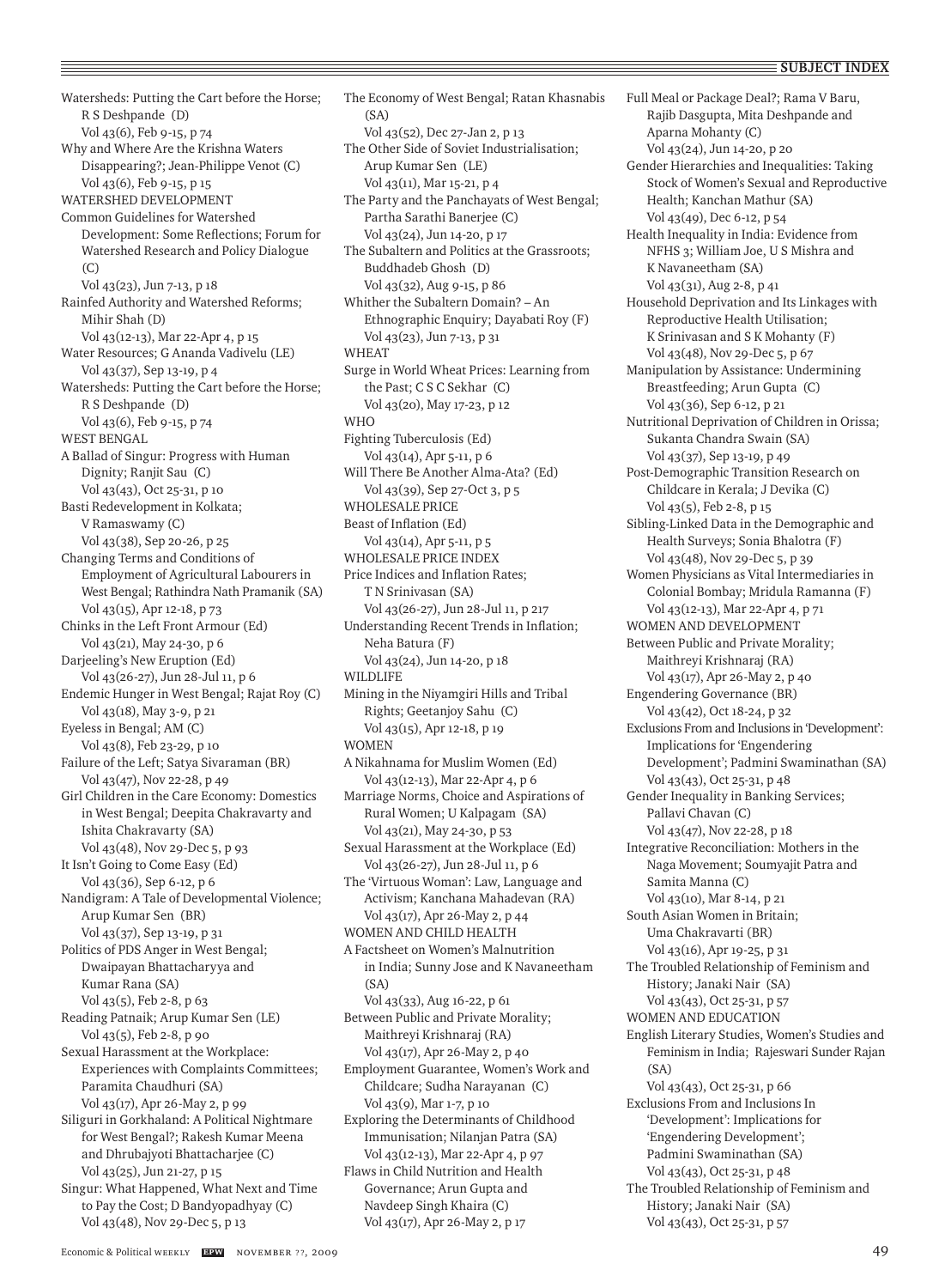Watersheds: Putting the Cart before the Horse; R S Deshpande (D)
Vol 43(6), Feb 9-15, p 74

Why and Where Are the Krishna Waters Disappearing?; Jean-Philippe Venot (C)
Vol 43(6), Feb 9-15, p 15

WATERSHED DEVELOPMENT

Common Guidelines for Watershed Development: Some Reflections; Forum for Watershed Research and Policy Dialogue (C)
Vol 43(23), Jun 7-13, p 18

Rainfed Authority and Watershed Reforms; Mihir Shah (D)
Vol 43(12-13), Mar 22-Apr 4, p 15

Water Resources; G Ananda Vadivelu (LE)
Vol 43(37), Sep 13-19, p 4

Watersheds: Putting the Cart before the Horse; R S Deshpande (D)
Vol 43(6), Feb 9-15, p 74

WEST BENGAL

A Ballad of Singur: Progress with Human Dignity; Ranjit Sau (C)
Vol 43(43), Oct 25-31, p 10

Basti Redevelopment in Kolkata; V Ramaswamy (C)
Vol 43(38), Sep 20-26, p 25

Changing Terms and Conditions of Employment of Agricultural Labourers in West Bengal; Rathindra Nath Pramanik (SA)
Vol 43(15), Apr 12-18, p 73

Chinks in the Left Front Armour (Ed)
Vol 43(21), May 24-30, p 6

Darjeeling's New Eruption (Ed)
Vol 43(26-27), Jun 28-Jul 11, p 6

Endemic Hunger in West Bengal; Rajat Roy (C)
Vol 43(18), May 3-9, p 21

Eyeless in Bengal; AM (C)
Vol 43(8), Feb 23-29, p 10

Failure of the Left; Satya Sivaraman (BR)
Vol 43(47), Nov 22-28, p 49

Girl Children in the Care Economy: Domestics in West Bengal; Deepita Chakravarty and Ishita Chakravarty (SA)
Vol 43(48), Nov 29-Dec 5, p 93

It Isn't Going to Come Easy (Ed)
Vol 43(36), Sep 6-12, p 6

Nandigram: A Tale of Developmental Violence; Arup Kumar Sen (BR)
Vol 43(37), Sep 13-19, p 31

Politics of PDS Anger in West Bengal; Dwaipayan Bhattacharyya and Kumar Rana (SA)
Vol 43(5), Feb 2-8, p 63

Reading Patnaik; Arup Kumar Sen (LE)
Vol 43(5), Feb 2-8, p 90

Sexual Harassment at the Workplace: Experiences with Complaints Committees; Paramita Chaudhuri (SA)
Vol 43(17), Apr 26-May 2, p 99

Siliguri in Gorkhaland: A Political Nightmare for West Bengal?; Rakesh Kumar Meena and Dhrubajyoti Bhattacharjee (C)
Vol 43(25), Jun 21-27, p 15

Singur: What Happened, What Next and Time to Pay the Cost; D Bandyopadhyay (C)
Vol 43(48), Nov 29-Dec 5, p 13

The Economy of West Bengal; Ratan Khasnabis (SA)
Vol 43(52), Dec 27-Jan 2, p 13

The Other Side of Soviet Industrialisation; Arup Kumar Sen (LE)
Vol 43(11), Mar 15-21, p 4

The Party and the Panchayats of West Bengal; Partha Sarathi Banerjee (C)
Vol 43(24), Jun 14-20, p 17

The Subaltern and Politics at the Grassroots; Buddhadeb Ghosh (D)
Vol 43(32), Aug 9-15, p 86

Whither the Subaltern Domain? – An Ethnographic Enquiry; Dayabati Roy (F)
Vol 43(23), Jun 7-13, p 31

WHEAT

Surge in World Wheat Prices: Learning from the Past; C S C Sekhar (C)
Vol 43(20), May 17-23, p 12

WHO

Fighting Tuberculosis (Ed)
Vol 43(14), Apr 5-11, p 6

Will There Be Another Alma-Ata? (Ed)
Vol 43(39), Sep 27-Oct 3, p 5

WHOLESALE PRICE

Beast of Inflation (Ed)
Vol 43(14), Apr 5-11, p 5

WHOLESALE PRICE INDEX

Price Indices and Inflation Rates; T N Srinivasan (SA)
Vol 43(26-27), Jun 28-Jul 11, p 217

Understanding Recent Trends in Inflation; Neha Batura (F)
Vol 43(24), Jun 14-20, p 18

WILDLIFE

Mining in the Niyamgiri Hills and Tribal Rights; Geetanjoy Sahu (C)
Vol 43(15), Apr 12-18, p 19

WOMEN

A Nikahnama for Muslim Women (Ed)
Vol 43(12-13), Mar 22-Apr 4, p 6

Marriage Norms, Choice and Aspirations of Rural Women; U Kalpagam (SA)
Vol 43(21), May 24-30, p 53

Sexual Harassment at the Workplace (Ed)
Vol 43(26-27), Jun 28-Jul 11, p 6

The 'Virtuous Woman': Law, Language and Activism; Kanchana Mahadevan (RA)
Vol 43(17), Apr 26-May 2, p 44

WOMEN AND CHILD HEALTH

A Factsheet on Women's Malnutrition in India; Sunny Jose and K Navaneetham (SA)
Vol 43(33), Aug 16-22, p 61

Between Public and Private Morality; Maithreyi Krishnaraj (RA)
Vol 43(17), Apr 26-May 2, p 40

Employment Guarantee, Women's Work and Childcare; Sudha Narayanan (C)
Vol 43(9), Mar 1-7, p 10

Exploring the Determinants of Childhood Immunisation; Nilanjan Patra (SA)
Vol 43(12-13), Mar 22-Apr 4, p 97

Flaws in Child Nutrition and Health Governance; Arun Gupta and Navdeep Singh Khaira (C)
Vol 43(17), Apr 26-May 2, p 17

Full Meal or Package Deal?; Rama V Baru, Rajib Dasgupta, Mita Deshpande and Aparna Mohanty (C)
Vol 43(24), Jun 14-20, p 20

Gender Hierarchies and Inequalities: Taking Stock of Women's Sexual and Reproductive Health; Kanchan Mathur (SA)
Vol 43(49), Dec 6-12, p 54

Health Inequality in India: Evidence from NFHS 3; William Joe, U S Mishra and K Navaneetham (SA)
Vol 43(31), Aug 2-8, p 41

Household Deprivation and Its Linkages with Reproductive Health Utilisation; K Srinivasan and S K Mohanty (F)
Vol 43(48), Nov 29-Dec 5, p 67

Manipulation by Assistance: Undermining Breastfeeding; Arun Gupta (C)
Vol 43(36), Sep 6-12, p 21

Nutritional Deprivation of Children in Orissa; Sukanta Chandra Swain (SA)
Vol 43(37), Sep 13-19, p 49

Post-Demographic Transition Research on Childcare in Kerala; J Devika (C)
Vol 43(5), Feb 2-8, p 15

Sibling-Linked Data in the Demographic and Health Surveys; Sonia Bhalotra (F)
Vol 43(48), Nov 29-Dec 5, p 39

Women Physicians as Vital Intermediaries in Colonial Bombay; Mridula Ramanna (F)
Vol 43(12-13), Mar 22-Apr 4, p 71

WOMEN AND DEVELOPMENT

Between Public and Private Morality; Maithreyi Krishnaraj (RA)
Vol 43(17), Apr 26-May 2, p 40

Engendering Governance (BR)
Vol 43(42), Oct 18-24, p 32

Exclusions From and Inclusions in 'Development': Implications for 'Engendering Development'; Padmini Swaminathan (SA)
Vol 43(43), Oct 25-31, p 48

Gender Inequality in Banking Services; Pallavi Chavan (C)
Vol 43(47), Nov 22-28, p 18

Integrative Reconciliation: Mothers in the Naga Movement; Soumyajit Patra and Samita Manna (C)
Vol 43(10), Mar 8-14, p 21

South Asian Women in Britain; Uma Chakravarti (BR)
Vol 43(16), Apr 19-25, p 31

The Troubled Relationship of Feminism and History; Janaki Nair (SA)
Vol 43(43), Oct 25-31, p 57

WOMEN AND EDUCATION

English Literary Studies, Women's Studies and Feminism in India; Rajeswari Sunder Rajan (SA)
Vol 43(43), Oct 25-31, p 66

Exclusions From and Inclusions In 'Development': Implications for 'Engendering Development'; Padmini Swaminathan (SA)
Vol 43(43), Oct 25-31, p 48

The Troubled Relationship of Feminism and History; Janaki Nair (SA)
Vol 43(43), Oct 25-31, p 57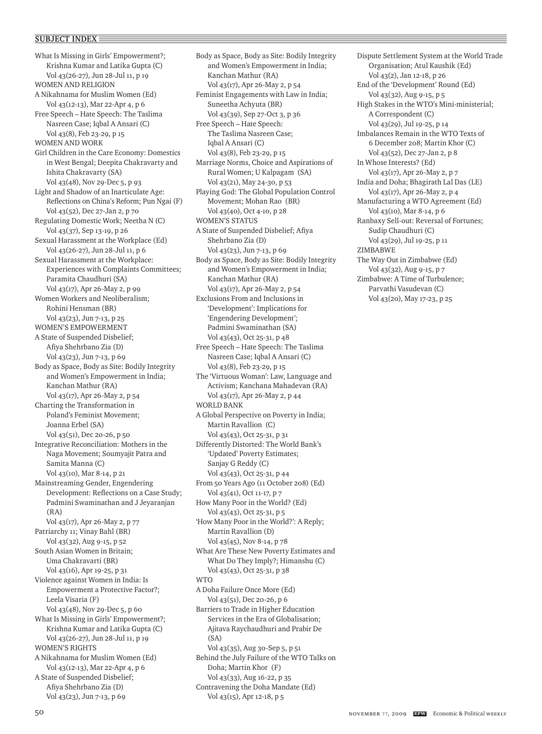What Is Missing in Girls' Empowerment?; Krishna Kumar and Latika Gupta (C)
Vol 43(26-27), Jun 28-Jul 11, p 19

WOMEN AND RELIGION

A Nikahnama for Muslim Women (Ed)
Vol 43(12-13), Mar 22-Apr 4, p 6

Free Speech – Hate Speech: The Taslima Nasreen Case; Iqbal A Ansari (C)
Vol 43(8), Feb 23-29, p 15

WOMEN AND WORK

Girl Children in the Care Economy: Domestics in West Bengal; Deepita Chakravarty and Ishita Chakravarty (SA)
Vol 43(48), Nov 29-Dec 5, p 93

Light and Shadow of an Inarticulate Age: Reflections on China's Reform; Pun Ngai (F)
Vol 43(52), Dec 27-Jan 2, p 70

Regulating Domestic Work; Neetha N (C)
Vol 43(37), Sep 13-19, p 26

Sexual Harassment at the Workplace (Ed)
Vol 43(26-27), Jun 28-Jul 11, p 6

Sexual Harassment at the Workplace: Experiences with Complaints Committees; Paramita Chaudhuri (SA)
Vol 43(17), Apr 26-May 2, p 99

Women Workers and Neoliberalism; Rohini Hensman (BR)
Vol 43(23), Jun 7-13, p 25

WOMEN'S EMPOWERMENT

A State of Suspended Disbelief; Afiya Shehrbano Zia (D)
Vol 43(23), Jun 7-13, p 69

Body as Space, Body as Site: Bodily Integrity and Women's Empowerment in India; Kanchan Mathur (RA)
Vol 43(17), Apr 26-May 2, p 54

Charting the Transformation in Poland's Feminist Movement; Joanna Erbel (SA)
Vol 43(51), Dec 20-26, p 50

Integrative Reconciliation: Mothers in the Naga Movement; Soumyajit Patra and Samita Manna (C)
Vol 43(10), Mar 8-14, p 21

Mainstreaming Gender, Engendering Development: Reflections on a Case Study; Padmini Swaminathan and J Jeyaranjan (RA)
Vol 43(17), Apr 26-May 2, p 77

Patriarchy 11; Vinay Bahl (BR)
Vol 43(32), Aug 9-15, p 52

South Asian Women in Britain; Uma Chakravarti (BR)
Vol 43(16), Apr 19-25, p 31

Violence against Women in India: Is Empowerment a Protective Factor?; Leela Visaria (F)
Vol 43(48), Nov 29-Dec 5, p 60

What Is Missing in Girls' Empowerment?; Krishna Kumar and Latika Gupta (C)
Vol 43(26-27), Jun 28-Jul 11, p 19

WOMEN'S RIGHTS

A Nikahnama for Muslim Women (Ed)
Vol 43(12-13), Mar 22-Apr 4, p 6

A State of Suspended Disbelief; Afiya Shehrbano Zia (D)
Vol 43(23), Jun 7-13, p 69

Body as Space, Body as Site: Bodily Integrity and Women's Empowerment in India; Kanchan Mathur (RA)
Vol 43(17), Apr 26-May 2, p 54

Feminist Engagements with Law in India; Suneetha Achyuta (BR)
Vol 43(39), Sep 27-Oct 3, p 36

Free Speech – Hate Speech: The Taslima Nasreen Case; Iqbal A Ansari (C)
Vol 43(8), Feb 23-29, p 15

Marriage Norms, Choice and Aspirations of Rural Women; U Kalpagam (SA)
Vol 43(21), May 24-30, p 53

Playing God: The Global Population Control Movement; Mohan Rao (BR)
Vol 43(40), Oct 4-10, p 28

WOMEN'S STATUS

A State of Suspended Disbelief; Afiya Shehrbano Zia (D)
Vol 43(23), Jun 7-13, p 69

Body as Space, Body as Site: Bodily Integrity and Women's Empowerment in India; Kanchan Mathur (RA)
Vol 43(17), Apr 26-May 2, p 54

Exclusions From and Inclusions in 'Development': Implications for 'Engendering Development'; Padmini Swaminathan (SA)
Vol 43(43), Oct 25-31, p 48

Free Speech – Hate Speech: The Taslima Nasreen Case; Iqbal A Ansari (C)
Vol 43(8), Feb 23-29, p 15

The 'Virtuous Woman': Law, Language and Activism; Kanchana Mahadevan (RA)
Vol 43(17), Apr 26-May 2, p 44

WORLD BANK

A Global Perspective on Poverty in India; Martin Ravallion (C)
Vol 43(43), Oct 25-31, p 31

Differently Distorted: The World Bank's 'Updated' Poverty Estimates; Sanjay G Reddy (C)
Vol 43(43), Oct 25-31, p 44

From 50 Years Ago (11 October 208) (Ed)
Vol 43(41), Oct 11-17, p 7

How Many Poor in the World? (Ed)
Vol 43(43), Oct 25-31, p 5

'How Many Poor in the World?': A Reply; Martin Ravallion (D)
Vol 43(45), Nov 8-14, p 78

What Are These New Poverty Estimates and What Do They Imply?; Himanshu (C)
Vol 43(43), Oct 25-31, p 38

WTO

A Doha Failure Once More (Ed)
Vol 43(51), Dec 20-26, p 6

Barriers to Trade in Higher Education Services in the Era of Globalisation; Ajitava Raychaudhuri and Prabir De (SA)
Vol 43(35), Aug 30-Sep 5, p 51

Behind the July Failure of the WTO Talks on Doha; Martin Khor (F)
Vol 43(33), Aug 16-22, p 35

Contravening the Doha Mandate (Ed)
Vol 43(15), Apr 12-18, p 5

Dispute Settlement System at the World Trade Organisation; Atul Kaushik (Ed)
Vol 43(2), Jan 12-18, p 26

End of the 'Development' Round (Ed)
Vol 43(32), Aug 9-15, p 5

High Stakes in the WTO's Mini-ministerial; A Correspondent (C)
Vol 43(29), Jul 19-25, p 14

Imbalances Remain in the WTO Texts of 6 December 208; Martin Khor (C)
Vol 43(52), Dec 27-Jan 2, p 8

In Whose Interests? (Ed)
Vol 43(17), Apr 26-May 2, p 7

India and Doha; Bhagirath Lal Das (LE)
Vol 43(17), Apr 26-May 2, p 4

Manufacturing a WTO Agreement (Ed)
Vol 43(10), Mar 8-14, p 6

Ranbaxy Sell-out: Reversal of Fortunes; Sudip Chaudhuri (C)
Vol 43(29), Jul 19-25, p 11

ZIMBABWE

The Way Out in Zimbabwe (Ed)
Vol 43(32), Aug 9-15, p 7

Zimbabwe: A Time of Turbulence; Parvathi Vasudevan (C)
Vol 43(20), May 17-23, p 25